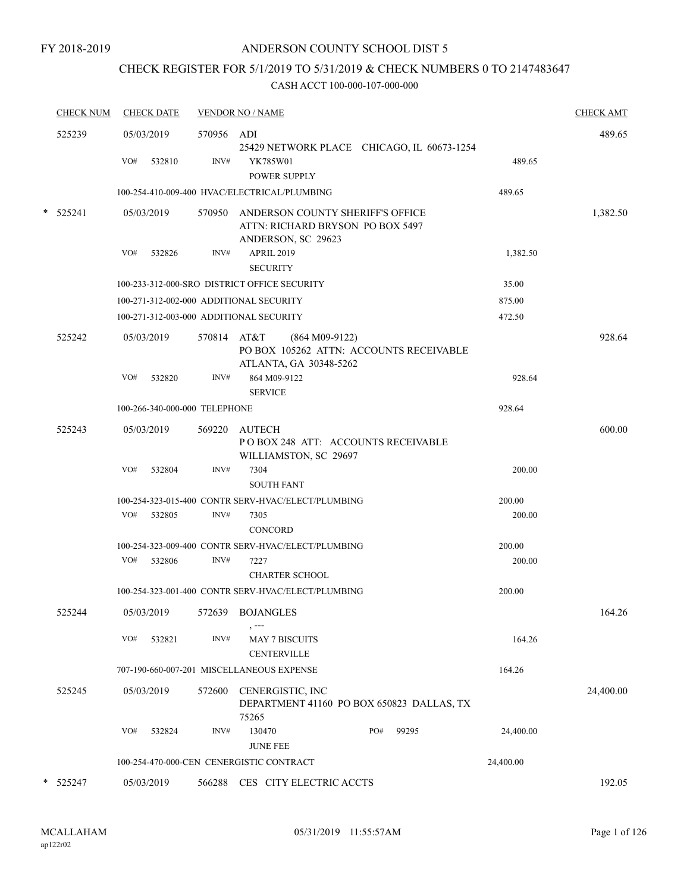FY 2018-2019

# ANDERSON COUNTY SCHOOL DIST 5

## CHECK REGISTER FOR 5/1/2019 TO 5/31/2019 & CHECK NUMBERS 0 TO 2147483647

### CASH ACCT 100-000-107-000-000

| CHECK NUM | CHECK DATE | VENDOR NO / NAME | | CHECK AMT |
|---|---|---|---|---|
| 525239 | 05/03/2019 | 570956 ADI<br>25429 NETWORK PLACE CHICAGO, IL 60673-1254 | | 489.65 |
| | VO# 532810 | INV# YK785W01<br>POWER SUPPLY | 489.65 | |
| | 100-254-410-009-400 HVAC/ELECTRICAL/PLUMBING | | 489.65 | |
| * 525241 | 05/03/2019 | 570950 ANDERSON COUNTY SHERIFF'S OFFICE<br>ATTN: RICHARD BRYSON PO BOX 5497<br>ANDERSON, SC 29623 | | 1,382.50 |
| | VO# 532826 | INV# APRIL 2019<br>SECURITY | 1,382.50 | |
| | 100-233-312-000-SRO DISTRICT OFFICE SECURITY | | 35.00 | |
| | 100-271-312-002-000 ADDITIONAL SECURITY | | 875.00 | |
| | 100-271-312-003-000 ADDITIONAL SECURITY | | 472.50 | |
| 525242 | 05/03/2019 | 570814 AT&T (864 M09-9122)<br>PO BOX 105262 ATTN: ACCOUNTS RECEIVABLE<br>ATLANTA, GA 30348-5262 | | 928.64 |
| | VO# 532820 | INV# 864 M09-9122<br>SERVICE | 928.64 | |
| | 100-266-340-000-000 TELEPHONE | | 928.64 | |
| 525243 | 05/03/2019 | 569220 AUTECH<br>P O BOX 248 ATT: ACCOUNTS RECEIVABLE<br>WILLIAMSTON, SC 29697 | | 600.00 |
| | VO# 532804 | INV# 7304<br>SOUTH FANT | 200.00 | |
| | 100-254-323-015-400 CONTR SERV-HVAC/ELECT/PLUMBING | | 200.00 | |
| | VO# 532805 | INV# 7305<br>CONCORD | 200.00 | |
| | 100-254-323-009-400 CONTR SERV-HVAC/ELECT/PLUMBING | | 200.00 | |
| | VO# 532806 | INV# 7227<br>CHARTER SCHOOL | 200.00 | |
| | 100-254-323-001-400 CONTR SERV-HVAC/ELECT/PLUMBING | | 200.00 | |
| 525244 | 05/03/2019 | 572639 BOJANGLES<br>, --- | | 164.26 |
| | VO# 532821 | INV# MAY 7 BISCUITS<br>CENTERVILLE | 164.26 | |
| | 707-190-660-007-201 MISCELLANEOUS EXPENSE | | 164.26 | |
| 525245 | 05/03/2019 | 572600 CENERGISTIC, INC<br>DEPARTMENT 41160 PO BOX 650823 DALLAS, TX 75265 | | 24,400.00 |
| | VO# 532824 | INV# 130470 PO# 99295<br>JUNE FEE | 24,400.00 | |
| | 100-254-470-000-CEN CENERGISTIC CONTRACT | | 24,400.00 | |
| * 525247 | 05/03/2019 | 566288 CES CITY ELECTRIC ACCTS | | 192.05 |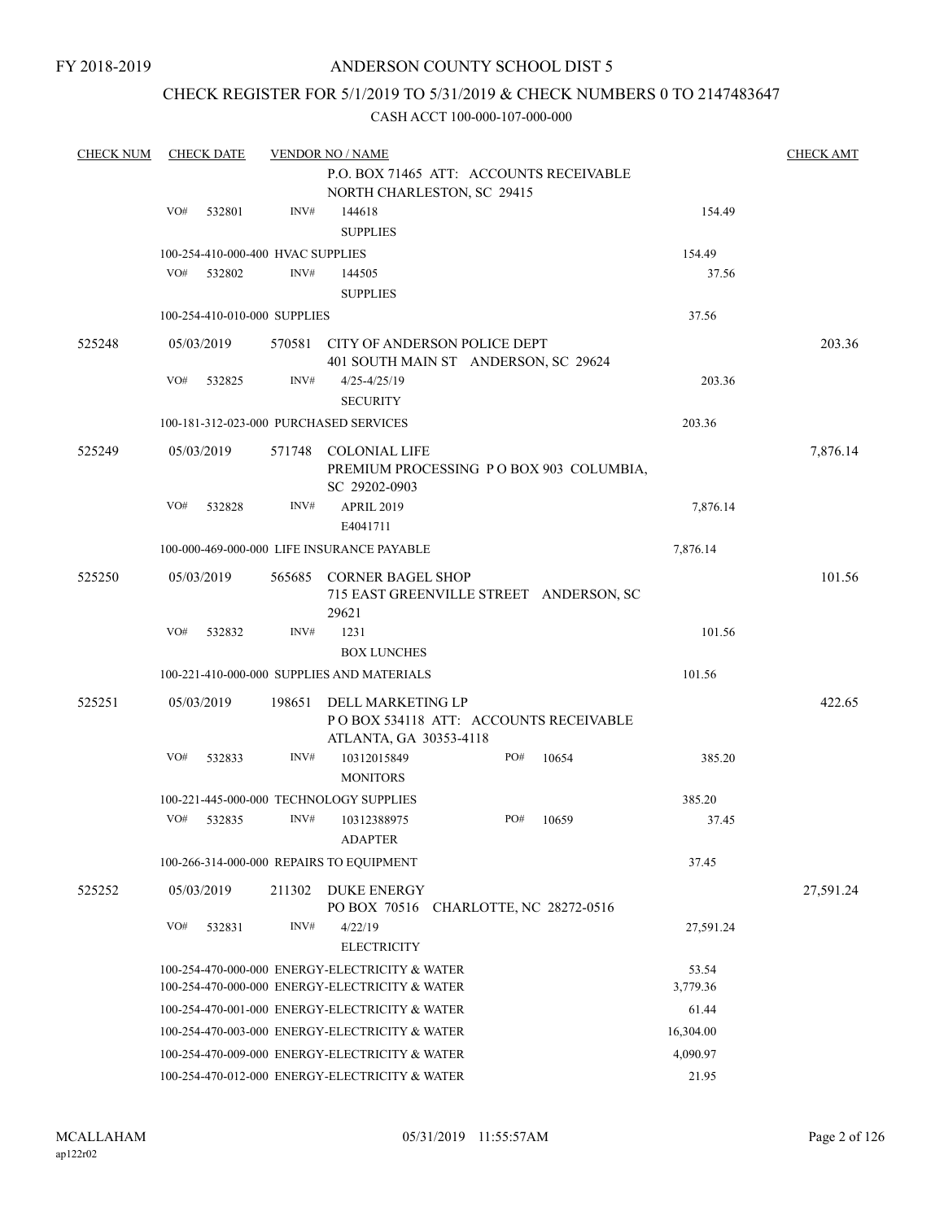FY 2018-2019

# ANDERSON COUNTY SCHOOL DIST 5

## CHECK REGISTER FOR 5/1/2019 TO 5/31/2019 & CHECK NUMBERS 0 TO 2147483647

### CASH ACCT 100-000-107-000-000

| CHECK NUM | CHECK DATE | VENDOR NO / NAME | | CHECK AMT |
|---|---|---|---|---|
| | | P.O. BOX 71465 ATT: ACCOUNTS RECEIVABLE NORTH CHARLESTON, SC 29415 | | |
| | VO# 532801 | INV# 144618 SUPPLIES | 154.49 | |
| | 100-254-410-000-400 HVAC SUPPLIES | | 154.49 | |
| | VO# 532802 | INV# 144505 SUPPLIES | 37.56 | |
| | 100-254-410-010-000 SUPPLIES | | 37.56 | |
| 525248 | 05/03/2019 | 570581 CITY OF ANDERSON POLICE DEPT 401 SOUTH MAIN ST ANDERSON, SC 29624 | | 203.36 |
| | VO# 532825 | INV# 4/25-4/25/19 SECURITY | 203.36 | |
| | 100-181-312-023-000 PURCHASED SERVICES | | 203.36 | |
| 525249 | 05/03/2019 | 571748 COLONIAL LIFE PREMIUM PROCESSING P O BOX 903 COLUMBIA, SC 29202-0903 | | 7,876.14 |
| | VO# 532828 | INV# APRIL 2019 E4041711 | 7,876.14 | |
| | 100-000-469-000-000 LIFE INSURANCE PAYABLE | | 7,876.14 | |
| 525250 | 05/03/2019 | 565685 CORNER BAGEL SHOP 715 EAST GREENVILLE STREET ANDERSON, SC 29621 | | 101.56 |
| | VO# 532832 | INV# 1231 BOX LUNCHES | 101.56 | |
| | 100-221-410-000-000 SUPPLIES AND MATERIALS | | 101.56 | |
| 525251 | 05/03/2019 | 198651 DELL MARKETING LP P O BOX 534118 ATT: ACCOUNTS RECEIVABLE ATLANTA, GA 30353-4118 | | 422.65 |
| | VO# 532833 | INV# 10312015849 PO# 10654 MONITORS | 385.20 | |
| | 100-221-445-000-000 TECHNOLOGY SUPPLIES | | 385.20 | |
| | VO# 532835 | INV# 10312388975 PO# 10659 ADAPTER | 37.45 | |
| | 100-266-314-000-000 REPAIRS TO EQUIPMENT | | 37.45 | |
| 525252 | 05/03/2019 | 211302 DUKE ENERGY PO BOX 70516 CHARLOTTE, NC 28272-0516 | | 27,591.24 |
| | VO# 532831 | INV# 4/22/19 ELECTRICITY | 27,591.24 | |
| | 100-254-470-000-000 ENERGY-ELECTRICITY & WATER | | 53.54 | |
| | 100-254-470-000-000 ENERGY-ELECTRICITY & WATER | | 3,779.36 | |
| | 100-254-470-001-000 ENERGY-ELECTRICITY & WATER | | 61.44 | |
| | 100-254-470-003-000 ENERGY-ELECTRICITY & WATER | | 16,304.00 | |
| | 100-254-470-009-000 ENERGY-ELECTRICITY & WATER | | 4,090.97 | |
| | 100-254-470-012-000 ENERGY-ELECTRICITY & WATER | | 21.95 | |

MCALLAHAM ap122r02 05/31/2019 11:55:57AM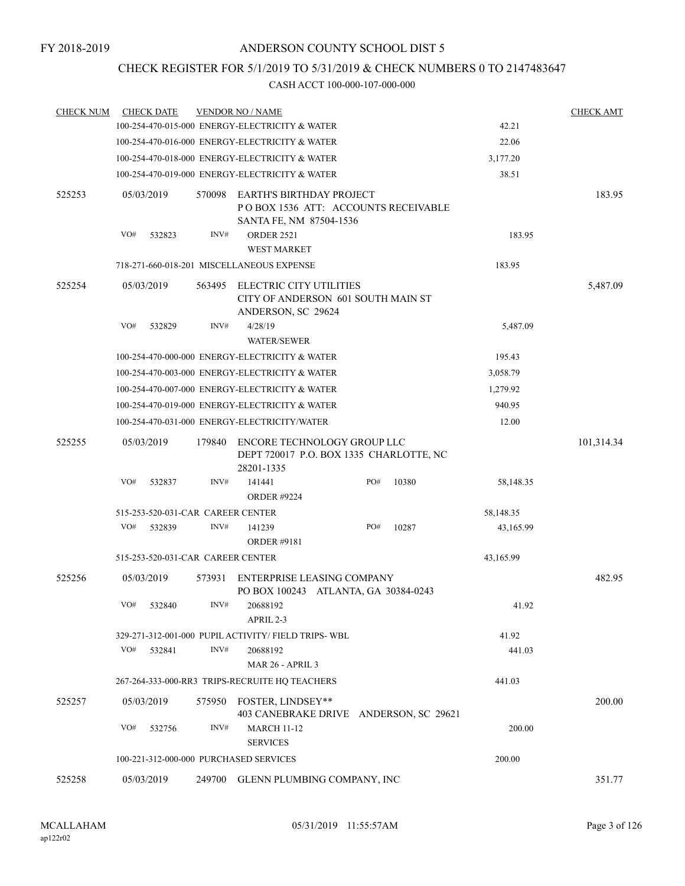FY 2018-2019

# ANDERSON COUNTY SCHOOL DIST 5

## CHECK REGISTER FOR 5/1/2019 TO 5/31/2019 & CHECK NUMBERS 0 TO 2147483647

### CASH ACCT 100-000-107-000-000

| CHECK NUM | CHECK DATE | VENDOR NO / NAME | | CHECK AMT |
|---|---|---|---|---|
| | | 100-254-470-015-000 ENERGY-ELECTRICITY & WATER | 42.21 | |
| | | 100-254-470-016-000 ENERGY-ELECTRICITY & WATER | 22.06 | |
| | | 100-254-470-018-000 ENERGY-ELECTRICITY & WATER | 3,177.20 | |
| | | 100-254-470-019-000 ENERGY-ELECTRICITY & WATER | 38.51 | |
| 525253 | 05/03/2019 | 570098 EARTH'S BIRTHDAY PROJECT<br>P O BOX 1536 ATT: ACCOUNTS RECEIVABLE<br>SANTA FE, NM 87504-1536 | | 183.95 |
| | VO# 532823 | INV# ORDER 2521<br>WEST MARKET | 183.95 | |
| | | 718-271-660-018-201 MISCELLANEOUS EXPENSE | 183.95 | |
| 525254 | 05/03/2019 | 563495 ELECTRIC CITY UTILITIES<br>CITY OF ANDERSON 601 SOUTH MAIN ST<br>ANDERSON, SC 29624 | | 5,487.09 |
| | VO# 532829 | INV# 4/28/19<br>WATER/SEWER | 5,487.09 | |
| | | 100-254-470-000-000 ENERGY-ELECTRICITY & WATER | 195.43 | |
| | | 100-254-470-003-000 ENERGY-ELECTRICITY & WATER | 3,058.79 | |
| | | 100-254-470-007-000 ENERGY-ELECTRICITY & WATER | 1,279.92 | |
| | | 100-254-470-019-000 ENERGY-ELECTRICITY & WATER | 940.95 | |
| | | 100-254-470-031-000 ENERGY-ELECTRICITY/WATER | 12.00 | |
| 525255 | 05/03/2019 | 179840 ENCORE TECHNOLOGY GROUP LLC<br>DEPT 720017 P.O. BOX 1335 CHARLOTTE, NC<br>28201-1335 | | 101,314.34 |
| | VO# 532837 | INV# 141441 PO# 10380<br>ORDER #9224 | 58,148.35 | |
| | | 515-253-520-031-CAR CAREER CENTER | 58,148.35 | |
| | VO# 532839 | INV# 141239 PO# 10287<br>ORDER #9181 | 43,165.99 | |
| | | 515-253-520-031-CAR CAREER CENTER | 43,165.99 | |
| 525256 | 05/03/2019 | 573931 ENTERPRISE LEASING COMPANY<br>PO BOX 100243 ATLANTA, GA 30384-0243 | | 482.95 |
| | VO# 532840 | INV# 20688192<br>APRIL 2-3 | 41.92 | |
| | | 329-271-312-001-000 PUPIL ACTIVITY/ FIELD TRIPS- WBL | 41.92 | |
| | VO# 532841 | INV# 20688192<br>MAR 26 - APRIL 3 | 441.03 | |
| | | 267-264-333-000-RR3 TRIPS-RECRUITE HQ TEACHERS | 441.03 | |
| 525257 | 05/03/2019 | 575950 FOSTER, LINDSEY**<br>403 CANEBRAKE DRIVE ANDERSON, SC 29621 | | 200.00 |
| | VO# 532756 | INV# MARCH 11-12<br>SERVICES | 200.00 | |
| | | 100-221-312-000-000 PURCHASED SERVICES | 200.00 | |
| 525258 | 05/03/2019 | 249700 GLENN PLUMBING COMPANY, INC | | 351.77 |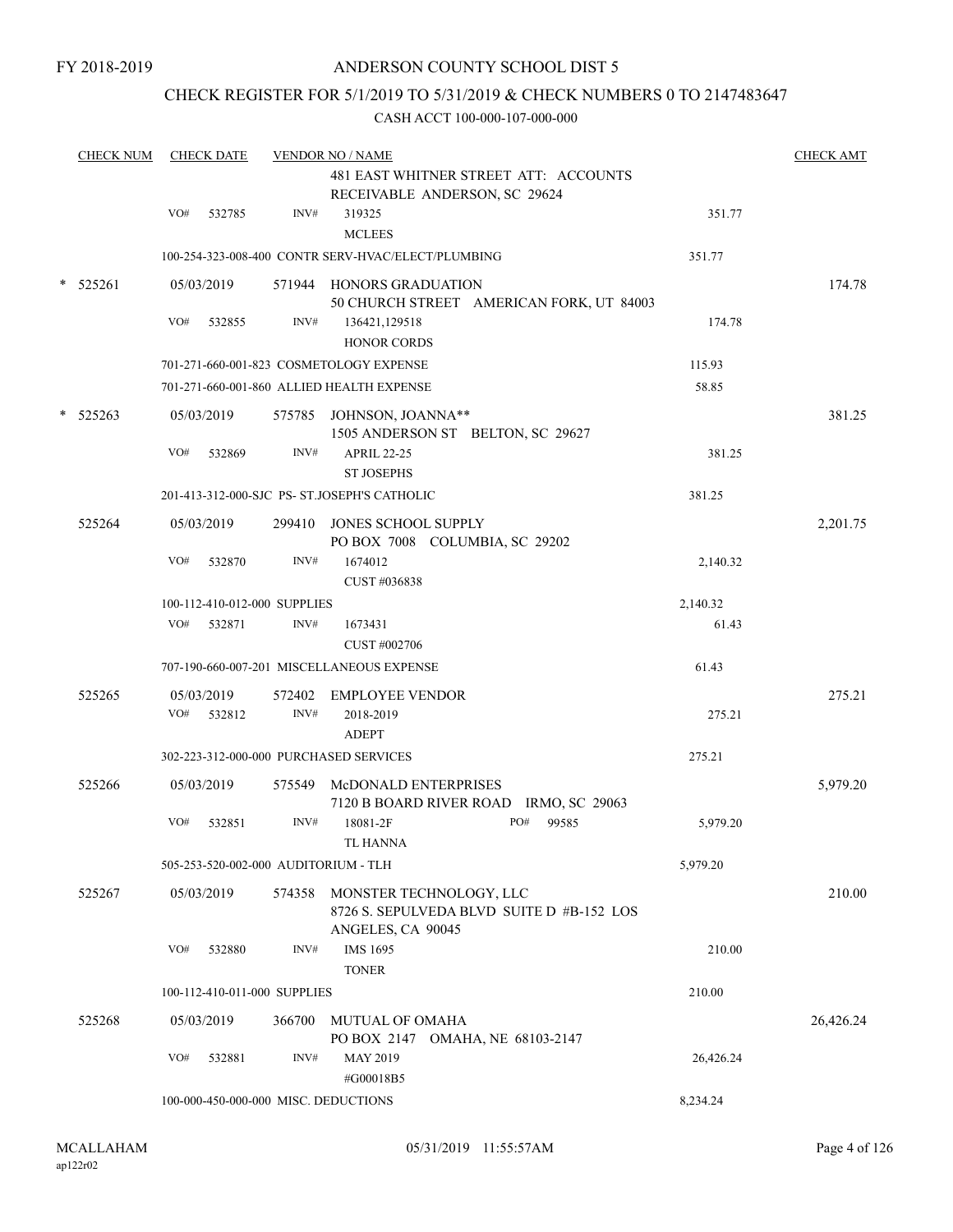FY 2018-2019

ANDERSON COUNTY SCHOOL DIST 5

CHECK REGISTER FOR 5/1/2019 TO 5/31/2019 & CHECK NUMBERS 0 TO 2147483647

CASH ACCT 100-000-107-000-000

| CHECK NUM | CHECK DATE | VENDOR NO / NAME | | CHECK AMT |
|---|---|---|---|---|
| | | 481 EAST WHITNER STREET ATT: ACCOUNTS RECEIVABLE ANDERSON, SC 29624 | | |
| | VO# 532785 | INV# 319325 MCLEES | 351.77 | |
| | | 100-254-323-008-400 CONTR SERV-HVAC/ELECT/PLUMBING | 351.77 | |
| * 525261 | 05/03/2019 | 571944 HONORS GRADUATION 50 CHURCH STREET AMERICAN FORK, UT 84003 | | 174.78 |
| | VO# 532855 | INV# 136421,129518 HONOR CORDS | 174.78 | |
| | | 701-271-660-001-823 COSMETOLOGY EXPENSE | 115.93 | |
| | | 701-271-660-001-860 ALLIED HEALTH EXPENSE | 58.85 | |
| * 525263 | 05/03/2019 | 575785 JOHNSON, JOANNA** 1505 ANDERSON ST BELTON, SC 29627 | | 381.25 |
| | VO# 532869 | INV# APRIL 22-25 ST JOSEPHS | 381.25 | |
| | | 201-413-312-000-SJC PS- ST.JOSEPH'S CATHOLIC | 381.25 | |
| 525264 | 05/03/2019 | 299410 JONES SCHOOL SUPPLY PO BOX 7008 COLUMBIA, SC 29202 | | 2,201.75 |
| | VO# 532870 | INV# 1674012 CUST #036838 | 2,140.32 | |
| | | 100-112-410-012-000 SUPPLIES | 2,140.32 | |
| | VO# 532871 | INV# 1673431 CUST #002706 | 61.43 | |
| | | 707-190-660-007-201 MISCELLANEOUS EXPENSE | 61.43 | |
| 525265 | 05/03/2019 | 572402 EMPLOYEE VENDOR | | 275.21 |
| | VO# 532812 | INV# 2018-2019 ADEPT | 275.21 | |
| | | 302-223-312-000-000 PURCHASED SERVICES | 275.21 | |
| 525266 | 05/03/2019 | 575549 McDONALD ENTERPRISES 7120 B BOARD RIVER ROAD IRMO, SC 29063 | | 5,979.20 |
| | VO# 532851 | INV# 18081-2F PO# 99585 TL HANNA | 5,979.20 | |
| | | 505-253-520-002-000 AUDITORIUM - TLH | 5,979.20 | |
| 525267 | 05/03/2019 | 574358 MONSTER TECHNOLOGY, LLC 8726 S. SEPULVEDA BLVD SUITE D #B-152 LOS ANGELES, CA 90045 | | 210.00 |
| | VO# 532880 | INV# IMS 1695 TONER | 210.00 | |
| | | 100-112-410-011-000 SUPPLIES | 210.00 | |
| 525268 | 05/03/2019 | 366700 MUTUAL OF OMAHA PO BOX 2147 OMAHA, NE 68103-2147 | | 26,426.24 |
| | VO# 532881 | INV# MAY 2019 #G00018B5 | 26,426.24 | |
| | | 100-000-450-000-000 MISC. DEDUCTIONS | 8,234.24 | |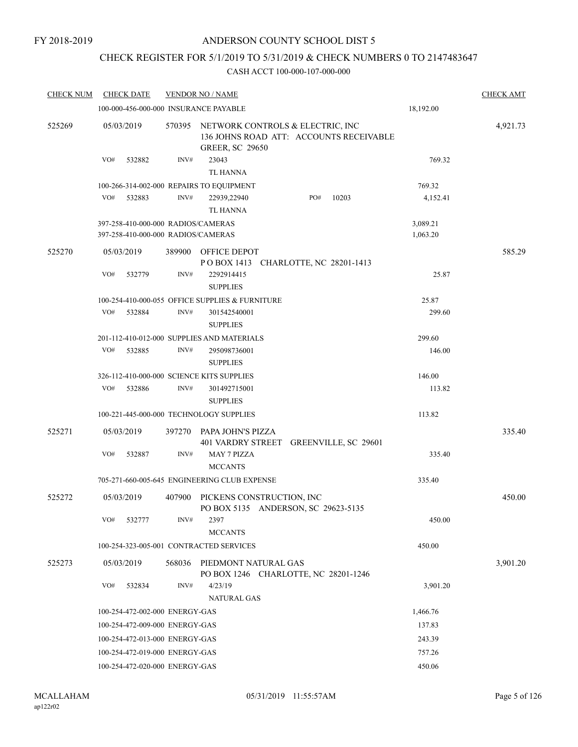FY 2018-2019

# ANDERSON COUNTY SCHOOL DIST 5

## CHECK REGISTER FOR 5/1/2019 TO 5/31/2019 & CHECK NUMBERS 0 TO 2147483647

### CASH ACCT 100-000-107-000-000

| CHECK NUM | CHECK DATE | VENDOR NO / NAME | | CHECK AMT |
|---|---|---|---|---|
| | 100-000-456-000-000 INSURANCE PAYABLE | | 18,192.00 | |
| 525269 | 05/03/2019 | 570395 NETWORK CONTROLS & ELECTRIC, INC<br>136 JOHNS ROAD ATT: ACCOUNTS RECEIVABLE<br>GREER, SC 29650 | | 4,921.73 |
| | VO# 532882 | INV# 23043<br>TL HANNA | 769.32 | |
| | 100-266-314-002-000 REPAIRS TO EQUIPMENT | | 769.32 | |
| | VO# 532883 | INV# 22939,22940 PO# 10203<br>TL HANNA | 4,152.41 | |
| | 397-258-410-000-000 RADIOS/CAMERAS | | 3,089.21 | |
| | 397-258-410-000-000 RADIOS/CAMERAS | | 1,063.20 | |
| 525270 | 05/03/2019 | 389900 OFFICE DEPOT<br>P O BOX 1413 CHARLOTTE, NC 28201-1413 | | 585.29 |
| | VO# 532779 | INV# 2292914415<br>SUPPLIES | 25.87 | |
| | 100-254-410-000-055 OFFICE SUPPLIES & FURNITURE | | 25.87 | |
| | VO# 532884 | INV# 301542540001<br>SUPPLIES | 299.60 | |
| | 201-112-410-012-000 SUPPLIES AND MATERIALS | | 299.60 | |
| | VO# 532885 | INV# 295098736001<br>SUPPLIES | 146.00 | |
| | 326-112-410-000-000 SCIENCE KITS SUPPLIES | | 146.00 | |
| | VO# 532886 | INV# 301492715001<br>SUPPLIES | 113.82 | |
| | 100-221-445-000-000 TECHNOLOGY SUPPLIES | | 113.82 | |
| 525271 | 05/03/2019 | 397270 PAPA JOHN'S PIZZA<br>401 VARDRY STREET GREENVILLE, SC 29601 | | 335.40 |
| | VO# 532887 | INV# MAY 7 PIZZA<br>MCCANTS | 335.40 | |
| | 705-271-660-005-645 ENGINEERING CLUB EXPENSE | | 335.40 | |
| 525272 | 05/03/2019 | 407900 PICKENS CONSTRUCTION, INC<br>PO BOX 5135 ANDERSON, SC 29623-5135 | | 450.00 |
| | VO# 532777 | INV# 2397<br>MCCANTS | 450.00 | |
| | 100-254-323-005-001 CONTRACTED SERVICES | | 450.00 | |
| 525273 | 05/03/2019 | 568036 PIEDMONT NATURAL GAS<br>PO BOX 1246 CHARLOTTE, NC 28201-1246 | | 3,901.20 |
| | VO# 532834 | INV# 4/23/19<br>NATURAL GAS | 3,901.20 | |
| | 100-254-472-002-000 ENERGY-GAS | | 1,466.76 | |
| | 100-254-472-009-000 ENERGY-GAS | | 137.83 | |
| | 100-254-472-013-000 ENERGY-GAS | | 243.39 | |
| | 100-254-472-019-000 ENERGY-GAS | | 757.26 | |
| | 100-254-472-020-000 ENERGY-GAS | | 450.06 | |

MCALLAHAM
ap122r02

05/31/2019 11:55:57AM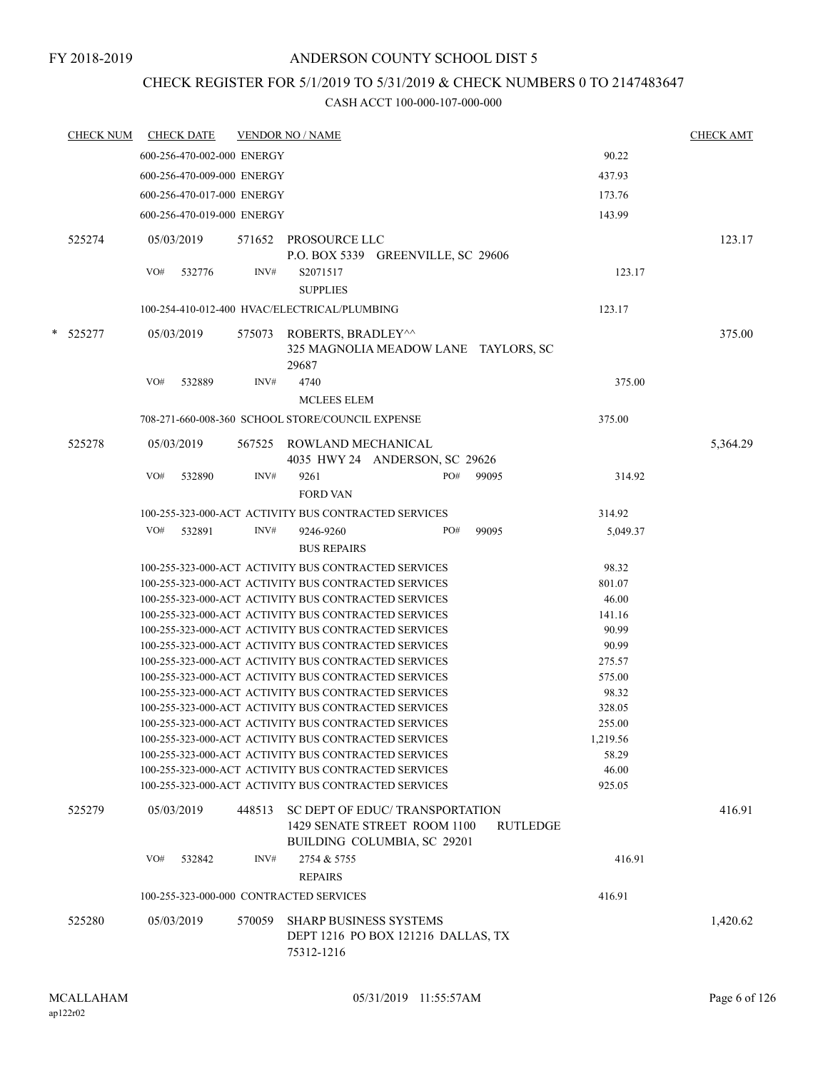FY 2018-2019

# ANDERSON COUNTY SCHOOL DIST 5

## CHECK REGISTER FOR 5/1/2019 TO 5/31/2019 & CHECK NUMBERS 0 TO 2147483647

### CASH ACCT 100-000-107-000-000

| CHECK NUM | CHECK DATE | VENDOR NO / NAME | | CHECK AMT |
|---|---|---|---|---|
| | 600-256-470-002-000 ENERGY | | 90.22 | |
| | 600-256-470-009-000 ENERGY | | 437.93 | |
| | 600-256-470-017-000 ENERGY | | 173.76 | |
| | 600-256-470-019-000 ENERGY | | 143.99 | |
| 525274 | 05/03/2019 | 571652 PROSOURCE LLC<br>P.O. BOX 5339 GREENVILLE, SC 29606 | | 123.17 |
| | VO# 532776 | INV# S2071517<br>SUPPLIES | 123.17 | |
| | 100-254-410-012-400 HVAC/ELECTRICAL/PLUMBING | | 123.17 | |
| * 525277 | 05/03/2019 | 575073 ROBERTS, BRADLEY^^<br>325 MAGNOLIA MEADOW LANE TAYLORS, SC 29687 | | 375.00 |
| | VO# 532889 | INV# 4740<br>MCLEES ELEM | 375.00 | |
| | 708-271-660-008-360 SCHOOL STORE/COUNCIL EXPENSE | | 375.00 | |
| 525278 | 05/03/2019 | 567525 ROWLAND MECHANICAL<br>4035 HWY 24 ANDERSON, SC 29626 | | 5,364.29 |
| | VO# 532890 | INV# 9261 PO# 99095<br>FORD VAN | 314.92 | |
| | 100-255-323-000-ACT ACTIVITY BUS CONTRACTED SERVICES | | 314.92 | |
| | VO# 532891 | INV# 9246-9260 PO# 99095<br>BUS REPAIRS | 5,049.37 | |
| | 100-255-323-000-ACT ACTIVITY BUS CONTRACTED SERVICES | | 98.32 | |
| | 100-255-323-000-ACT ACTIVITY BUS CONTRACTED SERVICES | | 801.07 | |
| | 100-255-323-000-ACT ACTIVITY BUS CONTRACTED SERVICES | | 46.00 | |
| | 100-255-323-000-ACT ACTIVITY BUS CONTRACTED SERVICES | | 141.16 | |
| | 100-255-323-000-ACT ACTIVITY BUS CONTRACTED SERVICES | | 90.99 | |
| | 100-255-323-000-ACT ACTIVITY BUS CONTRACTED SERVICES | | 90.99 | |
| | 100-255-323-000-ACT ACTIVITY BUS CONTRACTED SERVICES | | 275.57 | |
| | 100-255-323-000-ACT ACTIVITY BUS CONTRACTED SERVICES | | 575.00 | |
| | 100-255-323-000-ACT ACTIVITY BUS CONTRACTED SERVICES | | 98.32 | |
| | 100-255-323-000-ACT ACTIVITY BUS CONTRACTED SERVICES | | 328.05 | |
| | 100-255-323-000-ACT ACTIVITY BUS CONTRACTED SERVICES | | 255.00 | |
| | 100-255-323-000-ACT ACTIVITY BUS CONTRACTED SERVICES | | 1,219.56 | |
| | 100-255-323-000-ACT ACTIVITY BUS CONTRACTED SERVICES | | 58.29 | |
| | 100-255-323-000-ACT ACTIVITY BUS CONTRACTED SERVICES | | 46.00 | |
| | 100-255-323-000-ACT ACTIVITY BUS CONTRACTED SERVICES | | 925.05 | |
| 525279 | 05/03/2019 | 448513 SC DEPT OF EDUC/ TRANSPORTATION<br>1429 SENATE STREET ROOM 1100 RUTLEDGE BUILDING COLUMBIA, SC 29201 | | 416.91 |
| | VO# 532842 | INV# 2754 & 5755<br>REPAIRS | 416.91 | |
| | 100-255-323-000-000 CONTRACTED SERVICES | | 416.91 | |
| 525280 | 05/03/2019 | 570059 SHARP BUSINESS SYSTEMS<br>DEPT 1216 PO BOX 121216 DALLAS, TX 75312-1216 | | 1,420.62 |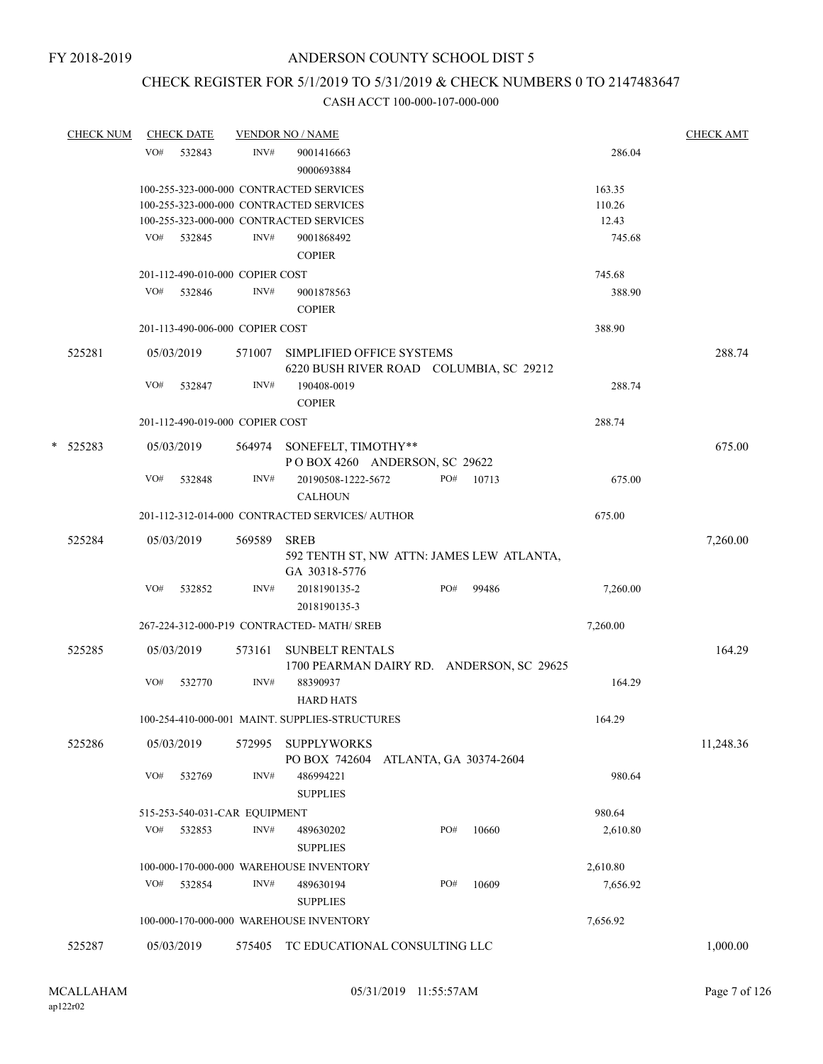FY 2018-2019

# ANDERSON COUNTY SCHOOL DIST 5

## CHECK REGISTER FOR 5/1/2019 TO 5/31/2019 & CHECK NUMBERS 0 TO 2147483647

### CASH ACCT 100-000-107-000-000

| CHECK NUM | CHECK DATE | VENDOR NO / NAME | | CHECK AMT |
|---|---|---|---|---|
| | VO# 532843 | INV# 9001416663 9000693884 | 286.04 | |
| | 100-255-323-000-000 CONTRACTED SERVICES | | 163.35 | |
| | 100-255-323-000-000 CONTRACTED SERVICES | | 110.26 | |
| | 100-255-323-000-000 CONTRACTED SERVICES | | 12.43 | |
| | VO# 532845 | INV# 9001868492 COPIER | 745.68 | |
| | 201-112-490-010-000 COPIER COST | | 745.68 | |
| | VO# 532846 | INV# 9001878563 COPIER | 388.90 | |
| | 201-113-490-006-000 COPIER COST | | 388.90 | |
| 525281 | 05/03/2019 | 571007 SIMPLIFIED OFFICE SYSTEMS 6220 BUSH RIVER ROAD COLUMBIA, SC 29212 | | 288.74 |
| | VO# 532847 | INV# 190408-0019 COPIER | 288.74 | |
| | 201-112-490-019-000 COPIER COST | | 288.74 | |
| * 525283 | 05/03/2019 | 564974 SONEFELT, TIMOTHY** P O BOX 4260 ANDERSON, SC 29622 | | 675.00 |
| | VO# 532848 | INV# 20190508-1222-5672 CALHOUN PO# 10713 | 675.00 | |
| | 201-112-312-014-000 CONTRACTED SERVICES/ AUTHOR | | 675.00 | |
| 525284 | 05/03/2019 | 569589 SREB 592 TENTH ST, NW ATTN: JAMES LEW ATLANTA, GA 30318-5776 | | 7,260.00 |
| | VO# 532852 | INV# 2018190135-2 2018190135-3 PO# 99486 | 7,260.00 | |
| | 267-224-312-000-P19 CONTRACTED- MATH/ SREB | | 7,260.00 | |
| 525285 | 05/03/2019 | 573161 SUNBELT RENTALS 1700 PEARMAN DAIRY RD. ANDERSON, SC 29625 | | 164.29 |
| | VO# 532770 | INV# 88390937 HARD HATS | 164.29 | |
| | 100-254-410-000-001 MAINT. SUPPLIES-STRUCTURES | | 164.29 | |
| 525286 | 05/03/2019 | 572995 SUPPLYWORKS PO BOX 742604 ATLANTA, GA 30374-2604 | | 11,248.36 |
| | VO# 532769 | INV# 486994221 SUPPLIES | 980.64 | |
| | 515-253-540-031-CAR EQUIPMENT | | 980.64 | |
| | VO# 532853 | INV# 489630202 SUPPLIES PO# 10660 | 2,610.80 | |
| | 100-000-170-000-000 WAREHOUSE INVENTORY | | 2,610.80 | |
| | VO# 532854 | INV# 489630194 SUPPLIES PO# 10609 | 7,656.92 | |
| | 100-000-170-000-000 WAREHOUSE INVENTORY | | 7,656.92 | |
| 525287 | 05/03/2019 | 575405 TC EDUCATIONAL CONSULTING LLC | | 1,000.00 |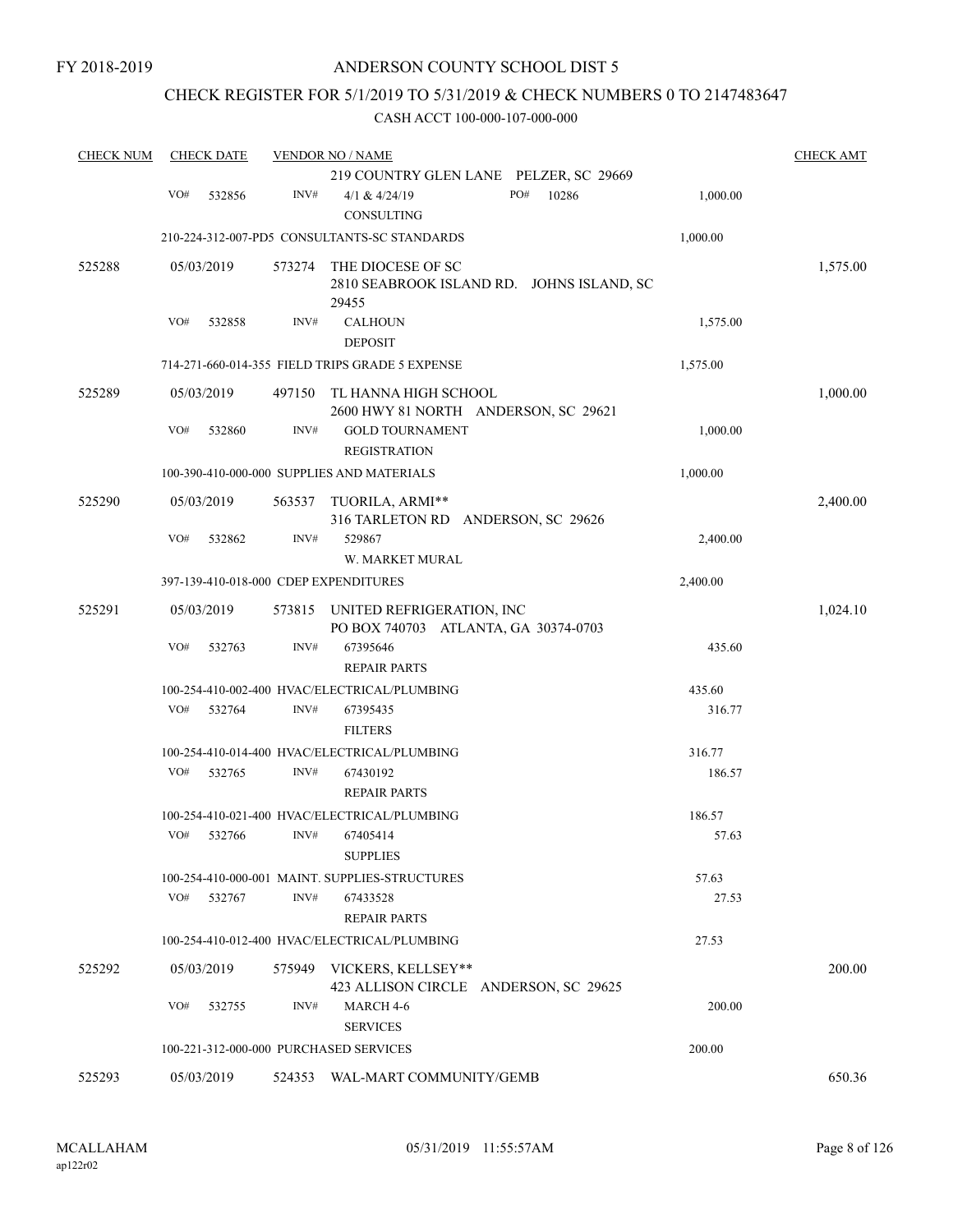FY 2018-2019

# ANDERSON COUNTY SCHOOL DIST 5

## CHECK REGISTER FOR 5/1/2019 TO 5/31/2019 & CHECK NUMBERS 0 TO 2147483647

### CASH ACCT 100-000-107-000-000

| CHECK NUM | CHECK DATE | VENDOR NO / NAME | | CHECK AMT |
|---|---|---|---|---|
| | | 219 COUNTRY GLEN LANE PELZER, SC 29669 | | |
| | VO# 532856 | INV# 4/1 & 4/24/19 PO# 10286<br>CONSULTING | 1,000.00 | |
| | | 210-224-312-007-PD5 CONSULTANTS-SC STANDARDS | 1,000.00 | |
| 525288 | 05/03/2019 | 573274 THE DIOCESE OF SC<br>2810 SEABROOK ISLAND RD. JOHNS ISLAND, SC 29455 | | 1,575.00 |
| | VO# 532858 | INV# CALHOUN<br>DEPOSIT | 1,575.00 | |
| | | 714-271-660-014-355 FIELD TRIPS GRADE 5 EXPENSE | 1,575.00 | |
| 525289 | 05/03/2019 | 497150 TL HANNA HIGH SCHOOL<br>2600 HWY 81 NORTH ANDERSON, SC 29621 | | 1,000.00 |
| | VO# 532860 | INV# GOLD TOURNAMENT<br>REGISTRATION | 1,000.00 | |
| | | 100-390-410-000-000 SUPPLIES AND MATERIALS | 1,000.00 | |
| 525290 | 05/03/2019 | 563537 TUORILA, ARMI**<br>316 TARLETON RD ANDERSON, SC 29626 | | 2,400.00 |
| | VO# 532862 | INV# 529867<br>W. MARKET MURAL | 2,400.00 | |
| | | 397-139-410-018-000 CDEP EXPENDITURES | 2,400.00 | |
| 525291 | 05/03/2019 | 573815 UNITED REFRIGERATION, INC<br>PO BOX 740703 ATLANTA, GA 30374-0703 | | 1,024.10 |
| | VO# 532763 | INV# 67395646<br>REPAIR PARTS | 435.60 | |
| | | 100-254-410-002-400 HVAC/ELECTRICAL/PLUMBING | 435.60 | |
| | VO# 532764 | INV# 67395435<br>FILTERS | 316.77 | |
| | | 100-254-410-014-400 HVAC/ELECTRICAL/PLUMBING | 316.77 | |
| | VO# 532765 | INV# 67430192<br>REPAIR PARTS | 186.57 | |
| | | 100-254-410-021-400 HVAC/ELECTRICAL/PLUMBING | 186.57 | |
| | VO# 532766 | INV# 67405414<br>SUPPLIES | 57.63 | |
| | | 100-254-410-000-001 MAINT. SUPPLIES-STRUCTURES | 57.63 | |
| | VO# 532767 | INV# 67433528<br>REPAIR PARTS | 27.53 | |
| | | 100-254-410-012-400 HVAC/ELECTRICAL/PLUMBING | 27.53 | |
| 525292 | 05/03/2019 | 575949 VICKERS, KELLSEY**<br>423 ALLISON CIRCLE ANDERSON, SC 29625 | | 200.00 |
| | VO# 532755 | INV# MARCH 4-6<br>SERVICES | 200.00 | |
| | | 100-221-312-000-000 PURCHASED SERVICES | 200.00 | |
| 525293 | 05/03/2019 | 524353 WAL-MART COMMUNITY/GEMB | | 650.36 |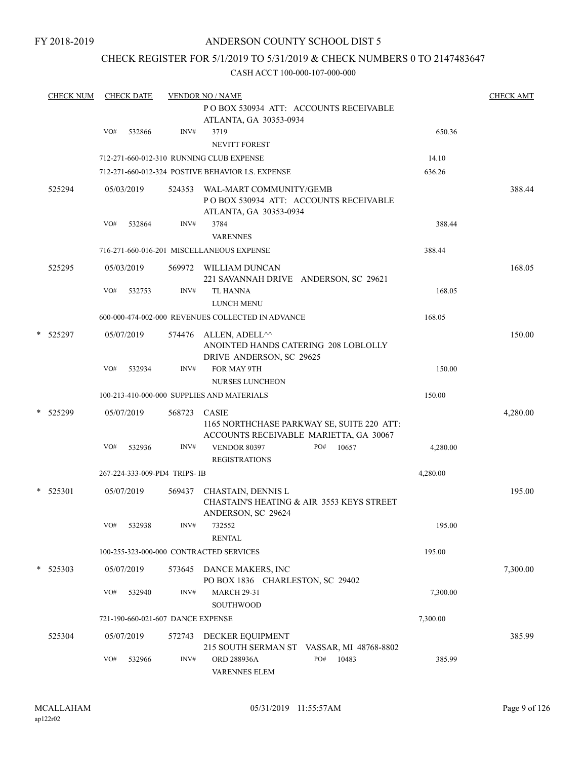FY 2018-2019

ANDERSON COUNTY SCHOOL DIST 5

CHECK REGISTER FOR 5/1/2019 TO 5/31/2019 & CHECK NUMBERS 0 TO 2147483647

CASH ACCT 100-000-107-000-000

| CHECK NUM | CHECK DATE | VENDOR NO / NAME | | CHECK AMT |
|---|---|---|---|---|
| | | P O BOX 530934 ATT: ACCOUNTS RECEIVABLE ATLANTA, GA 30353-0934 | | |
| | VO# 532866 | INV# 3719 NEVITT FOREST | 650.36 | |
| | | 712-271-660-012-310 RUNNING CLUB EXPENSE | 14.10 | |
| | | 712-271-660-012-324 POSTIVE BEHAVIOR I.S. EXPENSE | 636.26 | |
| 525294 | 05/03/2019 | 524353 WAL-MART COMMUNITY/GEMB P O BOX 530934 ATT: ACCOUNTS RECEIVABLE ATLANTA, GA 30353-0934 | | 388.44 |
| | VO# 532864 | INV# 3784 VARENNES | 388.44 | |
| | | 716-271-660-016-201 MISCELLANEOUS EXPENSE | 388.44 | |
| 525295 | 05/03/2019 | 569972 WILLIAM DUNCAN 221 SAVANNAH DRIVE ANDERSON, SC 29621 | | 168.05 |
| | VO# 532753 | INV# TL HANNA LUNCH MENU | 168.05 | |
| | | 600-000-474-002-000 REVENUES COLLECTED IN ADVANCE | 168.05 | |
| * 525297 | 05/07/2019 | 574476 ALLEN, ADELL^^ ANOINTED HANDS CATERING 208 LOBLOLLY DRIVE ANDERSON, SC 29625 | | 150.00 |
| | VO# 532934 | INV# FOR MAY 9TH NURSES LUNCHEON | 150.00 | |
| | | 100-213-410-000-000 SUPPLIES AND MATERIALS | 150.00 | |
| * 525299 | 05/07/2019 | 568723 CASIE 1165 NORTHCHASE PARKWAY SE, SUITE 220 ATT: ACCOUNTS RECEIVABLE MARIETTA, GA 30067 | | 4,280.00 |
| | VO# 532936 | INV# VENDOR 80397 PO# 10657 REGISTRATIONS | 4,280.00 | |
| | | 267-224-333-009-PD4 TRIPS- IB | 4,280.00 | |
| * 525301 | 05/07/2019 | 569437 CHASTAIN, DENNIS L CHASTAIN'S HEATING & AIR 3553 KEYS STREET ANDERSON, SC 29624 | | 195.00 |
| | VO# 532938 | INV# 732552 RENTAL | 195.00 | |
| | | 100-255-323-000-000 CONTRACTED SERVICES | 195.00 | |
| * 525303 | 05/07/2019 | 573645 DANCE MAKERS, INC PO BOX 1836 CHARLESTON, SC 29402 | | 7,300.00 |
| | VO# 532940 | INV# MARCH 29-31 SOUTHWOOD | 7,300.00 | |
| | | 721-190-660-021-607 DANCE EXPENSE | 7,300.00 | |
| 525304 | 05/07/2019 | 572743 DECKER EQUIPMENT 215 SOUTH SERMAN ST VASSAR, MI 48768-8802 | | 385.99 |
| | VO# 532966 | INV# ORD 288936A PO# 10483 VARENNES ELEM | 385.99 | |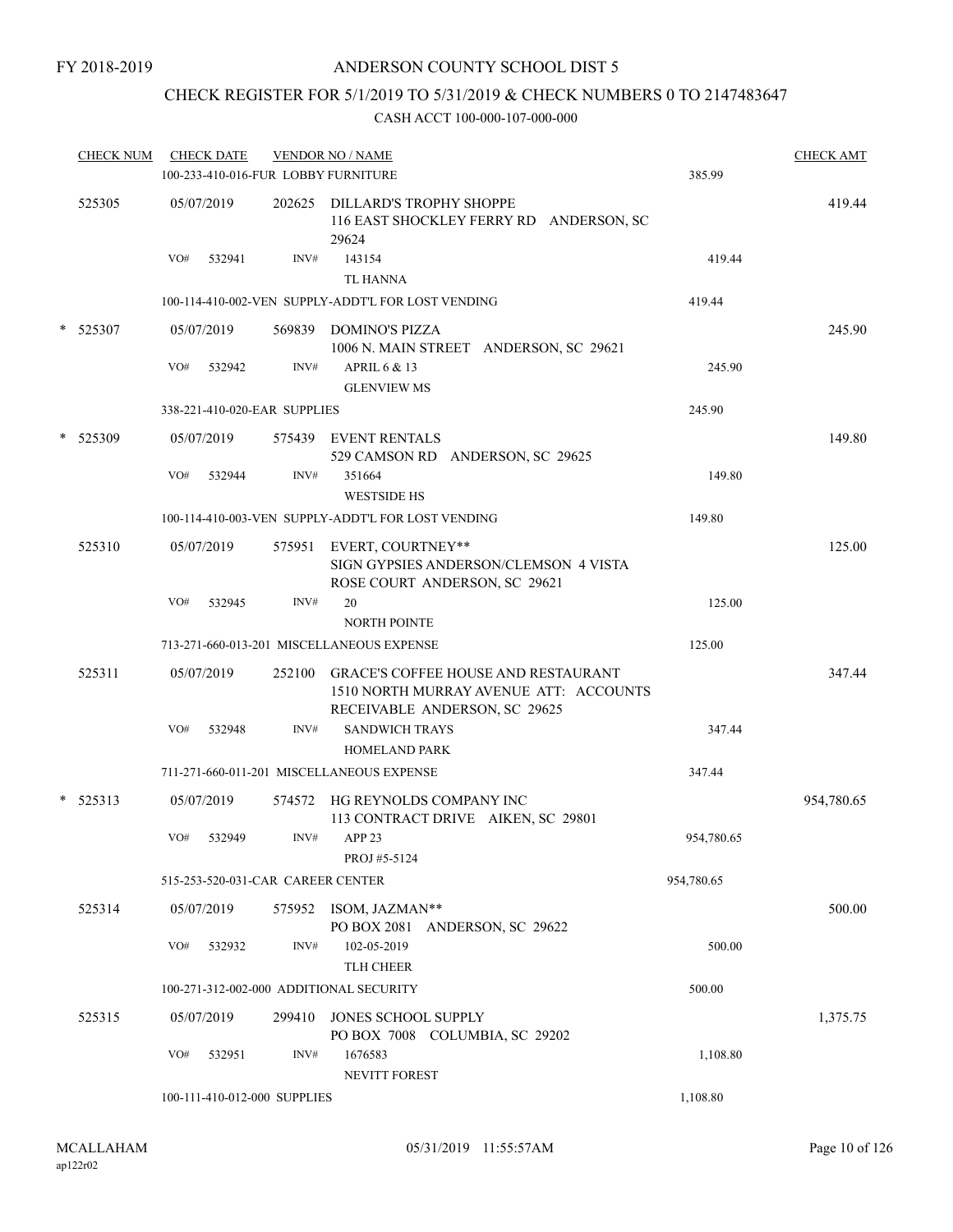FY 2018-2019

# ANDERSON COUNTY SCHOOL DIST 5

## CHECK REGISTER FOR 5/1/2019 TO 5/31/2019 & CHECK NUMBERS 0 TO 2147483647

### CASH ACCT 100-000-107-000-000

| CHECK NUM | CHECK DATE | VENDOR NO / NAME | | CHECK AMT |
|---|---|---|---|---|
| | 100-233-410-016-FUR LOBBY FURNITURE | | 385.99 | |
| 525305 | 05/07/2019 | 202625 DILLARD'S TROPHY SHOPPE<br>116 EAST SHOCKLEY FERRY RD ANDERSON, SC 29624 | | 419.44 |
| | VO# 532941 INV# | 143154<br>TL HANNA | 419.44 | |
| | 100-114-410-002-VEN SUPPLY-ADDT'L FOR LOST VENDING | | 419.44 | |
| * 525307 | 05/07/2019 | 569839 DOMINO'S PIZZA<br>1006 N. MAIN STREET ANDERSON, SC 29621 | | 245.90 |
| | VO# 532942 INV# | APRIL 6 & 13<br>GLENVIEW MS | 245.90 | |
| | 338-221-410-020-EAR SUPPLIES | | 245.90 | |
| * 525309 | 05/07/2019 | 575439 EVENT RENTALS<br>529 CAMSON RD ANDERSON, SC 29625 | | 149.80 |
| | VO# 532944 INV# | 351664<br>WESTSIDE HS | 149.80 | |
| | 100-114-410-003-VEN SUPPLY-ADDT'L FOR LOST VENDING | | 149.80 | |
| 525310 | 05/07/2019 | 575951 EVERT, COURTNEY**<br>SIGN GYPSIES ANDERSON/CLEMSON 4 VISTA ROSE COURT ANDERSON, SC 29621 | | 125.00 |
| | VO# 532945 INV# | 20<br>NORTH POINTE | 125.00 | |
| | 713-271-660-013-201 MISCELLANEOUS EXPENSE | | 125.00 | |
| 525311 | 05/07/2019 | 252100 GRACE'S COFFEE HOUSE AND RESTAURANT<br>1510 NORTH MURRAY AVENUE ATT: ACCOUNTS RECEIVABLE ANDERSON, SC 29625 | | 347.44 |
| | VO# 532948 INV# | SANDWICH TRAYS<br>HOMELAND PARK | 347.44 | |
| | 711-271-660-011-201 MISCELLANEOUS EXPENSE | | 347.44 | |
| * 525313 | 05/07/2019 | 574572 HG REYNOLDS COMPANY INC<br>113 CONTRACT DRIVE AIKEN, SC 29801 | | 954,780.65 |
| | VO# 532949 INV# | APP 23<br>PROJ #5-5124 | 954,780.65 | |
| | 515-253-520-031-CAR CAREER CENTER | | 954,780.65 | |
| 525314 | 05/07/2019 | 575952 ISOM, JAZMAN**<br>PO BOX 2081 ANDERSON, SC 29622 | | 500.00 |
| | VO# 532932 INV# | 102-05-2019<br>TLH CHEER | 500.00 | |
| | 100-271-312-002-000 ADDITIONAL SECURITY | | 500.00 | |
| 525315 | 05/07/2019 | 299410 JONES SCHOOL SUPPLY<br>PO BOX 7008 COLUMBIA, SC 29202 | | 1,375.75 |
| | VO# 532951 INV# | 1676583<br>NEVITT FOREST | 1,108.80 | |
| | 100-111-410-012-000 SUPPLIES | | 1,108.80 | |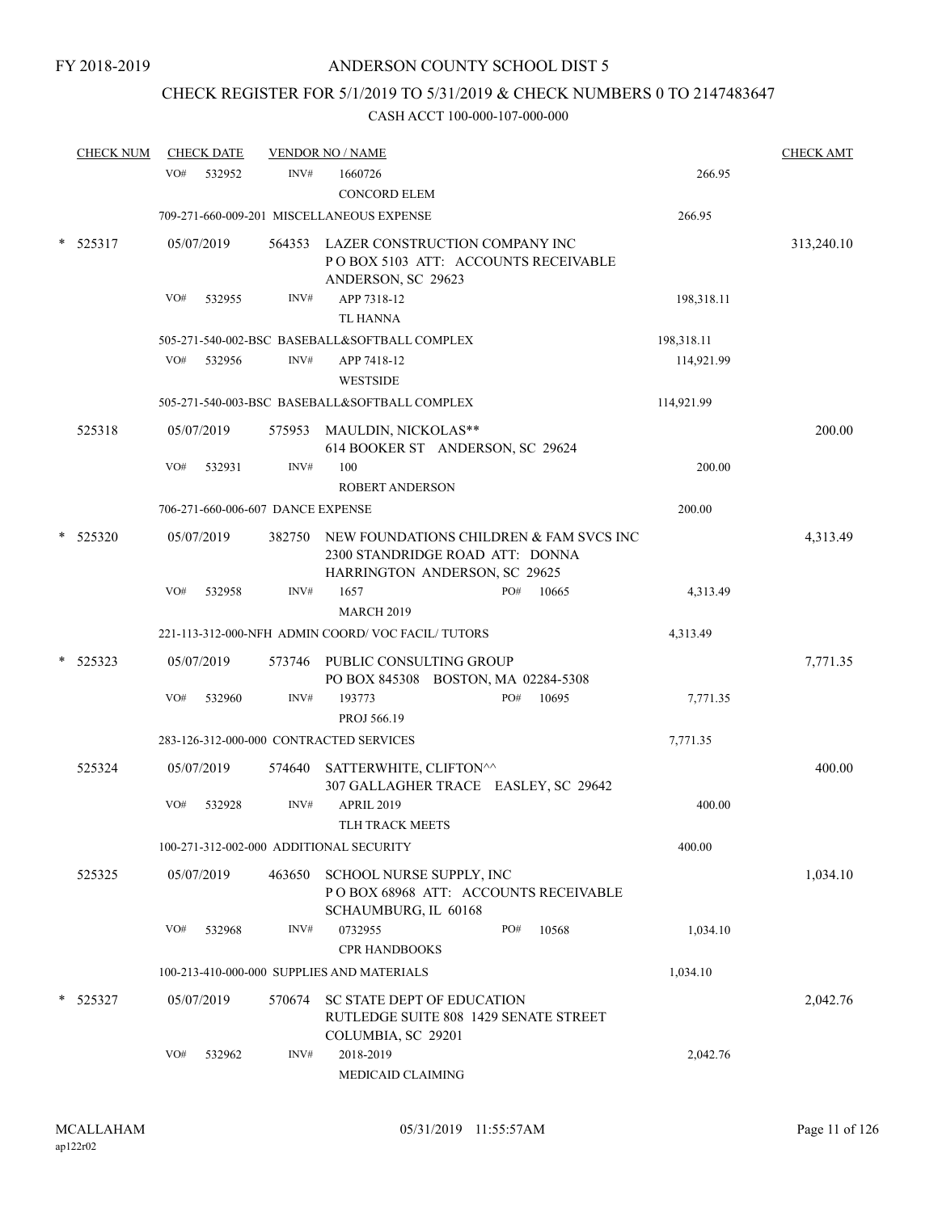FY 2018-2019

ANDERSON COUNTY SCHOOL DIST 5

CHECK REGISTER FOR 5/1/2019 TO 5/31/2019 & CHECK NUMBERS 0 TO 2147483647

CASH ACCT 100-000-107-000-000

| CHECK NUM | CHECK DATE | VENDOR NO / NAME | | CHECK AMT |
|---|---|---|---|---|
| | VO# 532952 | INV# 1660726<br>CONCORD ELEM | 266.95 | |
| | 709-271-660-009-201 MISCELLANEOUS EXPENSE | | 266.95 | |
| * 525317 | 05/07/2019 | 564353 LAZER CONSTRUCTION COMPANY INC<br>P O BOX 5103 ATT: ACCOUNTS RECEIVABLE<br>ANDERSON, SC 29623 | | 313,240.10 |
| | VO# 532955 | INV# APP 7318-12<br>TL HANNA | 198,318.11 | |
| | 505-271-540-002-BSC BASEBALL&SOFTBALL COMPLEX | | 198,318.11 | |
| | VO# 532956 | INV# APP 7418-12<br>WESTSIDE | 114,921.99 | |
| | 505-271-540-003-BSC BASEBALL&SOFTBALL COMPLEX | | 114,921.99 | |
| 525318 | 05/07/2019 | 575953 MAULDIN, NICKOLAS**<br>614 BOOKER ST ANDERSON, SC 29624 | | 200.00 |
| | VO# 532931 | INV# 100<br>ROBERT ANDERSON | 200.00 | |
| | 706-271-660-006-607 DANCE EXPENSE | | 200.00 | |
| * 525320 | 05/07/2019 | 382750 NEW FOUNDATIONS CHILDREN & FAM SVCS INC<br>2300 STANDRIDGE ROAD ATT: DONNA<br>HARRINGTON ANDERSON, SC 29625 | | 4,313.49 |
| | VO# 532958 | INV# 1657 PO# 10665<br>MARCH 2019 | 4,313.49 | |
| | 221-113-312-000-NFH ADMIN COORD/ VOC FACIL/ TUTORS | | 4,313.49 | |
| * 525323 | 05/07/2019 | 573746 PUBLIC CONSULTING GROUP<br>PO BOX 845308 BOSTON, MA 02284-5308 | | 7,771.35 |
| | VO# 532960 | INV# 193773 PO# 10695<br>PROJ 566.19 | 7,771.35 | |
| | 283-126-312-000-000 CONTRACTED SERVICES | | 7,771.35 | |
| 525324 | 05/07/2019 | 574640 SATTERWHITE, CLIFTON^^<br>307 GALLAGHER TRACE EASLEY, SC 29642 | | 400.00 |
| | VO# 532928 | INV# APRIL 2019<br>TLH TRACK MEETS | 400.00 | |
| | 100-271-312-002-000 ADDITIONAL SECURITY | | 400.00 | |
| 525325 | 05/07/2019 | 463650 SCHOOL NURSE SUPPLY, INC<br>P O BOX 68968 ATT: ACCOUNTS RECEIVABLE<br>SCHAUMBURG, IL 60168 | | 1,034.10 |
| | VO# 532968 | INV# 0732955 PO# 10568<br>CPR HANDBOOKS | 1,034.10 | |
| | 100-213-410-000-000 SUPPLIES AND MATERIALS | | 1,034.10 | |
| * 525327 | 05/07/2019 | 570674 SC STATE DEPT OF EDUCATION<br>RUTLEDGE SUITE 808 1429 SENATE STREET<br>COLUMBIA, SC 29201 | | 2,042.76 |
| | VO# 532962 | INV# 2018-2019<br>MEDICAID CLAIMING | 2,042.76 | |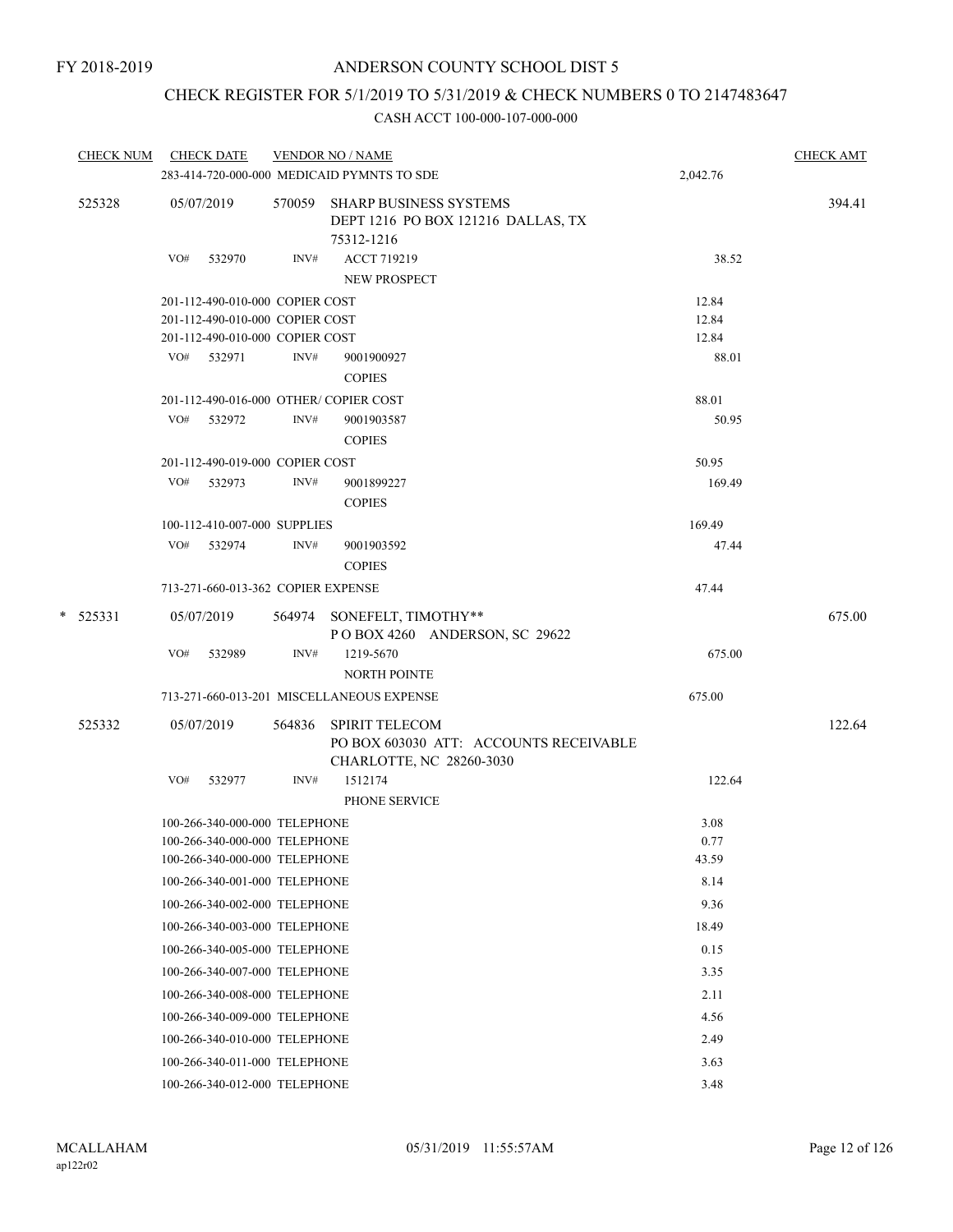FY 2018-2019

# ANDERSON COUNTY SCHOOL DIST 5

## CHECK REGISTER FOR 5/1/2019 TO 5/31/2019 & CHECK NUMBERS 0 TO 2147483647

### CASH ACCT 100-000-107-000-000

| CHECK NUM | CHECK DATE | VENDOR NO / NAME | | CHECK AMT |
|---|---|---|---|---|
| | | 283-414-720-000-000 MEDICAID PYMNTS TO SDE | 2,042.76 | |
| 525328 | 05/07/2019 | 570059 SHARP BUSINESS SYSTEMS<br>DEPT 1216 PO BOX 121216 DALLAS, TX 75312-1216 | | 394.41 |
| | VO# 532970 | INV# ACCT 719219<br>NEW PROSPECT | 38.52 | |
| | | 201-112-490-010-000 COPIER COST | 12.84 | |
| | | 201-112-490-010-000 COPIER COST | 12.84 | |
| | | 201-112-490-010-000 COPIER COST | 12.84 | |
| | VO# 532971 | INV# 9001900927<br>COPIES | 88.01 | |
| | | 201-112-490-016-000 OTHER/ COPIER COST | 88.01 | |
| | VO# 532972 | INV# 9001903587<br>COPIES | 50.95 | |
| | | 201-112-490-019-000 COPIER COST | 50.95 | |
| | VO# 532973 | INV# 9001899227<br>COPIES | 169.49 | |
| | | 100-112-410-007-000 SUPPLIES | 169.49 | |
| | VO# 532974 | INV# 9001903592<br>COPIES | 47.44 | |
| | | 713-271-660-013-362 COPIER EXPENSE | 47.44 | |
| * 525331 | 05/07/2019 | 564974 SONEFELT, TIMOTHY**<br>P O BOX 4260 ANDERSON, SC 29622 | | 675.00 |
| | VO# 532989 | INV# 1219-5670<br>NORTH POINTE | 675.00 | |
| | | 713-271-660-013-201 MISCELLANEOUS EXPENSE | 675.00 | |
| 525332 | 05/07/2019 | 564836 SPIRIT TELECOM<br>PO BOX 603030 ATT: ACCOUNTS RECEIVABLE<br>CHARLOTTE, NC 28260-3030 | | 122.64 |
| | VO# 532977 | INV# 1512174<br>PHONE SERVICE | 122.64 | |
| | | 100-266-340-000-000 TELEPHONE | 3.08 | |
| | | 100-266-340-000-000 TELEPHONE | 0.77 | |
| | | 100-266-340-000-000 TELEPHONE | 43.59 | |
| | | 100-266-340-001-000 TELEPHONE | 8.14 | |
| | | 100-266-340-002-000 TELEPHONE | 9.36 | |
| | | 100-266-340-003-000 TELEPHONE | 18.49 | |
| | | 100-266-340-005-000 TELEPHONE | 0.15 | |
| | | 100-266-340-007-000 TELEPHONE | 3.35 | |
| | | 100-266-340-008-000 TELEPHONE | 2.11 | |
| | | 100-266-340-009-000 TELEPHONE | 4.56 | |
| | | 100-266-340-010-000 TELEPHONE | 2.49 | |
| | | 100-266-340-011-000 TELEPHONE | 3.63 | |
| | | 100-266-340-012-000 TELEPHONE | 3.48 | |

MCALLAHAM
ap122r02

05/31/2019 11:55:57AM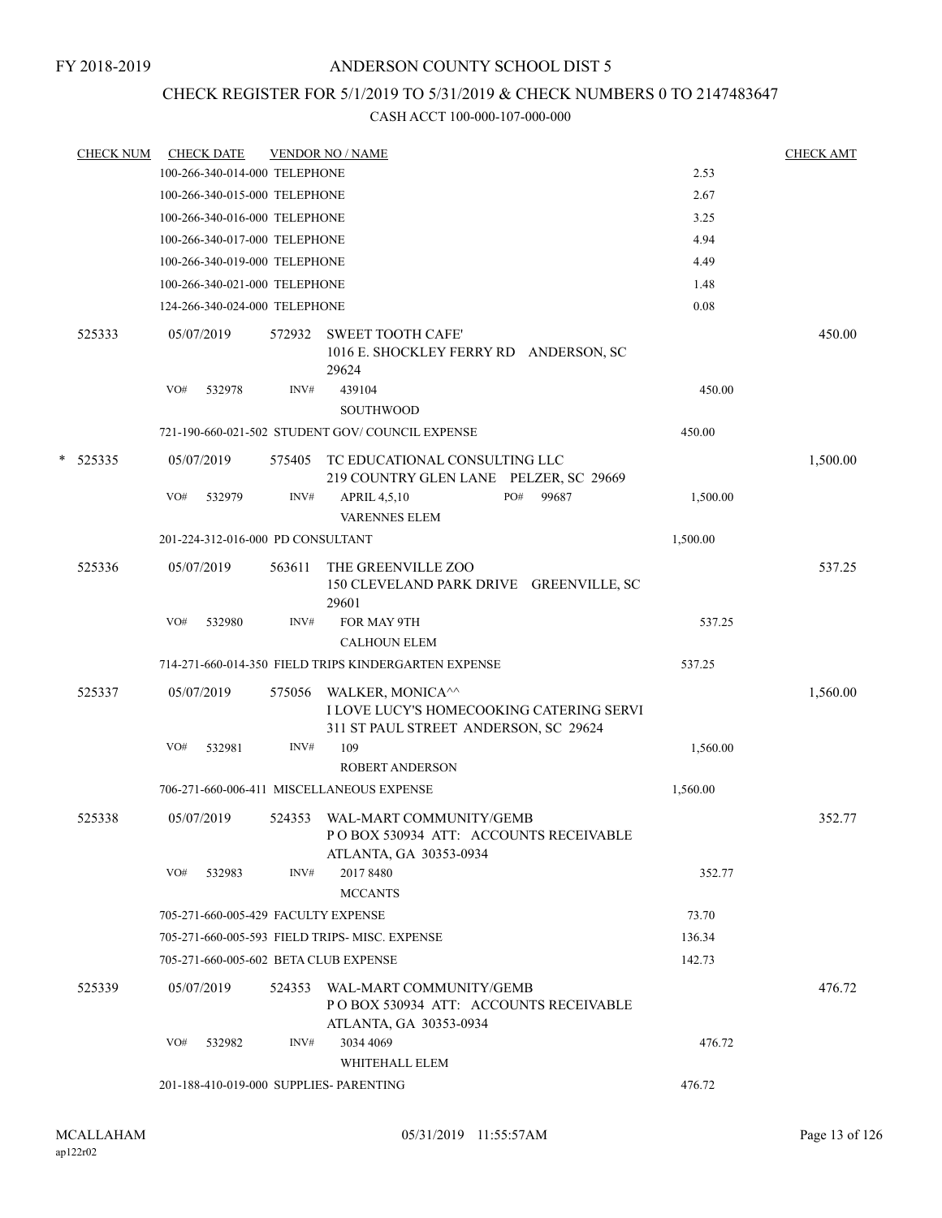FY 2018-2019

# ANDERSON COUNTY SCHOOL DIST 5

## CHECK REGISTER FOR 5/1/2019 TO 5/31/2019 & CHECK NUMBERS 0 TO 2147483647

### CASH ACCT 100-000-107-000-000

| CHECK NUM | CHECK DATE | VENDOR NO / NAME | | CHECK AMT |
|---|---|---|---|---|
| | 100-266-340-014-000 TELEPHONE | | 2.53 | |
| | 100-266-340-015-000 TELEPHONE | | 2.67 | |
| | 100-266-340-016-000 TELEPHONE | | 3.25 | |
| | 100-266-340-017-000 TELEPHONE | | 4.94 | |
| | 100-266-340-019-000 TELEPHONE | | 4.49 | |
| | 100-266-340-021-000 TELEPHONE | | 1.48 | |
| | 124-266-340-024-000 TELEPHONE | | 0.08 | |
| 525333 | 05/07/2019 | 572932 SWEET TOOTH CAFE' 1016 E. SHOCKLEY FERRY RD ANDERSON, SC 29624 | | 450.00 |
| | VO# 532978 | INV# 439104 SOUTHWOOD | 450.00 | |
| | 721-190-660-021-502 STUDENT GOV/ COUNCIL EXPENSE | | 450.00 | |
| * 525335 | 05/07/2019 | 575405 TC EDUCATIONAL CONSULTING LLC 219 COUNTRY GLEN LANE PELZER, SC 29669 | | 1,500.00 |
| | VO# 532979 | INV# APRIL 4,5,10 PO# 99687 VARENNES ELEM | 1,500.00 | |
| | 201-224-312-016-000 PD CONSULTANT | | 1,500.00 | |
| 525336 | 05/07/2019 | 563611 THE GREENVILLE ZOO 150 CLEVELAND PARK DRIVE GREENVILLE, SC 29601 | | 537.25 |
| | VO# 532980 | INV# FOR MAY 9TH CALHOUN ELEM | 537.25 | |
| | 714-271-660-014-350 FIELD TRIPS KINDERGARTEN EXPENSE | | 537.25 | |
| 525337 | 05/07/2019 | 575056 WALKER, MONICA^^ I LOVE LUCY'S HOMECOOKING CATERING SERVI 311 ST PAUL STREET ANDERSON, SC 29624 | | 1,560.00 |
| | VO# 532981 | INV# 109 ROBERT ANDERSON | 1,560.00 | |
| | 706-271-660-006-411 MISCELLANEOUS EXPENSE | | 1,560.00 | |
| 525338 | 05/07/2019 | 524353 WAL-MART COMMUNITY/GEMB P O BOX 530934 ATT: ACCOUNTS RECEIVABLE ATLANTA, GA 30353-0934 | | 352.77 |
| | VO# 532983 | INV# 2017 8480 MCCANTS | 352.77 | |
| | 705-271-660-005-429 FACULTY EXPENSE | | 73.70 | |
| | 705-271-660-005-593 FIELD TRIPS- MISC. EXPENSE | | 136.34 | |
| | 705-271-660-005-602 BETA CLUB EXPENSE | | 142.73 | |
| 525339 | 05/07/2019 | 524353 WAL-MART COMMUNITY/GEMB P O BOX 530934 ATT: ACCOUNTS RECEIVABLE ATLANTA, GA 30353-0934 | | 476.72 |
| | VO# 532982 | INV# 3034 4069 WHITEHALL ELEM | 476.72 | |
| | 201-188-410-019-000 SUPPLIES- PARENTING | | 476.72 | |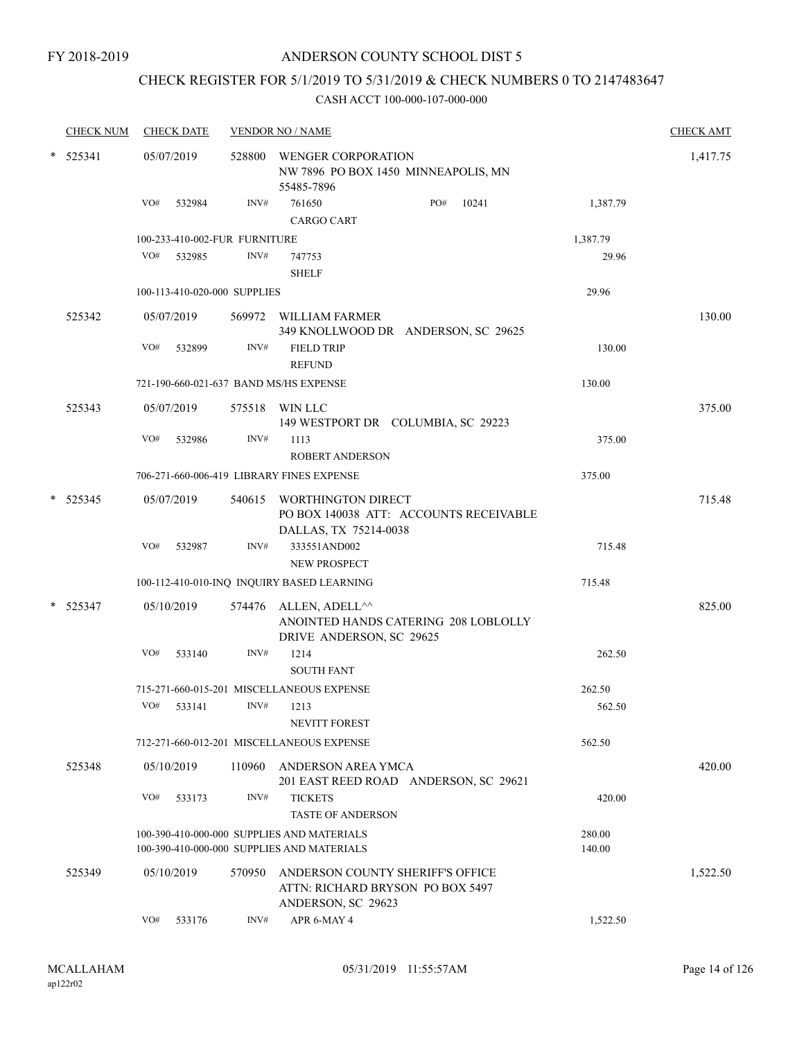FY 2018-2019

# ANDERSON COUNTY SCHOOL DIST 5

## CHECK REGISTER FOR 5/1/2019 TO 5/31/2019 & CHECK NUMBERS 0 TO 2147483647

CASH ACCT 100-000-107-000-000

| CHECK NUM | CHECK DATE | VENDOR NO / NAME | | | CHECK AMT |
|---|---|---|---|---|---|
| * 525341 | 05/07/2019 | 528800 WENGER CORPORATION<br>NW 7896 PO BOX 1450 MINNEAPOLIS, MN 55485-7896 | | | 1,417.75 |
| | VO# 532984 | INV# 761650<br>CARGO CART | PO# 10241 | 1,387.79 | |
| | 100-233-410-002-FUR FURNITURE | | | 1,387.79 | |
| | VO# 532985 | INV# 747753<br>SHELF | | 29.96 | |
| | 100-113-410-020-000 SUPPLIES | | | 29.96 | |
| 525342 | 05/07/2019 | 569972 WILLIAM FARMER<br>349 KNOLLWOOD DR ANDERSON, SC 29625 | | | 130.00 |
| | VO# 532899 | INV# FIELD TRIP<br>REFUND | | 130.00 | |
| | 721-190-660-021-637 BAND MS/HS EXPENSE | | | 130.00 | |
| 525343 | 05/07/2019 | 575518 WIN LLC<br>149 WESTPORT DR COLUMBIA, SC 29223 | | | 375.00 |
| | VO# 532986 | INV# 1113<br>ROBERT ANDERSON | | 375.00 | |
| | 706-271-660-006-419 LIBRARY FINES EXPENSE | | | 375.00 | |
| * 525345 | 05/07/2019 | 540615 WORTHINGTON DIRECT<br>PO BOX 140038 ATT: ACCOUNTS RECEIVABLE DALLAS, TX 75214-0038 | | | 715.48 |
| | VO# 532987 | INV# 333551AND002<br>NEW PROSPECT | | 715.48 | |
| | 100-112-410-010-INQ INQUIRY BASED LEARNING | | | 715.48 | |
| * 525347 | 05/10/2019 | 574476 ALLEN, ADELL^^<br>ANOINTED HANDS CATERING 208 LOBLOLLY DRIVE ANDERSON, SC 29625 | | | 825.00 |
| | VO# 533140 | INV# 1214<br>SOUTH FANT | | 262.50 | |
| | 715-271-660-015-201 MISCELLANEOUS EXPENSE | | | 262.50 | |
| | VO# 533141 | INV# 1213<br>NEVITT FOREST | | 562.50 | |
| | 712-271-660-012-201 MISCELLANEOUS EXPENSE | | | 562.50 | |
| 525348 | 05/10/2019 | 110960 ANDERSON AREA YMCA<br>201 EAST REED ROAD ANDERSON, SC 29621 | | | 420.00 |
| | VO# 533173 | INV# TICKETS<br>TASTE OF ANDERSON | | 420.00 | |
| | 100-390-410-000-000 SUPPLIES AND MATERIALS | | | 280.00 | |
| | 100-390-410-000-000 SUPPLIES AND MATERIALS | | | 140.00 | |
| 525349 | 05/10/2019 | 570950 ANDERSON COUNTY SHERIFF'S OFFICE<br>ATTN: RICHARD BRYSON PO BOX 5497 ANDERSON, SC 29623 | | | 1,522.50 |
| | VO# 533176 | INV# APR 6-MAY 4 | | 1,522.50 | |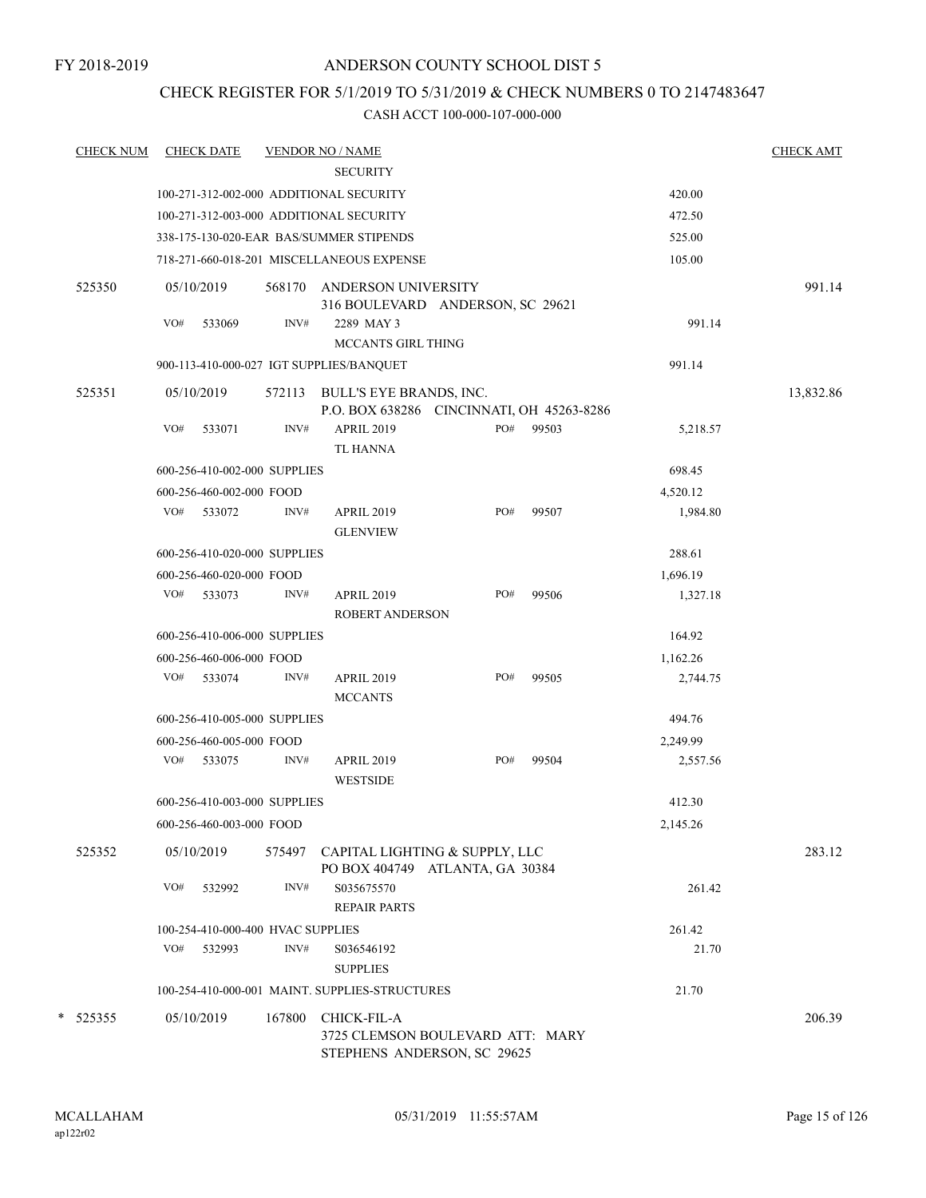FY 2018-2019

# ANDERSON COUNTY SCHOOL DIST 5

## CHECK REGISTER FOR 5/1/2019 TO 5/31/2019 & CHECK NUMBERS 0 TO 2147483647

CASH ACCT 100-000-107-000-000

| CHECK NUM | CHECK DATE | VENDOR NO / NAME | | | CHECK AMT |
|---|---|---|---|---|---|
| | | SECURITY | | | |
| | 100-271-312-002-000 ADDITIONAL SECURITY | | | 420.00 | |
| | 100-271-312-003-000 ADDITIONAL SECURITY | | | 472.50 | |
| | 338-175-130-020-EAR BAS/SUMMER STIPENDS | | | 525.00 | |
| | 718-271-660-018-201 MISCELLANEOUS EXPENSE | | | 105.00 | |
| 525350 | 05/10/2019 | 568170 ANDERSON UNIVERSITY<br>316 BOULEVARD ANDERSON, SC 29621 | | | 991.14 |
| | VO# 533069 | INV# 2289 MAY 3<br>MCCANTS GIRL THING | | 991.14 | |
| | 900-113-410-000-027 IGT SUPPLIES/BANQUET | | | 991.14 | |
| 525351 | 05/10/2019 | 572113 BULL'S EYE BRANDS, INC.<br>P.O. BOX 638286 CINCINNATI, OH 45263-8286 | | | 13,832.86 |
| | VO# 533071 | INV# APRIL 2019<br>TL HANNA | PO# 99503 | 5,218.57 | |
| | 600-256-410-002-000 SUPPLIES | | | 698.45 | |
| | 600-256-460-002-000 FOOD | | | 4,520.12 | |
| | VO# 533072 | INV# APRIL 2019<br>GLENVIEW | PO# 99507 | 1,984.80 | |
| | 600-256-410-020-000 SUPPLIES | | | 288.61 | |
| | 600-256-460-020-000 FOOD | | | 1,696.19 | |
| | VO# 533073 | INV# APRIL 2019<br>ROBERT ANDERSON | PO# 99506 | 1,327.18 | |
| | 600-256-410-006-000 SUPPLIES | | | 164.92 | |
| | 600-256-460-006-000 FOOD | | | 1,162.26 | |
| | VO# 533074 | INV# APRIL 2019<br>MCCANTS | PO# 99505 | 2,744.75 | |
| | 600-256-410-005-000 SUPPLIES | | | 494.76 | |
| | 600-256-460-005-000 FOOD | | | 2,249.99 | |
| | VO# 533075 | INV# APRIL 2019<br>WESTSIDE | PO# 99504 | 2,557.56 | |
| | 600-256-410-003-000 SUPPLIES | | | 412.30 | |
| | 600-256-460-003-000 FOOD | | | 2,145.26 | |
| 525352 | 05/10/2019 | 575497 CAPITAL LIGHTING & SUPPLY, LLC<br>PO BOX 404749 ATLANTA, GA 30384 | | | 283.12 |
| | VO# 532992 | INV# S035675570<br>REPAIR PARTS | | 261.42 | |
| | 100-254-410-000-400 HVAC SUPPLIES | | | 261.42 | |
| | VO# 532993 | INV# S036546192<br>SUPPLIES | | 21.70 | |
| | 100-254-410-000-001 MAINT. SUPPLIES-STRUCTURES | | | 21.70 | |
| * 525355 | 05/10/2019 | 167800 CHICK-FIL-A<br>3725 CLEMSON BOULEVARD ATT: MARY STEPHENS ANDERSON, SC 29625 | | | 206.39 |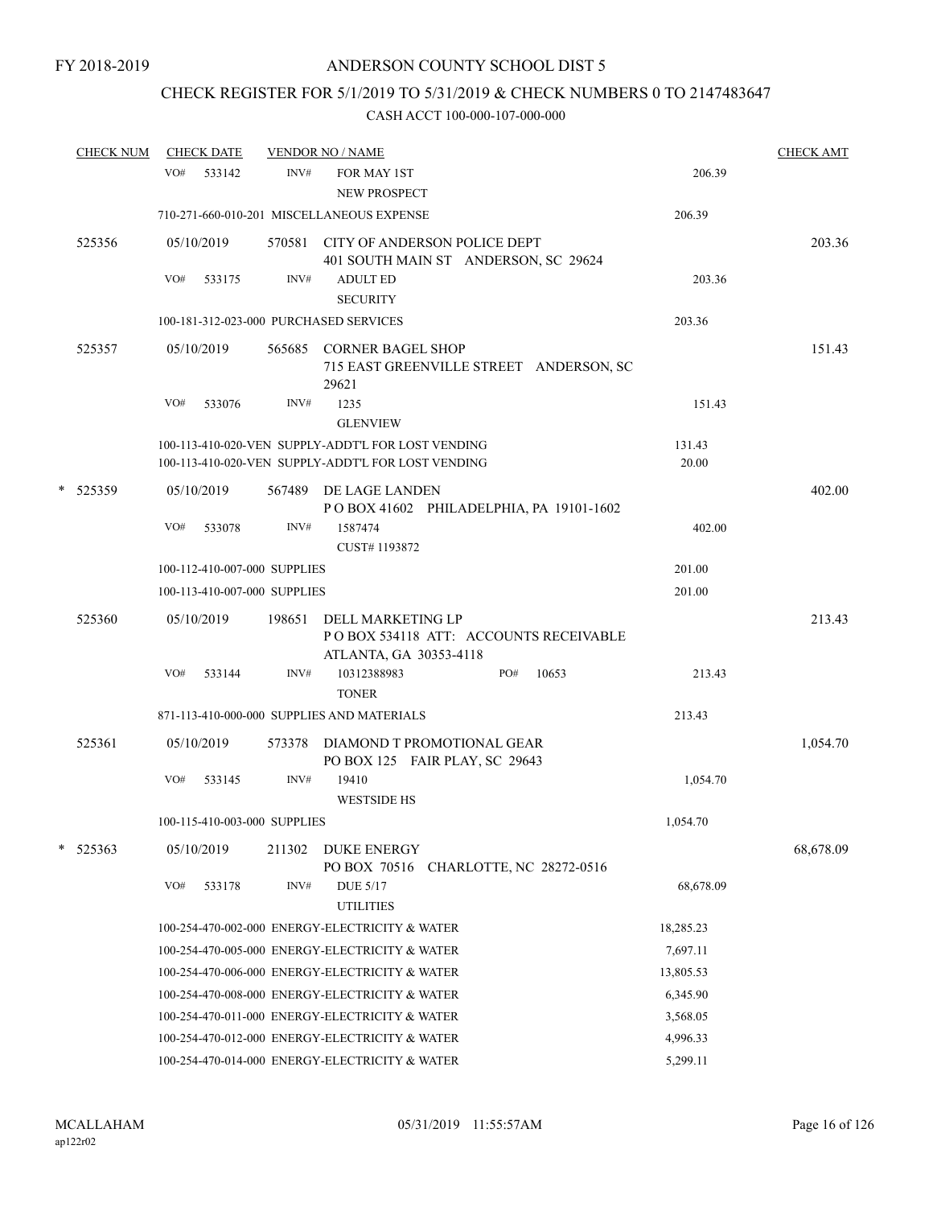FY 2018-2019

# ANDERSON COUNTY SCHOOL DIST 5

## CHECK REGISTER FOR 5/1/2019 TO 5/31/2019 & CHECK NUMBERS 0 TO 2147483647

CASH ACCT 100-000-107-000-000

| CHECK NUM | CHECK DATE | VENDOR NO / NAME | | CHECK AMT |
|---|---|---|---|---|
| | VO# 533142 | INV# FOR MAY 1ST<br>NEW PROSPECT | 206.39 | |
| | 710-271-660-010-201 MISCELLANEOUS EXPENSE | | 206.39 | |
| 525356 | 05/10/2019 | 570581 CITY OF ANDERSON POLICE DEPT<br>401 SOUTH MAIN ST ANDERSON, SC 29624 | | 203.36 |
| | VO# 533175 | INV# ADULT ED<br>SECURITY | 203.36 | |
| | 100-181-312-023-000 PURCHASED SERVICES | | 203.36 | |
| 525357 | 05/10/2019 | 565685 CORNER BAGEL SHOP<br>715 EAST GREENVILLE STREET ANDERSON, SC 29621 | | 151.43 |
| | VO# 533076 | INV# 1235<br>GLENVIEW | 151.43 | |
| | 100-113-410-020-VEN SUPPLY-ADDT'L FOR LOST VENDING | | 131.43 | |
| | 100-113-410-020-VEN SUPPLY-ADDT'L FOR LOST VENDING | | 20.00 | |
| * 525359 | 05/10/2019 | 567489 DE LAGE LANDEN<br>P O BOX 41602 PHILADELPHIA, PA 19101-1602 | | 402.00 |
| | VO# 533078 | INV# 1587474<br>CUST# 1193872 | 402.00 | |
| | 100-112-410-007-000 SUPPLIES | | 201.00 | |
| | 100-113-410-007-000 SUPPLIES | | 201.00 | |
| 525360 | 05/10/2019 | 198651 DELL MARKETING LP<br>P O BOX 534118 ATT: ACCOUNTS RECEIVABLE<br>ATLANTA, GA 30353-4118 | | 213.43 |
| | VO# 533144 | INV# 10312388983 PO# 10653<br>TONER | 213.43 | |
| | 871-113-410-000-000 SUPPLIES AND MATERIALS | | 213.43 | |
| 525361 | 05/10/2019 | 573378 DIAMOND T PROMOTIONAL GEAR<br>PO BOX 125 FAIR PLAY, SC 29643 | | 1,054.70 |
| | VO# 533145 | INV# 19410<br>WESTSIDE HS | 1,054.70 | |
| | 100-115-410-003-000 SUPPLIES | | 1,054.70 | |
| * 525363 | 05/10/2019 | 211302 DUKE ENERGY<br>PO BOX 70516 CHARLOTTE, NC 28272-0516 | | 68,678.09 |
| | VO# 533178 | INV# DUE 5/17<br>UTILITIES | 68,678.09 | |
| | 100-254-470-002-000 ENERGY-ELECTRICITY & WATER | | 18,285.23 | |
| | 100-254-470-005-000 ENERGY-ELECTRICITY & WATER | | 7,697.11 | |
| | 100-254-470-006-000 ENERGY-ELECTRICITY & WATER | | 13,805.53 | |
| | 100-254-470-008-000 ENERGY-ELECTRICITY & WATER | | 6,345.90 | |
| | 100-254-470-011-000 ENERGY-ELECTRICITY & WATER | | 3,568.05 | |
| | 100-254-470-012-000 ENERGY-ELECTRICITY & WATER | | 4,996.33 | |
| | 100-254-470-014-000 ENERGY-ELECTRICITY & WATER | | 5,299.11 | |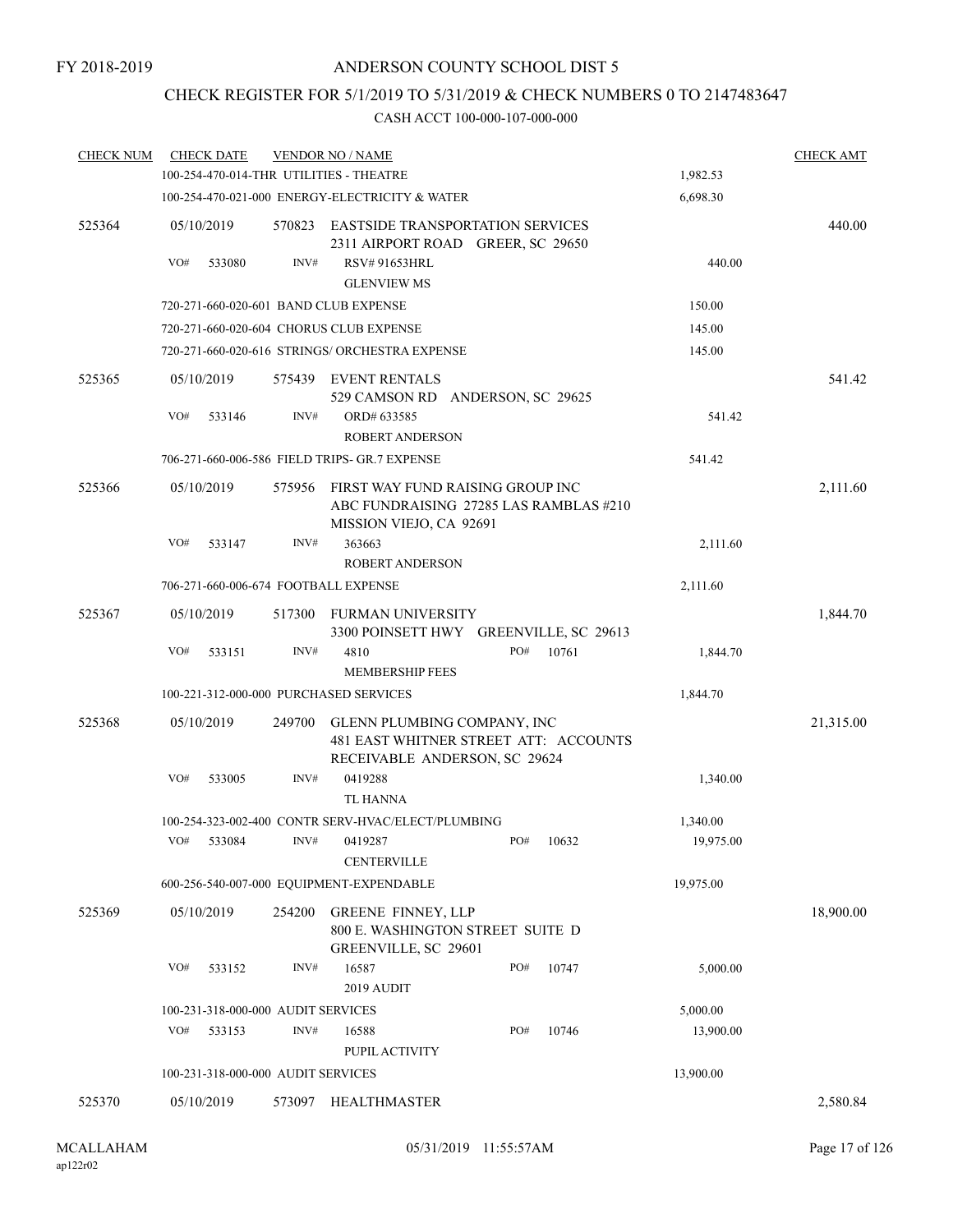FY 2018-2019

# ANDERSON COUNTY SCHOOL DIST 5

## CHECK REGISTER FOR 5/1/2019 TO 5/31/2019 & CHECK NUMBERS 0 TO 2147483647

CASH ACCT 100-000-107-000-000

| CHECK NUM | CHECK DATE | VENDOR NO / NAME | | CHECK AMT |
|---|---|---|---|---|
| | 100-254-470-014-THR UTILITIES - THEATRE | | 1,982.53 | |
| | 100-254-470-021-000 ENERGY-ELECTRICITY & WATER | | 6,698.30 | |
| 525364 | 05/10/2019 | 570823 EASTSIDE TRANSPORTATION SERVICES 2311 AIRPORT ROAD GREER, SC 29650 | | 440.00 |
| | VO# 533080 | INV# RSV# 91653HRL GLENVIEW MS | 440.00 | |
| | 720-271-660-020-601 BAND CLUB EXPENSE | | 150.00 | |
| | 720-271-660-020-604 CHORUS CLUB EXPENSE | | 145.00 | |
| | 720-271-660-020-616 STRINGS/ ORCHESTRA EXPENSE | | 145.00 | |
| 525365 | 05/10/2019 | 575439 EVENT RENTALS 529 CAMSON RD ANDERSON, SC 29625 | | 541.42 |
| | VO# 533146 | INV# ORD# 633585 ROBERT ANDERSON | 541.42 | |
| | 706-271-660-006-586 FIELD TRIPS- GR.7 EXPENSE | | 541.42 | |
| 525366 | 05/10/2019 | 575956 FIRST WAY FUND RAISING GROUP INC ABC FUNDRAISING 27285 LAS RAMBLAS #210 MISSION VIEJO, CA 92691 | | 2,111.60 |
| | VO# 533147 | INV# 363663 ROBERT ANDERSON | 2,111.60 | |
| | 706-271-660-006-674 FOOTBALL EXPENSE | | 2,111.60 | |
| 525367 | 05/10/2019 | 517300 FURMAN UNIVERSITY 3300 POINSETT HWY GREENVILLE, SC 29613 | | 1,844.70 |
| | VO# 533151 | INV# 4810 PO# 10761 MEMBERSHIP FEES | 1,844.70 | |
| | 100-221-312-000-000 PURCHASED SERVICES | | 1,844.70 | |
| 525368 | 05/10/2019 | 249700 GLENN PLUMBING COMPANY, INC 481 EAST WHITNER STREET ATT: ACCOUNTS RECEIVABLE ANDERSON, SC 29624 | | 21,315.00 |
| | VO# 533005 | INV# 0419288 TL HANNA | 1,340.00 | |
| | 100-254-323-002-400 CONTR SERV-HVAC/ELECT/PLUMBING | | 1,340.00 | |
| | VO# 533084 | INV# 0419287 PO# 10632 CENTERVILLE | 19,975.00 | |
| | 600-256-540-007-000 EQUIPMENT-EXPENDABLE | | 19,975.00 | |
| 525369 | 05/10/2019 | 254200 GREENE FINNEY, LLP 800 E. WASHINGTON STREET SUITE D GREENVILLE, SC 29601 | | 18,900.00 |
| | VO# 533152 | INV# 16587 PO# 10747 2019 AUDIT | 5,000.00 | |
| | 100-231-318-000-000 AUDIT SERVICES | | 5,000.00 | |
| | VO# 533153 | INV# 16588 PO# 10746 PUPIL ACTIVITY | 13,900.00 | |
| | 100-231-318-000-000 AUDIT SERVICES | | 13,900.00 | |
| 525370 | 05/10/2019 | 573097 HEALTHMASTER | | 2,580.84 |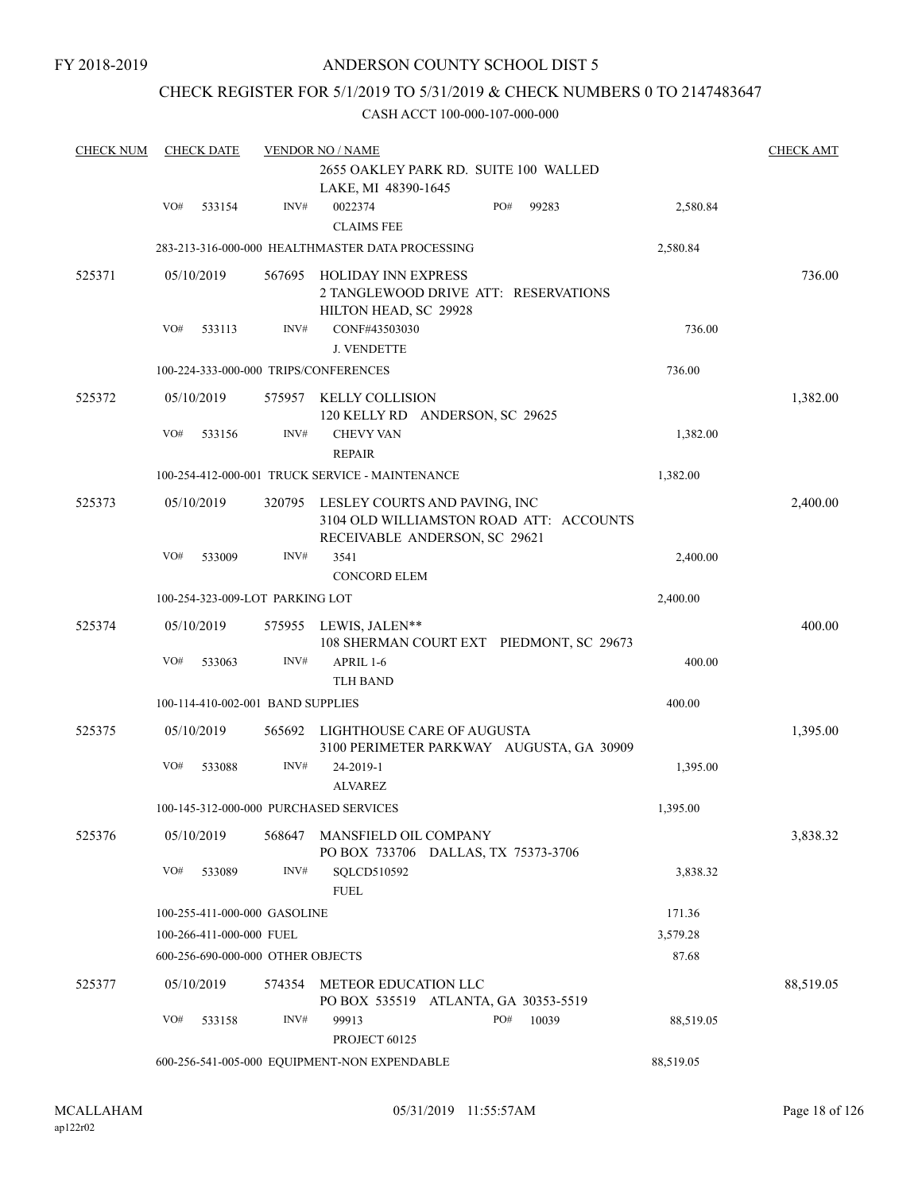FY 2018-2019

# ANDERSON COUNTY SCHOOL DIST 5

## CHECK REGISTER FOR 5/1/2019 TO 5/31/2019 & CHECK NUMBERS 0 TO 2147483647

CASH ACCT 100-000-107-000-000

| CHECK NUM | CHECK DATE | VENDOR NO / NAME | | | CHECK AMT |
|---|---|---|---|---|---|
| | | | 2655 OAKLEY PARK RD. SUITE 100 WALLED LAKE, MI 48390-1645 | | |
| | VO# 533154 | INV# | 0022374 CLAIMS FEE | PO# 99283 | 2,580.84 | |
| | 283-213-316-000-000 HEALTHMASTER DATA PROCESSING | | | 2,580.84 | |
| 525371 | 05/10/2019 | 567695 | HOLIDAY INN EXPRESS 2 TANGLEWOOD DRIVE ATT: RESERVATIONS HILTON HEAD, SC 29928 | | 736.00 |
| | VO# 533113 | INV# | CONF#43503030 J. VENDETTE | 736.00 | |
| | 100-224-333-000-000 TRIPS/CONFERENCES | | | 736.00 | |
| 525372 | 05/10/2019 | 575957 | KELLY COLLISION 120 KELLY RD ANDERSON, SC 29625 | | 1,382.00 |
| | VO# 533156 | INV# | CHEVY VAN REPAIR | 1,382.00 | |
| | 100-254-412-000-001 TRUCK SERVICE - MAINTENANCE | | | 1,382.00 | |
| 525373 | 05/10/2019 | 320795 | LESLEY COURTS AND PAVING, INC 3104 OLD WILLIAMSTON ROAD ATT: ACCOUNTS RECEIVABLE ANDERSON, SC 29621 | | 2,400.00 |
| | VO# 533009 | INV# | 3541 CONCORD ELEM | 2,400.00 | |
| | 100-254-323-009-LOT PARKING LOT | | | 2,400.00 | |
| 525374 | 05/10/2019 | 575955 | LEWIS, JALEN** 108 SHERMAN COURT EXT PIEDMONT, SC 29673 | | 400.00 |
| | VO# 533063 | INV# | APRIL 1-6 TLH BAND | 400.00 | |
| | 100-114-410-002-001 BAND SUPPLIES | | | 400.00 | |
| 525375 | 05/10/2019 | 565692 | LIGHTHOUSE CARE OF AUGUSTA 3100 PERIMETER PARKWAY AUGUSTA, GA 30909 | | 1,395.00 |
| | VO# 533088 | INV# | 24-2019-1 ALVAREZ | 1,395.00 | |
| | 100-145-312-000-000 PURCHASED SERVICES | | | 1,395.00 | |
| 525376 | 05/10/2019 | 568647 | MANSFIELD OIL COMPANY PO BOX 733706 DALLAS, TX 75373-3706 | | 3,838.32 |
| | VO# 533089 | INV# | SQLCD510592 FUEL | 3,838.32 | |
| | 100-255-411-000-000 GASOLINE | | | 171.36 | |
| | 100-266-411-000-000 FUEL | | | 3,579.28 | |
| | 600-256-690-000-000 OTHER OBJECTS | | | 87.68 | |
| 525377 | 05/10/2019 | 574354 | METEOR EDUCATION LLC PO BOX 535519 ATLANTA, GA 30353-5519 | | 88,519.05 |
| | VO# 533158 | INV# | 99913 PROJECT 60125 | PO# 10039 | 88,519.05 | |
| | 600-256-541-005-000 EQUIPMENT-NON EXPENDABLE | | | 88,519.05 | |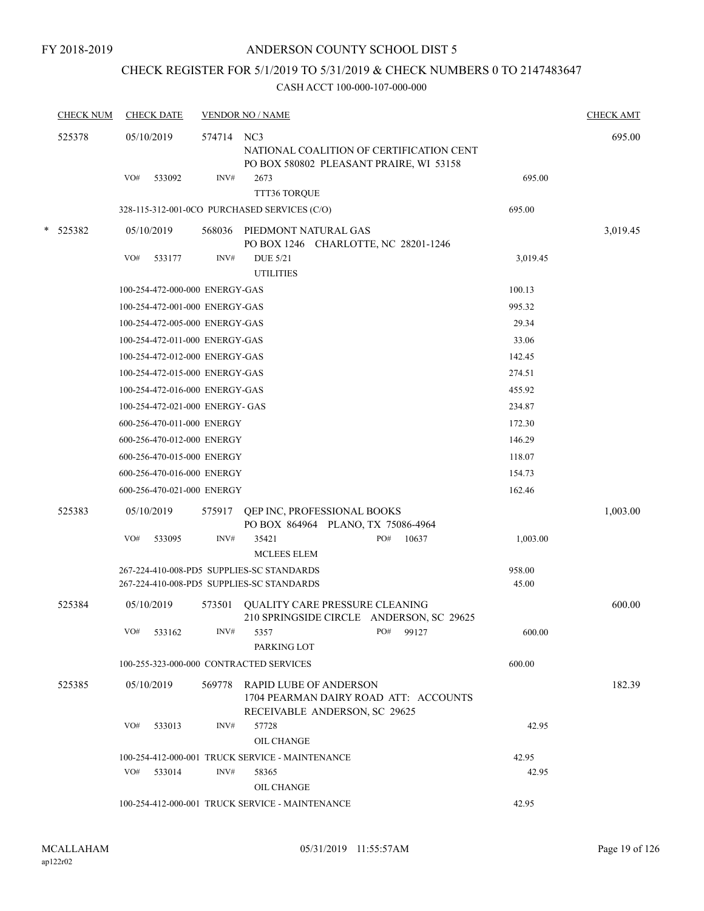FY 2018-2019

# ANDERSON COUNTY SCHOOL DIST 5

## CHECK REGISTER FOR 5/1/2019 TO 5/31/2019 & CHECK NUMBERS 0 TO 2147483647

CASH ACCT 100-000-107-000-000

| CHECK NUM | CHECK DATE | VENDOR NO / NAME | | CHECK AMT |
|---|---|---|---|---|
| 525378 | 05/10/2019 | 574714 NC3<br>NATIONAL COALITION OF CERTIFICATION CENT<br>PO BOX 580802 PLEASANT PRAIRE, WI 53158 | | 695.00 |
| | VO# 533092 | INV# 2673<br>TTT36 TORQUE | 695.00 | |
| | | 328-115-312-001-0CO PURCHASED SERVICES (C/O) | 695.00 | |
| * 525382 | 05/10/2019 | 568036 PIEDMONT NATURAL GAS<br>PO BOX 1246 CHARLOTTE, NC 28201-1246 | | 3,019.45 |
| | VO# 533177 | INV# DUE 5/21<br>UTILITIES | 3,019.45 | |
| | | 100-254-472-000-000 ENERGY-GAS | 100.13 | |
| | | 100-254-472-001-000 ENERGY-GAS | 995.32 | |
| | | 100-254-472-005-000 ENERGY-GAS | 29.34 | |
| | | 100-254-472-011-000 ENERGY-GAS | 33.06 | |
| | | 100-254-472-012-000 ENERGY-GAS | 142.45 | |
| | | 100-254-472-015-000 ENERGY-GAS | 274.51 | |
| | | 100-254-472-016-000 ENERGY-GAS | 455.92 | |
| | | 100-254-472-021-000 ENERGY- GAS | 234.87 | |
| | | 600-256-470-011-000 ENERGY | 172.30 | |
| | | 600-256-470-012-000 ENERGY | 146.29 | |
| | | 600-256-470-015-000 ENERGY | 118.07 | |
| | | 600-256-470-016-000 ENERGY | 154.73 | |
| | | 600-256-470-021-000 ENERGY | 162.46 | |
| 525383 | 05/10/2019 | 575917 QEP INC, PROFESSIONAL BOOKS<br>PO BOX 864964 PLANO, TX 75086-4964 | | 1,003.00 |
| | VO# 533095 | INV# 35421 PO# 10637<br>MCLEES ELEM | 1,003.00 | |
| | | 267-224-410-008-PD5 SUPPLIES-SC STANDARDS | 958.00 | |
| | | 267-224-410-008-PD5 SUPPLIES-SC STANDARDS | 45.00 | |
| 525384 | 05/10/2019 | 573501 QUALITY CARE PRESSURE CLEANING<br>210 SPRINGSIDE CIRCLE ANDERSON, SC 29625 | | 600.00 |
| | VO# 533162 | INV# 5357 PO# 99127<br>PARKING LOT | 600.00 | |
| | | 100-255-323-000-000 CONTRACTED SERVICES | 600.00 | |
| 525385 | 05/10/2019 | 569778 RAPID LUBE OF ANDERSON<br>1704 PEARMAN DAIRY ROAD ATT: ACCOUNTS<br>RECEIVABLE ANDERSON, SC 29625 | | 182.39 |
| | VO# 533013 | INV# 57728<br>OIL CHANGE | 42.95 | |
| | | 100-254-412-000-001 TRUCK SERVICE - MAINTENANCE | 42.95 | |
| | VO# 533014 | INV# 58365<br>OIL CHANGE | 42.95 | |
| | | 100-254-412-000-001 TRUCK SERVICE - MAINTENANCE | 42.95 | |

MCALLAHAM
ap122r02

05/31/2019 11:55:57AM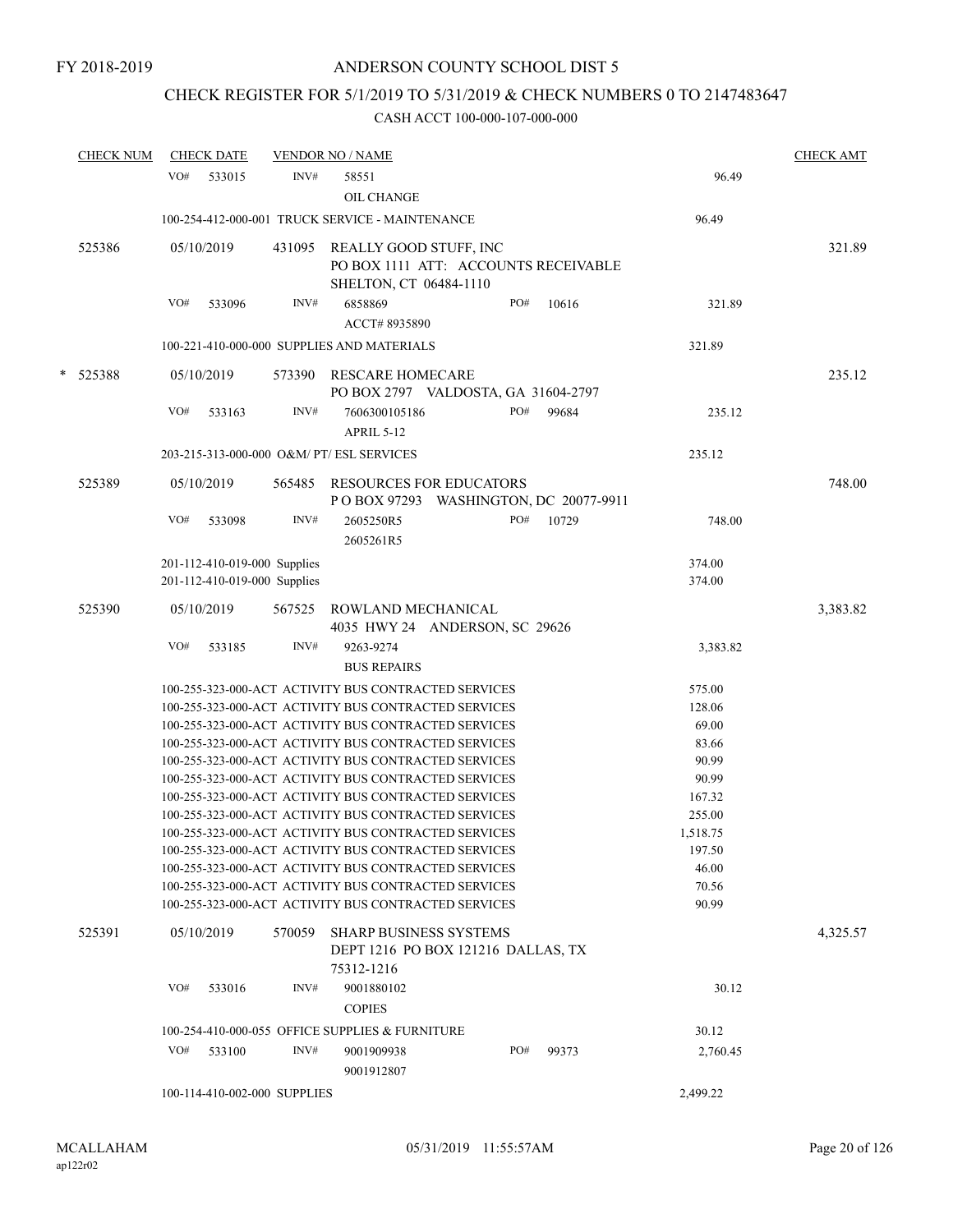FY 2018-2019

# ANDERSON COUNTY SCHOOL DIST 5

## CHECK REGISTER FOR 5/1/2019 TO 5/31/2019 & CHECK NUMBERS 0 TO 2147483647

### CASH ACCT 100-000-107-000-000

| CHECK NUM | CHECK DATE | VENDOR NO / NAME | | | CHECK AMT |
|---|---|---|---|---|---|
| | VO# 533015 | INV# 58551 OIL CHANGE | | 96.49 | |
| | 100-254-412-000-001 TRUCK SERVICE - MAINTENANCE | | | 96.49 | |
| 525386 | 05/10/2019 | 431095 REALLY GOOD STUFF, INC PO BOX 1111 ATT: ACCOUNTS RECEIVABLE SHELTON, CT 06484-1110 | | | 321.89 |
| | VO# 533096 | INV# 6858869 ACCT# 8935890 | PO# 10616 | 321.89 | |
| | 100-221-410-000-000 SUPPLIES AND MATERIALS | | | 321.89 | |
| * 525388 | 05/10/2019 | 573390 RESCARE HOMECARE PO BOX 2797 VALDOSTA, GA 31604-2797 | | | 235.12 |
| | VO# 533163 | INV# 7606300105186 APRIL 5-12 | PO# 99684 | 235.12 | |
| | 203-215-313-000-000 O&M/ PT/ ESL SERVICES | | | 235.12 | |
| 525389 | 05/10/2019 | 565485 RESOURCES FOR EDUCATORS P O BOX 97293 WASHINGTON, DC 20077-9911 | | | 748.00 |
| | VO# 533098 | INV# 2605250R5 2605261R5 | PO# 10729 | 748.00 | |
| | 201-112-410-019-000 Supplies | | | 374.00 | |
| | 201-112-410-019-000 Supplies | | | 374.00 | |
| 525390 | 05/10/2019 | 567525 ROWLAND MECHANICAL 4035 HWY 24 ANDERSON, SC 29626 | | | 3,383.82 |
| | VO# 533185 | INV# 9263-9274 BUS REPAIRS | | 3,383.82 | |
| | 100-255-323-000-ACT ACTIVITY BUS CONTRACTED SERVICES | | | 575.00 | |
| | 100-255-323-000-ACT ACTIVITY BUS CONTRACTED SERVICES | | | 128.06 | |
| | 100-255-323-000-ACT ACTIVITY BUS CONTRACTED SERVICES | | | 69.00 | |
| | 100-255-323-000-ACT ACTIVITY BUS CONTRACTED SERVICES | | | 83.66 | |
| | 100-255-323-000-ACT ACTIVITY BUS CONTRACTED SERVICES | | | 90.99 | |
| | 100-255-323-000-ACT ACTIVITY BUS CONTRACTED SERVICES | | | 90.99 | |
| | 100-255-323-000-ACT ACTIVITY BUS CONTRACTED SERVICES | | | 167.32 | |
| | 100-255-323-000-ACT ACTIVITY BUS CONTRACTED SERVICES | | | 255.00 | |
| | 100-255-323-000-ACT ACTIVITY BUS CONTRACTED SERVICES | | | 1,518.75 | |
| | 100-255-323-000-ACT ACTIVITY BUS CONTRACTED SERVICES | | | 197.50 | |
| | 100-255-323-000-ACT ACTIVITY BUS CONTRACTED SERVICES | | | 46.00 | |
| | 100-255-323-000-ACT ACTIVITY BUS CONTRACTED SERVICES | | | 70.56 | |
| | 100-255-323-000-ACT ACTIVITY BUS CONTRACTED SERVICES | | | 90.99 | |
| 525391 | 05/10/2019 | 570059 SHARP BUSINESS SYSTEMS DEPT 1216 PO BOX 121216 DALLAS, TX 75312-1216 | | | 4,325.57 |
| | VO# 533016 | INV# 9001880102 COPIES | | 30.12 | |
| | 100-254-410-000-055 OFFICE SUPPLIES & FURNITURE | | | 30.12 | |
| | VO# 533100 | INV# 9001909938 9001912807 | PO# 99373 | 2,760.45 | |
| | 100-114-410-002-000 SUPPLIES | | | 2,499.22 | |

MCALLAHAM
ap122r02

05/31/2019 11:55:57AM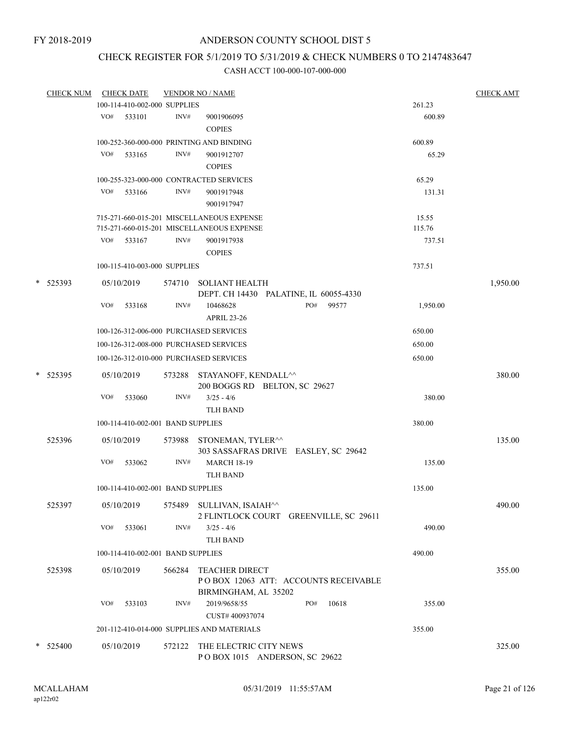# ANDERSON COUNTY SCHOOL DIST 5

FY 2018-2019

## CHECK REGISTER FOR 5/1/2019 TO 5/31/2019 & CHECK NUMBERS 0 TO 2147483647

CASH ACCT 100-000-107-000-000

| CHECK NUM | CHECK DATE | VENDOR NO / NAME | | CHECK AMT |
|---|---|---|---|---|
| | 100-114-410-002-000 SUPPLIES | | 261.23 | |
| | VO# 533101 | INV# 9001906095 COPIES | 600.89 | |
| | 100-252-360-000-000 PRINTING AND BINDING | | 600.89 | |
| | VO# 533165 | INV# 9001912707 COPIES | 65.29 | |
| | 100-255-323-000-000 CONTRACTED SERVICES | | 65.29 | |
| | VO# 533166 | INV# 9001917948 9001917947 | 131.31 | |
| | 715-271-660-015-201 MISCELLANEOUS EXPENSE | | 15.55 | |
| | 715-271-660-015-201 MISCELLANEOUS EXPENSE | | 115.76 | |
| | VO# 533167 | INV# 9001917938 COPIES | 737.51 | |
| | 100-115-410-003-000 SUPPLIES | | 737.51 | |
| * 525393 | 05/10/2019 | 574710 SOLIANT HEALTH DEPT. CH 14430 PALATINE, IL 60055-4330 | | 1,950.00 |
| | VO# 533168 | INV# 10468628 PO# 99577 APRIL 23-26 | 1,950.00 | |
| | 100-126-312-006-000 PURCHASED SERVICES | | 650.00 | |
| | 100-126-312-008-000 PURCHASED SERVICES | | 650.00 | |
| | 100-126-312-010-000 PURCHASED SERVICES | | 650.00 | |
| * 525395 | 05/10/2019 | 573288 STAYANOFF, KENDALL^^ 200 BOGGS RD BELTON, SC 29627 | | 380.00 |
| | VO# 533060 | INV# 3/25 - 4/6 TLH BAND | 380.00 | |
| | 100-114-410-002-001 BAND SUPPLIES | | 380.00 | |
| 525396 | 05/10/2019 | 573988 STONEMAN, TYLER^^ 303 SASSAFRAS DRIVE EASLEY, SC 29642 | | 135.00 |
| | VO# 533062 | INV# MARCH 18-19 TLH BAND | 135.00 | |
| | 100-114-410-002-001 BAND SUPPLIES | | 135.00 | |
| 525397 | 05/10/2019 | 575489 SULLIVAN, ISAIAH^^ 2 FLINTLOCK COURT GREENVILLE, SC 29611 | | 490.00 |
| | VO# 533061 | INV# 3/25 - 4/6 TLH BAND | 490.00 | |
| | 100-114-410-002-001 BAND SUPPLIES | | 490.00 | |
| 525398 | 05/10/2019 | 566284 TEACHER DIRECT P O BOX 12063 ATT: ACCOUNTS RECEIVABLE BIRMINGHAM, AL 35202 | | 355.00 |
| | VO# 533103 | INV# 2019/9658/55 PO# 10618 CUST# 400937074 | 355.00 | |
| | 201-112-410-014-000 SUPPLIES AND MATERIALS | | 355.00 | |
| * 525400 | 05/10/2019 | 572122 THE ELECTRIC CITY NEWS P O BOX 1015 ANDERSON, SC 29622 | | 325.00 |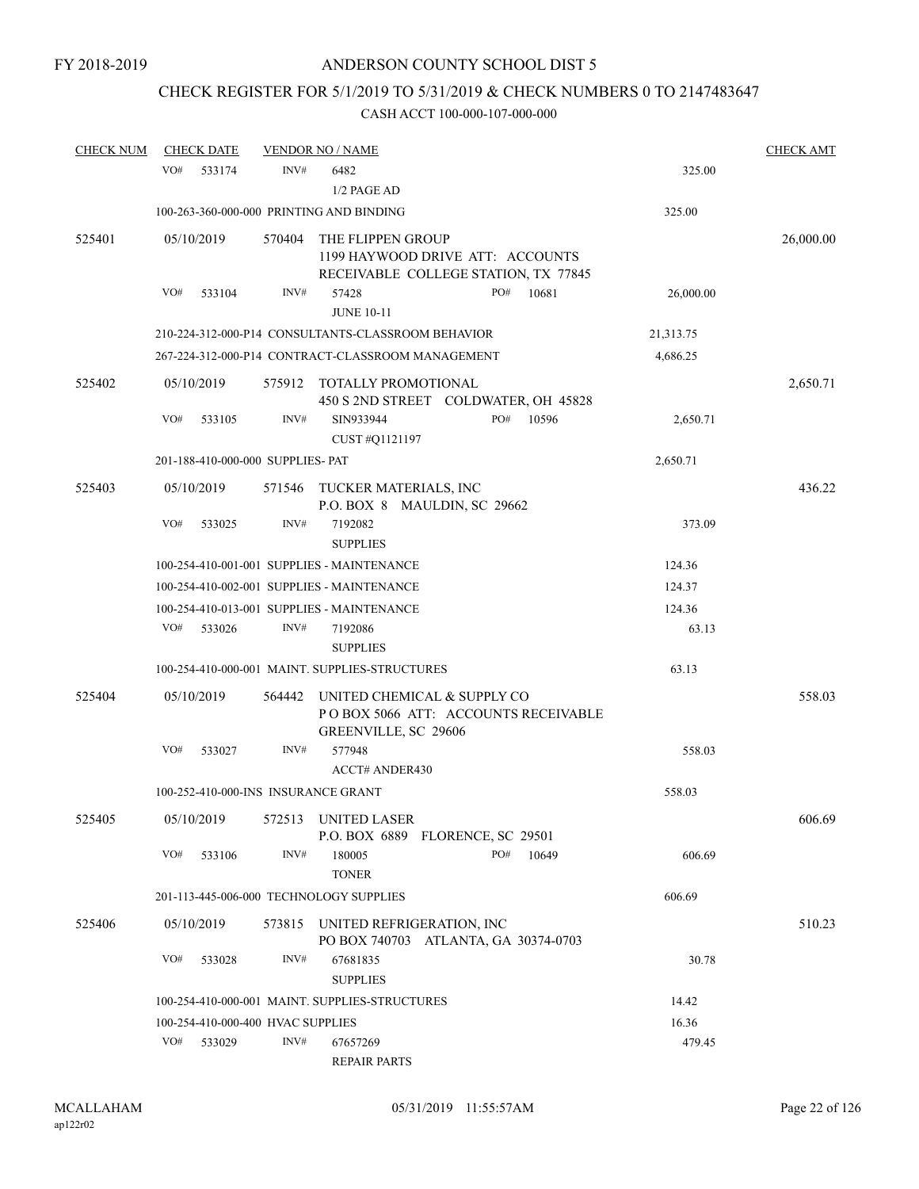FY 2018-2019

# ANDERSON COUNTY SCHOOL DIST 5

## CHECK REGISTER FOR 5/1/2019 TO 5/31/2019 & CHECK NUMBERS 0 TO 2147483647

### CASH ACCT 100-000-107-000-000

| CHECK NUM | CHECK DATE | VENDOR NO / NAME | | CHECK AMT |
|---|---|---|---|---|
| | VO# 533174 | INV# 6482 1/2 PAGE AD | 325.00 | |
| | | 100-263-360-000-000 PRINTING AND BINDING | 325.00 | |
| 525401 | 05/10/2019 | 570404 THE FLIPPEN GROUP 1199 HAYWOOD DRIVE ATT: ACCOUNTS RECEIVABLE COLLEGE STATION, TX 77845 | | 26,000.00 |
| | VO# 533104 | INV# 57428 PO# 10681 JUNE 10-11 | 26,000.00 | |
| | | 210-224-312-000-P14 CONSULTANTS-CLASSROOM BEHAVIOR | 21,313.75 | |
| | | 267-224-312-000-P14 CONTRACT-CLASSROOM MANAGEMENT | 4,686.25 | |
| 525402 | 05/10/2019 | 575912 TOTALLY PROMOTIONAL 450 S 2ND STREET COLDWATER, OH 45828 | | 2,650.71 |
| | VO# 533105 | INV# SIN933944 PO# 10596 CUST #Q1121197 | 2,650.71 | |
| | | 201-188-410-000-000 SUPPLIES- PAT | 2,650.71 | |
| 525403 | 05/10/2019 | 571546 TUCKER MATERIALS, INC P.O. BOX 8 MAULDIN, SC 29662 | | 436.22 |
| | VO# 533025 | INV# 7192082 SUPPLIES | 373.09 | |
| | | 100-254-410-001-001 SUPPLIES - MAINTENANCE | 124.36 | |
| | | 100-254-410-002-001 SUPPLIES - MAINTENANCE | 124.37 | |
| | | 100-254-410-013-001 SUPPLIES - MAINTENANCE | 124.36 | |
| | VO# 533026 | INV# 7192086 SUPPLIES | 63.13 | |
| | | 100-254-410-000-001 MAINT. SUPPLIES-STRUCTURES | 63.13 | |
| 525404 | 05/10/2019 | 564442 UNITED CHEMICAL & SUPPLY CO P O BOX 5066 ATT: ACCOUNTS RECEIVABLE GREENVILLE, SC 29606 | | 558.03 |
| | VO# 533027 | INV# 577948 ACCT# ANDER430 | 558.03 | |
| | | 100-252-410-000-INS INSURANCE GRANT | 558.03 | |
| 525405 | 05/10/2019 | 572513 UNITED LASER P.O. BOX 6889 FLORENCE, SC 29501 | | 606.69 |
| | VO# 533106 | INV# 180005 PO# 10649 TONER | 606.69 | |
| | | 201-113-445-006-000 TECHNOLOGY SUPPLIES | 606.69 | |
| 525406 | 05/10/2019 | 573815 UNITED REFRIGERATION, INC PO BOX 740703 ATLANTA, GA 30374-0703 | | 510.23 |
| | VO# 533028 | INV# 67681835 SUPPLIES | 30.78 | |
| | | 100-254-410-000-001 MAINT. SUPPLIES-STRUCTURES | 14.42 | |
| | | 100-254-410-000-400 HVAC SUPPLIES | 16.36 | |
| | VO# 533029 | INV# 67657269 REPAIR PARTS | 479.45 | |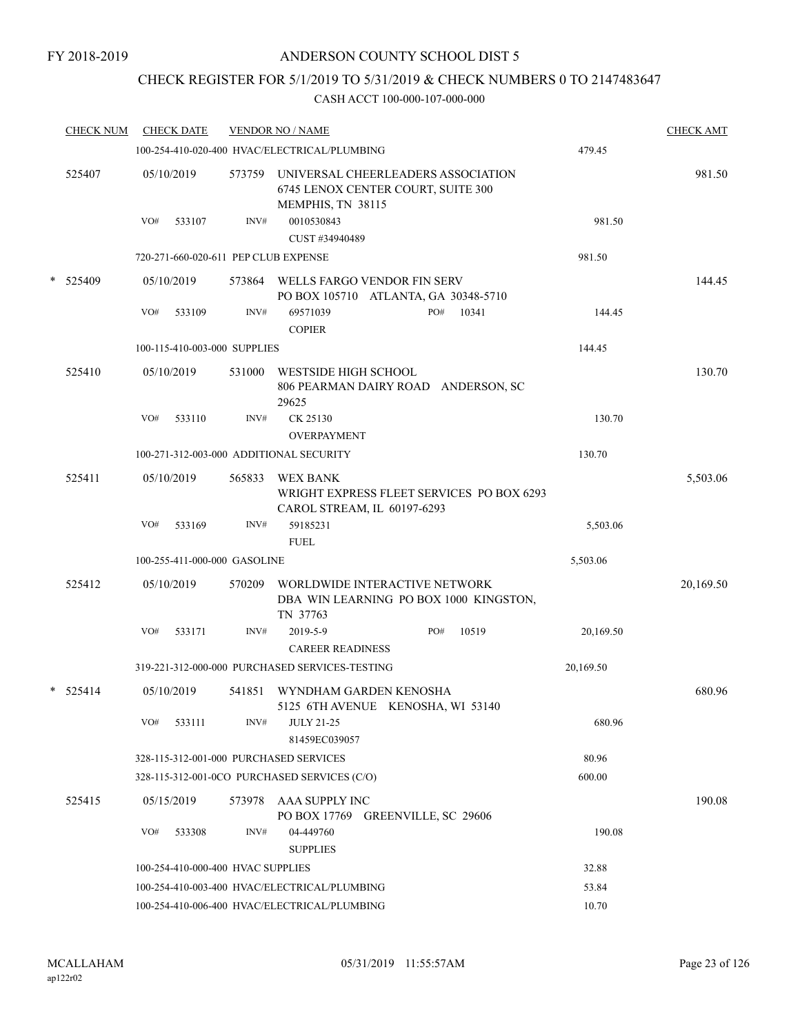FY 2018-2019

# ANDERSON COUNTY SCHOOL DIST 5

## CHECK REGISTER FOR 5/1/2019 TO 5/31/2019 & CHECK NUMBERS 0 TO 2147483647

CASH ACCT 100-000-107-000-000

| CHECK NUM | CHECK DATE | VENDOR NO / NAME | | CHECK AMT |
|---|---|---|---|---|
| | 100-254-410-020-400 HVAC/ELECTRICAL/PLUMBING | | 479.45 | |
| 525407 | 05/10/2019 | 573759 UNIVERSAL CHEERLEADERS ASSOCIATION 6745 LENOX CENTER COURT, SUITE 300 MEMPHIS, TN 38115 | | 981.50 |
| | VO# 533107 | INV# 0010530843 CUST #34940489 | 981.50 | |
| | 720-271-660-020-611 PEP CLUB EXPENSE | | 981.50 | |
| * 525409 | 05/10/2019 | 573864 WELLS FARGO VENDOR FIN SERV PO BOX 105710 ATLANTA, GA 30348-5710 | | 144.45 |
| | VO# 533109 | INV# 69571039 PO# 10341 COPIER | 144.45 | |
| | 100-115-410-003-000 SUPPLIES | | 144.45 | |
| 525410 | 05/10/2019 | 531000 WESTSIDE HIGH SCHOOL 806 PEARMAN DAIRY ROAD ANDERSON, SC 29625 | | 130.70 |
| | VO# 533110 | INV# CK 25130 OVERPAYMENT | 130.70 | |
| | 100-271-312-003-000 ADDITIONAL SECURITY | | 130.70 | |
| 525411 | 05/10/2019 | 565833 WEX BANK WRIGHT EXPRESS FLEET SERVICES PO BOX 6293 CAROL STREAM, IL 60197-6293 | | 5,503.06 |
| | VO# 533169 | INV# 59185231 FUEL | 5,503.06 | |
| | 100-255-411-000-000 GASOLINE | | 5,503.06 | |
| 525412 | 05/10/2019 | 570209 WORLDWIDE INTERACTIVE NETWORK DBA WIN LEARNING PO BOX 1000 KINGSTON, TN 37763 | | 20,169.50 |
| | VO# 533171 | INV# 2019-5-9 PO# 10519 CAREER READINESS | 20,169.50 | |
| | 319-221-312-000-000 PURCHASED SERVICES-TESTING | | 20,169.50 | |
| * 525414 | 05/10/2019 | 541851 WYNDHAM GARDEN KENOSHA 5125 6TH AVENUE KENOSHA, WI 53140 | | 680.96 |
| | VO# 533111 | INV# JULY 21-25 81459EC039057 | 680.96 | |
| | 328-115-312-001-000 PURCHASED SERVICES | | 80.96 | |
| | 328-115-312-001-0CO PURCHASED SERVICES (C/O) | | 600.00 | |
| 525415 | 05/15/2019 | 573978 AAA SUPPLY INC PO BOX 17769 GREENVILLE, SC 29606 | | 190.08 |
| | VO# 533308 | INV# 04-449760 SUPPLIES | 190.08 | |
| | 100-254-410-000-400 HVAC SUPPLIES | | 32.88 | |
| | 100-254-410-003-400 HVAC/ELECTRICAL/PLUMBING | | 53.84 | |
| | 100-254-410-006-400 HVAC/ELECTRICAL/PLUMBING | | 10.70 | |

MCALLAHAM
ap122r02

05/31/2019 11:55:57AM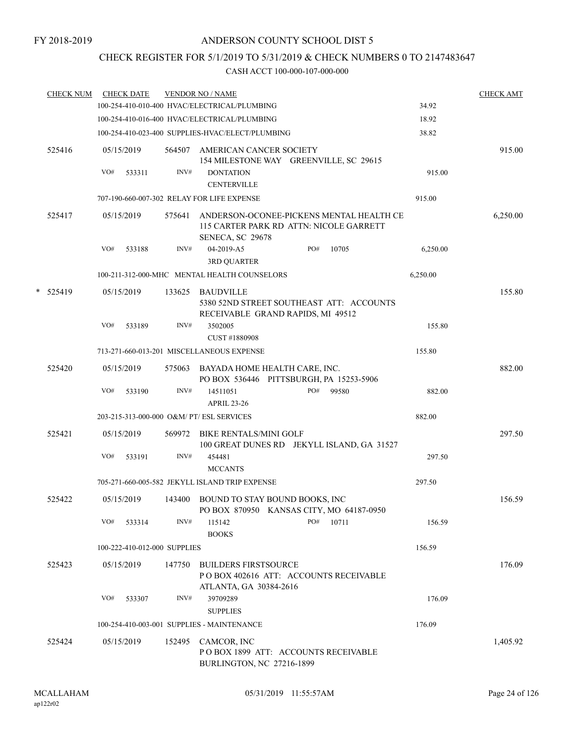FY 2018-2019

# ANDERSON COUNTY SCHOOL DIST 5

## CHECK REGISTER FOR 5/1/2019 TO 5/31/2019 & CHECK NUMBERS 0 TO 2147483647

CASH ACCT 100-000-107-000-000

| CHECK NUM | CHECK DATE | VENDOR NO / NAME | | CHECK AMT |
|---|---|---|---|---|
| | 100-254-410-010-400 HVAC/ELECTRICAL/PLUMBING | | 34.92 | |
| | 100-254-410-016-400 HVAC/ELECTRICAL/PLUMBING | | 18.92 | |
| | 100-254-410-023-400 SUPPLIES-HVAC/ELECT/PLUMBING | | 38.82 | |
| 525416 | 05/15/2019 | 564507 AMERICAN CANCER SOCIETY<br>154 MILESTONE WAY GREENVILLE, SC 29615 | | 915.00 |
| | VO# 533311 | INV# DONTATION<br>CENTERVILLE | 915.00 | |
| | 707-190-660-007-302 RELAY FOR LIFE EXPENSE | | 915.00 | |
| 525417 | 05/15/2019 | 575641 ANDERSON-OCONEE-PICKENS MENTAL HEALTH CE<br>115 CARTER PARK RD ATTN: NICOLE GARRETT<br>SENECA, SC 29678 | | 6,250.00 |
| | VO# 533188 | INV# 04-2019-A5 PO# 10705<br>3RD QUARTER | 6,250.00 | |
| | 100-211-312-000-MHC MENTAL HEALTH COUNSELORS | | 6,250.00 | |
| * 525419 | 05/15/2019 | 133625 BAUDVILLE<br>5380 52ND STREET SOUTHEAST ATT: ACCOUNTS<br>RECEIVABLE GRAND RAPIDS, MI 49512 | | 155.80 |
| | VO# 533189 | INV# 3502005<br>CUST #1880908 | 155.80 | |
| | 713-271-660-013-201 MISCELLANEOUS EXPENSE | | 155.80 | |
| 525420 | 05/15/2019 | 575063 BAYADA HOME HEALTH CARE, INC.<br>PO BOX 536446 PITTSBURGH, PA 15253-5906 | | 882.00 |
| | VO# 533190 | INV# 14511051 PO# 99580<br>APRIL 23-26 | 882.00 | |
| | 203-215-313-000-000 O&M/ PT/ ESL SERVICES | | 882.00 | |
| 525421 | 05/15/2019 | 569972 BIKE RENTALS/MINI GOLF<br>100 GREAT DUNES RD JEKYLL ISLAND, GA 31527 | | 297.50 |
| | VO# 533191 | INV# 454481<br>MCCANTS | 297.50 | |
| | 705-271-660-005-582 JEKYLL ISLAND TRIP EXPENSE | | 297.50 | |
| 525422 | 05/15/2019 | 143400 BOUND TO STAY BOUND BOOKS, INC<br>PO BOX 870950 KANSAS CITY, MO 64187-0950 | | 156.59 |
| | VO# 533314 | INV# 115142 PO# 10711<br>BOOKS | 156.59 | |
| | 100-222-410-012-000 SUPPLIES | | 156.59 | |
| 525423 | 05/15/2019 | 147750 BUILDERS FIRSTSOURCE<br>P O BOX 402616 ATT: ACCOUNTS RECEIVABLE<br>ATLANTA, GA 30384-2616 | | 176.09 |
| | VO# 533307 | INV# 39709289<br>SUPPLIES | 176.09 | |
| | 100-254-410-003-001 SUPPLIES - MAINTENANCE | | 176.09 | |
| 525424 | 05/15/2019 | 152495 CAMCOR, INC<br>P O BOX 1899 ATT: ACCOUNTS RECEIVABLE<br>BURLINGTON, NC 27216-1899 | | 1,405.92 |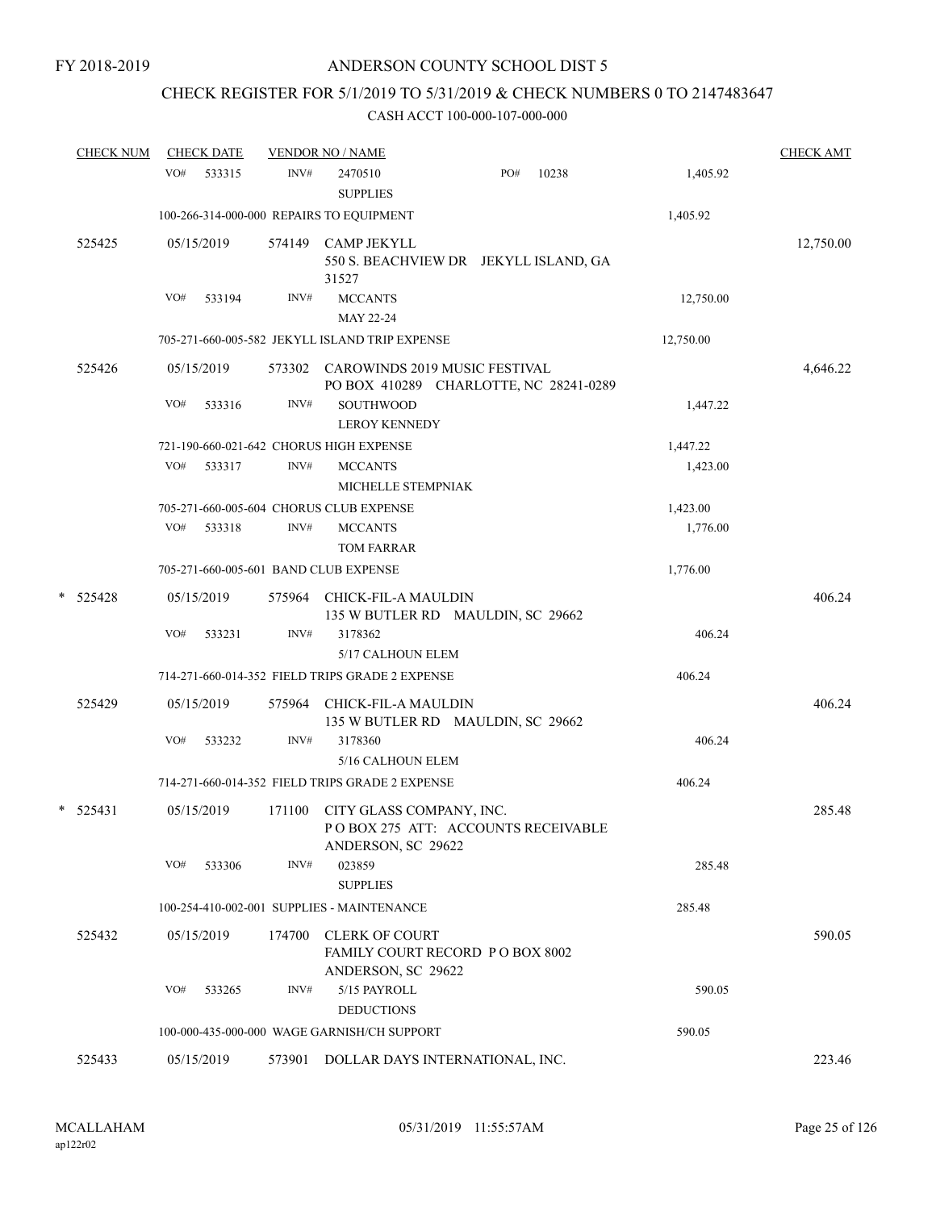FY 2018-2019

# ANDERSON COUNTY SCHOOL DIST 5

## CHECK REGISTER FOR 5/1/2019 TO 5/31/2019 & CHECK NUMBERS 0 TO 2147483647

### CASH ACCT 100-000-107-000-000

| CHECK NUM | CHECK DATE | VENDOR NO / NAME | | | CHECK AMT |
|---|---|---|---|---|---|
| | VO# 533315 | INV# | 2470510 SUPPLIES | PO# 10238 | 1,405.92 | |
| | 100-266-314-000-000 REPAIRS TO EQUIPMENT | | | 1,405.92 | |
| 525425 | 05/15/2019 | 574149 | CAMP JEKYLL 550 S. BEACHVIEW DR JEKYLL ISLAND, GA 31527 | | 12,750.00 |
| | VO# 533194 | INV# | MCCANTS MAY 22-24 | 12,750.00 | |
| | 705-271-660-005-582 JEKYLL ISLAND TRIP EXPENSE | | | 12,750.00 | |
| 525426 | 05/15/2019 | 573302 | CAROWINDS 2019 MUSIC FESTIVAL PO BOX 410289 CHARLOTTE, NC 28241-0289 | | 4,646.22 |
| | VO# 533316 | INV# | SOUTHWOOD LEROY KENNEDY | 1,447.22 | |
| | 721-190-660-021-642 CHORUS HIGH EXPENSE | | | 1,447.22 | |
| | VO# 533317 | INV# | MCCANTS MICHELLE STEMPNIAK | 1,423.00 | |
| | 705-271-660-005-604 CHORUS CLUB EXPENSE | | | 1,423.00 | |
| | VO# 533318 | INV# | MCCANTS TOM FARRAR | 1,776.00 | |
| | 705-271-660-005-601 BAND CLUB EXPENSE | | | 1,776.00 | |
| * 525428 | 05/15/2019 | 575964 | CHICK-FIL-A MAULDIN 135 W BUTLER RD MAULDIN, SC 29662 | | 406.24 |
| | VO# 533231 | INV# | 3178362 5/17 CALHOUN ELEM | 406.24 | |
| | 714-271-660-014-352 FIELD TRIPS GRADE 2 EXPENSE | | | 406.24 | |
| 525429 | 05/15/2019 | 575964 | CHICK-FIL-A MAULDIN 135 W BUTLER RD MAULDIN, SC 29662 | | 406.24 |
| | VO# 533232 | INV# | 3178360 5/16 CALHOUN ELEM | 406.24 | |
| | 714-271-660-014-352 FIELD TRIPS GRADE 2 EXPENSE | | | 406.24 | |
| * 525431 | 05/15/2019 | 171100 | CITY GLASS COMPANY, INC. P O BOX 275 ATT: ACCOUNTS RECEIVABLE ANDERSON, SC 29622 | | 285.48 |
| | VO# 533306 | INV# | 023859 SUPPLIES | 285.48 | |
| | 100-254-410-002-001 SUPPLIES - MAINTENANCE | | | 285.48 | |
| 525432 | 05/15/2019 | 174700 | CLERK OF COURT FAMILY COURT RECORD P O BOX 8002 ANDERSON, SC 29622 | | 590.05 |
| | VO# 533265 | INV# | 5/15 PAYROLL DEDUCTIONS | 590.05 | |
| | 100-000-435-000-000 WAGE GARNISH/CH SUPPORT | | | 590.05 | |
| 525433 | 05/15/2019 | 573901 | DOLLAR DAYS INTERNATIONAL, INC. | | 223.46 |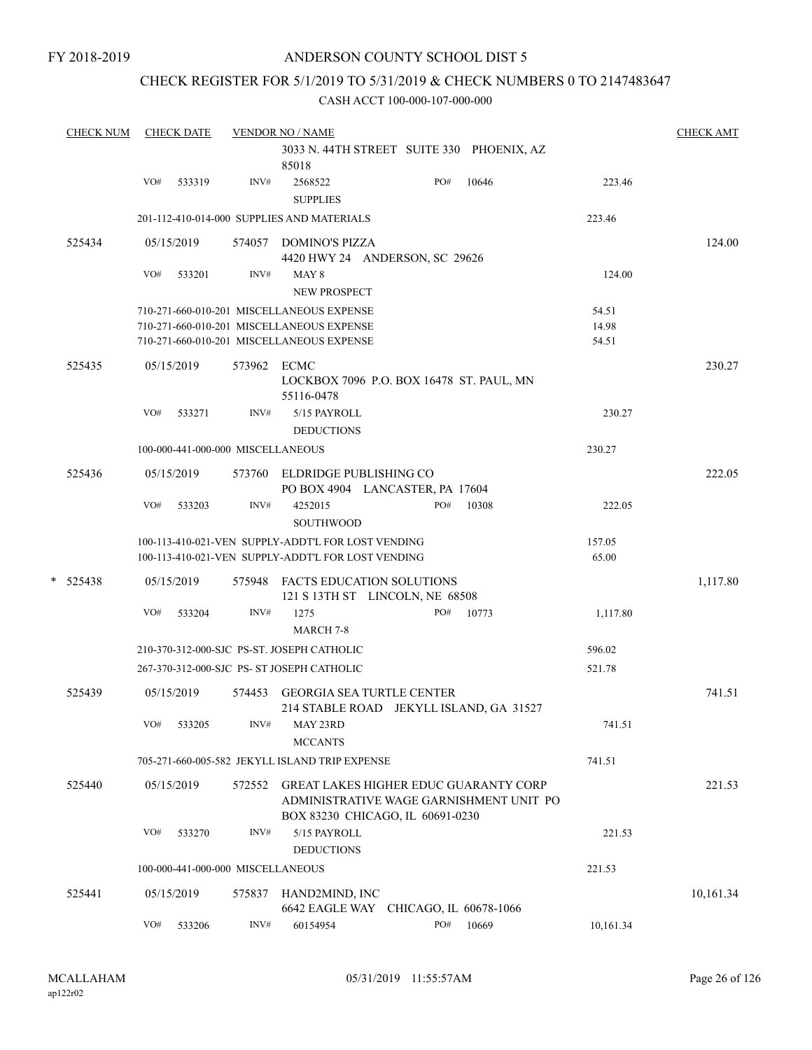FY 2018-2019

# ANDERSON COUNTY SCHOOL DIST 5

## CHECK REGISTER FOR 5/1/2019 TO 5/31/2019 & CHECK NUMBERS 0 TO 2147483647

### CASH ACCT 100-000-107-000-000

| CHECK NUM | CHECK DATE | VENDOR NO / NAME | | | | CHECK AMT |
|---|---|---|---|---|---|---|
| | | 3033 N. 44TH STREET SUITE 330 PHOENIX, AZ 85018 | | | | |
| | VO# 533319 | INV# 2568522 SUPPLIES | PO# 10646 | | 223.46 | |
| | | 201-112-410-014-000 SUPPLIES AND MATERIALS | | | 223.46 | |
| 525434 | 05/15/2019 | 574057 DOMINO'S PIZZA 4420 HWY 24 ANDERSON, SC 29626 | | | | 124.00 |
| | VO# 533201 | INV# MAY 8 NEW PROSPECT | | | 124.00 | |
| | | 710-271-660-010-201 MISCELLANEOUS EXPENSE | | | 54.51 | |
| | | 710-271-660-010-201 MISCELLANEOUS EXPENSE | | | 14.98 | |
| | | 710-271-660-010-201 MISCELLANEOUS EXPENSE | | | 54.51 | |
| 525435 | 05/15/2019 | 573962 ECMC LOCKBOX 7096 P.O. BOX 16478 ST. PAUL, MN 55116-0478 | | | | 230.27 |
| | VO# 533271 | INV# 5/15 PAYROLL DEDUCTIONS | | | 230.27 | |
| | | 100-000-441-000-000 MISCELLANEOUS | | | 230.27 | |
| 525436 | 05/15/2019 | 573760 ELDRIDGE PUBLISHING CO PO BOX 4904 LANCASTER, PA 17604 | | | | 222.05 |
| | VO# 533203 | INV# 4252015 SOUTHWOOD | PO# 10308 | | 222.05 | |
| | | 100-113-410-021-VEN SUPPLY-ADDT'L FOR LOST VENDING | | | 157.05 | |
| | | 100-113-410-021-VEN SUPPLY-ADDT'L FOR LOST VENDING | | | 65.00 | |
| * 525438 | 05/15/2019 | 575948 FACTS EDUCATION SOLUTIONS 121 S 13TH ST LINCOLN, NE 68508 | | | | 1,117.80 |
| | VO# 533204 | INV# 1275 MARCH 7-8 | PO# 10773 | | 1,117.80 | |
| | | 210-370-312-000-SJC PS-ST. JOSEPH CATHOLIC | | | 596.02 | |
| | | 267-370-312-000-SJC PS- ST JOSEPH CATHOLIC | | | 521.78 | |
| 525439 | 05/15/2019 | 574453 GEORGIA SEA TURTLE CENTER 214 STABLE ROAD JEKYLL ISLAND, GA 31527 | | | | 741.51 |
| | VO# 533205 | INV# MAY 23RD MCCANTS | | | 741.51 | |
| | | 705-271-660-005-582 JEKYLL ISLAND TRIP EXPENSE | | | 741.51 | |
| 525440 | 05/15/2019 | 572552 GREAT LAKES HIGHER EDUC GUARANTY CORP ADMINISTRATIVE WAGE GARNISHMENT UNIT PO BOX 83230 CHICAGO, IL 60691-0230 | | | | 221.53 |
| | VO# 533270 | INV# 5/15 PAYROLL DEDUCTIONS | | | 221.53 | |
| | | 100-000-441-000-000 MISCELLANEOUS | | | 221.53 | |
| 525441 | 05/15/2019 | 575837 HAND2MIND, INC 6642 EAGLE WAY CHICAGO, IL 60678-1066 | | | | 10,161.34 |
| | VO# 533206 | INV# 60154954 | PO# 10669 | | 10,161.34 | |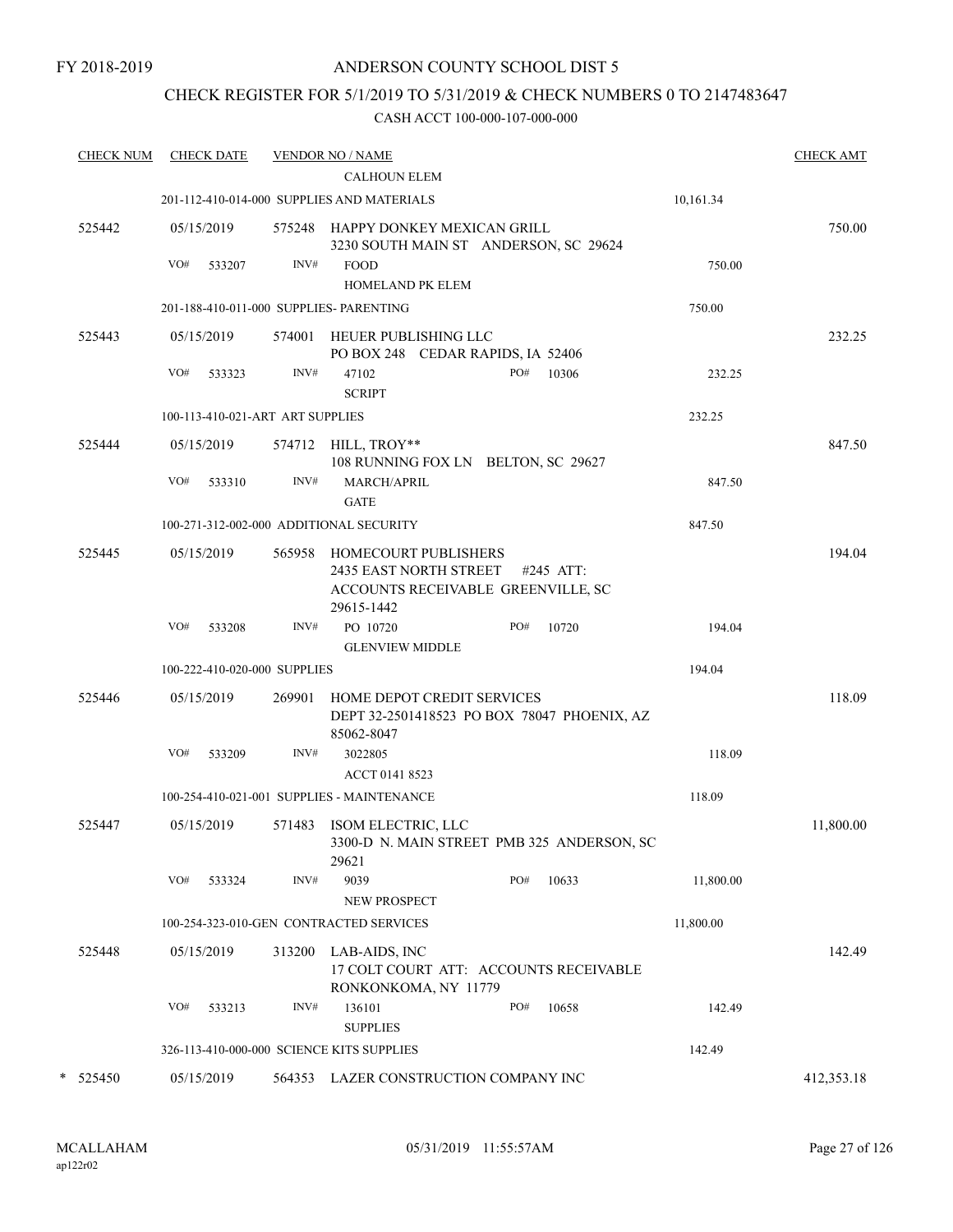FY 2018-2019

# ANDERSON COUNTY SCHOOL DIST 5

## CHECK REGISTER FOR 5/1/2019 TO 5/31/2019 & CHECK NUMBERS 0 TO 2147483647

CASH ACCT 100-000-107-000-000

| CHECK NUM | CHECK DATE | VENDOR NO / NAME | | | CHECK AMT |
|---|---|---|---|---|---|
| | | CALHOUN ELEM | | | |
| | 201-112-410-014-000 SUPPLIES AND MATERIALS | | | 10,161.34 | |
| 525442 | 05/15/2019 | 575248 HAPPY DONKEY MEXICAN GRILL<br>3230 SOUTH MAIN ST ANDERSON, SC 29624 | | | 750.00 |
| | VO# 533207 | INV# FOOD<br>HOMELAND PK ELEM | | 750.00 | |
| | 201-188-410-011-000 SUPPLIES- PARENTING | | | 750.00 | |
| 525443 | 05/15/2019 | 574001 HEUER PUBLISHING LLC<br>PO BOX 248 CEDAR RAPIDS, IA 52406 | | | 232.25 |
| | VO# 533323 | INV# 47102<br>SCRIPT | PO# 10306 | 232.25 | |
| | 100-113-410-021-ART ART SUPPLIES | | | 232.25 | |
| 525444 | 05/15/2019 | 574712 HILL, TROY**<br>108 RUNNING FOX LN BELTON, SC 29627 | | | 847.50 |
| | VO# 533310 | INV# MARCH/APRIL<br>GATE | | 847.50 | |
| | 100-271-312-002-000 ADDITIONAL SECURITY | | | 847.50 | |
| 525445 | 05/15/2019 | 565958 HOMECOURT PUBLISHERS<br>2435 EAST NORTH STREET #245 ATT:<br>ACCOUNTS RECEIVABLE GREENVILLE, SC<br>29615-1442 | | | 194.04 |
| | VO# 533208 | INV# PO 10720<br>GLENVIEW MIDDLE | PO# 10720 | 194.04 | |
| | 100-222-410-020-000 SUPPLIES | | | 194.04 | |
| 525446 | 05/15/2019 | 269901 HOME DEPOT CREDIT SERVICES<br>DEPT 32-2501418523 PO BOX 78047 PHOENIX, AZ<br>85062-8047 | | | 118.09 |
| | VO# 533209 | INV# 3022805<br>ACCT 0141 8523 | | 118.09 | |
| | 100-254-410-021-001 SUPPLIES - MAINTENANCE | | | 118.09 | |
| 525447 | 05/15/2019 | 571483 ISOM ELECTRIC, LLC<br>3300-D N. MAIN STREET PMB 325 ANDERSON, SC<br>29621 | | | 11,800.00 |
| | VO# 533324 | INV# 9039<br>NEW PROSPECT | PO# 10633 | 11,800.00 | |
| | 100-254-323-010-GEN CONTRACTED SERVICES | | | 11,800.00 | |
| 525448 | 05/15/2019 | 313200 LAB-AIDS, INC<br>17 COLT COURT ATT: ACCOUNTS RECEIVABLE<br>RONKONKOMA, NY 11779 | | | 142.49 |
| | VO# 533213 | INV# 136101<br>SUPPLIES | PO# 10658 | 142.49 | |
| | 326-113-410-000-000 SCIENCE KITS SUPPLIES | | | 142.49 | |
| * 525450 | 05/15/2019 | 564353 LAZER CONSTRUCTION COMPANY INC | | | 412,353.18 |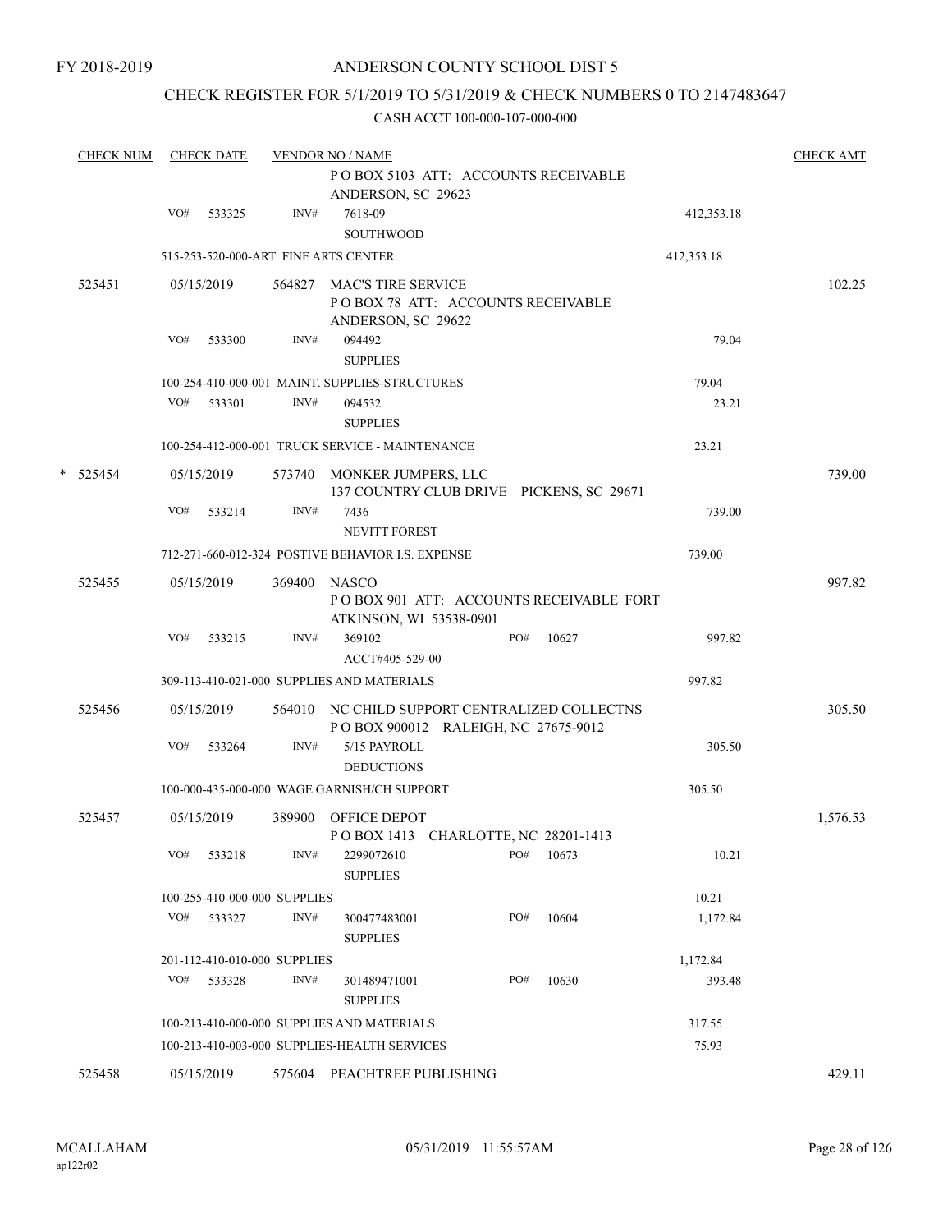FY 2018-2019

# ANDERSON COUNTY SCHOOL DIST 5

## CHECK REGISTER FOR 5/1/2019 TO 5/31/2019 & CHECK NUMBERS 0 TO 2147483647

CASH ACCT 100-000-107-000-000

| CHECK NUM | CHECK DATE | VENDOR NO / NAME | | | CHECK AMT |
|---|---|---|---|---|---|
| | | P O BOX 5103 ATT: ACCOUNTS RECEIVABLE ANDERSON, SC 29623 | | | |
| | VO# 533325 | INV# 7618-09 SOUTHWOOD | | 412,353.18 | |
| | 515-253-520-000-ART FINE ARTS CENTER | | | 412,353.18 | |
| 525451 | 05/15/2019 | 564827 MAC'S TIRE SERVICE P O BOX 78 ATT: ACCOUNTS RECEIVABLE ANDERSON, SC 29622 | | | 102.25 |
| | VO# 533300 | INV# 094492 SUPPLIES | | 79.04 | |
| | 100-254-410-000-001 MAINT. SUPPLIES-STRUCTURES | | | 79.04 | |
| | VO# 533301 | INV# 094532 SUPPLIES | | 23.21 | |
| | 100-254-412-000-001 TRUCK SERVICE - MAINTENANCE | | | 23.21 | |
| * 525454 | 05/15/2019 | 573740 MONKER JUMPERS, LLC 137 COUNTRY CLUB DRIVE PICKENS, SC 29671 | | | 739.00 |
| | VO# 533214 | INV# 7436 NEVITT FOREST | | 739.00 | |
| | 712-271-660-012-324 POSTIVE BEHAVIOR I.S. EXPENSE | | | 739.00 | |
| 525455 | 05/15/2019 | 369400 NASCO P O BOX 901 ATT: ACCOUNTS RECEIVABLE FORT ATKINSON, WI 53538-0901 | | | 997.82 |
| | VO# 533215 | INV# 369102 ACCT#405-529-00 | PO# 10627 | 997.82 | |
| | 309-113-410-021-000 SUPPLIES AND MATERIALS | | | 997.82 | |
| 525456 | 05/15/2019 | 564010 NC CHILD SUPPORT CENTRALIZED COLLECTNS P O BOX 900012 RALEIGH, NC 27675-9012 | | | 305.50 |
| | VO# 533264 | INV# 5/15 PAYROLL DEDUCTIONS | | 305.50 | |
| | 100-000-435-000-000 WAGE GARNISH/CH SUPPORT | | | 305.50 | |
| 525457 | 05/15/2019 | 389900 OFFICE DEPOT P O BOX 1413 CHARLOTTE, NC 28201-1413 | | | 1,576.53 |
| | VO# 533218 | INV# 2299072610 SUPPLIES | PO# 10673 | 10.21 | |
| | 100-255-410-000-000 SUPPLIES | | | 10.21 | |
| | VO# 533327 | INV# 300477483001 SUPPLIES | PO# 10604 | 1,172.84 | |
| | 201-112-410-010-000 SUPPLIES | | | 1,172.84 | |
| | VO# 533328 | INV# 301489471001 SUPPLIES | PO# 10630 | 393.48 | |
| | 100-213-410-000-000 SUPPLIES AND MATERIALS | | | 317.55 | |
| | 100-213-410-003-000 SUPPLIES-HEALTH SERVICES | | | 75.93 | |
| 525458 | 05/15/2019 | 575604 PEACHTREE PUBLISHING | | | 429.11 |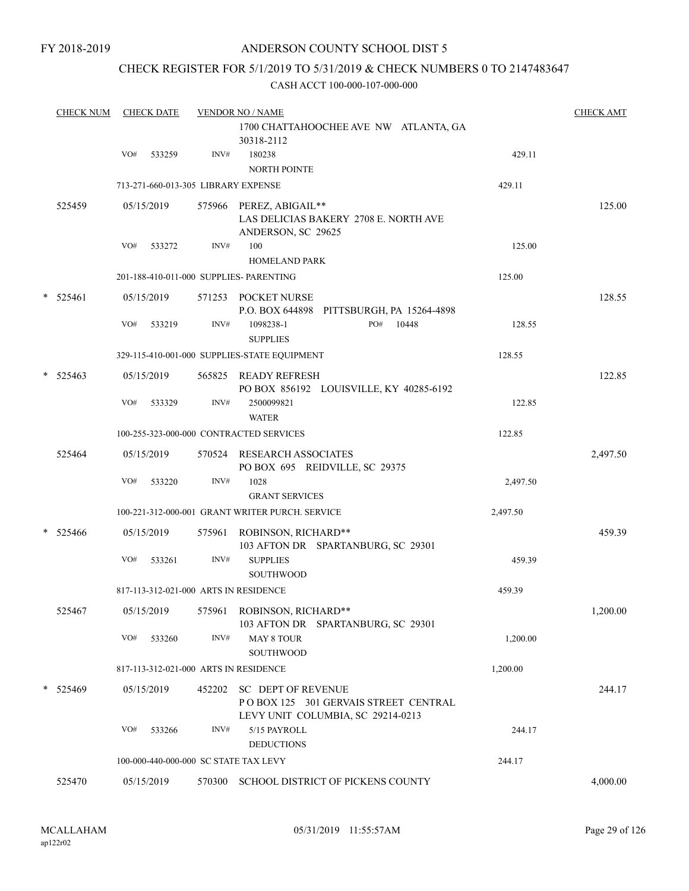FY 2018-2019

# ANDERSON COUNTY SCHOOL DIST 5

## CHECK REGISTER FOR 5/1/2019 TO 5/31/2019 & CHECK NUMBERS 0 TO 2147483647

CASH ACCT 100-000-107-000-000

| CHECK NUM | CHECK DATE | VENDOR NO / NAME | | CHECK AMT |
|---|---|---|---|---|
| | | 1700 CHATTAHOOCHEE AVE NW ATLANTA, GA 30318-2112 | | |
| | VO# 533259 | INV# 180238 NORTH POINTE | 429.11 | |
| | 713-271-660-013-305 LIBRARY EXPENSE | | 429.11 | |
| 525459 | 05/15/2019 | 575966 PEREZ, ABIGAIL** LAS DELICIAS BAKERY 2708 E. NORTH AVE ANDERSON, SC 29625 | | 125.00 |
| | VO# 533272 | INV# 100 HOMELAND PARK | 125.00 | |
| | 201-188-410-011-000 SUPPLIES- PARENTING | | 125.00 | |
| * 525461 | 05/15/2019 | 571253 POCKET NURSE P.O. BOX 644898 PITTSBURGH, PA 15264-4898 | | 128.55 |
| | VO# 533219 | INV# 1098238-1 PO# 10448 SUPPLIES | 128.55 | |
| | 329-115-410-001-000 SUPPLIES-STATE EQUIPMENT | | 128.55 | |
| * 525463 | 05/15/2019 | 565825 READY REFRESH PO BOX 856192 LOUISVILLE, KY 40285-6192 | | 122.85 |
| | VO# 533329 | INV# 2500099821 WATER | 122.85 | |
| | 100-255-323-000-000 CONTRACTED SERVICES | | 122.85 | |
| 525464 | 05/15/2019 | 570524 RESEARCH ASSOCIATES PO BOX 695 REIDVILLE, SC 29375 | | 2,497.50 |
| | VO# 533220 | INV# 1028 GRANT SERVICES | 2,497.50 | |
| | 100-221-312-000-001 GRANT WRITER PURCH. SERVICE | | 2,497.50 | |
| * 525466 | 05/15/2019 | 575961 ROBINSON, RICHARD** 103 AFTON DR SPARTANBURG, SC 29301 | | 459.39 |
| | VO# 533261 | INV# SUPPLIES SOUTHWOOD | 459.39 | |
| | 817-113-312-021-000 ARTS IN RESIDENCE | | 459.39 | |
| 525467 | 05/15/2019 | 575961 ROBINSON, RICHARD** 103 AFTON DR SPARTANBURG, SC 29301 | | 1,200.00 |
| | VO# 533260 | INV# MAY 8 TOUR SOUTHWOOD | 1,200.00 | |
| | 817-113-312-021-000 ARTS IN RESIDENCE | | 1,200.00 | |
| * 525469 | 05/15/2019 | 452202 SC DEPT OF REVENUE P O BOX 125 301 GERVAIS STREET CENTRAL LEVY UNIT COLUMBIA, SC 29214-0213 | | 244.17 |
| | VO# 533266 | INV# 5/15 PAYROLL DEDUCTIONS | 244.17 | |
| | 100-000-440-000-000 SC STATE TAX LEVY | | 244.17 | |
| 525470 | 05/15/2019 | 570300 SCHOOL DISTRICT OF PICKENS COUNTY | | 4,000.00 |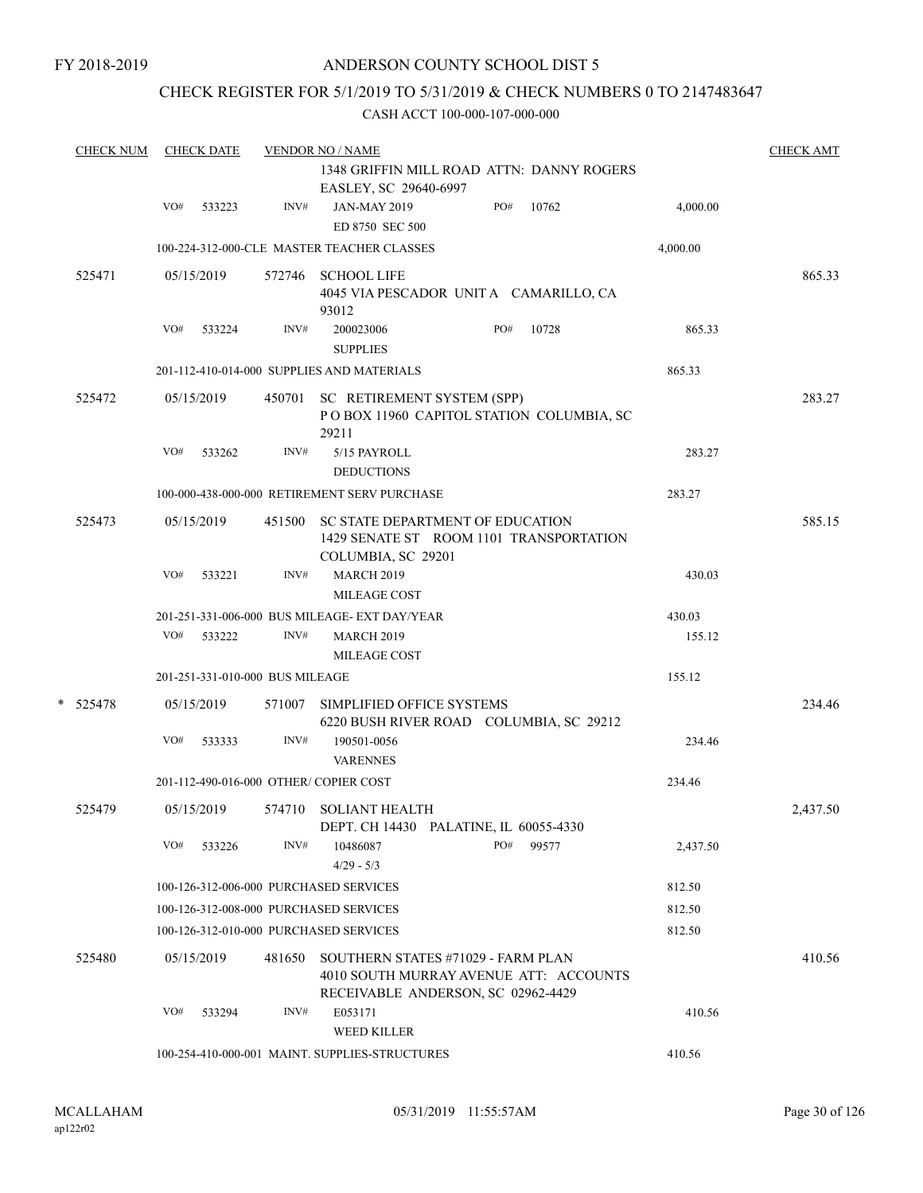FY 2018-2019

# ANDERSON COUNTY SCHOOL DIST 5

## CHECK REGISTER FOR 5/1/2019 TO 5/31/2019 & CHECK NUMBERS 0 TO 2147483647

CASH ACCT 100-000-107-000-000

| CHECK NUM | CHECK DATE | VENDOR NO / NAME | | | CHECK AMT |
|---|---|---|---|---|---|
| | | 1348 GRIFFIN MILL ROAD ATTN: DANNY ROGERS EASLEY, SC 29640-6997 | | | |
| | VO# 533223 | INV# JAN-MAY 2019 ED 8750 SEC 500 | PO# 10762 | 4,000.00 | |
| | | 100-224-312-000-CLE MASTER TEACHER CLASSES | | 4,000.00 | |
| 525471 | 05/15/2019 | 572746 SCHOOL LIFE 4045 VIA PESCADOR UNIT A CAMARILLO, CA 93012 | | | 865.33 |
| | VO# 533224 | INV# 200023006 SUPPLIES | PO# 10728 | 865.33 | |
| | | 201-112-410-014-000 SUPPLIES AND MATERIALS | | 865.33 | |
| 525472 | 05/15/2019 | 450701 SC RETIREMENT SYSTEM (SPP) P O BOX 11960 CAPITOL STATION COLUMBIA, SC 29211 | | | 283.27 |
| | VO# 533262 | INV# 5/15 PAYROLL DEDUCTIONS | | 283.27 | |
| | | 100-000-438-000-000 RETIREMENT SERV PURCHASE | | 283.27 | |
| 525473 | 05/15/2019 | 451500 SC STATE DEPARTMENT OF EDUCATION 1429 SENATE ST ROOM 1101 TRANSPORTATION COLUMBIA, SC 29201 | | | 585.15 |
| | VO# 533221 | INV# MARCH 2019 MILEAGE COST | | 430.03 | |
| | | 201-251-331-006-000 BUS MILEAGE- EXT DAY/YEAR | | 430.03 | |
| | VO# 533222 | INV# MARCH 2019 MILEAGE COST | | 155.12 | |
| | | 201-251-331-010-000 BUS MILEAGE | | 155.12 | |
| * 525478 | 05/15/2019 | 571007 SIMPLIFIED OFFICE SYSTEMS 6220 BUSH RIVER ROAD COLUMBIA, SC 29212 | | | 234.46 |
| | VO# 533333 | INV# 190501-0056 VARENNES | | 234.46 | |
| | | 201-112-490-016-000 OTHER/ COPIER COST | | 234.46 | |
| 525479 | 05/15/2019 | 574710 SOLIANT HEALTH DEPT. CH 14430 PALATINE, IL 60055-4330 | | | 2,437.50 |
| | VO# 533226 | INV# 10486087 4/29 - 5/3 | PO# 99577 | 2,437.50 | |
| | | 100-126-312-006-000 PURCHASED SERVICES | | 812.50 | |
| | | 100-126-312-008-000 PURCHASED SERVICES | | 812.50 | |
| | | 100-126-312-010-000 PURCHASED SERVICES | | 812.50 | |
| 525480 | 05/15/2019 | 481650 SOUTHERN STATES #71029 - FARM PLAN 4010 SOUTH MURRAY AVENUE ATT: ACCOUNTS RECEIVABLE ANDERSON, SC 02962-4429 | | | 410.56 |
| | VO# 533294 | INV# E053171 WEED KILLER | | 410.56 | |
| | | 100-254-410-000-001 MAINT. SUPPLIES-STRUCTURES | | 410.56 | |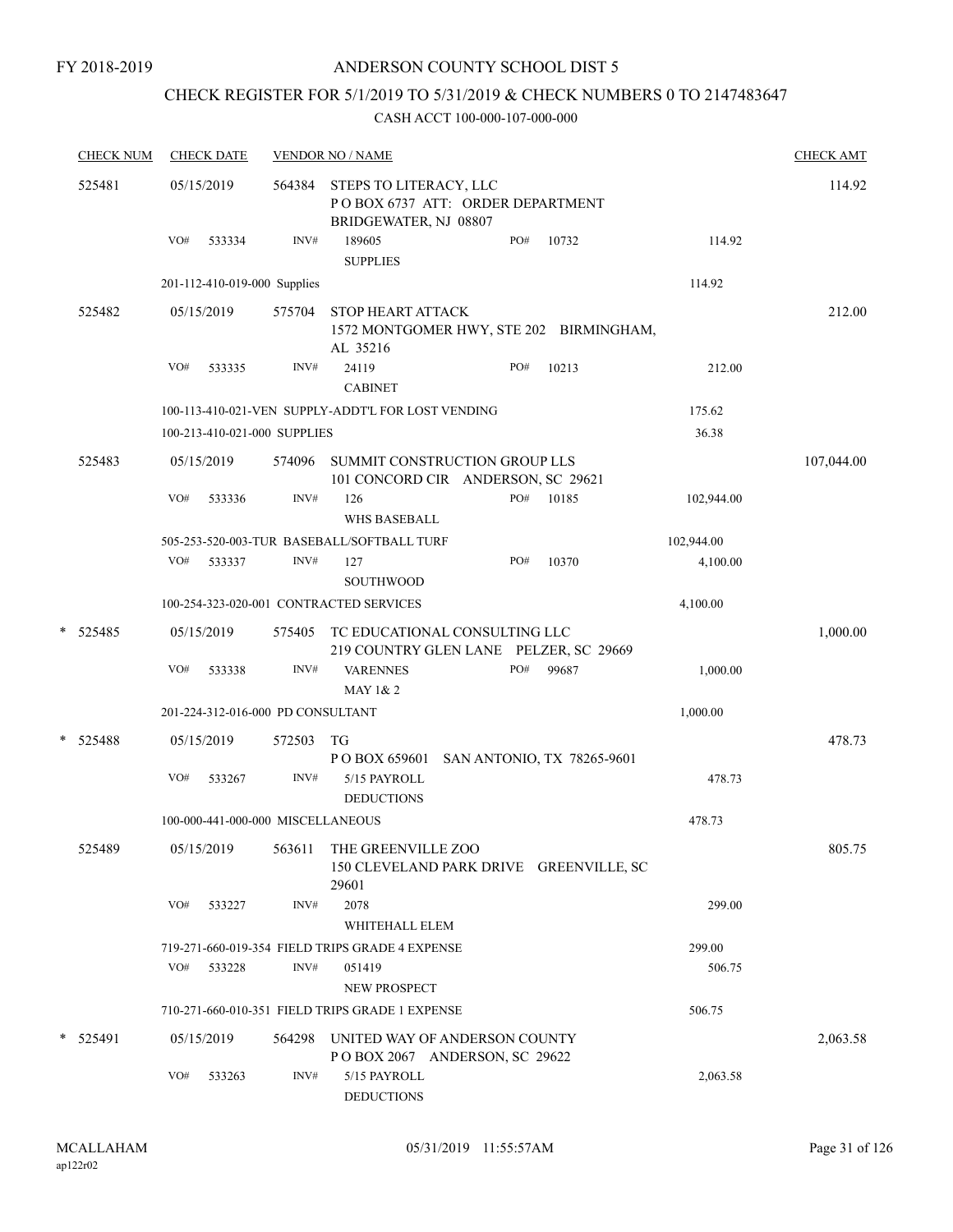FY 2018-2019

# ANDERSON COUNTY SCHOOL DIST 5

## CHECK REGISTER FOR 5/1/2019 TO 5/31/2019 & CHECK NUMBERS 0 TO 2147483647

CASH ACCT 100-000-107-000-000

| CHECK NUM | CHECK DATE | VENDOR NO / NAME | | | CHECK AMT |
|---|---|---|---|---|---|
| 525481 | 05/15/2019 | 564384 STEPS TO LITERACY, LLC<br>P O BOX 6737 ATT: ORDER DEPARTMENT<br>BRIDGEWATER, NJ 08807 | | | 114.92 |
| | VO# 533334 | INV# 189605<br>SUPPLIES | PO# 10732 | 114.92 | |
| | 201-112-410-019-000 Supplies | | | 114.92 | |
| 525482 | 05/15/2019 | 575704 STOP HEART ATTACK<br>1572 MONTGOMER HWY, STE 202 BIRMINGHAM, AL 35216 | | | 212.00 |
| | VO# 533335 | INV# 24119<br>CABINET | PO# 10213 | 212.00 | |
| | 100-113-410-021-VEN SUPPLY-ADDT'L FOR LOST VENDING | | | 175.62 | |
| | 100-213-410-021-000 SUPPLIES | | | 36.38 | |
| 525483 | 05/15/2019 | 574096 SUMMIT CONSTRUCTION GROUP LLS<br>101 CONCORD CIR ANDERSON, SC 29621 | | | 107,044.00 |
| | VO# 533336 | INV# 126<br>WHS BASEBALL | PO# 10185 | 102,944.00 | |
| | 505-253-520-003-TUR BASEBALL/SOFTBALL TURF | | | 102,944.00 | |
| | VO# 533337 | INV# 127<br>SOUTHWOOD | PO# 10370 | 4,100.00 | |
| | 100-254-323-020-001 CONTRACTED SERVICES | | | 4,100.00 | |
| * 525485 | 05/15/2019 | 575405 TC EDUCATIONAL CONSULTING LLC<br>219 COUNTRY GLEN LANE PELZER, SC 29669 | | | 1,000.00 |
| | VO# 533338 | INV# VARENNES<br>MAY 1& 2 | PO# 99687 | 1,000.00 | |
| | 201-224-312-016-000 PD CONSULTANT | | | 1,000.00 | |
| * 525488 | 05/15/2019 | 572503 TG<br>P O BOX 659601 SAN ANTONIO, TX 78265-9601 | | | 478.73 |
| | VO# 533267 | INV# 5/15 PAYROLL<br>DEDUCTIONS | | 478.73 | |
| | 100-000-441-000-000 MISCELLANEOUS | | | 478.73 | |
| 525489 | 05/15/2019 | 563611 THE GREENVILLE ZOO<br>150 CLEVELAND PARK DRIVE GREENVILLE, SC 29601 | | | 805.75 |
| | VO# 533227 | INV# 2078<br>WHITEHALL ELEM | | 299.00 | |
| | 719-271-660-019-354 FIELD TRIPS GRADE 4 EXPENSE | | | 299.00 | |
| | VO# 533228 | INV# 051419<br>NEW PROSPECT | | 506.75 | |
| | 710-271-660-010-351 FIELD TRIPS GRADE 1 EXPENSE | | | 506.75 | |
| * 525491 | 05/15/2019 | 564298 UNITED WAY OF ANDERSON COUNTY<br>P O BOX 2067 ANDERSON, SC 29622 | | | 2,063.58 |
| | VO# 533263 | INV# 5/15 PAYROLL<br>DEDUCTIONS | | 2,063.58 | |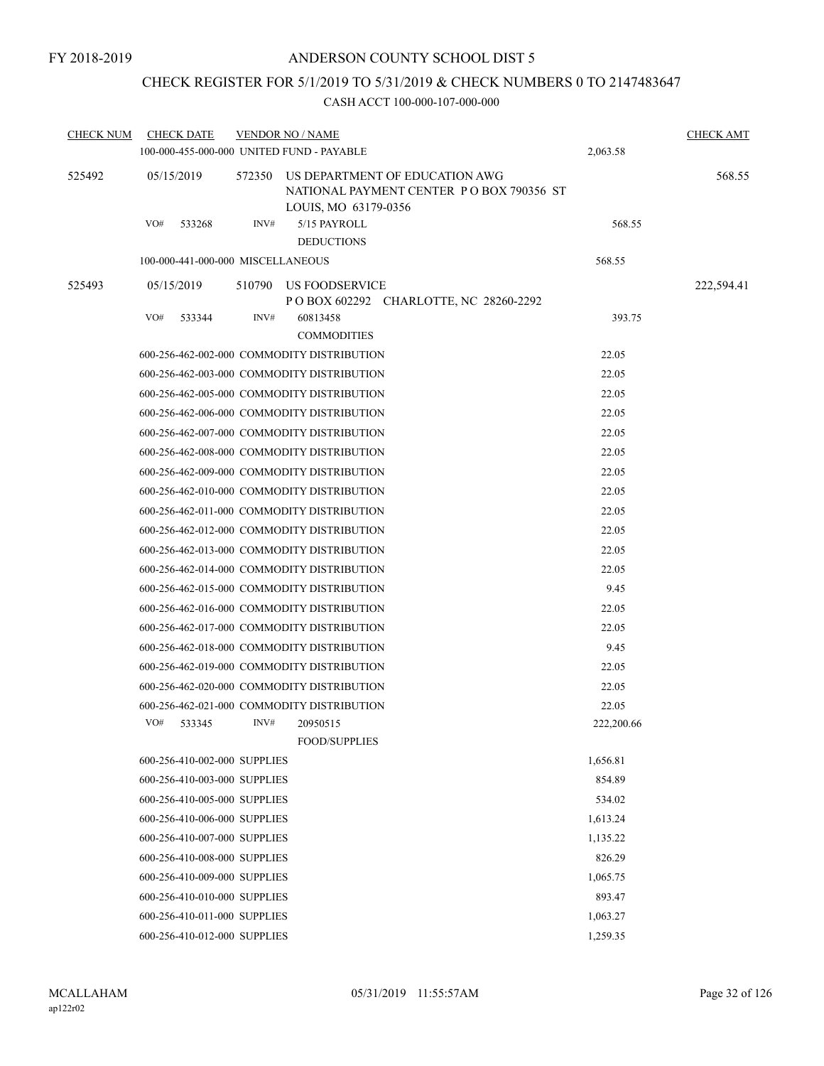FY 2018-2019

ANDERSON COUNTY SCHOOL DIST 5

CHECK REGISTER FOR 5/1/2019 TO 5/31/2019 & CHECK NUMBERS 0 TO 2147483647

CASH ACCT 100-000-107-000-000

| CHECK NUM | CHECK DATE | VENDOR NO / NAME | | CHECK AMT |
|---|---|---|---|---|
| | 100-000-455-000-000 UNITED FUND - PAYABLE | | 2,063.58 | |
| 525492 | 05/15/2019 | 572350 US DEPARTMENT OF EDUCATION AWG NATIONAL PAYMENT CENTER P O BOX 790356 ST LOUIS, MO 63179-0356 | | 568.55 |
| | VO# 533268 | INV# 5/15 PAYROLL DEDUCTIONS | 568.55 | |
| | 100-000-441-000-000 MISCELLANEOUS | | 568.55 | |
| 525493 | 05/15/2019 | 510790 US FOODSERVICE P O BOX 602292 CHARLOTTE, NC 28260-2292 | | 222,594.41 |
| | VO# 533344 | INV# 60813458 COMMODITIES | 393.75 | |
| | 600-256-462-002-000 COMMODITY DISTRIBUTION | | 22.05 | |
| | 600-256-462-003-000 COMMODITY DISTRIBUTION | | 22.05 | |
| | 600-256-462-005-000 COMMODITY DISTRIBUTION | | 22.05 | |
| | 600-256-462-006-000 COMMODITY DISTRIBUTION | | 22.05 | |
| | 600-256-462-007-000 COMMODITY DISTRIBUTION | | 22.05 | |
| | 600-256-462-008-000 COMMODITY DISTRIBUTION | | 22.05 | |
| | 600-256-462-009-000 COMMODITY DISTRIBUTION | | 22.05 | |
| | 600-256-462-010-000 COMMODITY DISTRIBUTION | | 22.05 | |
| | 600-256-462-011-000 COMMODITY DISTRIBUTION | | 22.05 | |
| | 600-256-462-012-000 COMMODITY DISTRIBUTION | | 22.05 | |
| | 600-256-462-013-000 COMMODITY DISTRIBUTION | | 22.05 | |
| | 600-256-462-014-000 COMMODITY DISTRIBUTION | | 22.05 | |
| | 600-256-462-015-000 COMMODITY DISTRIBUTION | | 9.45 | |
| | 600-256-462-016-000 COMMODITY DISTRIBUTION | | 22.05 | |
| | 600-256-462-017-000 COMMODITY DISTRIBUTION | | 22.05 | |
| | 600-256-462-018-000 COMMODITY DISTRIBUTION | | 9.45 | |
| | 600-256-462-019-000 COMMODITY DISTRIBUTION | | 22.05 | |
| | 600-256-462-020-000 COMMODITY DISTRIBUTION | | 22.05 | |
| | 600-256-462-021-000 COMMODITY DISTRIBUTION | | 22.05 | |
| | VO# 533345 | INV# 20950515 FOOD/SUPPLIES | 222,200.66 | |
| | 600-256-410-002-000 SUPPLIES | | 1,656.81 | |
| | 600-256-410-003-000 SUPPLIES | | 854.89 | |
| | 600-256-410-005-000 SUPPLIES | | 534.02 | |
| | 600-256-410-006-000 SUPPLIES | | 1,613.24 | |
| | 600-256-410-007-000 SUPPLIES | | 1,135.22 | |
| | 600-256-410-008-000 SUPPLIES | | 826.29 | |
| | 600-256-410-009-000 SUPPLIES | | 1,065.75 | |
| | 600-256-410-010-000 SUPPLIES | | 893.47 | |
| | 600-256-410-011-000 SUPPLIES | | 1,063.27 | |
| | 600-256-410-012-000 SUPPLIES | | 1,259.35 | |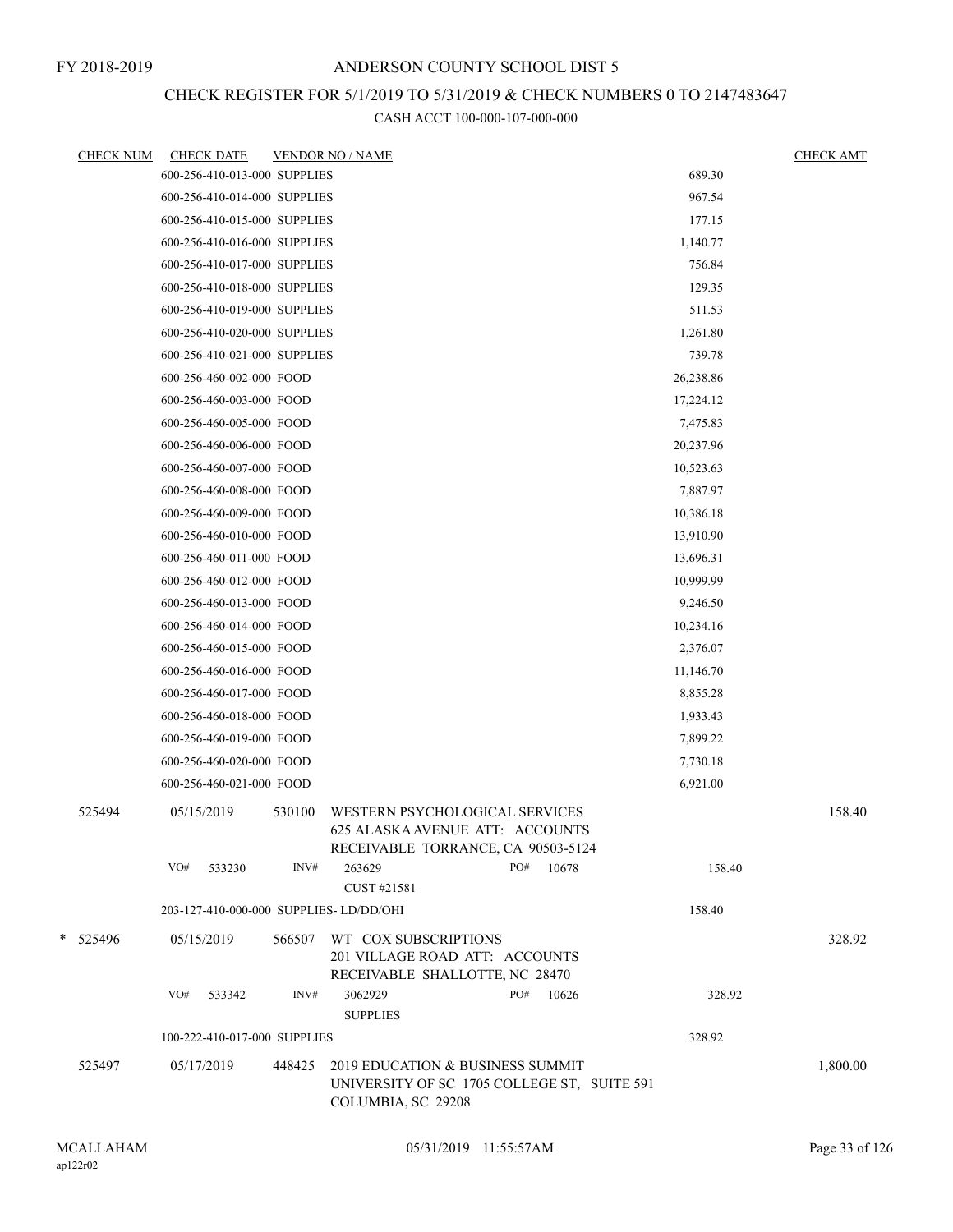FY 2018-2019

# ANDERSON COUNTY SCHOOL DIST 5

## CHECK REGISTER FOR 5/1/2019 TO 5/31/2019 & CHECK NUMBERS 0 TO 2147483647

### CASH ACCT 100-000-107-000-000

| CHECK NUM | CHECK DATE | VENDOR NO / NAME | | CHECK AMT |
|---|---|---|---|---|
| | 600-256-410-013-000 SUPPLIES | | 689.30 | |
| | 600-256-410-014-000 SUPPLIES | | 967.54 | |
| | 600-256-410-015-000 SUPPLIES | | 177.15 | |
| | 600-256-410-016-000 SUPPLIES | | 1,140.77 | |
| | 600-256-410-017-000 SUPPLIES | | 756.84 | |
| | 600-256-410-018-000 SUPPLIES | | 129.35 | |
| | 600-256-410-019-000 SUPPLIES | | 511.53 | |
| | 600-256-410-020-000 SUPPLIES | | 1,261.80 | |
| | 600-256-410-021-000 SUPPLIES | | 739.78 | |
| | 600-256-460-002-000 FOOD | | 26,238.86 | |
| | 600-256-460-003-000 FOOD | | 17,224.12 | |
| | 600-256-460-005-000 FOOD | | 7,475.83 | |
| | 600-256-460-006-000 FOOD | | 20,237.96 | |
| | 600-256-460-007-000 FOOD | | 10,523.63 | |
| | 600-256-460-008-000 FOOD | | 7,887.97 | |
| | 600-256-460-009-000 FOOD | | 10,386.18 | |
| | 600-256-460-010-000 FOOD | | 13,910.90 | |
| | 600-256-460-011-000 FOOD | | 13,696.31 | |
| | 600-256-460-012-000 FOOD | | 10,999.99 | |
| | 600-256-460-013-000 FOOD | | 9,246.50 | |
| | 600-256-460-014-000 FOOD | | 10,234.16 | |
| | 600-256-460-015-000 FOOD | | 2,376.07 | |
| | 600-256-460-016-000 FOOD | | 11,146.70 | |
| | 600-256-460-017-000 FOOD | | 8,855.28 | |
| | 600-256-460-018-000 FOOD | | 1,933.43 | |
| | 600-256-460-019-000 FOOD | | 7,899.22 | |
| | 600-256-460-020-000 FOOD | | 7,730.18 | |
| | 600-256-460-021-000 FOOD | | 6,921.00 | |
| 525494 | 05/15/2019 | 530100 WESTERN PSYCHOLOGICAL SERVICES 625 ALASKA AVENUE ATT: ACCOUNTS RECEIVABLE TORRANCE, CA 90503-5124 | | 158.40 |
| | VO# 533230 | INV# 263629 CUST #21581 PO# 10678 | 158.40 | |
| | 203-127-410-000-000 SUPPLIES- LD/DD/OHI | | 158.40 | |
| * 525496 | 05/15/2019 | 566507 WT COX SUBSCRIPTIONS 201 VILLAGE ROAD ATT: ACCOUNTS RECEIVABLE SHALLOTTE, NC 28470 | | 328.92 |
| | VO# 533342 | INV# 3062929 SUPPLIES PO# 10626 | 328.92 | |
| | 100-222-410-017-000 SUPPLIES | | 328.92 | |
| 525497 | 05/17/2019 | 448425 2019 EDUCATION & BUSINESS SUMMIT UNIVERSITY OF SC 1705 COLLEGE ST, SUITE 591 COLUMBIA, SC 29208 | | 1,800.00 |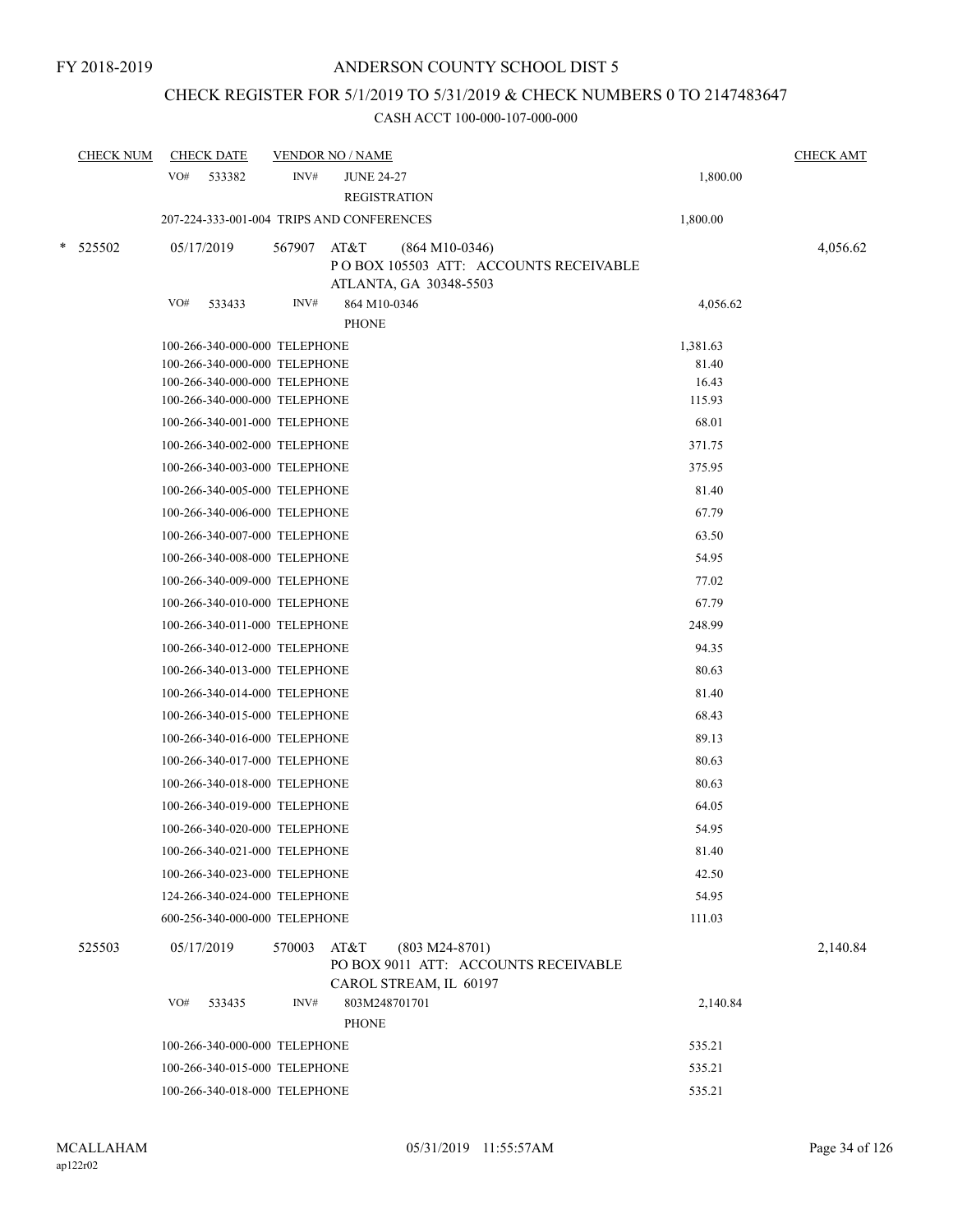FY 2018-2019

# ANDERSON COUNTY SCHOOL DIST 5

## CHECK REGISTER FOR 5/1/2019 TO 5/31/2019 & CHECK NUMBERS 0 TO 2147483647

### CASH ACCT 100-000-107-000-000

| CHECK NUM | CHECK DATE | VENDOR NO / NAME | | CHECK AMT |
|---|---|---|---|---|
| | VO# 533382 | INV# JUNE 24-27 REGISTRATION | 1,800.00 | |
| | 207-224-333-001-004 TRIPS AND CONFERENCES | | 1,800.00 | |
| * 525502 | 05/17/2019 | 567907 AT&T (864 M10-0346) P O BOX 105503 ATT: ACCOUNTS RECEIVABLE ATLANTA, GA 30348-5503 | | 4,056.62 |
| | VO# 533433 | INV# 864 M10-0346 PHONE | 4,056.62 | |
| | 100-266-340-000-000 TELEPHONE | | 1,381.63 | |
| | 100-266-340-000-000 TELEPHONE | | 81.40 | |
| | 100-266-340-000-000 TELEPHONE | | 16.43 | |
| | 100-266-340-000-000 TELEPHONE | | 115.93 | |
| | 100-266-340-001-000 TELEPHONE | | 68.01 | |
| | 100-266-340-002-000 TELEPHONE | | 371.75 | |
| | 100-266-340-003-000 TELEPHONE | | 375.95 | |
| | 100-266-340-005-000 TELEPHONE | | 81.40 | |
| | 100-266-340-006-000 TELEPHONE | | 67.79 | |
| | 100-266-340-007-000 TELEPHONE | | 63.50 | |
| | 100-266-340-008-000 TELEPHONE | | 54.95 | |
| | 100-266-340-009-000 TELEPHONE | | 77.02 | |
| | 100-266-340-010-000 TELEPHONE | | 67.79 | |
| | 100-266-340-011-000 TELEPHONE | | 248.99 | |
| | 100-266-340-012-000 TELEPHONE | | 94.35 | |
| | 100-266-340-013-000 TELEPHONE | | 80.63 | |
| | 100-266-340-014-000 TELEPHONE | | 81.40 | |
| | 100-266-340-015-000 TELEPHONE | | 68.43 | |
| | 100-266-340-016-000 TELEPHONE | | 89.13 | |
| | 100-266-340-017-000 TELEPHONE | | 80.63 | |
| | 100-266-340-018-000 TELEPHONE | | 80.63 | |
| | 100-266-340-019-000 TELEPHONE | | 64.05 | |
| | 100-266-340-020-000 TELEPHONE | | 54.95 | |
| | 100-266-340-021-000 TELEPHONE | | 81.40 | |
| | 100-266-340-023-000 TELEPHONE | | 42.50 | |
| | 124-266-340-024-000 TELEPHONE | | 54.95 | |
| | 600-256-340-000-000 TELEPHONE | | 111.03 | |
| 525503 | 05/17/2019 | 570003 AT&T (803 M24-8701) PO BOX 9011 ATT: ACCOUNTS RECEIVABLE CAROL STREAM, IL 60197 | | 2,140.84 |
| | VO# 533435 | INV# 803M248701701 PHONE | 2,140.84 | |
| | 100-266-340-000-000 TELEPHONE | | 535.21 | |
| | 100-266-340-015-000 TELEPHONE | | 535.21 | |
| | 100-266-340-018-000 TELEPHONE | | 535.21 | |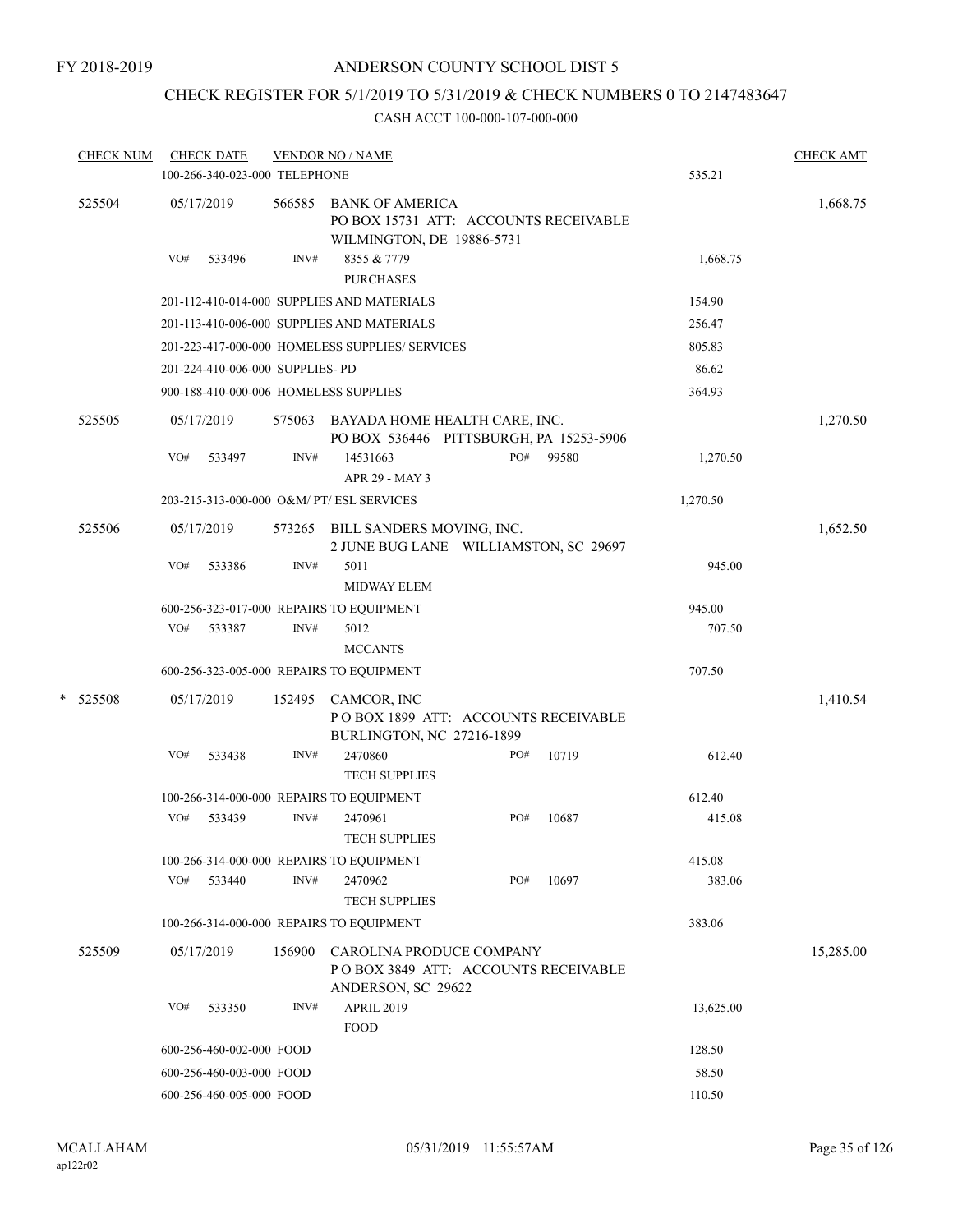FY 2018-2019

# ANDERSON COUNTY SCHOOL DIST 5

## CHECK REGISTER FOR 5/1/2019 TO 5/31/2019 & CHECK NUMBERS 0 TO 2147483647

### CASH ACCT 100-000-107-000-000

| CHECK NUM | CHECK DATE | VENDOR NO / NAME | | CHECK AMT |
|---|---|---|---|---|
| | 100-266-340-023-000 TELEPHONE | | 535.21 | |
| 525504 | 05/17/2019 | 566585 BANK OF AMERICA<br>PO BOX 15731 ATT: ACCOUNTS RECEIVABLE<br>WILMINGTON, DE 19886-5731 | | 1,668.75 |
| | VO# 533496 | INV# 8355 & 7779<br>PURCHASES | 1,668.75 | |
| | 201-112-410-014-000 SUPPLIES AND MATERIALS | | 154.90 | |
| | 201-113-410-006-000 SUPPLIES AND MATERIALS | | 256.47 | |
| | 201-223-417-000-000 HOMELESS SUPPLIES/ SERVICES | | 805.83 | |
| | 201-224-410-006-000 SUPPLIES- PD | | 86.62 | |
| | 900-188-410-000-006 HOMELESS SUPPLIES | | 364.93 | |
| 525505 | 05/17/2019 | 575063 BAYADA HOME HEALTH CARE, INC.<br>PO BOX 536446 PITTSBURGH, PA 15253-5906 | | 1,270.50 |
| | VO# 533497 | INV# 14531663 PO# 99580<br>APR 29 - MAY 3 | 1,270.50 | |
| | 203-215-313-000-000 O&M/ PT/ ESL SERVICES | | 1,270.50 | |
| 525506 | 05/17/2019 | 573265 BILL SANDERS MOVING, INC.<br>2 JUNE BUG LANE WILLIAMSTON, SC 29697 | | 1,652.50 |
| | VO# 533386 | INV# 5011<br>MIDWAY ELEM | 945.00 | |
| | 600-256-323-017-000 REPAIRS TO EQUIPMENT | | 945.00 | |
| | VO# 533387 | INV# 5012<br>MCCANTS | 707.50 | |
| | 600-256-323-005-000 REPAIRS TO EQUIPMENT | | 707.50 | |
| * 525508 | 05/17/2019 | 152495 CAMCOR, INC<br>P O BOX 1899 ATT: ACCOUNTS RECEIVABLE<br>BURLINGTON, NC 27216-1899 | | 1,410.54 |
| | VO# 533438 | INV# 2470860 PO# 10719<br>TECH SUPPLIES | 612.40 | |
| | 100-266-314-000-000 REPAIRS TO EQUIPMENT | | 612.40 | |
| | VO# 533439 | INV# 2470961 PO# 10687<br>TECH SUPPLIES | 415.08 | |
| | 100-266-314-000-000 REPAIRS TO EQUIPMENT | | 415.08 | |
| | VO# 533440 | INV# 2470962 PO# 10697<br>TECH SUPPLIES | 383.06 | |
| | 100-266-314-000-000 REPAIRS TO EQUIPMENT | | 383.06 | |
| 525509 | 05/17/2019 | 156900 CAROLINA PRODUCE COMPANY<br>P O BOX 3849 ATT: ACCOUNTS RECEIVABLE<br>ANDERSON, SC 29622 | | 15,285.00 |
| | VO# 533350 | INV# APRIL 2019<br>FOOD | 13,625.00 | |
| | 600-256-460-002-000 FOOD | | 128.50 | |
| | 600-256-460-003-000 FOOD | | 58.50 | |
| | 600-256-460-005-000 FOOD | | 110.50 | |

MCALLAHAM
ap122r02

05/31/2019 11:55:57AM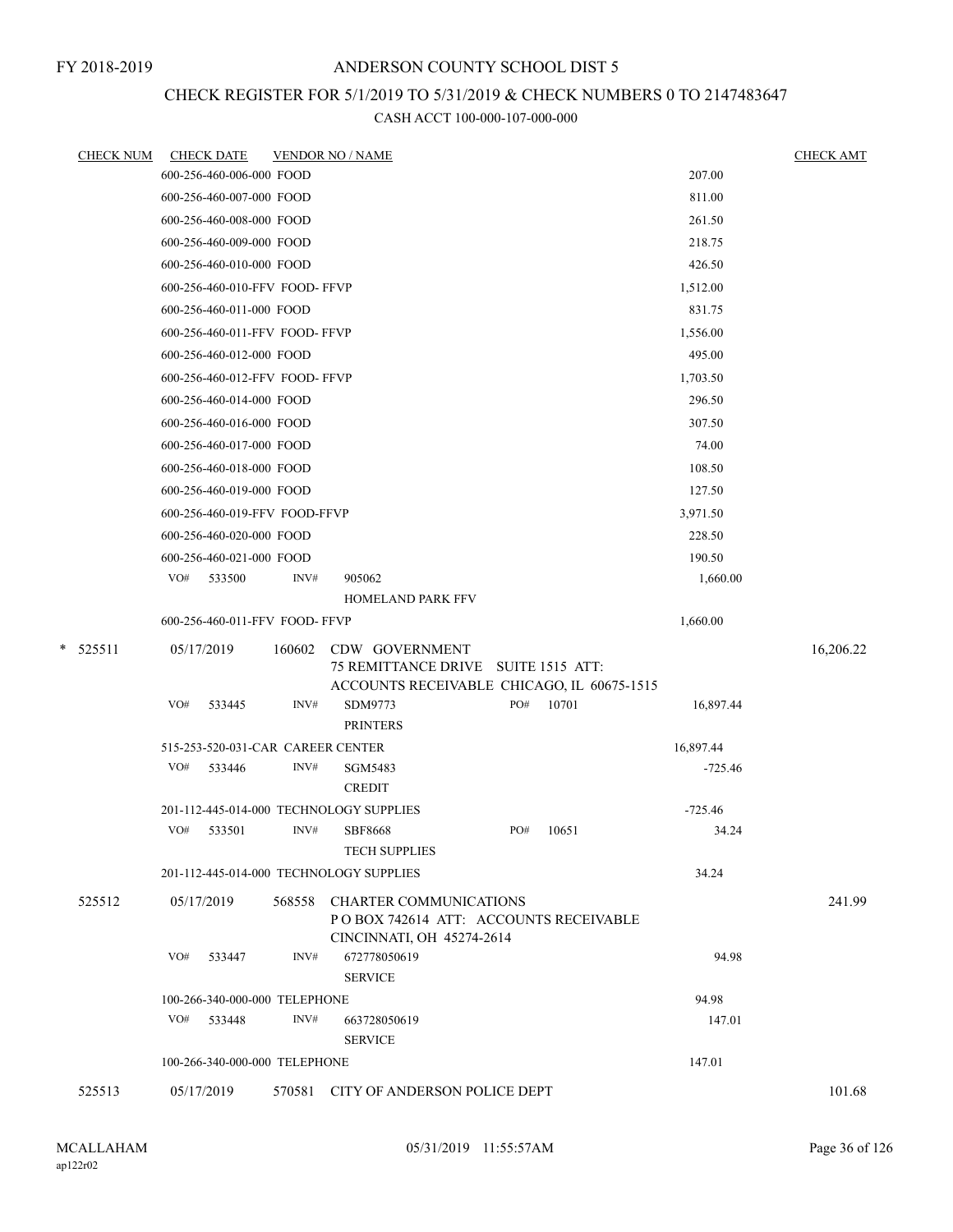FY 2018-2019

# ANDERSON COUNTY SCHOOL DIST 5

## CHECK REGISTER FOR 5/1/2019 TO 5/31/2019 & CHECK NUMBERS 0 TO 2147483647

CASH ACCT 100-000-107-000-000

| CHECK NUM | CHECK DATE | VENDOR NO / NAME | | CHECK AMT |
|---|---|---|---|---|
| | 600-256-460-006-000 FOOD | | 207.00 | |
| | 600-256-460-007-000 FOOD | | 811.00 | |
| | 600-256-460-008-000 FOOD | | 261.50 | |
| | 600-256-460-009-000 FOOD | | 218.75 | |
| | 600-256-460-010-000 FOOD | | 426.50 | |
| | 600-256-460-010-FFV FOOD- FFVP | | 1,512.00 | |
| | 600-256-460-011-000 FOOD | | 831.75 | |
| | 600-256-460-011-FFV FOOD- FFVP | | 1,556.00 | |
| | 600-256-460-012-000 FOOD | | 495.00 | |
| | 600-256-460-012-FFV FOOD- FFVP | | 1,703.50 | |
| | 600-256-460-014-000 FOOD | | 296.50 | |
| | 600-256-460-016-000 FOOD | | 307.50 | |
| | 600-256-460-017-000 FOOD | | 74.00 | |
| | 600-256-460-018-000 FOOD | | 108.50 | |
| | 600-256-460-019-000 FOOD | | 127.50 | |
| | 600-256-460-019-FFV FOOD-FFVP | | 3,971.50 | |
| | 600-256-460-020-000 FOOD | | 228.50 | |
| | 600-256-460-021-000 FOOD | | 190.50 | |
| | VO# 533500 INV# | 905062 HOMELAND PARK FFV | 1,660.00 | |
| | 600-256-460-011-FFV FOOD- FFVP | | 1,660.00 | |
| * 525511 | 05/17/2019 | 160602 CDW GOVERNMENT 75 REMITTANCE DRIVE SUITE 1515 ATT: ACCOUNTS RECEIVABLE CHICAGO, IL 60675-1515 | | 16,206.22 |
| | VO# 533445 INV# | SDM9773 PO# 10701 PRINTERS | 16,897.44 | |
| | 515-253-520-031-CAR CAREER CENTER | | 16,897.44 | |
| | VO# 533446 INV# | SGM5483 CREDIT | -725.46 | |
| | 201-112-445-014-000 TECHNOLOGY SUPPLIES | | -725.46 | |
| | VO# 533501 INV# | SBF8668 PO# 10651 TECH SUPPLIES | 34.24 | |
| | 201-112-445-014-000 TECHNOLOGY SUPPLIES | | 34.24 | |
| 525512 | 05/17/2019 | 568558 CHARTER COMMUNICATIONS P O BOX 742614 ATT: ACCOUNTS RECEIVABLE CINCINNATI, OH 45274-2614 | | 241.99 |
| | VO# 533447 INV# | 672778050619 SERVICE | 94.98 | |
| | 100-266-340-000-000 TELEPHONE | | 94.98 | |
| | VO# 533448 INV# | 663728050619 SERVICE | 147.01 | |
| | 100-266-340-000-000 TELEPHONE | | 147.01 | |
| 525513 | 05/17/2019 | 570581 CITY OF ANDERSON POLICE DEPT | | 101.68 |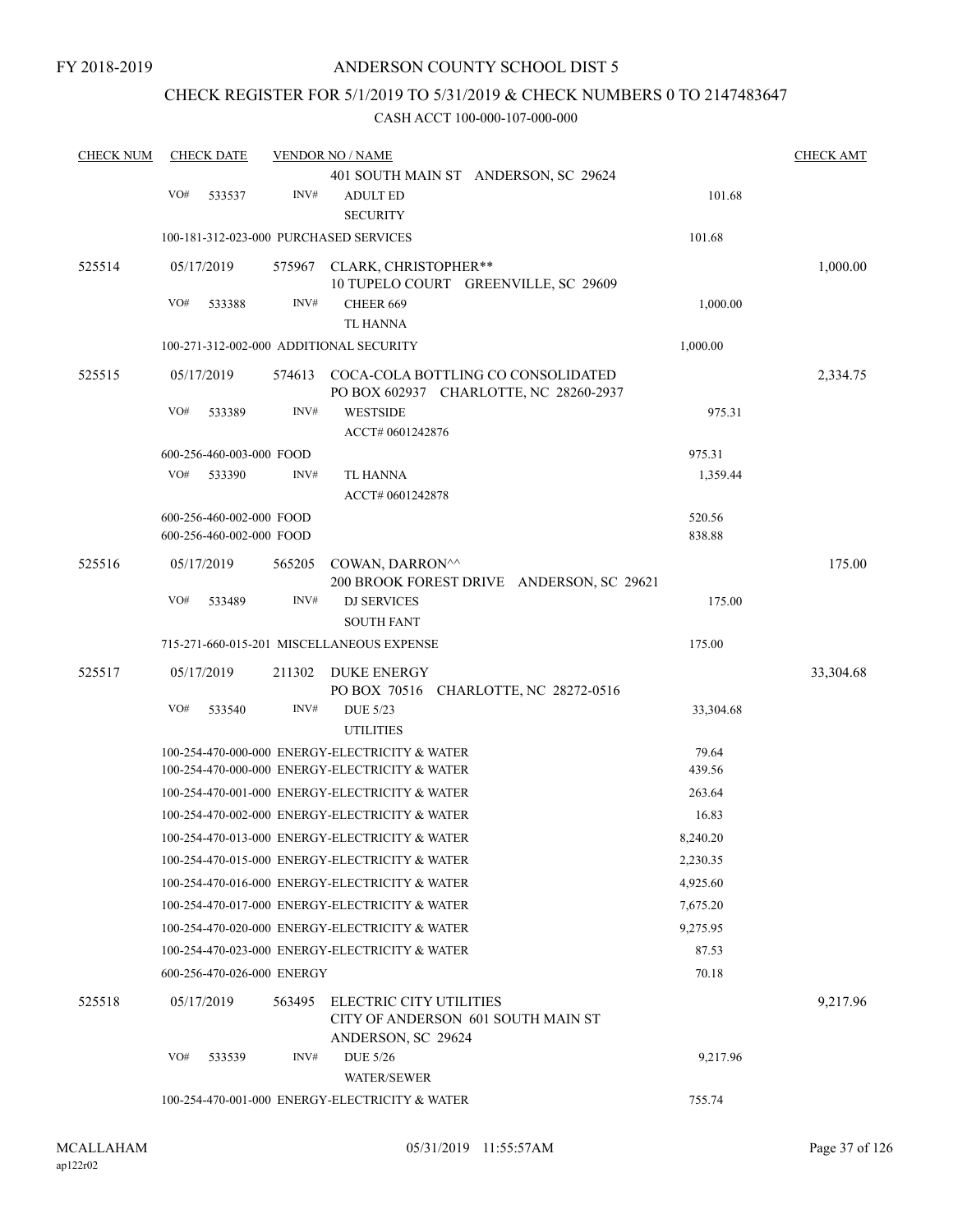FY 2018-2019

# ANDERSON COUNTY SCHOOL DIST 5

## CHECK REGISTER FOR 5/1/2019 TO 5/31/2019 & CHECK NUMBERS 0 TO 2147483647

### CASH ACCT 100-000-107-000-000

| CHECK NUM | CHECK DATE | VENDOR NO / NAME | | CHECK AMT |
|---|---|---|---|---|
| | | 401 SOUTH MAIN ST ANDERSON, SC 29624 | | |
| | VO# 533537 | INV# ADULT ED<br>SECURITY | 101.68 | |
| | 100-181-312-023-000 PURCHASED SERVICES | | 101.68 | |
| 525514 | 05/17/2019 | 575967 CLARK, CHRISTOPHER**<br>10 TUPELO COURT GREENVILLE, SC 29609 | | 1,000.00 |
| | VO# 533388 | INV# CHEER 669<br>TL HANNA | 1,000.00 | |
| | 100-271-312-002-000 ADDITIONAL SECURITY | | 1,000.00 | |
| 525515 | 05/17/2019 | 574613 COCA-COLA BOTTLING CO CONSOLIDATED<br>PO BOX 602937 CHARLOTTE, NC 28260-2937 | | 2,334.75 |
| | VO# 533389 | INV# WESTSIDE<br>ACCT# 0601242876 | 975.31 | |
| | 600-256-460-003-000 FOOD | | 975.31 | |
| | VO# 533390 | INV# TL HANNA<br>ACCT# 0601242878 | 1,359.44 | |
| | 600-256-460-002-000 FOOD | | 520.56 | |
| | 600-256-460-002-000 FOOD | | 838.88 | |
| 525516 | 05/17/2019 | 565205 COWAN, DARRON^^<br>200 BROOK FOREST DRIVE ANDERSON, SC 29621 | | 175.00 |
| | VO# 533489 | INV# DJ SERVICES<br>SOUTH FANT | 175.00 | |
| | 715-271-660-015-201 MISCELLANEOUS EXPENSE | | 175.00 | |
| 525517 | 05/17/2019 | 211302 DUKE ENERGY<br>PO BOX 70516 CHARLOTTE, NC 28272-0516 | | 33,304.68 |
| | VO# 533540 | INV# DUE 5/23<br>UTILITIES | 33,304.68 | |
| | 100-254-470-000-000 ENERGY-ELECTRICITY & WATER | | 79.64 | |
| | 100-254-470-000-000 ENERGY-ELECTRICITY & WATER | | 439.56 | |
| | 100-254-470-001-000 ENERGY-ELECTRICITY & WATER | | 263.64 | |
| | 100-254-470-002-000 ENERGY-ELECTRICITY & WATER | | 16.83 | |
| | 100-254-470-013-000 ENERGY-ELECTRICITY & WATER | | 8,240.20 | |
| | 100-254-470-015-000 ENERGY-ELECTRICITY & WATER | | 2,230.35 | |
| | 100-254-470-016-000 ENERGY-ELECTRICITY & WATER | | 4,925.60 | |
| | 100-254-470-017-000 ENERGY-ELECTRICITY & WATER | | 7,675.20 | |
| | 100-254-470-020-000 ENERGY-ELECTRICITY & WATER | | 9,275.95 | |
| | 100-254-470-023-000 ENERGY-ELECTRICITY & WATER | | 87.53 | |
| | 600-256-470-026-000 ENERGY | | 70.18 | |
| 525518 | 05/17/2019 | 563495 ELECTRIC CITY UTILITIES<br>CITY OF ANDERSON 601 SOUTH MAIN ST<br>ANDERSON, SC 29624 | | 9,217.96 |
| | VO# 533539 | INV# DUE 5/26<br>WATER/SEWER | 9,217.96 | |
| | 100-254-470-001-000 ENERGY-ELECTRICITY & WATER | | 755.74 | |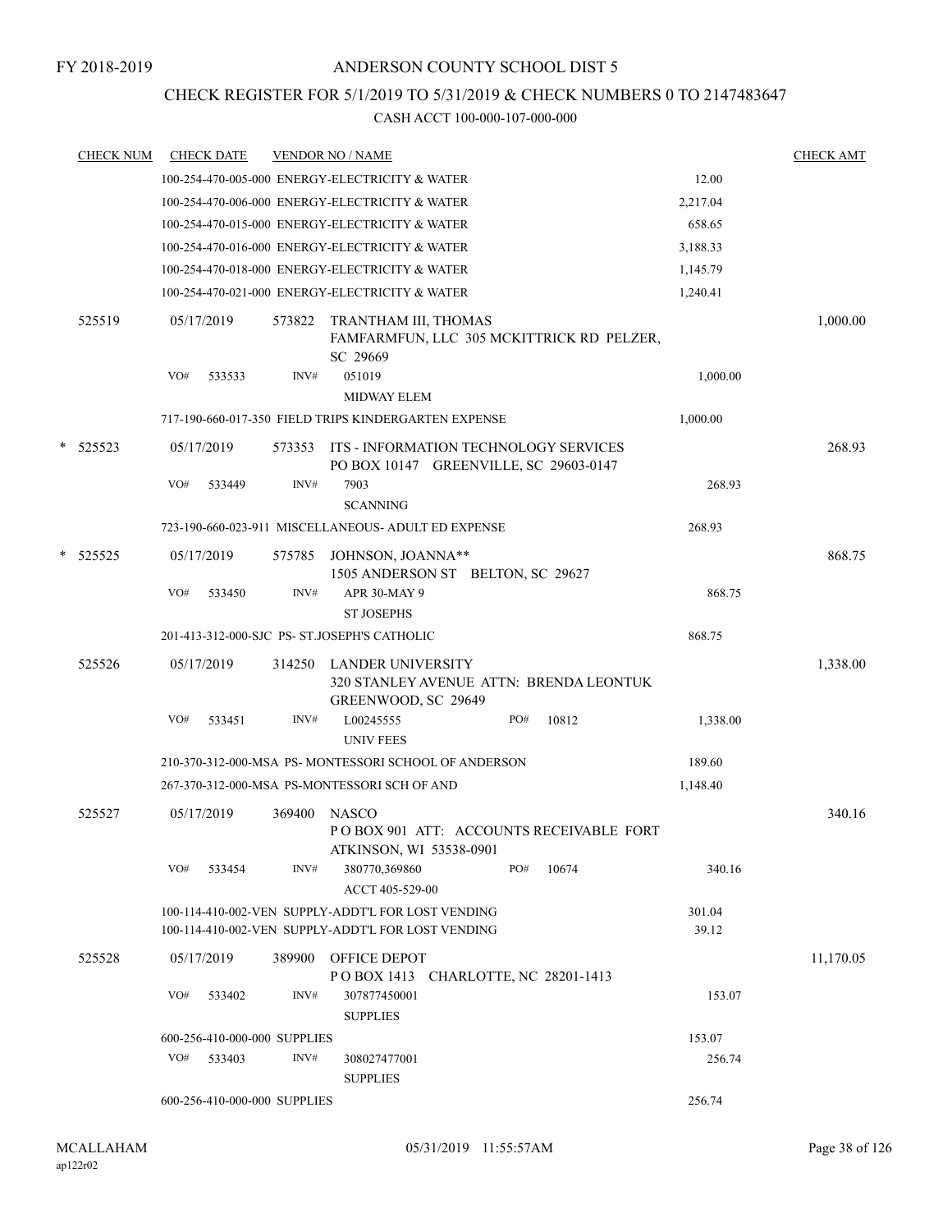FY 2018-2019

# ANDERSON COUNTY SCHOOL DIST 5

## CHECK REGISTER FOR 5/1/2019 TO 5/31/2019 & CHECK NUMBERS 0 TO 2147483647

### CASH ACCT 100-000-107-000-000

| CHECK NUM | CHECK DATE | VENDOR NO / NAME | | CHECK AMT |
|---|---|---|---|---|
| | | 100-254-470-005-000 ENERGY-ELECTRICITY & WATER | 12.00 | |
| | | 100-254-470-006-000 ENERGY-ELECTRICITY & WATER | 2,217.04 | |
| | | 100-254-470-015-000 ENERGY-ELECTRICITY & WATER | 658.65 | |
| | | 100-254-470-016-000 ENERGY-ELECTRICITY & WATER | 3,188.33 | |
| | | 100-254-470-018-000 ENERGY-ELECTRICITY & WATER | 1,145.79 | |
| | | 100-254-470-021-000 ENERGY-ELECTRICITY & WATER | 1,240.41 | |
| 525519 | 05/17/2019 | 573822 TRANTHAM III, THOMAS<br>FAMFARMFUN, LLC 305 MCKITTRICK RD PELZER, SC 29669 | | 1,000.00 |
| | VO# 533533 | INV# 051019<br>MIDWAY ELEM | 1,000.00 | |
| | | 717-190-660-017-350 FIELD TRIPS KINDERGARTEN EXPENSE | 1,000.00 | |
| * 525523 | 05/17/2019 | 573353 ITS - INFORMATION TECHNOLOGY SERVICES<br>PO BOX 10147 GREENVILLE, SC 29603-0147 | | 268.93 |
| | VO# 533449 | INV# 7903<br>SCANNING | 268.93 | |
| | | 723-190-660-023-911 MISCELLANEOUS- ADULT ED EXPENSE | 268.93 | |
| * 525525 | 05/17/2019 | 575785 JOHNSON, JOANNA**<br>1505 ANDERSON ST BELTON, SC 29627 | | 868.75 |
| | VO# 533450 | INV# APR 30-MAY 9<br>ST JOSEPHS | 868.75 | |
| | | 201-413-312-000-SJC PS- ST.JOSEPH'S CATHOLIC | 868.75 | |
| 525526 | 05/17/2019 | 314250 LANDER UNIVERSITY<br>320 STANLEY AVENUE ATTN: BRENDA LEONTUK GREENWOOD, SC 29649 | | 1,338.00 |
| | VO# 533451 | INV# L00245555 PO# 10812<br>UNIV FEES | 1,338.00 | |
| | | 210-370-312-000-MSA PS- MONTESSORI SCHOOL OF ANDERSON | 189.60 | |
| | | 267-370-312-000-MSA PS-MONTESSORI SCH OF AND | 1,148.40 | |
| 525527 | 05/17/2019 | 369400 NASCO<br>P O BOX 901 ATT: ACCOUNTS RECEIVABLE FORT ATKINSON, WI 53538-0901 | | 340.16 |
| | VO# 533454 | INV# 380770,369860 PO# 10674<br>ACCT 405-529-00 | 340.16 | |
| | | 100-114-410-002-VEN SUPPLY-ADDT'L FOR LOST VENDING | 301.04 | |
| | | 100-114-410-002-VEN SUPPLY-ADDT'L FOR LOST VENDING | 39.12 | |
| 525528 | 05/17/2019 | 389900 OFFICE DEPOT<br>P O BOX 1413 CHARLOTTE, NC 28201-1413 | | 11,170.05 |
| | VO# 533402 | INV# 307877450001<br>SUPPLIES | 153.07 | |
| | | 600-256-410-000-000 SUPPLIES | 153.07 | |
| | VO# 533403 | INV# 308027477001<br>SUPPLIES | 256.74 | |
| | | 600-256-410-000-000 SUPPLIES | 256.74 | |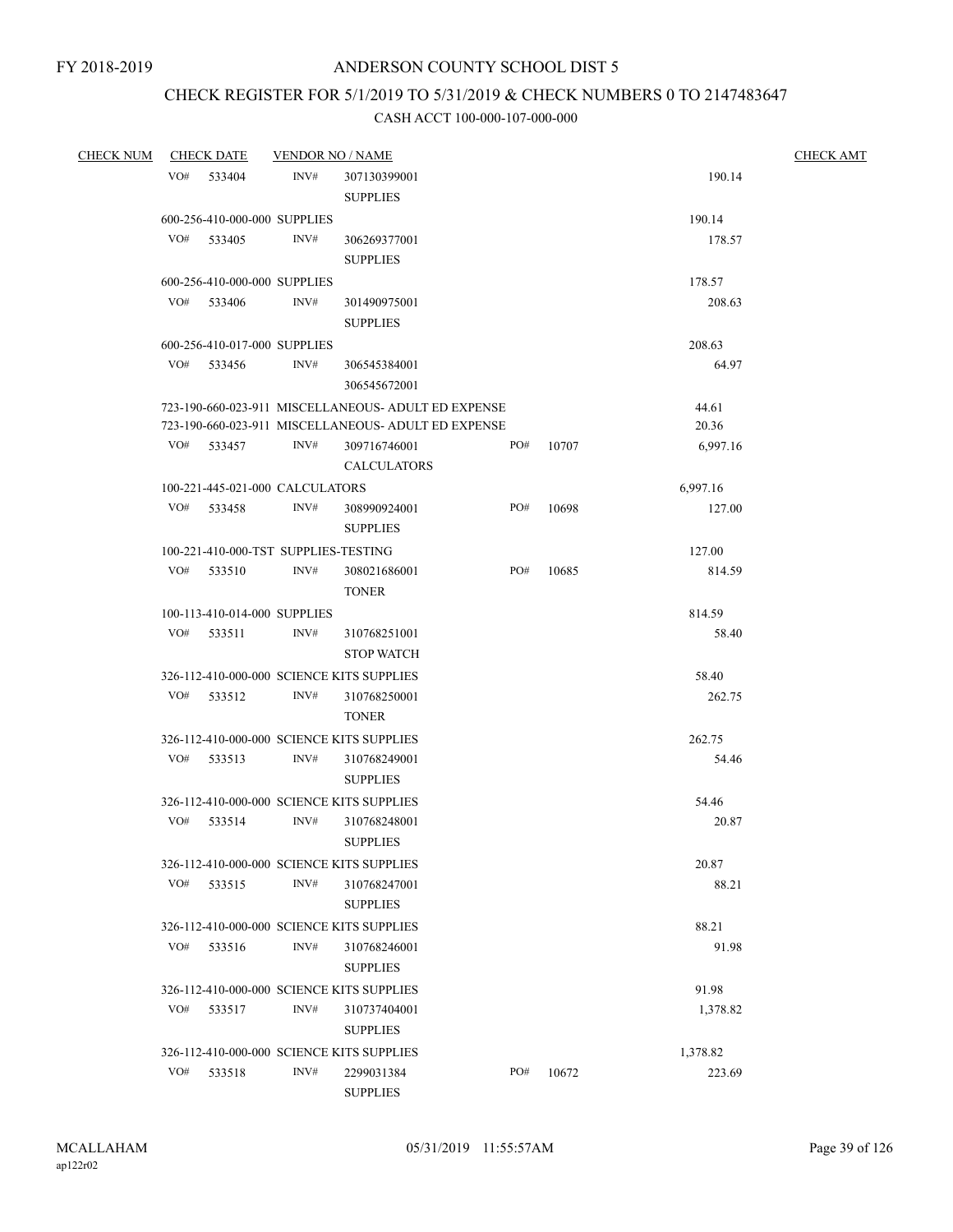FY 2018-2019

# ANDERSON COUNTY SCHOOL DIST 5

## CHECK REGISTER FOR 5/1/2019 TO 5/31/2019 & CHECK NUMBERS 0 TO 2147483647

### CASH ACCT 100-000-107-000-000

| CHECK NUM | CHECK DATE | VENDOR NO / NAME | | | | | CHECK AMT |
|---|---|---|---|---|---|---|---|
| | VO# 533404 | INV# | 307130399001<br>SUPPLIES | | | 190.14 | |
| | 600-256-410-000-000 SUPPLIES | | | | | 190.14 | |
| | VO# 533405 | INV# | 306269377001<br>SUPPLIES | | | 178.57 | |
| | 600-256-410-000-000 SUPPLIES | | | | | 178.57 | |
| | VO# 533406 | INV# | 301490975001<br>SUPPLIES | | | 208.63 | |
| | 600-256-410-017-000 SUPPLIES | | | | | 208.63 | |
| | VO# 533456 | INV# | 306545384001<br>306545672001 | | | 64.97 | |
| | 723-190-660-023-911 MISCELLANEOUS- ADULT ED EXPENSE | | | | | 44.61 | |
| | 723-190-660-023-911 MISCELLANEOUS- ADULT ED EXPENSE | | | | | 20.36 | |
| | VO# 533457 | INV# | 309716746001<br>CALCULATORS | PO# | 10707 | 6,997.16 | |
| | 100-221-445-021-000 CALCULATORS | | | | | 6,997.16 | |
| | VO# 533458 | INV# | 308990924001<br>SUPPLIES | PO# | 10698 | 127.00 | |
| | 100-221-410-000-TST SUPPLIES-TESTING | | | | | 127.00 | |
| | VO# 533510 | INV# | 308021686001<br>TONER | PO# | 10685 | 814.59 | |
| | 100-113-410-014-000 SUPPLIES | | | | | 814.59 | |
| | VO# 533511 | INV# | 310768251001<br>STOP WATCH | | | 58.40 | |
| | 326-112-410-000-000 SCIENCE KITS SUPPLIES | | | | | 58.40 | |
| | VO# 533512 | INV# | 310768250001<br>TONER | | | 262.75 | |
| | 326-112-410-000-000 SCIENCE KITS SUPPLIES | | | | | 262.75 | |
| | VO# 533513 | INV# | 310768249001<br>SUPPLIES | | | 54.46 | |
| | 326-112-410-000-000 SCIENCE KITS SUPPLIES | | | | | 54.46 | |
| | VO# 533514 | INV# | 310768248001<br>SUPPLIES | | | 20.87 | |
| | 326-112-410-000-000 SCIENCE KITS SUPPLIES | | | | | 20.87 | |
| | VO# 533515 | INV# | 310768247001<br>SUPPLIES | | | 88.21 | |
| | 326-112-410-000-000 SCIENCE KITS SUPPLIES | | | | | 88.21 | |
| | VO# 533516 | INV# | 310768246001<br>SUPPLIES | | | 91.98 | |
| | 326-112-410-000-000 SCIENCE KITS SUPPLIES | | | | | 91.98 | |
| | VO# 533517 | INV# | 310737404001<br>SUPPLIES | | | 1,378.82 | |
| | 326-112-410-000-000 SCIENCE KITS SUPPLIES | | | | | 1,378.82 | |
| | VO# 533518 | INV# | 2299031384<br>SUPPLIES | PO# | 10672 | 223.69 | |

MCALLAHAM
ap122r02

05/31/2019 11:55:57AM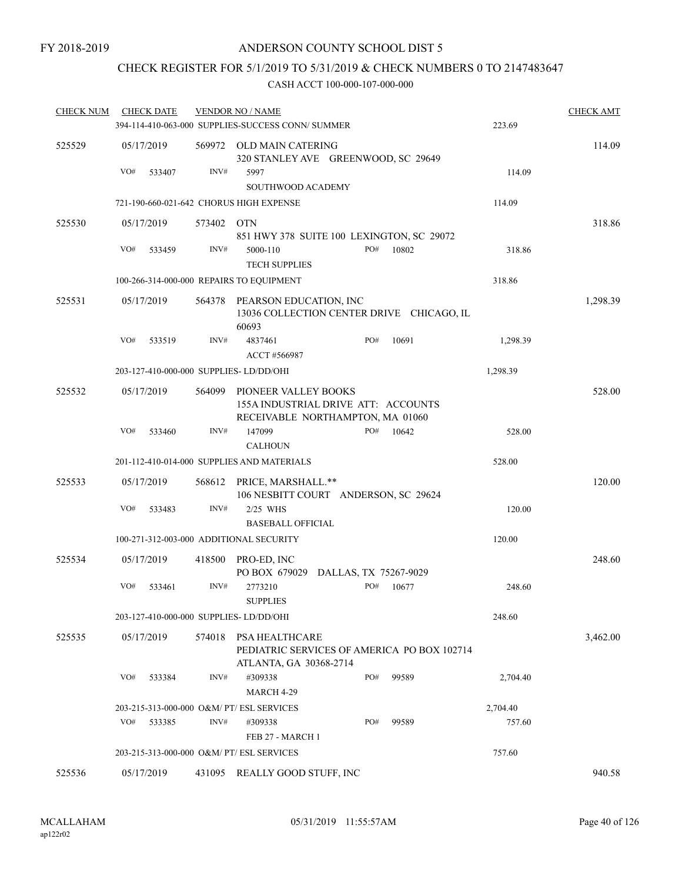FY 2018-2019

# ANDERSON COUNTY SCHOOL DIST 5

## CHECK REGISTER FOR 5/1/2019 TO 5/31/2019 & CHECK NUMBERS 0 TO 2147483647

### CASH ACCT 100-000-107-000-000

| CHECK NUM | CHECK DATE | VENDOR NO / NAME | | | CHECK AMT |
|---|---|---|---|---|---|
| | | 394-114-410-063-000 SUPPLIES-SUCCESS CONN/ SUMMER | | 223.69 | |
| 525529 | 05/17/2019 | 569972 OLD MAIN CATERING<br>320 STANLEY AVE GREENWOOD, SC 29649 | | | 114.09 |
| | VO# 533407 | INV# 5997<br>SOUTHWOOD ACADEMY | | 114.09 | |
| | | 721-190-660-021-642 CHORUS HIGH EXPENSE | | 114.09 | |
| 525530 | 05/17/2019 | 573402 OTN<br>851 HWY 378 SUITE 100 LEXINGTON, SC 29072 | | | 318.86 |
| | VO# 533459 | INV# 5000-110<br>TECH SUPPLIES | PO# 10802 | 318.86 | |
| | | 100-266-314-000-000 REPAIRS TO EQUIPMENT | | 318.86 | |
| 525531 | 05/17/2019 | 564378 PEARSON EDUCATION, INC<br>13036 COLLECTION CENTER DRIVE CHICAGO, IL 60693 | | | 1,298.39 |
| | VO# 533519 | INV# 4837461<br>ACCT #566987 | PO# 10691 | 1,298.39 | |
| | | 203-127-410-000-000 SUPPLIES- LD/DD/OHI | | 1,298.39 | |
| 525532 | 05/17/2019 | 564099 PIONEER VALLEY BOOKS<br>155A INDUSTRIAL DRIVE ATT: ACCOUNTS RECEIVABLE NORTHAMPTON, MA 01060 | | | 528.00 |
| | VO# 533460 | INV# 147099<br>CALHOUN | PO# 10642 | 528.00 | |
| | | 201-112-410-014-000 SUPPLIES AND MATERIALS | | 528.00 | |
| 525533 | 05/17/2019 | 568612 PRICE, MARSHALL.**<br>106 NESBITT COURT ANDERSON, SC 29624 | | | 120.00 |
| | VO# 533483 | INV# 2/25 WHS<br>BASEBALL OFFICIAL | | 120.00 | |
| | | 100-271-312-003-000 ADDITIONAL SECURITY | | 120.00 | |
| 525534 | 05/17/2019 | 418500 PRO-ED, INC<br>PO BOX 679029 DALLAS, TX 75267-9029 | | | 248.60 |
| | VO# 533461 | INV# 2773210<br>SUPPLIES | PO# 10677 | 248.60 | |
| | | 203-127-410-000-000 SUPPLIES- LD/DD/OHI | | 248.60 | |
| 525535 | 05/17/2019 | 574018 PSA HEALTHCARE<br>PEDIATRIC SERVICES OF AMERICA PO BOX 102714 ATLANTA, GA 30368-2714 | | | 3,462.00 |
| | VO# 533384 | INV# #309338<br>MARCH 4-29 | PO# 99589 | 2,704.40 | |
| | | 203-215-313-000-000 O&M/ PT/ ESL SERVICES | | 2,704.40 | |
| | VO# 533385 | INV# #309338<br>FEB 27 - MARCH 1 | PO# 99589 | 757.60 | |
| | | 203-215-313-000-000 O&M/ PT/ ESL SERVICES | | 757.60 | |
| 525536 | 05/17/2019 | 431095 REALLY GOOD STUFF, INC | | | 940.58 |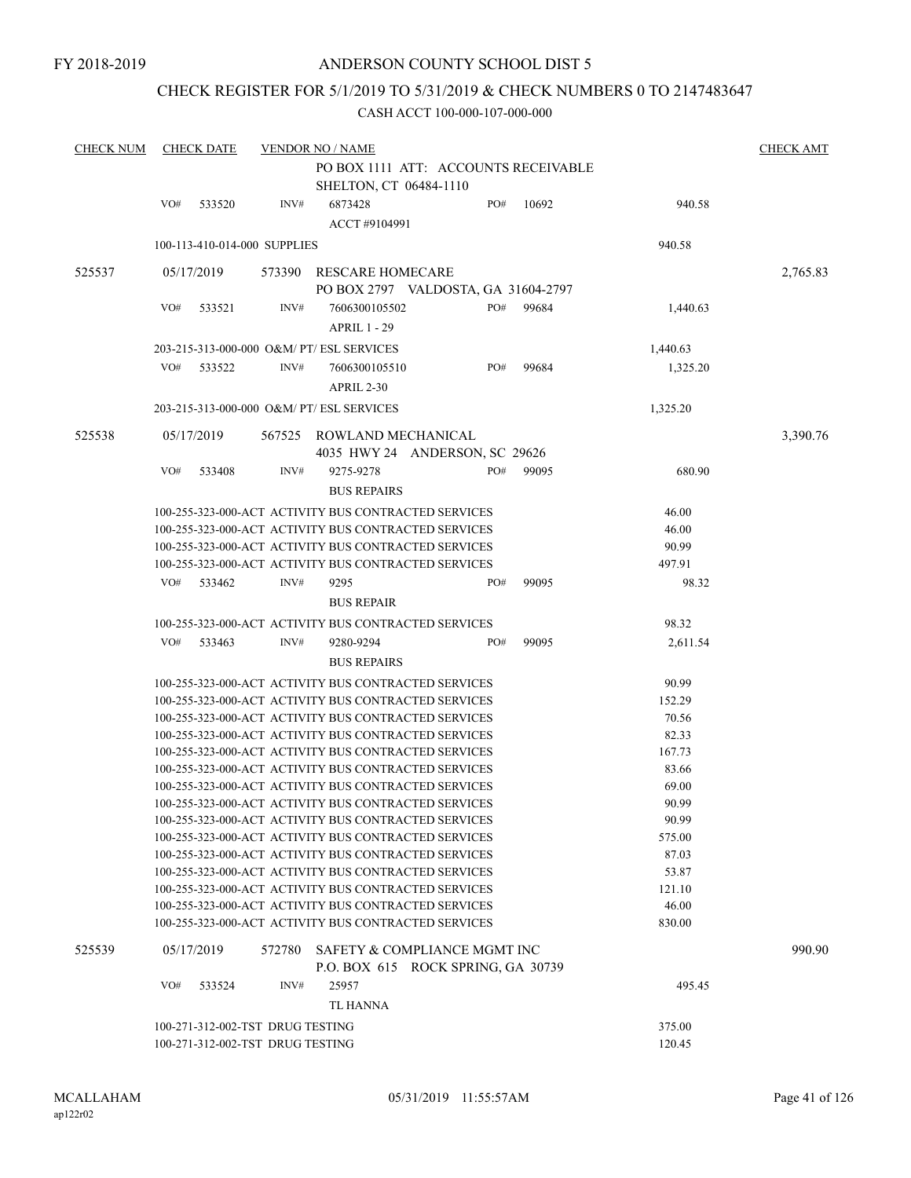FY 2018-2019

# ANDERSON COUNTY SCHOOL DIST 5

## CHECK REGISTER FOR 5/1/2019 TO 5/31/2019 & CHECK NUMBERS 0 TO 2147483647

CASH ACCT 100-000-107-000-000

| CHECK NUM | CHECK DATE | VENDOR NO / NAME | | | | | CHECK AMT |
|---|---|---|---|---|---|---|---|
| | | PO BOX 1111 ATT: ACCOUNTS RECEIVABLE SHELTON, CT 06484-1110 | | | | | |
| | VO# 533520 | INV# 6873428 ACCT #9104991 | PO# | 10692 | | 940.58 | |
| | 100-113-410-014-000 SUPPLIES | | | | | 940.58 | |
| 525537 | 05/17/2019 | 573390 RESCARE HOMECARE PO BOX 2797 VALDOSTA, GA 31604-2797 | | | | | 2,765.83 |
| | VO# 533521 | INV# 7606300105502 APRIL 1 - 29 | PO# | 99684 | | 1,440.63 | |
| | 203-215-313-000-000 O&M/ PT/ ESL SERVICES | | | | | 1,440.63 | |
| | VO# 533522 | INV# 7606300105510 APRIL 2-30 | PO# | 99684 | | 1,325.20 | |
| | 203-215-313-000-000 O&M/ PT/ ESL SERVICES | | | | | 1,325.20 | |
| 525538 | 05/17/2019 | 567525 ROWLAND MECHANICAL 4035 HWY 24 ANDERSON, SC 29626 | | | | | 3,390.76 |
| | VO# 533408 | INV# 9275-9278 BUS REPAIRS | PO# | 99095 | | 680.90 | |
| | 100-255-323-000-ACT ACTIVITY BUS CONTRACTED SERVICES | | | | | 46.00 | |
| | 100-255-323-000-ACT ACTIVITY BUS CONTRACTED SERVICES | | | | | 46.00 | |
| | 100-255-323-000-ACT ACTIVITY BUS CONTRACTED SERVICES | | | | | 90.99 | |
| | 100-255-323-000-ACT ACTIVITY BUS CONTRACTED SERVICES | | | | | 497.91 | |
| | VO# 533462 | INV# 9295 BUS REPAIR | PO# | 99095 | | 98.32 | |
| | 100-255-323-000-ACT ACTIVITY BUS CONTRACTED SERVICES | | | | | 98.32 | |
| | VO# 533463 | INV# 9280-9294 BUS REPAIRS | PO# | 99095 | | 2,611.54 | |
| | 100-255-323-000-ACT ACTIVITY BUS CONTRACTED SERVICES | | | | | 90.99 | |
| | 100-255-323-000-ACT ACTIVITY BUS CONTRACTED SERVICES | | | | | 152.29 | |
| | 100-255-323-000-ACT ACTIVITY BUS CONTRACTED SERVICES | | | | | 70.56 | |
| | 100-255-323-000-ACT ACTIVITY BUS CONTRACTED SERVICES | | | | | 82.33 | |
| | 100-255-323-000-ACT ACTIVITY BUS CONTRACTED SERVICES | | | | | 167.73 | |
| | 100-255-323-000-ACT ACTIVITY BUS CONTRACTED SERVICES | | | | | 83.66 | |
| | 100-255-323-000-ACT ACTIVITY BUS CONTRACTED SERVICES | | | | | 69.00 | |
| | 100-255-323-000-ACT ACTIVITY BUS CONTRACTED SERVICES | | | | | 90.99 | |
| | 100-255-323-000-ACT ACTIVITY BUS CONTRACTED SERVICES | | | | | 90.99 | |
| | 100-255-323-000-ACT ACTIVITY BUS CONTRACTED SERVICES | | | | | 575.00 | |
| | 100-255-323-000-ACT ACTIVITY BUS CONTRACTED SERVICES | | | | | 87.03 | |
| | 100-255-323-000-ACT ACTIVITY BUS CONTRACTED SERVICES | | | | | 53.87 | |
| | 100-255-323-000-ACT ACTIVITY BUS CONTRACTED SERVICES | | | | | 121.10 | |
| | 100-255-323-000-ACT ACTIVITY BUS CONTRACTED SERVICES | | | | | 46.00 | |
| | 100-255-323-000-ACT ACTIVITY BUS CONTRACTED SERVICES | | | | | 830.00 | |
| 525539 | 05/17/2019 | 572780 SAFETY & COMPLIANCE MGMT INC P.O. BOX 615 ROCK SPRING, GA 30739 | | | | | 990.90 |
| | VO# 533524 | INV# 25957 TL HANNA | | | | 495.45 | |
| | 100-271-312-002-TST DRUG TESTING | | | | | 375.00 | |
| | 100-271-312-002-TST DRUG TESTING | | | | | 120.45 | |

MCALLAHAM
ap122r02

05/31/2019 11:55:57AM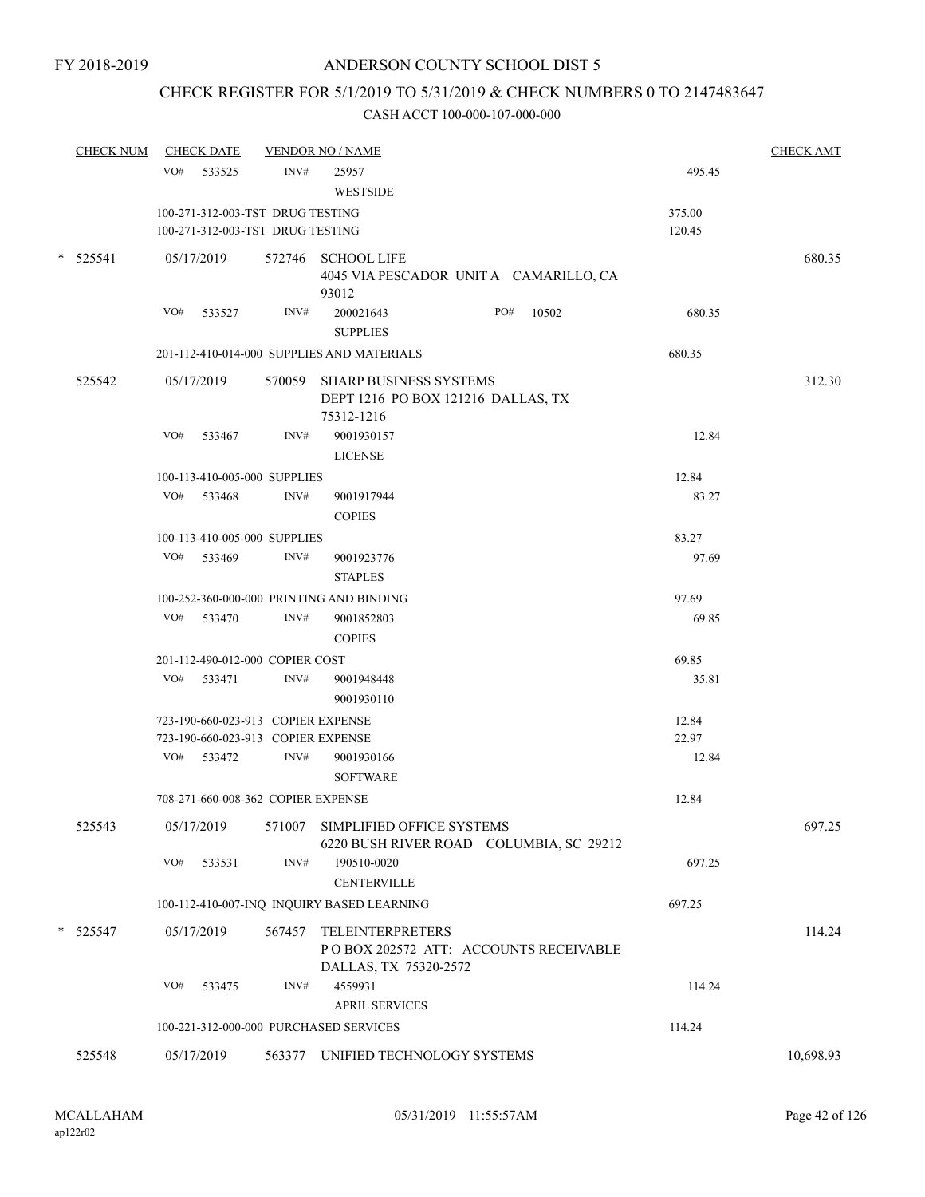FY 2018-2019

# ANDERSON COUNTY SCHOOL DIST 5

## CHECK REGISTER FOR 5/1/2019 TO 5/31/2019 & CHECK NUMBERS 0 TO 2147483647

### CASH ACCT 100-000-107-000-000

| CHECK NUM | CHECK DATE | VENDOR NO / NAME | | CHECK AMT |
|---|---|---|---|---|
| | VO# 533525 | INV# 25957 WESTSIDE | 495.45 | |
| | 100-271-312-003-TST DRUG TESTING | | 375.00 | |
| | 100-271-312-003-TST DRUG TESTING | | 120.45 | |
| * 525541 | 05/17/2019 | 572746 SCHOOL LIFE 4045 VIA PESCADOR UNIT A CAMARILLO, CA 93012 | | 680.35 |
| | VO# 533527 | INV# 200021643 PO# 10502 SUPPLIES | 680.35 | |
| | 201-112-410-014-000 SUPPLIES AND MATERIALS | | 680.35 | |
| 525542 | 05/17/2019 | 570059 SHARP BUSINESS SYSTEMS DEPT 1216 PO BOX 121216 DALLAS, TX 75312-1216 | | 312.30 |
| | VO# 533467 | INV# 9001930157 LICENSE | 12.84 | |
| | 100-113-410-005-000 SUPPLIES | | 12.84 | |
| | VO# 533468 | INV# 9001917944 COPIES | 83.27 | |
| | 100-113-410-005-000 SUPPLIES | | 83.27 | |
| | VO# 533469 | INV# 9001923776 STAPLES | 97.69 | |
| | 100-252-360-000-000 PRINTING AND BINDING | | 97.69 | |
| | VO# 533470 | INV# 9001852803 COPIES | 69.85 | |
| | 201-112-490-012-000 COPIER COST | | 69.85 | |
| | VO# 533471 | INV# 9001948448 9001930110 | 35.81 | |
| | 723-190-660-023-913 COPIER EXPENSE | | 12.84 | |
| | 723-190-660-023-913 COPIER EXPENSE | | 22.97 | |
| | VO# 533472 | INV# 9001930166 SOFTWARE | 12.84 | |
| | 708-271-660-008-362 COPIER EXPENSE | | 12.84 | |
| 525543 | 05/17/2019 | 571007 SIMPLIFIED OFFICE SYSTEMS 6220 BUSH RIVER ROAD COLUMBIA, SC 29212 | | 697.25 |
| | VO# 533531 | INV# 190510-0020 CENTERVILLE | 697.25 | |
| | 100-112-410-007-INQ INQUIRY BASED LEARNING | | 697.25 | |
| * 525547 | 05/17/2019 | 567457 TELEINTERPRETERS P O BOX 202572 ATT: ACCOUNTS RECEIVABLE DALLAS, TX 75320-2572 | | 114.24 |
| | VO# 533475 | INV# 4559931 APRIL SERVICES | 114.24 | |
| | 100-221-312-000-000 PURCHASED SERVICES | | 114.24 | |
| 525548 | 05/17/2019 | 563377 UNIFIED TECHNOLOGY SYSTEMS | | 10,698.93 |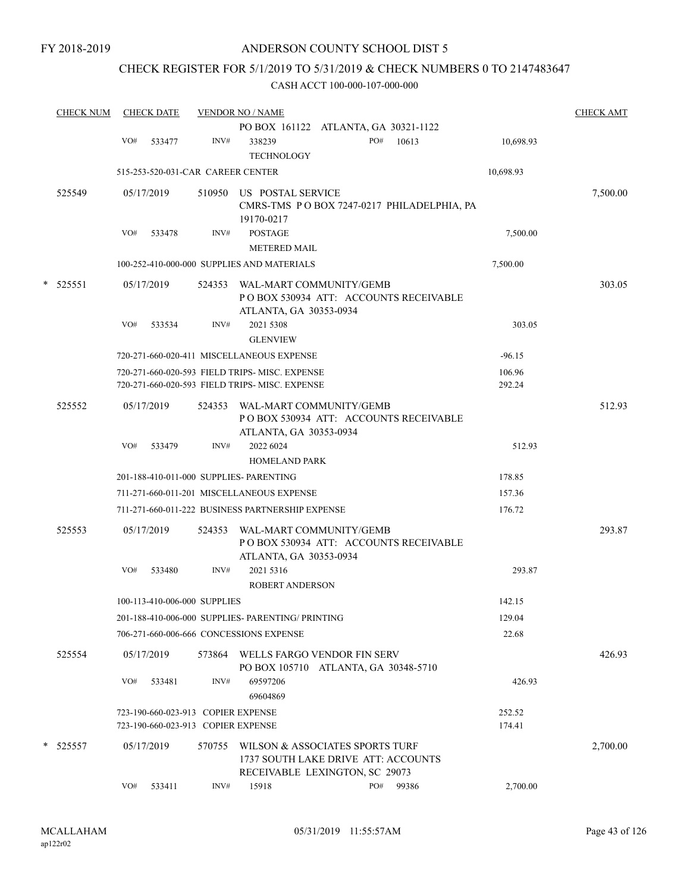FY 2018-2019

# ANDERSON COUNTY SCHOOL DIST 5

## CHECK REGISTER FOR 5/1/2019 TO 5/31/2019 & CHECK NUMBERS 0 TO 2147483647

CASH ACCT 100-000-107-000-000

| CHECK NUM | CHECK DATE | VENDOR NO / NAME | | CHECK AMT |
|---|---|---|---|---|
| | | PO BOX 161122 ATLANTA, GA 30321-1122 | | |
| | VO# 533477 | INV# 338239 TECHNOLOGY PO# 10613 | 10,698.93 | |
| | | 515-253-520-031-CAR CAREER CENTER | 10,698.93 | |
| 525549 | 05/17/2019 | 510950 US POSTAL SERVICE CMRS-TMS P O BOX 7247-0217 PHILADELPHIA, PA 19170-0217 | | 7,500.00 |
| | VO# 533478 | INV# POSTAGE METERED MAIL | 7,500.00 | |
| | | 100-252-410-000-000 SUPPLIES AND MATERIALS | 7,500.00 | |
| * 525551 | 05/17/2019 | 524353 WAL-MART COMMUNITY/GEMB P O BOX 530934 ATT: ACCOUNTS RECEIVABLE ATLANTA, GA 30353-0934 | | 303.05 |
| | VO# 533534 | INV# 2021 5308 GLENVIEW | 303.05 | |
| | | 720-271-660-020-411 MISCELLANEOUS EXPENSE | -96.15 | |
| | | 720-271-660-020-593 FIELD TRIPS- MISC. EXPENSE | 106.96 | |
| | | 720-271-660-020-593 FIELD TRIPS- MISC. EXPENSE | 292.24 | |
| 525552 | 05/17/2019 | 524353 WAL-MART COMMUNITY/GEMB P O BOX 530934 ATT: ACCOUNTS RECEIVABLE ATLANTA, GA 30353-0934 | | 512.93 |
| | VO# 533479 | INV# 2022 6024 HOMELAND PARK | 512.93 | |
| | | 201-188-410-011-000 SUPPLIES- PARENTING | 178.85 | |
| | | 711-271-660-011-201 MISCELLANEOUS EXPENSE | 157.36 | |
| | | 711-271-660-011-222 BUSINESS PARTNERSHIP EXPENSE | 176.72 | |
| 525553 | 05/17/2019 | 524353 WAL-MART COMMUNITY/GEMB P O BOX 530934 ATT: ACCOUNTS RECEIVABLE ATLANTA, GA 30353-0934 | | 293.87 |
| | VO# 533480 | INV# 2021 5316 ROBERT ANDERSON | 293.87 | |
| | | 100-113-410-006-000 SUPPLIES | 142.15 | |
| | | 201-188-410-006-000 SUPPLIES- PARENTING/ PRINTING | 129.04 | |
| | | 706-271-660-006-666 CONCESSIONS EXPENSE | 22.68 | |
| 525554 | 05/17/2019 | 573864 WELLS FARGO VENDOR FIN SERV PO BOX 105710 ATLANTA, GA 30348-5710 | | 426.93 |
| | VO# 533481 | INV# 69597206 69604869 | 426.93 | |
| | | 723-190-660-023-913 COPIER EXPENSE | 252.52 | |
| | | 723-190-660-023-913 COPIER EXPENSE | 174.41 | |
| * 525557 | 05/17/2019 | 570755 WILSON & ASSOCIATES SPORTS TURF 1737 SOUTH LAKE DRIVE ATT: ACCOUNTS RECEIVABLE LEXINGTON, SC 29073 | | 2,700.00 |
| | VO# 533411 | INV# 15918 PO# 99386 | 2,700.00 | |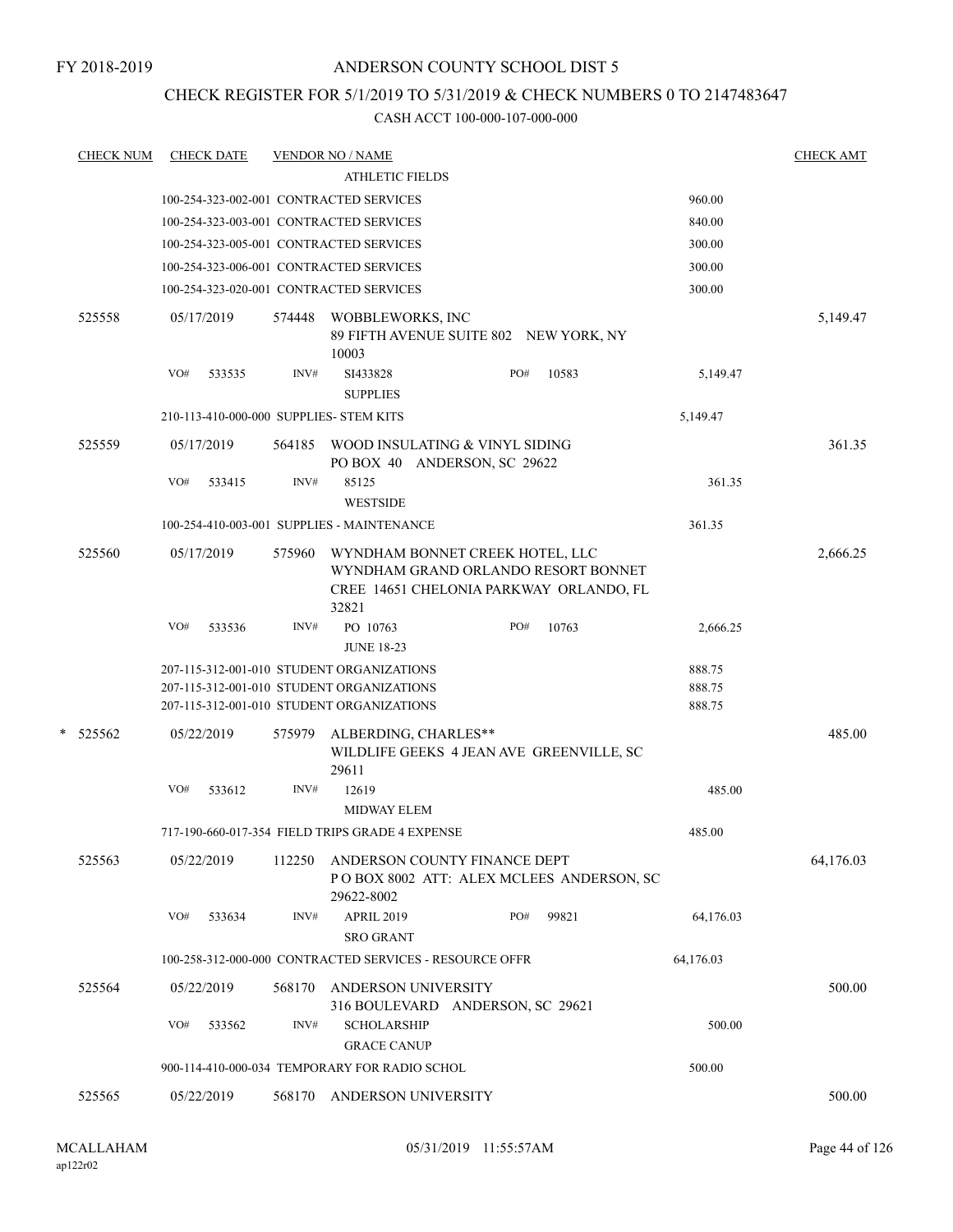FY 2018-2019

# ANDERSON COUNTY SCHOOL DIST 5

## CHECK REGISTER FOR 5/1/2019 TO 5/31/2019 & CHECK NUMBERS 0 TO 2147483647

CASH ACCT 100-000-107-000-000

| CHECK NUM | CHECK DATE | VENDOR NO / NAME | | CHECK AMT |
|---|---|---|---|---|
| | | ATHLETIC FIELDS | | |
| | | 100-254-323-002-001 CONTRACTED SERVICES | 960.00 | |
| | | 100-254-323-003-001 CONTRACTED SERVICES | 840.00 | |
| | | 100-254-323-005-001 CONTRACTED SERVICES | 300.00 | |
| | | 100-254-323-006-001 CONTRACTED SERVICES | 300.00 | |
| | | 100-254-323-020-001 CONTRACTED SERVICES | 300.00 | |
| 525558 | 05/17/2019 | 574448 WOBBLEWORKS, INC<br>89 FIFTH AVENUE SUITE 802 NEW YORK, NY 10003 | | 5,149.47 |
| | VO# 533535 | INV# SI433828 PO# 10583<br>SUPPLIES | 5,149.47 | |
| | | 210-113-410-000-000 SUPPLIES- STEM KITS | 5,149.47 | |
| 525559 | 05/17/2019 | 564185 WOOD INSULATING & VINYL SIDING<br>PO BOX 40 ANDERSON, SC 29622 | | 361.35 |
| | VO# 533415 | INV# 85125<br>WESTSIDE | 361.35 | |
| | | 100-254-410-003-001 SUPPLIES - MAINTENANCE | 361.35 | |
| 525560 | 05/17/2019 | 575960 WYNDHAM BONNET CREEK HOTEL, LLC<br>WYNDHAM GRAND ORLANDO RESORT BONNET CREE 14651 CHELONIA PARKWAY ORLANDO, FL 32821 | | 2,666.25 |
| | VO# 533536 | INV# PO 10763 PO# 10763<br>JUNE 18-23 | 2,666.25 | |
| | | 207-115-312-001-010 STUDENT ORGANIZATIONS | 888.75 | |
| | | 207-115-312-001-010 STUDENT ORGANIZATIONS | 888.75 | |
| | | 207-115-312-001-010 STUDENT ORGANIZATIONS | 888.75 | |
| * 525562 | 05/22/2019 | 575979 ALBERDING, CHARLES**<br>WILDLIFE GEEKS 4 JEAN AVE GREENVILLE, SC 29611 | | 485.00 |
| | VO# 533612 | INV# 12619<br>MIDWAY ELEM | 485.00 | |
| | | 717-190-660-017-354 FIELD TRIPS GRADE 4 EXPENSE | 485.00 | |
| 525563 | 05/22/2019 | 112250 ANDERSON COUNTY FINANCE DEPT<br>P O BOX 8002 ATT: ALEX MCLEES ANDERSON, SC 29622-8002 | | 64,176.03 |
| | VO# 533634 | INV# APRIL 2019 PO# 99821<br>SRO GRANT | 64,176.03 | |
| | | 100-258-312-000-000 CONTRACTED SERVICES - RESOURCE OFFR | 64,176.03 | |
| 525564 | 05/22/2019 | 568170 ANDERSON UNIVERSITY<br>316 BOULEVARD ANDERSON, SC 29621 | | 500.00 |
| | VO# 533562 | INV# SCHOLARSHIP<br>GRACE CANUP | 500.00 | |
| | | 900-114-410-000-034 TEMPORARY FOR RADIO SCHOL | 500.00 | |
| 525565 | 05/22/2019 | 568170 ANDERSON UNIVERSITY | | 500.00 |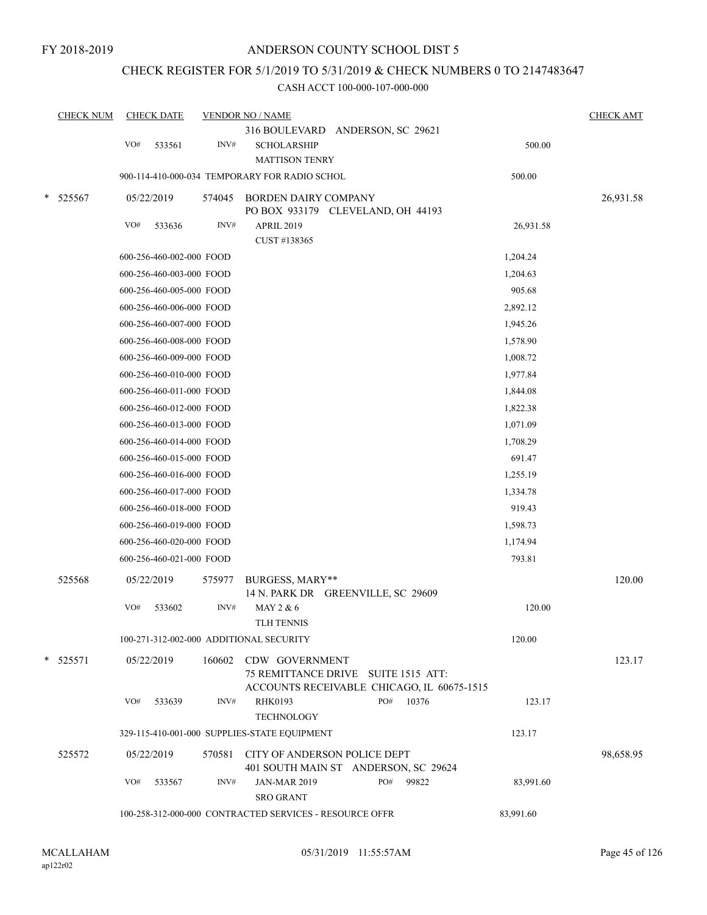FY 2018-2019

# ANDERSON COUNTY SCHOOL DIST 5

## CHECK REGISTER FOR 5/1/2019 TO 5/31/2019 & CHECK NUMBERS 0 TO 2147483647

CASH ACCT 100-000-107-000-000

| CHECK NUM | CHECK DATE | VENDOR NO / NAME | | CHECK AMT |
|---|---|---|---|---|
| | | 316 BOULEVARD ANDERSON, SC 29621 | | |
| | VO# 533561 | INV# SCHOLARSHIP<br>MATTISON TENRY | 500.00 | |
| | 900-114-410-000-034 TEMPORARY FOR RADIO SCHOL | | 500.00 | |
| * 525567 | 05/22/2019 | 574045 BORDEN DAIRY COMPANY<br>PO BOX 933179 CLEVELAND, OH 44193 | | 26,931.58 |
| | VO# 533636 | INV# APRIL 2019<br>CUST #138365 | 26,931.58 | |
| | 600-256-460-002-000 FOOD | | 1,204.24 | |
| | 600-256-460-003-000 FOOD | | 1,204.63 | |
| | 600-256-460-005-000 FOOD | | 905.68 | |
| | 600-256-460-006-000 FOOD | | 2,892.12 | |
| | 600-256-460-007-000 FOOD | | 1,945.26 | |
| | 600-256-460-008-000 FOOD | | 1,578.90 | |
| | 600-256-460-009-000 FOOD | | 1,008.72 | |
| | 600-256-460-010-000 FOOD | | 1,977.84 | |
| | 600-256-460-011-000 FOOD | | 1,844.08 | |
| | 600-256-460-012-000 FOOD | | 1,822.38 | |
| | 600-256-460-013-000 FOOD | | 1,071.09 | |
| | 600-256-460-014-000 FOOD | | 1,708.29 | |
| | 600-256-460-015-000 FOOD | | 691.47 | |
| | 600-256-460-016-000 FOOD | | 1,255.19 | |
| | 600-256-460-017-000 FOOD | | 1,334.78 | |
| | 600-256-460-018-000 FOOD | | 919.43 | |
| | 600-256-460-019-000 FOOD | | 1,598.73 | |
| | 600-256-460-020-000 FOOD | | 1,174.94 | |
| | 600-256-460-021-000 FOOD | | 793.81 | |
| 525568 | 05/22/2019 | 575977 BURGESS, MARY**<br>14 N. PARK DR GREENVILLE, SC 29609 | | 120.00 |
| | VO# 533602 | INV# MAY 2 & 6<br>TLH TENNIS | 120.00 | |
| | 100-271-312-002-000 ADDITIONAL SECURITY | | 120.00 | |
| * 525571 | 05/22/2019 | 160602 CDW GOVERNMENT<br>75 REMITTANCE DRIVE SUITE 1515 ATT:<br>ACCOUNTS RECEIVABLE CHICAGO, IL 60675-1515 | | 123.17 |
| | VO# 533639 | INV# RHK0193 PO# 10376<br>TECHNOLOGY | 123.17 | |
| | 329-115-410-001-000 SUPPLIES-STATE EQUIPMENT | | 123.17 | |
| 525572 | 05/22/2019 | 570581 CITY OF ANDERSON POLICE DEPT<br>401 SOUTH MAIN ST ANDERSON, SC 29624 | | 98,658.95 |
| | VO# 533567 | INV# JAN-MAR 2019 PO# 99822<br>SRO GRANT | 83,991.60 | |
| | 100-258-312-000-000 CONTRACTED SERVICES - RESOURCE OFFR | | 83,991.60 | |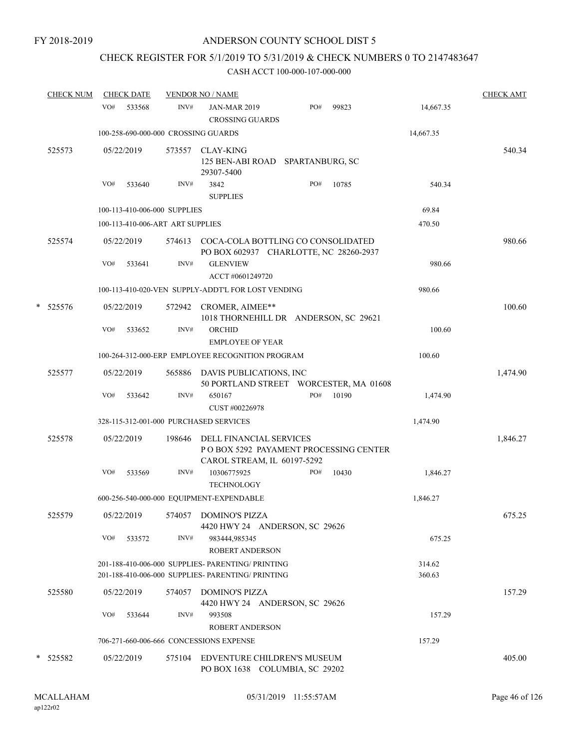FY 2018-2019

# ANDERSON COUNTY SCHOOL DIST 5

## CHECK REGISTER FOR 5/1/2019 TO 5/31/2019 & CHECK NUMBERS 0 TO 2147483647

### CASH ACCT 100-000-107-000-000

| CHECK NUM | CHECK DATE | VENDOR NO / NAME | | | CHECK AMT |
|---|---|---|---|---|---|
| | VO# 533568 | INV# JAN-MAR 2019 CROSSING GUARDS | PO# 99823 | 14,667.35 | |
| | 100-258-690-000-000 CROSSING GUARDS | | | 14,667.35 | |
| 525573 | 05/22/2019 | 573557 CLAY-KING 125 BEN-ABI ROAD SPARTANBURG, SC 29307-5400 | | | 540.34 |
| | VO# 533640 | INV# 3842 SUPPLIES | PO# 10785 | 540.34 | |
| | 100-113-410-006-000 SUPPLIES | | | 69.84 | |
| | 100-113-410-006-ART ART SUPPLIES | | | 470.50 | |
| 525574 | 05/22/2019 | 574613 COCA-COLA BOTTLING CO CONSOLIDATED PO BOX 602937 CHARLOTTE, NC 28260-2937 | | | 980.66 |
| | VO# 533641 | INV# GLENVIEW ACCT #0601249720 | | 980.66 | |
| | 100-113-410-020-VEN SUPPLY-ADDT'L FOR LOST VENDING | | | 980.66 | |
| * 525576 | 05/22/2019 | 572942 CROMER, AIMEE** 1018 THORNEHILL DR ANDERSON, SC 29621 | | | 100.60 |
| | VO# 533652 | INV# ORCHID EMPLOYEE OF YEAR | | 100.60 | |
| | 100-264-312-000-ERP EMPLOYEE RECOGNITION PROGRAM | | | 100.60 | |
| 525577 | 05/22/2019 | 565886 DAVIS PUBLICATIONS, INC 50 PORTLAND STREET WORCESTER, MA 01608 | | | 1,474.90 |
| | VO# 533642 | INV# 650167 CUST #00226978 | PO# 10190 | 1,474.90 | |
| | 328-115-312-001-000 PURCHASED SERVICES | | | 1,474.90 | |
| 525578 | 05/22/2019 | 198646 DELL FINANCIAL SERVICES P O BOX 5292 PAYAMENT PROCESSING CENTER CAROL STREAM, IL 60197-5292 | | | 1,846.27 |
| | VO# 533569 | INV# 10306775925 TECHNOLOGY | PO# 10430 | 1,846.27 | |
| | 600-256-540-000-000 EQUIPMENT-EXPENDABLE | | | 1,846.27 | |
| 525579 | 05/22/2019 | 574057 DOMINO'S PIZZA 4420 HWY 24 ANDERSON, SC 29626 | | | 675.25 |
| | VO# 533572 | INV# 983444,985345 ROBERT ANDERSON | | 675.25 | |
| | 201-188-410-006-000 SUPPLIES- PARENTING/ PRINTING | | | 314.62 | |
| | 201-188-410-006-000 SUPPLIES- PARENTING/ PRINTING | | | 360.63 | |
| 525580 | 05/22/2019 | 574057 DOMINO'S PIZZA 4420 HWY 24 ANDERSON, SC 29626 | | | 157.29 |
| | VO# 533644 | INV# 993508 ROBERT ANDERSON | | 157.29 | |
| | 706-271-660-006-666 CONCESSIONS EXPENSE | | | 157.29 | |
| * 525582 | 05/22/2019 | 575104 EDVENTURE CHILDREN'S MUSEUM PO BOX 1638 COLUMBIA, SC 29202 | | | 405.00 |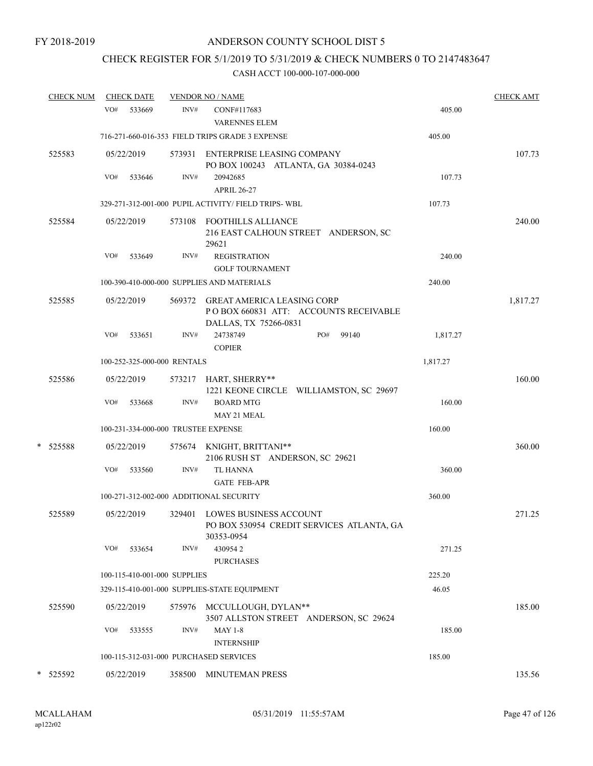FY 2018-2019

# ANDERSON COUNTY SCHOOL DIST 5

## CHECK REGISTER FOR 5/1/2019 TO 5/31/2019 & CHECK NUMBERS 0 TO 2147483647

### CASH ACCT 100-000-107-000-000

| CHECK NUM | CHECK DATE | VENDOR NO / NAME | | CHECK AMT |
|---|---|---|---|---|
| | VO# 533669 | INV# CONF#117683 VARENNES ELEM | 405.00 | |
| | 716-271-660-016-353 FIELD TRIPS GRADE 3 EXPENSE | | 405.00 | |
| 525583 | 05/22/2019 | 573931 ENTERPRISE LEASING COMPANY PO BOX 100243 ATLANTA, GA 30384-0243 | | 107.73 |
| | VO# 533646 | INV# 20942685 APRIL 26-27 | 107.73 | |
| | 329-271-312-001-000 PUPIL ACTIVITY/ FIELD TRIPS- WBL | | 107.73 | |
| 525584 | 05/22/2019 | 573108 FOOTHILLS ALLIANCE 216 EAST CALHOUN STREET ANDERSON, SC 29621 | | 240.00 |
| | VO# 533649 | INV# REGISTRATION GOLF TOURNAMENT | 240.00 | |
| | 100-390-410-000-000 SUPPLIES AND MATERIALS | | 240.00 | |
| 525585 | 05/22/2019 | 569372 GREAT AMERICA LEASING CORP P O BOX 660831 ATT: ACCOUNTS RECEIVABLE DALLAS, TX 75266-0831 | | 1,817.27 |
| | VO# 533651 | INV# 24738749 PO# 99140 COPIER | 1,817.27 | |
| | 100-252-325-000-000 RENTALS | | 1,817.27 | |
| 525586 | 05/22/2019 | 573217 HART, SHERRY** 1221 KEONE CIRCLE WILLIAMSTON, SC 29697 | | 160.00 |
| | VO# 533668 | INV# BOARD MTG MAY 21 MEAL | 160.00 | |
| | 100-231-334-000-000 TRUSTEE EXPENSE | | 160.00 | |
| * 525588 | 05/22/2019 | 575674 KNIGHT, BRITTANI** 2106 RUSH ST ANDERSON, SC 29621 | | 360.00 |
| | VO# 533560 | INV# TL HANNA GATE FEB-APR | 360.00 | |
| | 100-271-312-002-000 ADDITIONAL SECURITY | | 360.00 | |
| 525589 | 05/22/2019 | 329401 LOWES BUSINESS ACCOUNT PO BOX 530954 CREDIT SERVICES ATLANTA, GA 30353-0954 | | 271.25 |
| | VO# 533654 | INV# 430954 2 PURCHASES | 271.25 | |
| | 100-115-410-001-000 SUPPLIES | | 225.20 | |
| | 329-115-410-001-000 SUPPLIES-STATE EQUIPMENT | | 46.05 | |
| 525590 | 05/22/2019 | 575976 MCCULLOUGH, DYLAN** 3507 ALLSTON STREET ANDERSON, SC 29624 | | 185.00 |
| | VO# 533555 | INV# MAY 1-8 INTERNSHIP | 185.00 | |
| | 100-115-312-031-000 PURCHASED SERVICES | | 185.00 | |
| * 525592 | 05/22/2019 | 358500 MINUTEMAN PRESS | | 135.56 |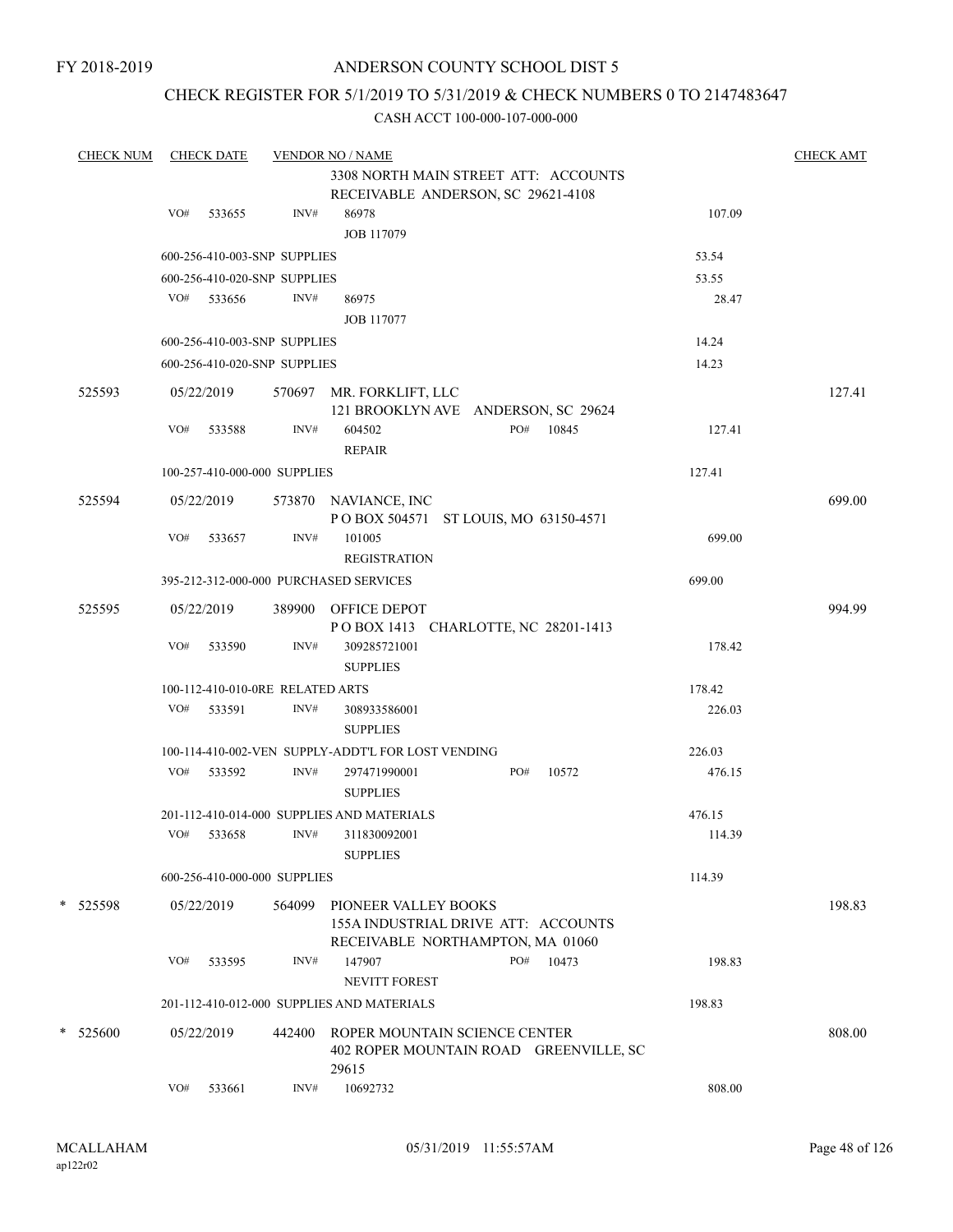FY 2018-2019

ANDERSON COUNTY SCHOOL DIST 5

CHECK REGISTER FOR 5/1/2019 TO 5/31/2019 & CHECK NUMBERS 0 TO 2147483647

CASH ACCT 100-000-107-000-000

| CHECK NUM | CHECK DATE | VENDOR NO / NAME | | CHECK AMT |
|---|---|---|---|---|
| | | 3308 NORTH MAIN STREET ATT: ACCOUNTS RECEIVABLE ANDERSON, SC 29621-4108 | | |
| | VO# 533655 | INV# 86978 JOB 117079 | 107.09 | |
| | 600-256-410-003-SNP SUPPLIES | | 53.54 | |
| | 600-256-410-020-SNP SUPPLIES | | 53.55 | |
| | VO# 533656 | INV# 86975 JOB 117077 | 28.47 | |
| | 600-256-410-003-SNP SUPPLIES | | 14.24 | |
| | 600-256-410-020-SNP SUPPLIES | | 14.23 | |
| 525593 | 05/22/2019 | 570697 MR. FORKLIFT, LLC 121 BROOKLYN AVE ANDERSON, SC 29624 | | 127.41 |
| | VO# 533588 | INV# 604502 PO# 10845 REPAIR | 127.41 | |
| | 100-257-410-000-000 SUPPLIES | | 127.41 | |
| 525594 | 05/22/2019 | 573870 NAVIANCE, INC P O BOX 504571 ST LOUIS, MO 63150-4571 | | 699.00 |
| | VO# 533657 | INV# 101005 REGISTRATION | 699.00 | |
| | 395-212-312-000-000 PURCHASED SERVICES | | 699.00 | |
| 525595 | 05/22/2019 | 389900 OFFICE DEPOT P O BOX 1413 CHARLOTTE, NC 28201-1413 | | 994.99 |
| | VO# 533590 | INV# 309285721001 SUPPLIES | 178.42 | |
| | 100-112-410-010-0RE RELATED ARTS | | 178.42 | |
| | VO# 533591 | INV# 308933586001 SUPPLIES | 226.03 | |
| | 100-114-410-002-VEN SUPPLY-ADDT'L FOR LOST VENDING | | 226.03 | |
| | VO# 533592 | INV# 297471990001 PO# 10572 SUPPLIES | 476.15 | |
| | 201-112-410-014-000 SUPPLIES AND MATERIALS | | 476.15 | |
| | VO# 533658 | INV# 311830092001 SUPPLIES | 114.39 | |
| | 600-256-410-000-000 SUPPLIES | | 114.39 | |
| * 525598 | 05/22/2019 | 564099 PIONEER VALLEY BOOKS 155A INDUSTRIAL DRIVE ATT: ACCOUNTS RECEIVABLE NORTHAMPTON, MA 01060 | | 198.83 |
| | VO# 533595 | INV# 147907 PO# 10473 NEVITT FOREST | 198.83 | |
| | 201-112-410-012-000 SUPPLIES AND MATERIALS | | 198.83 | |
| * 525600 | 05/22/2019 | 442400 ROPER MOUNTAIN SCIENCE CENTER 402 ROPER MOUNTAIN ROAD GREENVILLE, SC 29615 | | 808.00 |
| | VO# 533661 | INV# 10692732 | 808.00 | |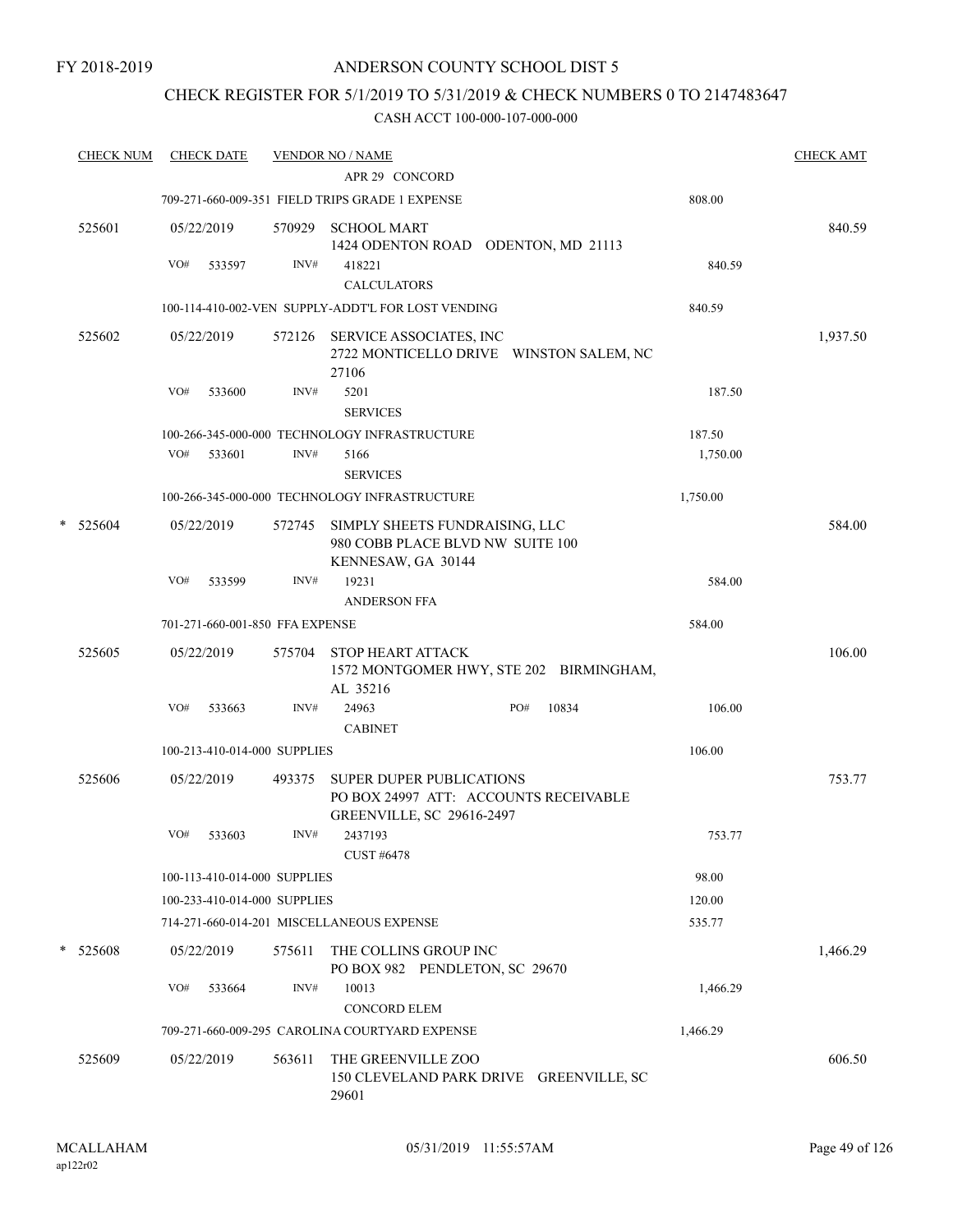FY 2018-2019

# ANDERSON COUNTY SCHOOL DIST 5

## CHECK REGISTER FOR 5/1/2019 TO 5/31/2019 & CHECK NUMBERS 0 TO 2147483647

### CASH ACCT 100-000-107-000-000

| CHECK NUM | CHECK DATE | VENDOR NO / NAME | | CHECK AMT |
|---|---|---|---|---|
| | | APR 29 CONCORD | | |
| | | 709-271-660-009-351 FIELD TRIPS GRADE 1 EXPENSE | 808.00 | |
| 525601 | 05/22/2019 | 570929 SCHOOL MART<br>1424 ODENTON ROAD ODENTON, MD 21113 | | 840.59 |
| | VO# 533597 | INV# 418221<br>CALCULATORS | 840.59 | |
| | | 100-114-410-002-VEN SUPPLY-ADDT'L FOR LOST VENDING | 840.59 | |
| 525602 | 05/22/2019 | 572126 SERVICE ASSOCIATES, INC<br>2722 MONTICELLO DRIVE WINSTON SALEM, NC 27106 | | 1,937.50 |
| | VO# 533600 | INV# 5201<br>SERVICES | 187.50 | |
| | | 100-266-345-000-000 TECHNOLOGY INFRASTRUCTURE | 187.50 | |
| | VO# 533601 | INV# 5166<br>SERVICES | 1,750.00 | |
| | | 100-266-345-000-000 TECHNOLOGY INFRASTRUCTURE | 1,750.00 | |
| * 525604 | 05/22/2019 | 572745 SIMPLY SHEETS FUNDRAISING, LLC<br>980 COBB PLACE BLVD NW SUITE 100<br>KENNESAW, GA 30144 | | 584.00 |
| | VO# 533599 | INV# 19231<br>ANDERSON FFA | 584.00 | |
| | | 701-271-660-001-850 FFA EXPENSE | 584.00 | |
| 525605 | 05/22/2019 | 575704 STOP HEART ATTACK<br>1572 MONTGOMER HWY, STE 202 BIRMINGHAM, AL 35216 | | 106.00 |
| | VO# 533663 | INV# 24963 PO# 10834<br>CABINET | 106.00 | |
| | | 100-213-410-014-000 SUPPLIES | 106.00 | |
| 525606 | 05/22/2019 | 493375 SUPER DUPER PUBLICATIONS<br>PO BOX 24997 ATT: ACCOUNTS RECEIVABLE<br>GREENVILLE, SC 29616-2497 | | 753.77 |
| | VO# 533603 | INV# 2437193<br>CUST #6478 | 753.77 | |
| | | 100-113-410-014-000 SUPPLIES | 98.00 | |
| | | 100-233-410-014-000 SUPPLIES | 120.00 | |
| | | 714-271-660-014-201 MISCELLANEOUS EXPENSE | 535.77 | |
| * 525608 | 05/22/2019 | 575611 THE COLLINS GROUP INC<br>PO BOX 982 PENDLETON, SC 29670 | | 1,466.29 |
| | VO# 533664 | INV# 10013<br>CONCORD ELEM | 1,466.29 | |
| | | 709-271-660-009-295 CAROLINA COURTYARD EXPENSE | 1,466.29 | |
| 525609 | 05/22/2019 | 563611 THE GREENVILLE ZOO<br>150 CLEVELAND PARK DRIVE GREENVILLE, SC 29601 | | 606.50 |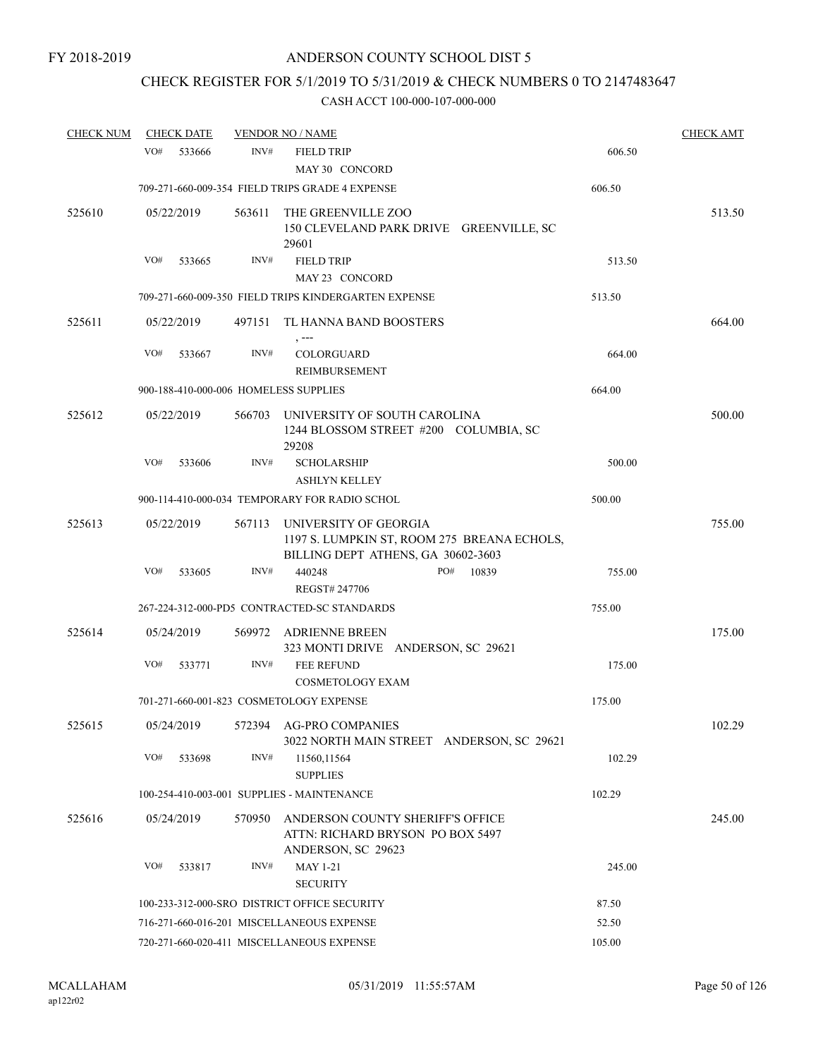FY 2018-2019

# ANDERSON COUNTY SCHOOL DIST 5

## CHECK REGISTER FOR 5/1/2019 TO 5/31/2019 & CHECK NUMBERS 0 TO 2147483647

### CASH ACCT 100-000-107-000-000

| CHECK NUM | CHECK DATE | VENDOR NO / NAME | | CHECK AMT |
|---|---|---|---|---|
| | VO# 533666 | INV# FIELD TRIP<br>MAY 30 CONCORD | 606.50 | |
| | | 709-271-660-009-354 FIELD TRIPS GRADE 4 EXPENSE | 606.50 | |
| 525610 | 05/22/2019 | 563611 THE GREENVILLE ZOO<br>150 CLEVELAND PARK DRIVE GREENVILLE, SC 29601 | | 513.50 |
| | VO# 533665 | INV# FIELD TRIP<br>MAY 23 CONCORD | 513.50 | |
| | | 709-271-660-009-350 FIELD TRIPS KINDERGARTEN EXPENSE | 513.50 | |
| 525611 | 05/22/2019 | 497151 TL HANNA BAND BOOSTERS<br>, --- | | 664.00 |
| | VO# 533667 | INV# COLORGUARD<br>REIMBURSEMENT | 664.00 | |
| | | 900-188-410-000-006 HOMELESS SUPPLIES | 664.00 | |
| 525612 | 05/22/2019 | 566703 UNIVERSITY OF SOUTH CAROLINA<br>1244 BLOSSOM STREET #200 COLUMBIA, SC 29208 | | 500.00 |
| | VO# 533606 | INV# SCHOLARSHIP<br>ASHLYN KELLEY | 500.00 | |
| | | 900-114-410-000-034 TEMPORARY FOR RADIO SCHOL | 500.00 | |
| 525613 | 05/22/2019 | 567113 UNIVERSITY OF GEORGIA<br>1197 S. LUMPKIN ST, ROOM 275 BREANA ECHOLS, BILLING DEPT ATHENS, GA 30602-3603 | | 755.00 |
| | VO# 533605 | INV# 440248 PO# 10839<br>REGST# 247706 | 755.00 | |
| | | 267-224-312-000-PD5 CONTRACTED-SC STANDARDS | 755.00 | |
| 525614 | 05/24/2019 | 569972 ADRIENNE BREEN<br>323 MONTI DRIVE ANDERSON, SC 29621 | | 175.00 |
| | VO# 533771 | INV# FEE REFUND<br>COSMETOLOGY EXAM | 175.00 | |
| | | 701-271-660-001-823 COSMETOLOGY EXPENSE | 175.00 | |
| 525615 | 05/24/2019 | 572394 AG-PRO COMPANIES<br>3022 NORTH MAIN STREET ANDERSON, SC 29621 | | 102.29 |
| | VO# 533698 | INV# 11560,11564<br>SUPPLIES | 102.29 | |
| | | 100-254-410-003-001 SUPPLIES - MAINTENANCE | 102.29 | |
| 525616 | 05/24/2019 | 570950 ANDERSON COUNTY SHERIFF'S OFFICE<br>ATTN: RICHARD BRYSON PO BOX 5497 ANDERSON, SC 29623 | | 245.00 |
| | VO# 533817 | INV# MAY 1-21<br>SECURITY | 245.00 | |
| | | 100-233-312-000-SRO DISTRICT OFFICE SECURITY | 87.50 | |
| | | 716-271-660-016-201 MISCELLANEOUS EXPENSE | 52.50 | |
| | | 720-271-660-020-411 MISCELLANEOUS EXPENSE | 105.00 | |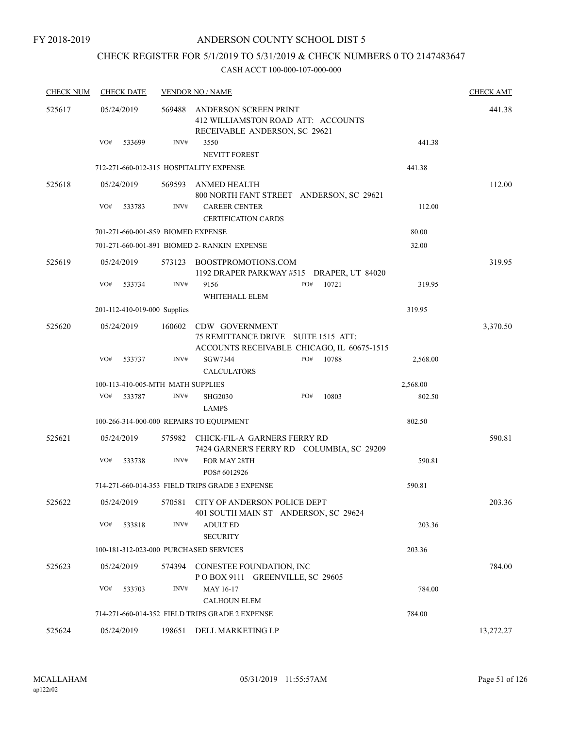FY 2018-2019

# ANDERSON COUNTY SCHOOL DIST 5

## CHECK REGISTER FOR 5/1/2019 TO 5/31/2019 & CHECK NUMBERS 0 TO 2147483647

CASH ACCT 100-000-107-000-000

| CHECK NUM | CHECK DATE | VENDOR NO / NAME | | | CHECK AMT |
|---|---|---|---|---|---|
| 525617 | 05/24/2019 | 569488 | ANDERSON SCREEN PRINT<br>412 WILLIAMSTON ROAD ATT: ACCOUNTS RECEIVABLE ANDERSON, SC 29621 | | 441.38 |
| | VO# 533699 | INV# | 3550<br>NEVITT FOREST | 441.38 | |
| | 712-271-660-012-315 HOSPITALITY EXPENSE | | | 441.38 | |
| 525618 | 05/24/2019 | 569593 | ANMED HEALTH<br>800 NORTH FANT STREET ANDERSON, SC 29621 | | 112.00 |
| | VO# 533783 | INV# | CAREER CENTER<br>CERTIFICATION CARDS | 112.00 | |
| | 701-271-660-001-859 BIOMED EXPENSE | | | 80.00 | |
| | 701-271-660-001-891 BIOMED 2- RANKIN EXPENSE | | | 32.00 | |
| 525619 | 05/24/2019 | 573123 | BOOSTPROMOTIONS.COM<br>1192 DRAPER PARKWAY #515 DRAPER, UT 84020 | | 319.95 |
| | VO# 533734 | INV# | 9156 PO# 10721<br>WHITEHALL ELEM | 319.95 | |
| | 201-112-410-019-000 Supplies | | | 319.95 | |
| 525620 | 05/24/2019 | 160602 | CDW GOVERNMENT<br>75 REMITTANCE DRIVE SUITE 1515 ATT: ACCOUNTS RECEIVABLE CHICAGO, IL 60675-1515 | | 3,370.50 |
| | VO# 533737 | INV# | SGW7344 PO# 10788<br>CALCULATORS | 2,568.00 | |
| | 100-113-410-005-MTH MATH SUPPLIES | | | 2,568.00 | |
| | VO# 533787 | INV# | SHG2030 PO# 10803<br>LAMPS | 802.50 | |
| | 100-266-314-000-000 REPAIRS TO EQUIPMENT | | | 802.50 | |
| 525621 | 05/24/2019 | 575982 | CHICK-FIL-A GARNERS FERRY RD<br>7424 GARNER'S FERRY RD COLUMBIA, SC 29209 | | 590.81 |
| | VO# 533738 | INV# | FOR MAY 28TH<br>POS# 6012926 | 590.81 | |
| | 714-271-660-014-353 FIELD TRIPS GRADE 3 EXPENSE | | | 590.81 | |
| 525622 | 05/24/2019 | 570581 | CITY OF ANDERSON POLICE DEPT<br>401 SOUTH MAIN ST ANDERSON, SC 29624 | | 203.36 |
| | VO# 533818 | INV# | ADULT ED<br>SECURITY | 203.36 | |
| | 100-181-312-023-000 PURCHASED SERVICES | | | 203.36 | |
| 525623 | 05/24/2019 | 574394 | CONESTEE FOUNDATION, INC<br>P O BOX 9111 GREENVILLE, SC 29605 | | 784.00 |
| | VO# 533703 | INV# | MAY 16-17<br>CALHOUN ELEM | 784.00 | |
| | 714-271-660-014-352 FIELD TRIPS GRADE 2 EXPENSE | | | 784.00 | |
| 525624 | 05/24/2019 | 198651 | DELL MARKETING LP | | 13,272.27 |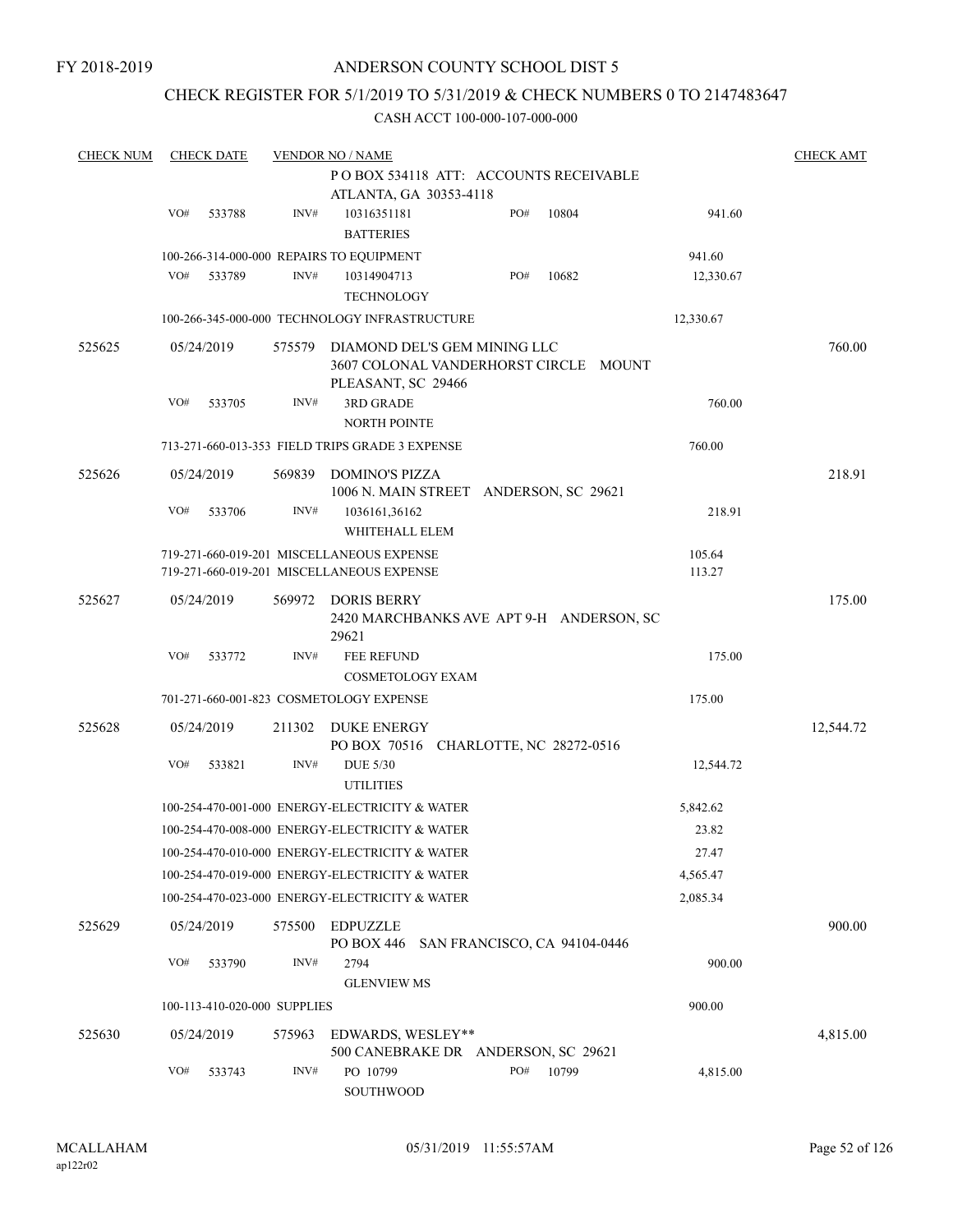FY 2018-2019

# ANDERSON COUNTY SCHOOL DIST 5

## CHECK REGISTER FOR 5/1/2019 TO 5/31/2019 & CHECK NUMBERS 0 TO 2147483647

### CASH ACCT 100-000-107-000-000

| CHECK NUM | CHECK DATE | VENDOR NO / NAME | | | CHECK AMT |
|---|---|---|---|---|---|
| | | P O BOX 534118 ATT: ACCOUNTS RECEIVABLE ATLANTA, GA 30353-4118 | | | |
| | VO# 533788 | INV# 10316351181 BATTERIES | PO# 10804 | 941.60 | |
| | | 100-266-314-000-000 REPAIRS TO EQUIPMENT | | 941.60 | |
| | VO# 533789 | INV# 10314904713 TECHNOLOGY | PO# 10682 | 12,330.67 | |
| | | 100-266-345-000-000 TECHNOLOGY INFRASTRUCTURE | | 12,330.67 | |
| 525625 | 05/24/2019 | 575579 DIAMOND DEL'S GEM MINING LLC 3607 COLONAL VANDERHORST CIRCLE MOUNT PLEASANT, SC 29466 | | | 760.00 |
| | VO# 533705 | INV# 3RD GRADE NORTH POINTE | | 760.00 | |
| | | 713-271-660-013-353 FIELD TRIPS GRADE 3 EXPENSE | | 760.00 | |
| 525626 | 05/24/2019 | 569839 DOMINO'S PIZZA 1006 N. MAIN STREET ANDERSON, SC 29621 | | | 218.91 |
| | VO# 533706 | INV# 1036161,36162 WHITEHALL ELEM | | 218.91 | |
| | | 719-271-660-019-201 MISCELLANEOUS EXPENSE | | 105.64 | |
| | | 719-271-660-019-201 MISCELLANEOUS EXPENSE | | 113.27 | |
| 525627 | 05/24/2019 | 569972 DORIS BERRY 2420 MARCHBANKS AVE APT 9-H ANDERSON, SC 29621 | | | 175.00 |
| | VO# 533772 | INV# FEE REFUND COSMETOLOGY EXAM | | 175.00 | |
| | | 701-271-660-001-823 COSMETOLOGY EXPENSE | | 175.00 | |
| 525628 | 05/24/2019 | 211302 DUKE ENERGY PO BOX 70516 CHARLOTTE, NC 28272-0516 | | | 12,544.72 |
| | VO# 533821 | INV# DUE 5/30 UTILITIES | | 12,544.72 | |
| | | 100-254-470-001-000 ENERGY-ELECTRICITY & WATER | | 5,842.62 | |
| | | 100-254-470-008-000 ENERGY-ELECTRICITY & WATER | | 23.82 | |
| | | 100-254-470-010-000 ENERGY-ELECTRICITY & WATER | | 27.47 | |
| | | 100-254-470-019-000 ENERGY-ELECTRICITY & WATER | | 4,565.47 | |
| | | 100-254-470-023-000 ENERGY-ELECTRICITY & WATER | | 2,085.34 | |
| 525629 | 05/24/2019 | 575500 EDPUZZLE PO BOX 446 SAN FRANCISCO, CA 94104-0446 | | | 900.00 |
| | VO# 533790 | INV# 2794 GLENVIEW MS | | 900.00 | |
| | | 100-113-410-020-000 SUPPLIES | | 900.00 | |
| 525630 | 05/24/2019 | 575963 EDWARDS, WESLEY** 500 CANEBRAKE DR ANDERSON, SC 29621 | | | 4,815.00 |
| | VO# 533743 | INV# PO 10799 SOUTHWOOD | PO# 10799 | 4,815.00 | |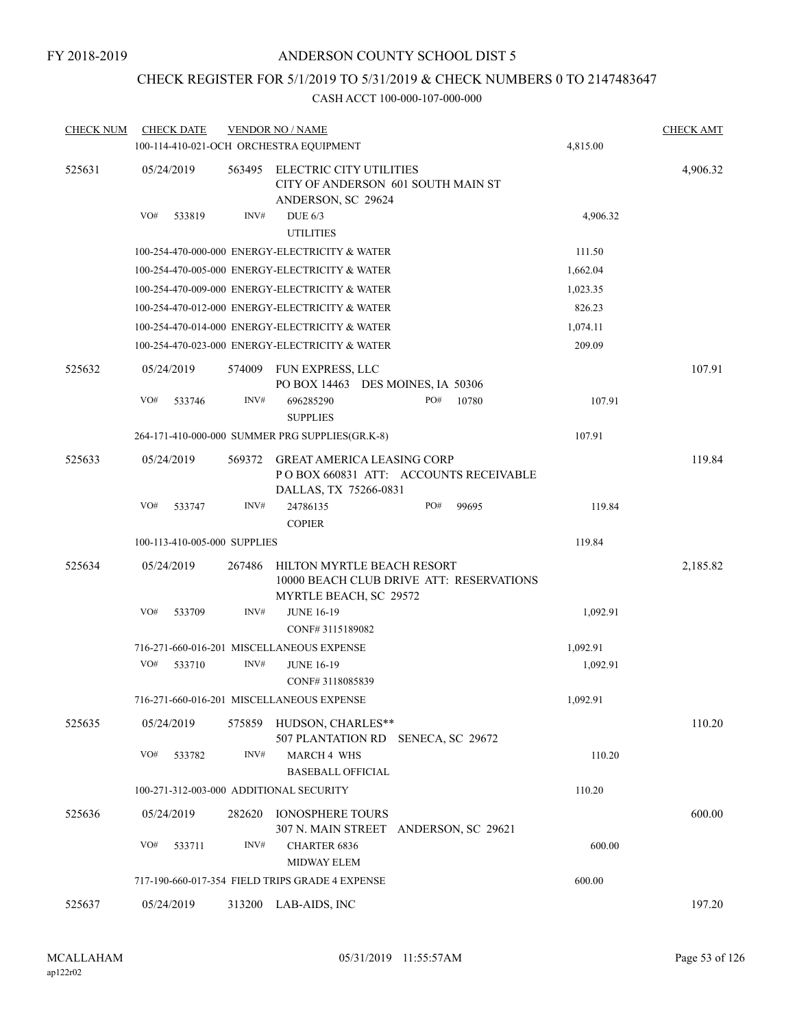FY 2018-2019

# ANDERSON COUNTY SCHOOL DIST 5

## CHECK REGISTER FOR 5/1/2019 TO 5/31/2019 & CHECK NUMBERS 0 TO 2147483647

### CASH ACCT 100-000-107-000-000

| CHECK NUM | CHECK DATE | VENDOR NO / NAME | | CHECK AMT |
|---|---|---|---|---|
| | | 100-114-410-021-OCH ORCHESTRA EQUIPMENT | 4,815.00 | |
| 525631 | 05/24/2019 | 563495 ELECTRIC CITY UTILITIES<br>CITY OF ANDERSON 601 SOUTH MAIN ST<br>ANDERSON, SC 29624 | | 4,906.32 |
| | VO# 533819 | INV# DUE 6/3<br>UTILITIES | 4,906.32 | |
| | | 100-254-470-000-000 ENERGY-ELECTRICITY & WATER | 111.50 | |
| | | 100-254-470-005-000 ENERGY-ELECTRICITY & WATER | 1,662.04 | |
| | | 100-254-470-009-000 ENERGY-ELECTRICITY & WATER | 1,023.35 | |
| | | 100-254-470-012-000 ENERGY-ELECTRICITY & WATER | 826.23 | |
| | | 100-254-470-014-000 ENERGY-ELECTRICITY & WATER | 1,074.11 | |
| | | 100-254-470-023-000 ENERGY-ELECTRICITY & WATER | 209.09 | |
| 525632 | 05/24/2019 | 574009 FUN EXPRESS, LLC<br>PO BOX 14463 DES MOINES, IA 50306 | | 107.91 |
| | VO# 533746 | INV# 696285290 PO# 10780<br>SUPPLIES | 107.91 | |
| | | 264-171-410-000-000 SUMMER PRG SUPPLIES(GR.K-8) | 107.91 | |
| 525633 | 05/24/2019 | 569372 GREAT AMERICA LEASING CORP<br>P O BOX 660831 ATT: ACCOUNTS RECEIVABLE<br>DALLAS, TX 75266-0831 | | 119.84 |
| | VO# 533747 | INV# 24786135 PO# 99695<br>COPIER | 119.84 | |
| | | 100-113-410-005-000 SUPPLIES | 119.84 | |
| 525634 | 05/24/2019 | 267486 HILTON MYRTLE BEACH RESORT<br>10000 BEACH CLUB DRIVE ATT: RESERVATIONS<br>MYRTLE BEACH, SC 29572 | | 2,185.82 |
| | VO# 533709 | INV# JUNE 16-19<br>CONF# 3115189082 | 1,092.91 | |
| | | 716-271-660-016-201 MISCELLANEOUS EXPENSE | 1,092.91 | |
| | VO# 533710 | INV# JUNE 16-19<br>CONF# 3118085839 | 1,092.91 | |
| | | 716-271-660-016-201 MISCELLANEOUS EXPENSE | 1,092.91 | |
| 525635 | 05/24/2019 | 575859 HUDSON, CHARLES**<br>507 PLANTATION RD SENECA, SC 29672 | | 110.20 |
| | VO# 533782 | INV# MARCH 4 WHS<br>BASEBALL OFFICIAL | 110.20 | |
| | | 100-271-312-003-000 ADDITIONAL SECURITY | 110.20 | |
| 525636 | 05/24/2019 | 282620 IONOSPHERE TOURS<br>307 N. MAIN STREET ANDERSON, SC 29621 | | 600.00 |
| | VO# 533711 | INV# CHARTER 6836<br>MIDWAY ELEM | 600.00 | |
| | | 717-190-660-017-354 FIELD TRIPS GRADE 4 EXPENSE | 600.00 | |
| 525637 | 05/24/2019 | 313200 LAB-AIDS, INC | | 197.20 |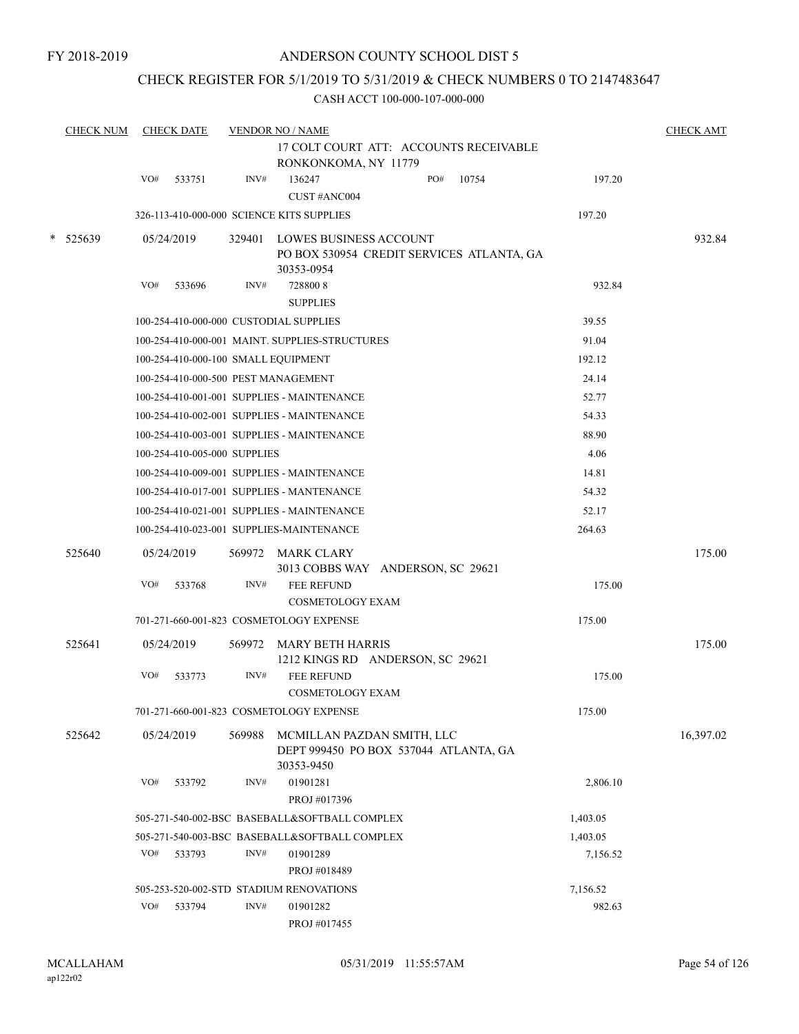FY 2018-2019

ANDERSON COUNTY SCHOOL DIST 5

CHECK REGISTER FOR 5/1/2019 TO 5/31/2019 & CHECK NUMBERS 0 TO 2147483647

CASH ACCT 100-000-107-000-000

| CHECK NUM | CHECK DATE | VENDOR NO / NAME | | CHECK AMT |
|---|---|---|---|---|
| | | 17 COLT COURT ATT: ACCOUNTS RECEIVABLE RONKONKOMA, NY 11779 | | |
| | VO# 533751 | INV# 136247 PO# 10754 CUST #ANC004 | 197.20 | |
| | | 326-113-410-000-000 SCIENCE KITS SUPPLIES | 197.20 | |
| * 525639 | 05/24/2019 | 329401 LOWES BUSINESS ACCOUNT PO BOX 530954 CREDIT SERVICES ATLANTA, GA 30353-0954 | | 932.84 |
| | VO# 533696 | INV# 728800 8 SUPPLIES | 932.84 | |
| | | 100-254-410-000-000 CUSTODIAL SUPPLIES | 39.55 | |
| | | 100-254-410-000-001 MAINT. SUPPLIES-STRUCTURES | 91.04 | |
| | | 100-254-410-000-100 SMALL EQUIPMENT | 192.12 | |
| | | 100-254-410-000-500 PEST MANAGEMENT | 24.14 | |
| | | 100-254-410-001-001 SUPPLIES - MAINTENANCE | 52.77 | |
| | | 100-254-410-002-001 SUPPLIES - MAINTENANCE | 54.33 | |
| | | 100-254-410-003-001 SUPPLIES - MAINTENANCE | 88.90 | |
| | | 100-254-410-005-000 SUPPLIES | 4.06 | |
| | | 100-254-410-009-001 SUPPLIES - MAINTENANCE | 14.81 | |
| | | 100-254-410-017-001 SUPPLIES - MANTENANCE | 54.32 | |
| | | 100-254-410-021-001 SUPPLIES - MAINTENANCE | 52.17 | |
| | | 100-254-410-023-001 SUPPLIES-MAINTENANCE | 264.63 | |
| 525640 | 05/24/2019 | 569972 MARK CLARY 3013 COBBS WAY ANDERSON, SC 29621 | | 175.00 |
| | VO# 533768 | INV# FEE REFUND COSMETOLOGY EXAM | 175.00 | |
| | | 701-271-660-001-823 COSMETOLOGY EXPENSE | 175.00 | |
| 525641 | 05/24/2019 | 569972 MARY BETH HARRIS 1212 KINGS RD ANDERSON, SC 29621 | | 175.00 |
| | VO# 533773 | INV# FEE REFUND COSMETOLOGY EXAM | 175.00 | |
| | | 701-271-660-001-823 COSMETOLOGY EXPENSE | 175.00 | |
| 525642 | 05/24/2019 | 569988 MCMILLAN PAZDAN SMITH, LLC DEPT 999450 PO BOX 537044 ATLANTA, GA 30353-9450 | | 16,397.02 |
| | VO# 533792 | INV# 01901281 PROJ #017396 | 2,806.10 | |
| | | 505-271-540-002-BSC BASEBALL&SOFTBALL COMPLEX | 1,403.05 | |
| | | 505-271-540-003-BSC BASEBALL&SOFTBALL COMPLEX | 1,403.05 | |
| | VO# 533793 | INV# 01901289 PROJ #018489 | 7,156.52 | |
| | | 505-253-520-002-STD STADIUM RENOVATIONS | 7,156.52 | |
| | VO# 533794 | INV# 01901282 PROJ #017455 | 982.63 | |

MCALLAHAM
ap122r02

05/31/2019 11:55:57AM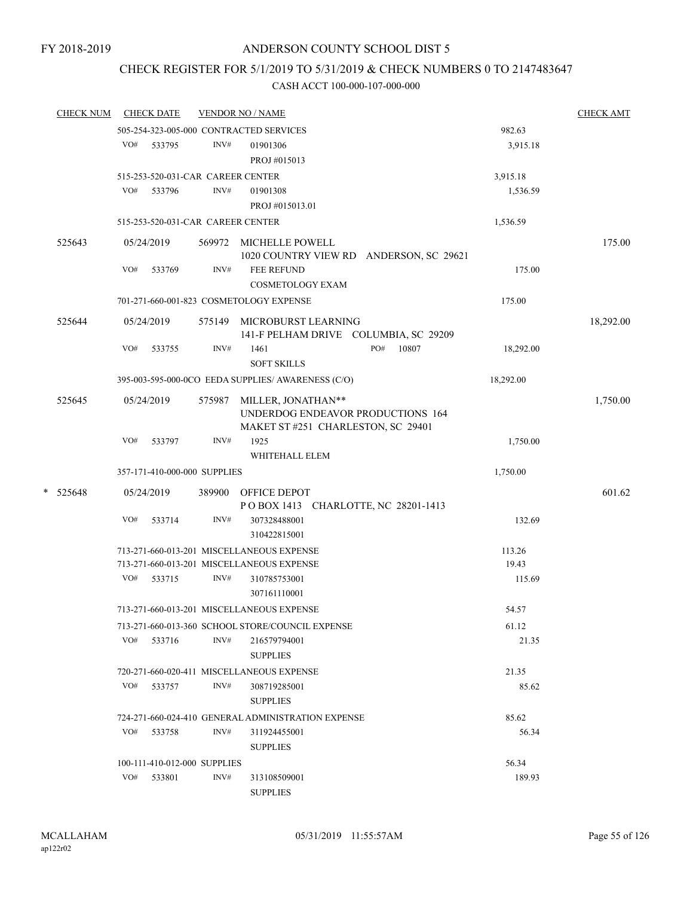FY 2018-2019

# ANDERSON COUNTY SCHOOL DIST 5

## CHECK REGISTER FOR 5/1/2019 TO 5/31/2019 & CHECK NUMBERS 0 TO 2147483647

### CASH ACCT 100-000-107-000-000

| CHECK NUM | CHECK DATE | VENDOR NO / NAME | | CHECK AMT |
|---|---|---|---|---|
| | 505-254-323-005-000 CONTRACTED SERVICES | | 982.63 | |
| | VO# 533795 | INV# 01901306<br>PROJ #015013 | 3,915.18 | |
| | 515-253-520-031-CAR CAREER CENTER | | 3,915.18 | |
| | VO# 533796 | INV# 01901308<br>PROJ #015013.01 | 1,536.59 | |
| | 515-253-520-031-CAR CAREER CENTER | | 1,536.59 | |
| 525643 | 05/24/2019 | 569972 MICHELLE POWELL<br>1020 COUNTRY VIEW RD ANDERSON, SC 29621 | | 175.00 |
| | VO# 533769 | INV# FEE REFUND<br>COSMETOLOGY EXAM | 175.00 | |
| | 701-271-660-001-823 COSMETOLOGY EXPENSE | | 175.00 | |
| 525644 | 05/24/2019 | 575149 MICROBURST LEARNING<br>141-F PELHAM DRIVE COLUMBIA, SC 29209 | | 18,292.00 |
| | VO# 533755 | INV# 1461 PO# 10807<br>SOFT SKILLS | 18,292.00 | |
| | 395-003-595-000-0CO EEDA SUPPLIES/ AWARENESS (C/O) | | 18,292.00 | |
| 525645 | 05/24/2019 | 575987 MILLER, JONATHAN**<br>UNDERDOG ENDEAVOR PRODUCTIONS 164<br>MAKET ST #251 CHARLESTON, SC 29401 | | 1,750.00 |
| | VO# 533797 | INV# 1925<br>WHITEHALL ELEM | 1,750.00 | |
| | 357-171-410-000-000 SUPPLIES | | 1,750.00 | |
| * 525648 | 05/24/2019 | 389900 OFFICE DEPOT<br>P O BOX 1413 CHARLOTTE, NC 28201-1413 | | 601.62 |
| | VO# 533714 | INV# 307328488001<br>310422815001 | 132.69 | |
| | 713-271-660-013-201 MISCELLANEOUS EXPENSE | | 113.26 | |
| | 713-271-660-013-201 MISCELLANEOUS EXPENSE | | 19.43 | |
| | VO# 533715 | INV# 310785753001<br>307161110001 | 115.69 | |
| | 713-271-660-013-201 MISCELLANEOUS EXPENSE | | 54.57 | |
| | 713-271-660-013-360 SCHOOL STORE/COUNCIL EXPENSE | | 61.12 | |
| | VO# 533716 | INV# 216579794001<br>SUPPLIES | 21.35 | |
| | 720-271-660-020-411 MISCELLANEOUS EXPENSE | | 21.35 | |
| | VO# 533757 | INV# 308719285001<br>SUPPLIES | 85.62 | |
| | 724-271-660-024-410 GENERAL ADMINISTRATION EXPENSE | | 85.62 | |
| | VO# 533758 | INV# 311924455001<br>SUPPLIES | 56.34 | |
| | 100-111-410-012-000 SUPPLIES | | 56.34 | |
| | VO# 533801 | INV# 313108509001<br>SUPPLIES | 189.93 | |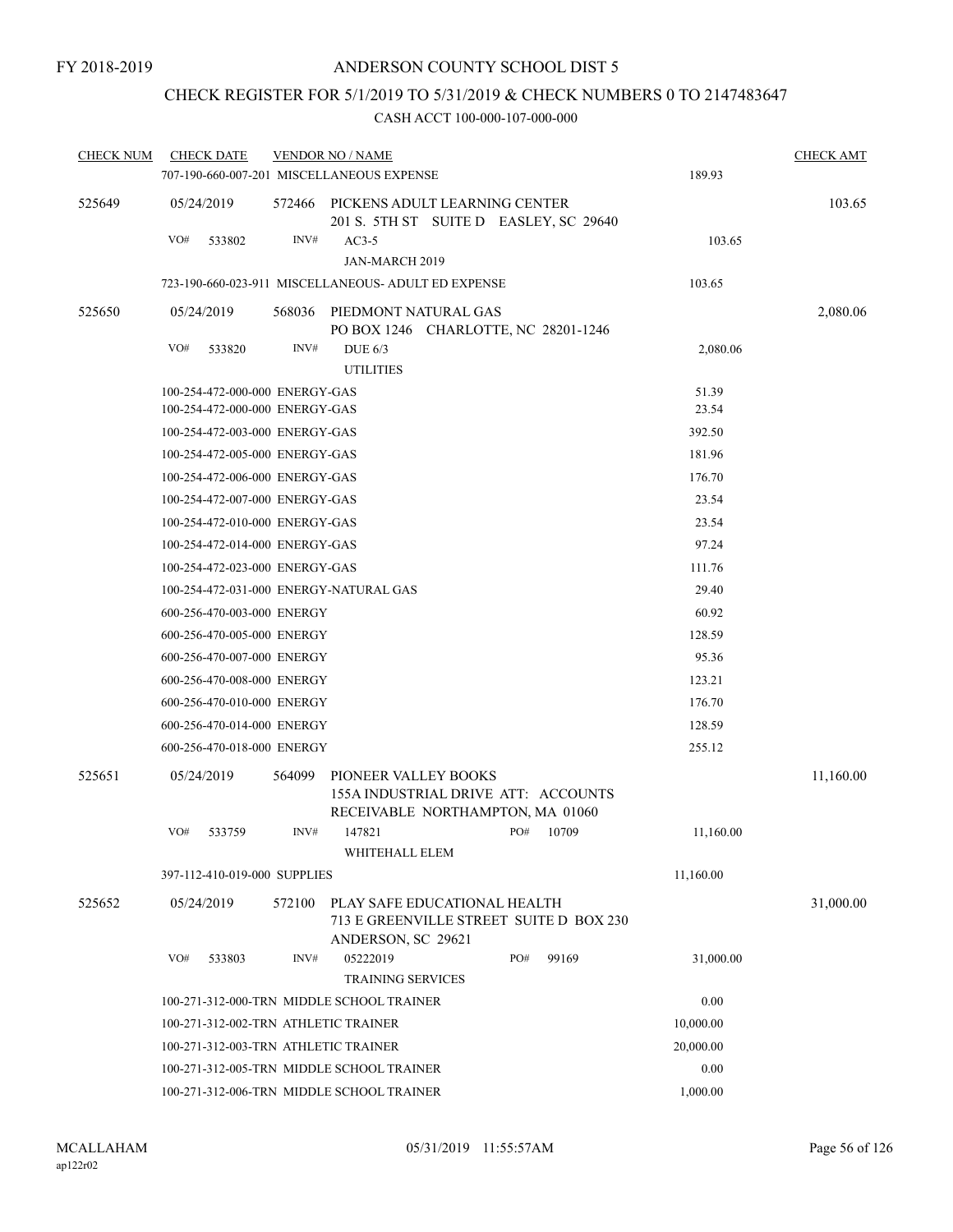FY 2018-2019

# ANDERSON COUNTY SCHOOL DIST 5

## CHECK REGISTER FOR 5/1/2019 TO 5/31/2019 & CHECK NUMBERS 0 TO 2147483647

CASH ACCT 100-000-107-000-000

| CHECK NUM | CHECK DATE | VENDOR NO / NAME | | CHECK AMT |
|---|---|---|---|---|
| | | 707-190-660-007-201 MISCELLANEOUS EXPENSE | 189.93 | |
| 525649 | 05/24/2019 | 572466 PICKENS ADULT LEARNING CENTER<br>201 S. 5TH ST SUITE D EASLEY, SC 29640 | | 103.65 |
| | VO# 533802 | INV# AC3-5<br>JAN-MARCH 2019 | 103.65 | |
| | | 723-190-660-023-911 MISCELLANEOUS- ADULT ED EXPENSE | 103.65 | |
| 525650 | 05/24/2019 | 568036 PIEDMONT NATURAL GAS<br>PO BOX 1246 CHARLOTTE, NC 28201-1246 | | 2,080.06 |
| | VO# 533820 | INV# DUE 6/3<br>UTILITIES | 2,080.06 | |
| | | 100-254-472-000-000 ENERGY-GAS | 51.39 | |
| | | 100-254-472-000-000 ENERGY-GAS | 23.54 | |
| | | 100-254-472-003-000 ENERGY-GAS | 392.50 | |
| | | 100-254-472-005-000 ENERGY-GAS | 181.96 | |
| | | 100-254-472-006-000 ENERGY-GAS | 176.70 | |
| | | 100-254-472-007-000 ENERGY-GAS | 23.54 | |
| | | 100-254-472-010-000 ENERGY-GAS | 23.54 | |
| | | 100-254-472-014-000 ENERGY-GAS | 97.24 | |
| | | 100-254-472-023-000 ENERGY-GAS | 111.76 | |
| | | 100-254-472-031-000 ENERGY-NATURAL GAS | 29.40 | |
| | | 600-256-470-003-000 ENERGY | 60.92 | |
| | | 600-256-470-005-000 ENERGY | 128.59 | |
| | | 600-256-470-007-000 ENERGY | 95.36 | |
| | | 600-256-470-008-000 ENERGY | 123.21 | |
| | | 600-256-470-010-000 ENERGY | 176.70 | |
| | | 600-256-470-014-000 ENERGY | 128.59 | |
| | | 600-256-470-018-000 ENERGY | 255.12 | |
| 525651 | 05/24/2019 | 564099 PIONEER VALLEY BOOKS<br>155A INDUSTRIAL DRIVE ATT: ACCOUNTS<br>RECEIVABLE NORTHAMPTON, MA 01060 | | 11,160.00 |
| | VO# 533759 | INV# 147821 PO# 10709<br>WHITEHALL ELEM | 11,160.00 | |
| | | 397-112-410-019-000 SUPPLIES | 11,160.00 | |
| 525652 | 05/24/2019 | 572100 PLAY SAFE EDUCATIONAL HEALTH<br>713 E GREENVILLE STREET SUITE D BOX 230<br>ANDERSON, SC 29621 | | 31,000.00 |
| | VO# 533803 | INV# 05222019 PO# 99169<br>TRAINING SERVICES | 31,000.00 | |
| | | 100-271-312-000-TRN MIDDLE SCHOOL TRAINER | 0.00 | |
| | | 100-271-312-002-TRN ATHLETIC TRAINER | 10,000.00 | |
| | | 100-271-312-003-TRN ATHLETIC TRAINER | 20,000.00 | |
| | | 100-271-312-005-TRN MIDDLE SCHOOL TRAINER | 0.00 | |
| | | 100-271-312-006-TRN MIDDLE SCHOOL TRAINER | 1,000.00 | |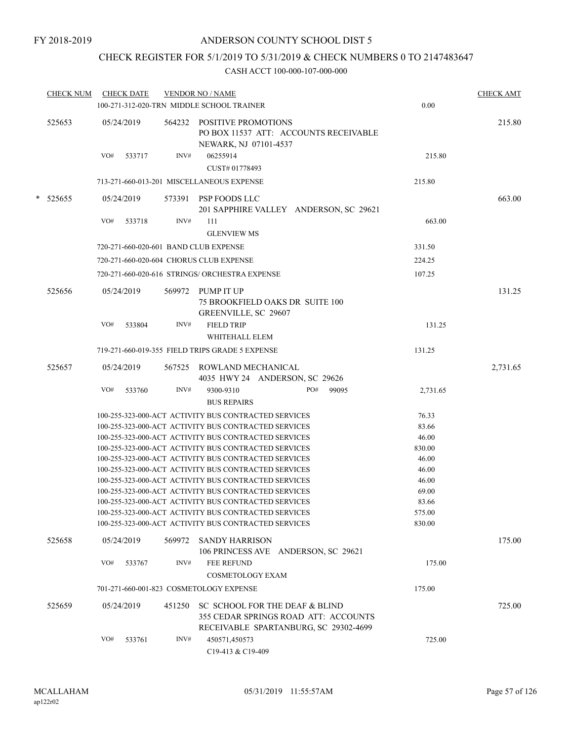FY 2018-2019

# ANDERSON COUNTY SCHOOL DIST 5

## CHECK REGISTER FOR 5/1/2019 TO 5/31/2019 & CHECK NUMBERS 0 TO 2147483647

CASH ACCT 100-000-107-000-000

| CHECK NUM | CHECK DATE | VENDOR NO / NAME | | CHECK AMT |
|---|---|---|---|---|
| | | 100-271-312-020-TRN MIDDLE SCHOOL TRAINER | 0.00 | |
| 525653 | 05/24/2019 | 564232 POSITIVE PROMOTIONS<br>PO BOX 11537 ATT: ACCOUNTS RECEIVABLE<br>NEWARK, NJ 07101-4537 | | 215.80 |
| | VO# 533717 | INV# 06255914<br>CUST# 01778493 | 215.80 | |
| | | 713-271-660-013-201 MISCELLANEOUS EXPENSE | 215.80 | |
| * 525655 | 05/24/2019 | 573391 PSP FOODS LLC<br>201 SAPPHIRE VALLEY ANDERSON, SC 29621 | | 663.00 |
| | VO# 533718 | INV# 111<br>GLENVIEW MS | 663.00 | |
| | | 720-271-660-020-601 BAND CLUB EXPENSE | 331.50 | |
| | | 720-271-660-020-604 CHORUS CLUB EXPENSE | 224.25 | |
| | | 720-271-660-020-616 STRINGS/ ORCHESTRA EXPENSE | 107.25 | |
| 525656 | 05/24/2019 | 569972 PUMP IT UP<br>75 BROOKFIELD OAKS DR SUITE 100<br>GREENVILLE, SC 29607 | | 131.25 |
| | VO# 533804 | INV# FIELD TRIP<br>WHITEHALL ELEM | 131.25 | |
| | | 719-271-660-019-355 FIELD TRIPS GRADE 5 EXPENSE | 131.25 | |
| 525657 | 05/24/2019 | 567525 ROWLAND MECHANICAL<br>4035 HWY 24 ANDERSON, SC 29626 | | 2,731.65 |
| | VO# 533760 | INV# 9300-9310 PO# 99095<br>BUS REPAIRS | 2,731.65 | |
| | | 100-255-323-000-ACT ACTIVITY BUS CONTRACTED SERVICES | 76.33 | |
| | | 100-255-323-000-ACT ACTIVITY BUS CONTRACTED SERVICES | 83.66 | |
| | | 100-255-323-000-ACT ACTIVITY BUS CONTRACTED SERVICES | 46.00 | |
| | | 100-255-323-000-ACT ACTIVITY BUS CONTRACTED SERVICES | 830.00 | |
| | | 100-255-323-000-ACT ACTIVITY BUS CONTRACTED SERVICES | 46.00 | |
| | | 100-255-323-000-ACT ACTIVITY BUS CONTRACTED SERVICES | 46.00 | |
| | | 100-255-323-000-ACT ACTIVITY BUS CONTRACTED SERVICES | 46.00 | |
| | | 100-255-323-000-ACT ACTIVITY BUS CONTRACTED SERVICES | 69.00 | |
| | | 100-255-323-000-ACT ACTIVITY BUS CONTRACTED SERVICES | 83.66 | |
| | | 100-255-323-000-ACT ACTIVITY BUS CONTRACTED SERVICES | 575.00 | |
| | | 100-255-323-000-ACT ACTIVITY BUS CONTRACTED SERVICES | 830.00 | |
| 525658 | 05/24/2019 | 569972 SANDY HARRISON<br>106 PRINCESS AVE ANDERSON, SC 29621 | | 175.00 |
| | VO# 533767 | INV# FEE REFUND<br>COSMETOLOGY EXAM | 175.00 | |
| | | 701-271-660-001-823 COSMETOLOGY EXPENSE | 175.00 | |
| 525659 | 05/24/2019 | 451250 SC SCHOOL FOR THE DEAF & BLIND<br>355 CEDAR SPRINGS ROAD ATT: ACCOUNTS<br>RECEIVABLE SPARTANBURG, SC 29302-4699 | | 725.00 |
| | VO# 533761 | INV# 450571,450573<br>C19-413 & C19-409 | 725.00 | |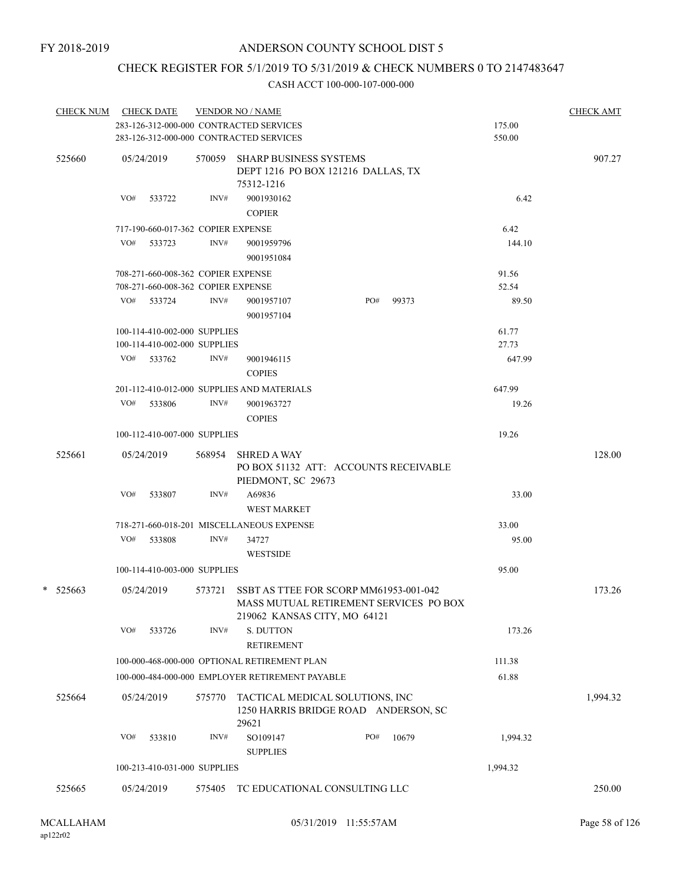FY 2018-2019

ANDERSON COUNTY SCHOOL DIST 5

CHECK REGISTER FOR 5/1/2019 TO 5/31/2019 & CHECK NUMBERS 0 TO 2147483647

CASH ACCT 100-000-107-000-000

| CHECK NUM | CHECK DATE | VENDOR NO / NAME | | CHECK AMT |
|---|---|---|---|---|
| | 283-126-312-000-000 CONTRACTED SERVICES | | 175.00 | |
| | 283-126-312-000-000 CONTRACTED SERVICES | | 550.00 | |
| 525660 | 05/24/2019 | 570059 SHARP BUSINESS SYSTEMS DEPT 1216 PO BOX 121216 DALLAS, TX 75312-1216 | | 907.27 |
| | VO# 533722 | INV# 9001930162 COPIER | 6.42 | |
| | 717-190-660-017-362 COPIER EXPENSE | | 6.42 | |
| | VO# 533723 | INV# 9001959796 9001951084 | 144.10 | |
| | 708-271-660-008-362 COPIER EXPENSE | | 91.56 | |
| | 708-271-660-008-362 COPIER EXPENSE | | 52.54 | |
| | VO# 533724 | INV# 9001957107 9001957104 PO# 99373 | 89.50 | |
| | 100-114-410-002-000 SUPPLIES | | 61.77 | |
| | 100-114-410-002-000 SUPPLIES | | 27.73 | |
| | VO# 533762 | INV# 9001946115 COPIES | 647.99 | |
| | 201-112-410-012-000 SUPPLIES AND MATERIALS | | 647.99 | |
| | VO# 533806 | INV# 9001963727 COPIES | 19.26 | |
| | 100-112-410-007-000 SUPPLIES | | 19.26 | |
| 525661 | 05/24/2019 | 568954 SHRED A WAY PO BOX 51132 ATT: ACCOUNTS RECEIVABLE PIEDMONT, SC 29673 | | 128.00 |
| | VO# 533807 | INV# A69836 WEST MARKET | 33.00 | |
| | 718-271-660-018-201 MISCELLANEOUS EXPENSE | | 33.00 | |
| | VO# 533808 | INV# 34727 WESTSIDE | 95.00 | |
| | 100-114-410-003-000 SUPPLIES | | 95.00 | |
| * 525663 | 05/24/2019 | 573721 SSBT AS TTEE FOR SCORP MM61953-001-042 MASS MUTUAL RETIREMENT SERVICES PO BOX 219062 KANSAS CITY, MO 64121 | | 173.26 |
| | VO# 533726 | INV# S. DUTTON RETIREMENT | 173.26 | |
| | 100-000-468-000-000 OPTIONAL RETIREMENT PLAN | | 111.38 | |
| | 100-000-484-000-000 EMPLOYER RETIREMENT PAYABLE | | 61.88 | |
| 525664 | 05/24/2019 | 575770 TACTICAL MEDICAL SOLUTIONS, INC 1250 HARRIS BRIDGE ROAD ANDERSON, SC 29621 | | 1,994.32 |
| | VO# 533810 | INV# SO109147 SUPPLIES PO# 10679 | 1,994.32 | |
| | 100-213-410-031-000 SUPPLIES | | 1,994.32 | |
| 525665 | 05/24/2019 | 575405 TC EDUCATIONAL CONSULTING LLC | | 250.00 |

MCALLAHAM ap122r02 05/31/2019 11:55:57AM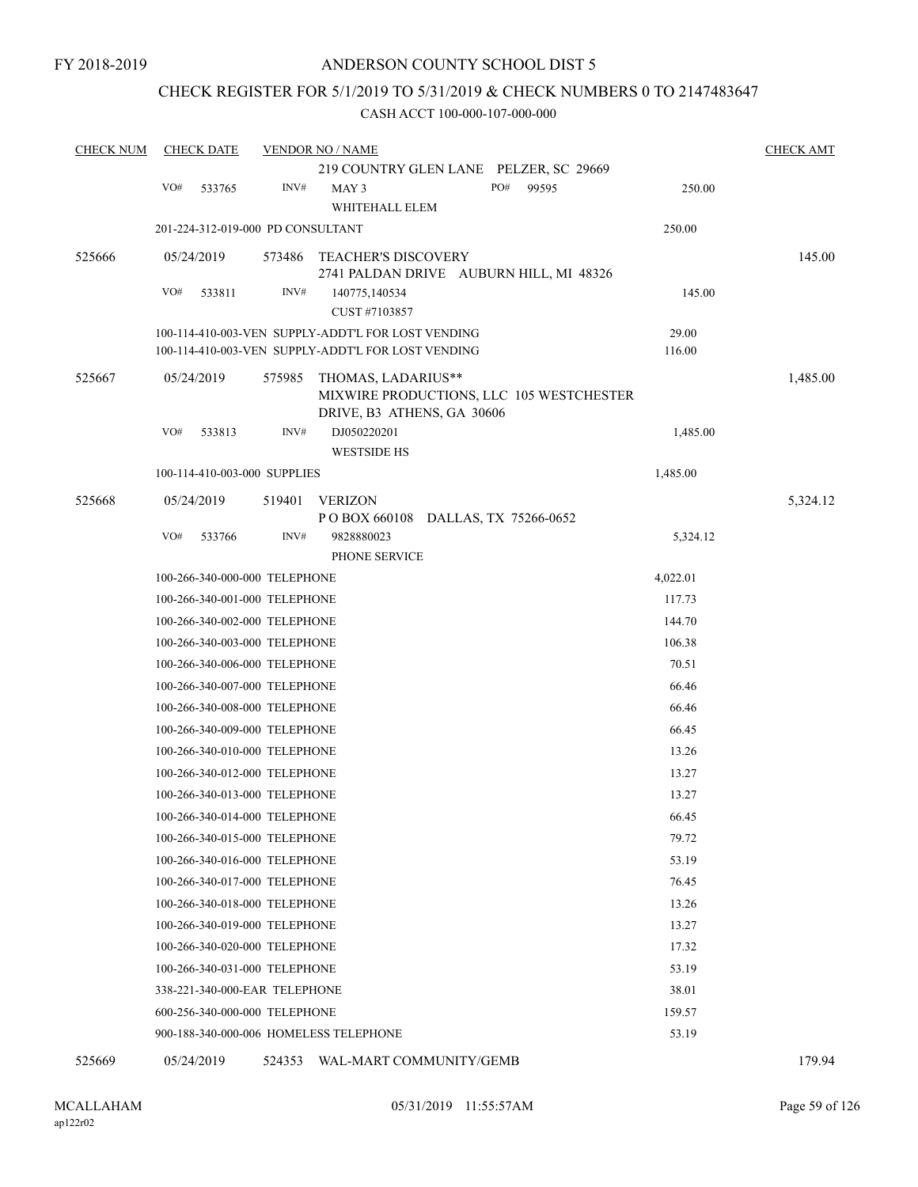FY 2018-2019

# ANDERSON COUNTY SCHOOL DIST 5

## CHECK REGISTER FOR 5/1/2019 TO 5/31/2019 & CHECK NUMBERS 0 TO 2147483647

CASH ACCT 100-000-107-000-000

| CHECK NUM | CHECK DATE | VENDOR NO / NAME | | CHECK AMT |
|---|---|---|---|---|
| | | 219 COUNTRY GLEN LANE PELZER, SC 29669 | | |
| | VO# 533765 | INV# MAY 3 WHITEHALL ELEM PO# 99595 | 250.00 | |
| | 201-224-312-019-000 PD CONSULTANT | | 250.00 | |
| 525666 | 05/24/2019 | 573486 TEACHER'S DISCOVERY 2741 PALDAN DRIVE AUBURN HILL, MI 48326 | | 145.00 |
| | VO# 533811 | INV# 140775,140534 CUST #7103857 | 145.00 | |
| | 100-114-410-003-VEN SUPPLY-ADDT'L FOR LOST VENDING | | 29.00 | |
| | 100-114-410-003-VEN SUPPLY-ADDT'L FOR LOST VENDING | | 116.00 | |
| 525667 | 05/24/2019 | 575985 THOMAS, LADARIUS** MIXWIRE PRODUCTIONS, LLC 105 WESTCHESTER DRIVE, B3 ATHENS, GA 30606 | | 1,485.00 |
| | VO# 533813 | INV# DJ050220201 WESTSIDE HS | 1,485.00 | |
| | 100-114-410-003-000 SUPPLIES | | 1,485.00 | |
| 525668 | 05/24/2019 | 519401 VERIZON P O BOX 660108 DALLAS, TX 75266-0652 | | 5,324.12 |
| | VO# 533766 | INV# 9828880023 PHONE SERVICE | 5,324.12 | |
| | 100-266-340-000-000 TELEPHONE | | 4,022.01 | |
| | 100-266-340-001-000 TELEPHONE | | 117.73 | |
| | 100-266-340-002-000 TELEPHONE | | 144.70 | |
| | 100-266-340-003-000 TELEPHONE | | 106.38 | |
| | 100-266-340-006-000 TELEPHONE | | 70.51 | |
| | 100-266-340-007-000 TELEPHONE | | 66.46 | |
| | 100-266-340-008-000 TELEPHONE | | 66.46 | |
| | 100-266-340-009-000 TELEPHONE | | 66.45 | |
| | 100-266-340-010-000 TELEPHONE | | 13.26 | |
| | 100-266-340-012-000 TELEPHONE | | 13.27 | |
| | 100-266-340-013-000 TELEPHONE | | 13.27 | |
| | 100-266-340-014-000 TELEPHONE | | 66.45 | |
| | 100-266-340-015-000 TELEPHONE | | 79.72 | |
| | 100-266-340-016-000 TELEPHONE | | 53.19 | |
| | 100-266-340-017-000 TELEPHONE | | 76.45 | |
| | 100-266-340-018-000 TELEPHONE | | 13.26 | |
| | 100-266-340-019-000 TELEPHONE | | 13.27 | |
| | 100-266-340-020-000 TELEPHONE | | 17.32 | |
| | 100-266-340-031-000 TELEPHONE | | 53.19 | |
| | 338-221-340-000-EAR TELEPHONE | | 38.01 | |
| | 600-256-340-000-000 TELEPHONE | | 159.57 | |
| | 900-188-340-000-006 HOMELESS TELEPHONE | | 53.19 | |
| 525669 | 05/24/2019 | 524353 WAL-MART COMMUNITY/GEMB | | 179.94 |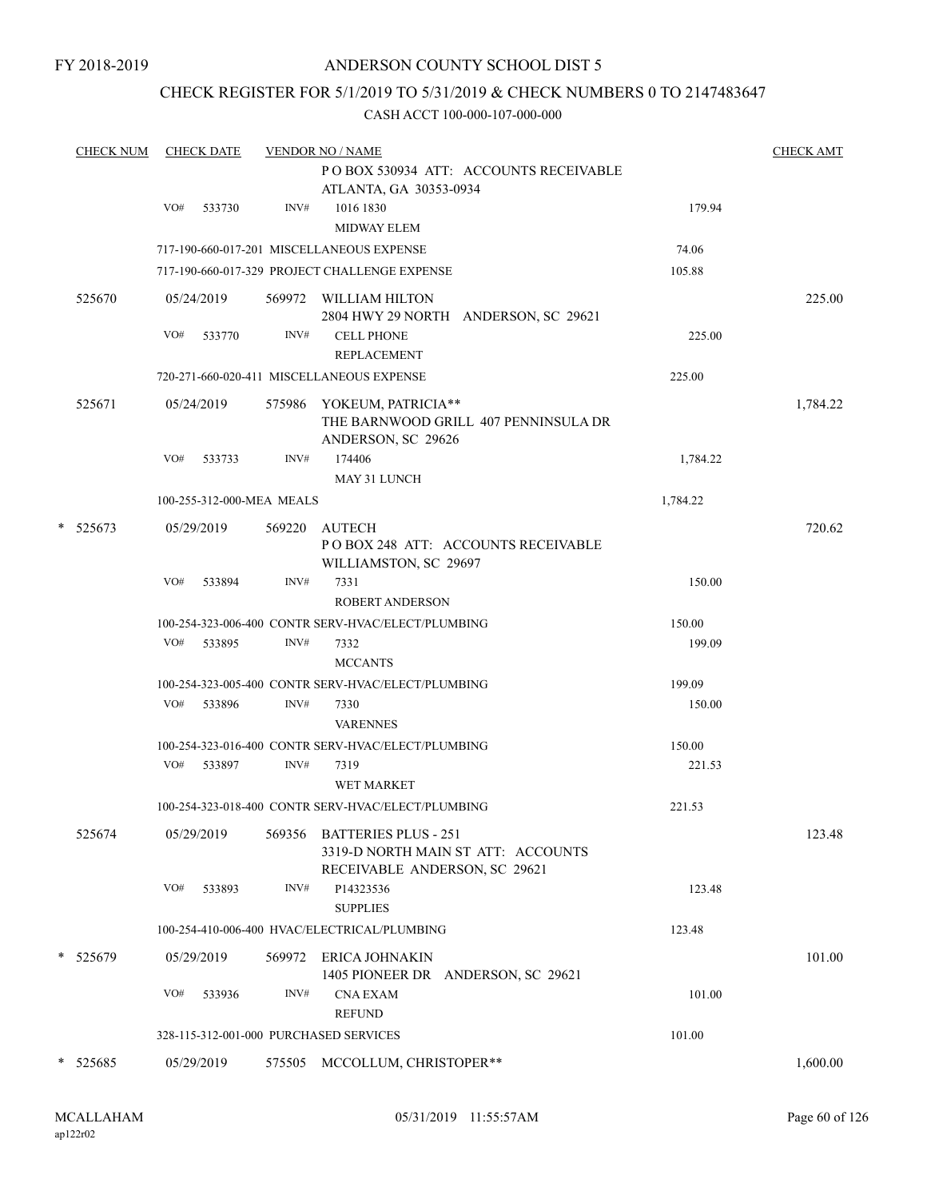FY 2018-2019

# ANDERSON COUNTY SCHOOL DIST 5

## CHECK REGISTER FOR 5/1/2019 TO 5/31/2019 & CHECK NUMBERS 0 TO 2147483647

CASH ACCT 100-000-107-000-000

| CHECK NUM | CHECK DATE | VENDOR NO / NAME | | CHECK AMT |
|---|---|---|---|---|
| | | P O BOX 530934 ATT: ACCOUNTS RECEIVABLE ATLANTA, GA 30353-0934 | | |
| | VO# 533730 | INV# 1016 1830 MIDWAY ELEM | 179.94 | |
| | | 717-190-660-017-201 MISCELLANEOUS EXPENSE | 74.06 | |
| | | 717-190-660-017-329 PROJECT CHALLENGE EXPENSE | 105.88 | |
| 525670 | 05/24/2019 | 569972 WILLIAM HILTON 2804 HWY 29 NORTH ANDERSON, SC 29621 | | 225.00 |
| | VO# 533770 | INV# CELL PHONE REPLACEMENT | 225.00 | |
| | | 720-271-660-020-411 MISCELLANEOUS EXPENSE | 225.00 | |
| 525671 | 05/24/2019 | 575986 YOKEUM, PATRICIA** THE BARNWOOD GRILL 407 PENNINSULA DR ANDERSON, SC 29626 | | 1,784.22 |
| | VO# 533733 | INV# 174406 MAY 31 LUNCH | 1,784.22 | |
| | | 100-255-312-000-MEA MEALS | 1,784.22 | |
| * 525673 | 05/29/2019 | 569220 AUTECH P O BOX 248 ATT: ACCOUNTS RECEIVABLE WILLIAMSTON, SC 29697 | | 720.62 |
| | VO# 533894 | INV# 7331 ROBERT ANDERSON | 150.00 | |
| | | 100-254-323-006-400 CONTR SERV-HVAC/ELECT/PLUMBING | 150.00 | |
| | VO# 533895 | INV# 7332 MCCANTS | 199.09 | |
| | | 100-254-323-005-400 CONTR SERV-HVAC/ELECT/PLUMBING | 199.09 | |
| | VO# 533896 | INV# 7330 VARENNES | 150.00 | |
| | | 100-254-323-016-400 CONTR SERV-HVAC/ELECT/PLUMBING | 150.00 | |
| | VO# 533897 | INV# 7319 WET MARKET | 221.53 | |
| | | 100-254-323-018-400 CONTR SERV-HVAC/ELECT/PLUMBING | 221.53 | |
| 525674 | 05/29/2019 | 569356 BATTERIES PLUS - 251 3319-D NORTH MAIN ST ATT: ACCOUNTS RECEIVABLE ANDERSON, SC 29621 | | 123.48 |
| | VO# 533893 | INV# P14323536 SUPPLIES | 123.48 | |
| | | 100-254-410-006-400 HVAC/ELECTRICAL/PLUMBING | 123.48 | |
| * 525679 | 05/29/2019 | 569972 ERICA JOHNAKIN 1405 PIONEER DR ANDERSON, SC 29621 | | 101.00 |
| | VO# 533936 | INV# CNA EXAM REFUND | 101.00 | |
| | | 328-115-312-001-000 PURCHASED SERVICES | 101.00 | |
| * 525685 | 05/29/2019 | 575505 MCCOLLUM, CHRISTOPER** | | 1,600.00 |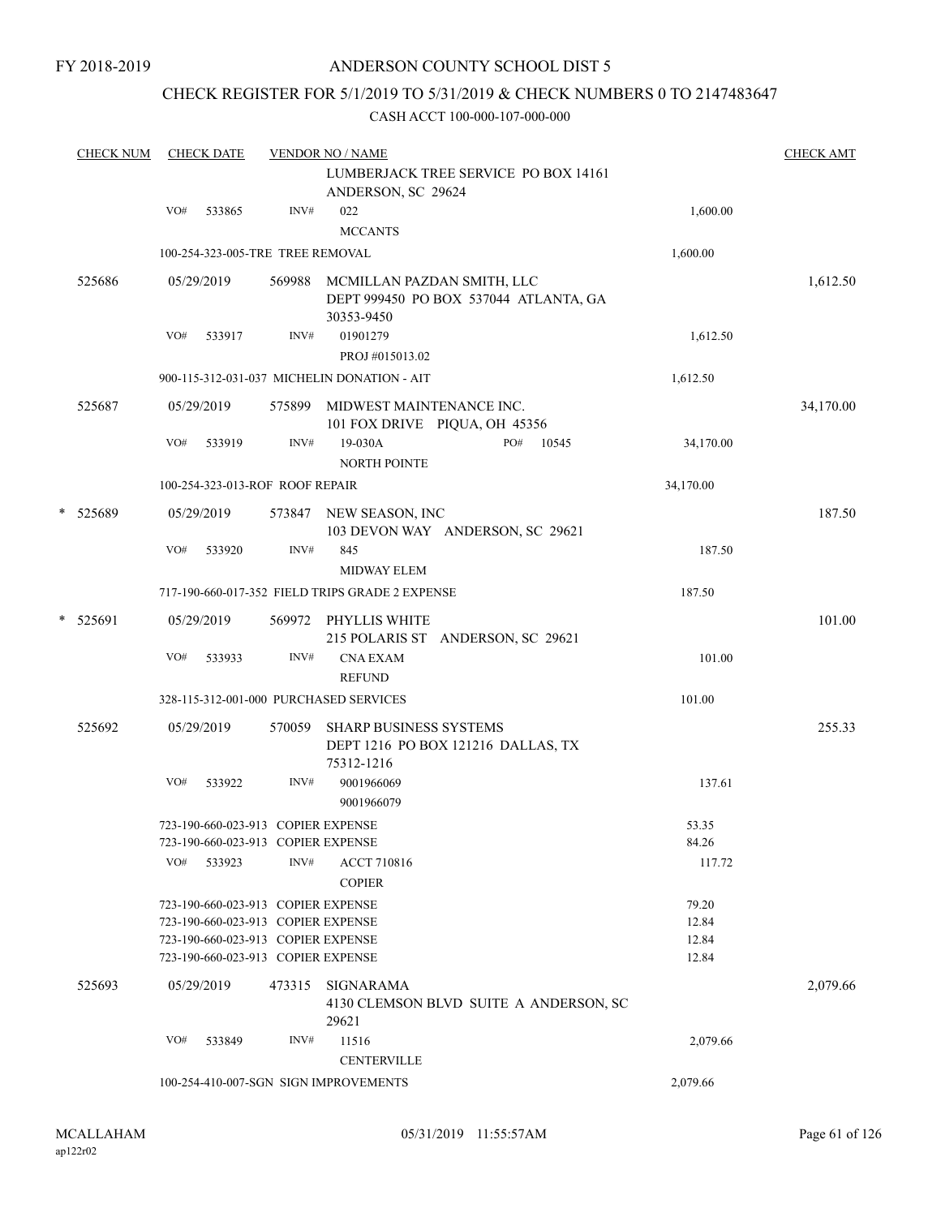FY 2018-2019

# ANDERSON COUNTY SCHOOL DIST 5

## CHECK REGISTER FOR 5/1/2019 TO 5/31/2019 & CHECK NUMBERS 0 TO 2147483647

### CASH ACCT 100-000-107-000-000

| CHECK NUM | CHECK DATE | VENDOR NO / NAME | | CHECK AMT |
|---|---|---|---|---|
| | | LUMBERJACK TREE SERVICE PO BOX 14161 ANDERSON, SC 29624 | | |
| | VO# 533865 | INV# 022 MCCANTS | 1,600.00 | |
| | 100-254-323-005-TRE TREE REMOVAL | | 1,600.00 | |
| 525686 | 05/29/2019 | 569988 MCMILLAN PAZDAN SMITH, LLC DEPT 999450 PO BOX 537044 ATLANTA, GA 30353-9450 | | 1,612.50 |
| | VO# 533917 | INV# 01901279 PROJ #015013.02 | 1,612.50 | |
| | 900-115-312-031-037 MICHELIN DONATION - AIT | | 1,612.50 | |
| 525687 | 05/29/2019 | 575899 MIDWEST MAINTENANCE INC. 101 FOX DRIVE PIQUA, OH 45356 | | 34,170.00 |
| | VO# 533919 | INV# 19-030A PO# 10545 NORTH POINTE | 34,170.00 | |
| | 100-254-323-013-ROF ROOF REPAIR | | 34,170.00 | |
| * 525689 | 05/29/2019 | 573847 NEW SEASON, INC 103 DEVON WAY ANDERSON, SC 29621 | | 187.50 |
| | VO# 533920 | INV# 845 MIDWAY ELEM | 187.50 | |
| | 717-190-660-017-352 FIELD TRIPS GRADE 2 EXPENSE | | 187.50 | |
| * 525691 | 05/29/2019 | 569972 PHYLLIS WHITE 215 POLARIS ST ANDERSON, SC 29621 | | 101.00 |
| | VO# 533933 | INV# CNA EXAM REFUND | 101.00 | |
| | 328-115-312-001-000 PURCHASED SERVICES | | 101.00 | |
| 525692 | 05/29/2019 | 570059 SHARP BUSINESS SYSTEMS DEPT 1216 PO BOX 121216 DALLAS, TX 75312-1216 | | 255.33 |
| | VO# 533922 | INV# 9001966069 9001966079 | 137.61 | |
| | 723-190-660-023-913 COPIER EXPENSE | | 53.35 | |
| | 723-190-660-023-913 COPIER EXPENSE | | 84.26 | |
| | VO# 533923 | INV# ACCT 710816 COPIER | 117.72 | |
| | 723-190-660-023-913 COPIER EXPENSE | | 79.20 | |
| | 723-190-660-023-913 COPIER EXPENSE | | 12.84 | |
| | 723-190-660-023-913 COPIER EXPENSE | | 12.84 | |
| | 723-190-660-023-913 COPIER EXPENSE | | 12.84 | |
| 525693 | 05/29/2019 | 473315 SIGNARAMA 4130 CLEMSON BLVD SUITE A ANDERSON, SC 29621 | | 2,079.66 |
| | VO# 533849 | INV# 11516 CENTERVILLE | 2,079.66 | |
| | 100-254-410-007-SGN SIGN IMPROVEMENTS | | 2,079.66 | |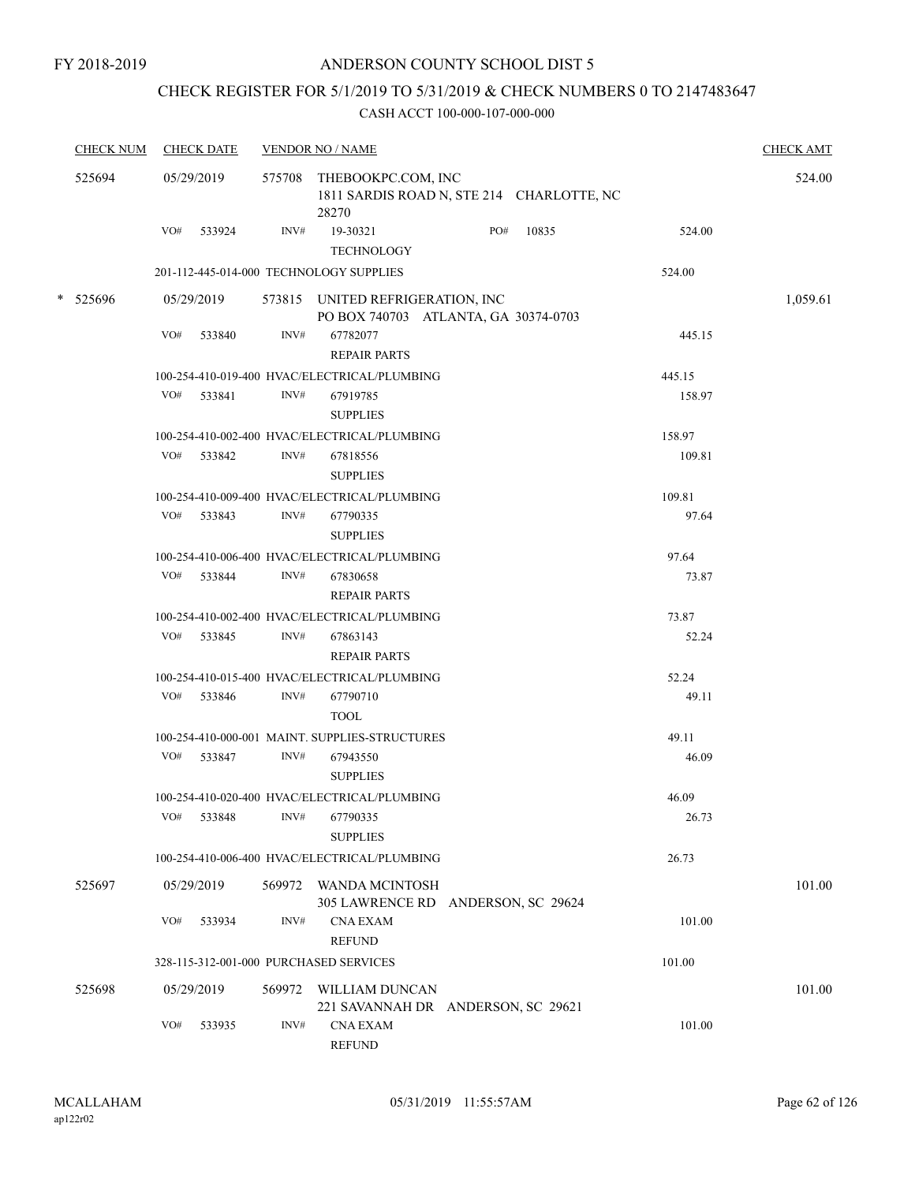FY 2018-2019

# ANDERSON COUNTY SCHOOL DIST 5

## CHECK REGISTER FOR 5/1/2019 TO 5/31/2019 & CHECK NUMBERS 0 TO 2147483647

### CASH ACCT 100-000-107-000-000

| CHECK NUM | CHECK DATE | VENDOR NO / NAME | | CHECK AMT |
|---|---|---|---|---|
| 525694 | 05/29/2019 | 575708 THEBOOKPC.COM, INC<br>1811 SARDIS ROAD N, STE 214 CHARLOTTE, NC 28270 | | 524.00 |
| | VO# 533924 | INV# 19-30321 PO# 10835<br>TECHNOLOGY | 524.00 | |
| | | 201-112-445-014-000 TECHNOLOGY SUPPLIES | 524.00 | |
| * 525696 | 05/29/2019 | 573815 UNITED REFRIGERATION, INC<br>PO BOX 740703 ATLANTA, GA 30374-0703 | | 1,059.61 |
| | VO# 533840 | INV# 67782077<br>REPAIR PARTS | 445.15 | |
| | | 100-254-410-019-400 HVAC/ELECTRICAL/PLUMBING | 445.15 | |
| | VO# 533841 | INV# 67919785<br>SUPPLIES | 158.97 | |
| | | 100-254-410-002-400 HVAC/ELECTRICAL/PLUMBING | 158.97 | |
| | VO# 533842 | INV# 67818556<br>SUPPLIES | 109.81 | |
| | | 100-254-410-009-400 HVAC/ELECTRICAL/PLUMBING | 109.81 | |
| | VO# 533843 | INV# 67790335<br>SUPPLIES | 97.64 | |
| | | 100-254-410-006-400 HVAC/ELECTRICAL/PLUMBING | 97.64 | |
| | VO# 533844 | INV# 67830658<br>REPAIR PARTS | 73.87 | |
| | | 100-254-410-002-400 HVAC/ELECTRICAL/PLUMBING | 73.87 | |
| | VO# 533845 | INV# 67863143<br>REPAIR PARTS | 52.24 | |
| | | 100-254-410-015-400 HVAC/ELECTRICAL/PLUMBING | 52.24 | |
| | VO# 533846 | INV# 67790710<br>TOOL | 49.11 | |
| | | 100-254-410-000-001 MAINT. SUPPLIES-STRUCTURES | 49.11 | |
| | VO# 533847 | INV# 67943550<br>SUPPLIES | 46.09 | |
| | | 100-254-410-020-400 HVAC/ELECTRICAL/PLUMBING | 46.09 | |
| | VO# 533848 | INV# 67790335<br>SUPPLIES | 26.73 | |
| | | 100-254-410-006-400 HVAC/ELECTRICAL/PLUMBING | 26.73 | |
| 525697 | 05/29/2019 | 569972 WANDA MCINTOSH<br>305 LAWRENCE RD ANDERSON, SC 29624 | | 101.00 |
| | VO# 533934 | INV# CNA EXAM<br>REFUND | 101.00 | |
| | | 328-115-312-001-000 PURCHASED SERVICES | 101.00 | |
| 525698 | 05/29/2019 | 569972 WILLIAM DUNCAN<br>221 SAVANNAH DR ANDERSON, SC 29621 | | 101.00 |
| | VO# 533935 | INV# CNA EXAM<br>REFUND | 101.00 | |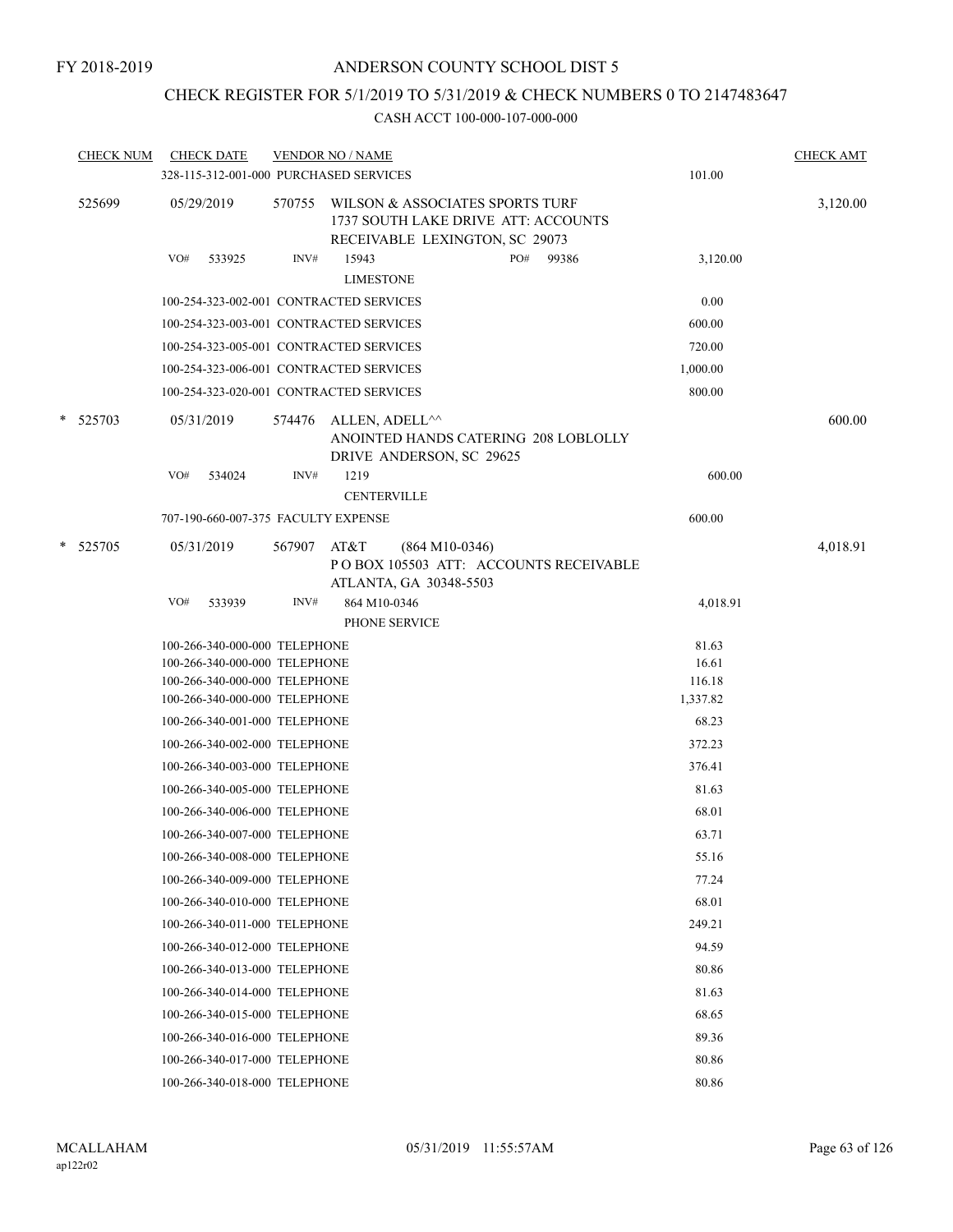FY 2018-2019

# ANDERSON COUNTY SCHOOL DIST 5

## CHECK REGISTER FOR 5/1/2019 TO 5/31/2019 & CHECK NUMBERS 0 TO 2147483647

CASH ACCT 100-000-107-000-000

| CHECK NUM | CHECK DATE | VENDOR NO / NAME | | CHECK AMT |
|---|---|---|---|---|
| | 328-115-312-001-000 PURCHASED SERVICES | | 101.00 | |
| 525699 | 05/29/2019 | 570755 WILSON & ASSOCIATES SPORTS TURF 1737 SOUTH LAKE DRIVE ATT: ACCOUNTS RECEIVABLE LEXINGTON, SC 29073 | | 3,120.00 |
| | VO# 533925 | INV# 15943 PO# 99386 LIMESTONE | 3,120.00 | |
| | 100-254-323-002-001 CONTRACTED SERVICES | | 0.00 | |
| | 100-254-323-003-001 CONTRACTED SERVICES | | 600.00 | |
| | 100-254-323-005-001 CONTRACTED SERVICES | | 720.00 | |
| | 100-254-323-006-001 CONTRACTED SERVICES | | 1,000.00 | |
| | 100-254-323-020-001 CONTRACTED SERVICES | | 800.00 | |
| * 525703 | 05/31/2019 | 574476 ALLEN, ADELL^^ ANOINTED HANDS CATERING 208 LOBLOLLY DRIVE ANDERSON, SC 29625 | | 600.00 |
| | VO# 534024 | INV# 1219 CENTERVILLE | 600.00 | |
| | 707-190-660-007-375 FACULTY EXPENSE | | 600.00 | |
| * 525705 | 05/31/2019 | 567907 AT&T (864 M10-0346) P O BOX 105503 ATT: ACCOUNTS RECEIVABLE ATLANTA, GA 30348-5503 | | 4,018.91 |
| | VO# 533939 | INV# 864 M10-0346 PHONE SERVICE | 4,018.91 | |
| | 100-266-340-000-000 TELEPHONE | | 81.63 | |
| | 100-266-340-000-000 TELEPHONE | | 16.61 | |
| | 100-266-340-000-000 TELEPHONE | | 116.18 | |
| | 100-266-340-000-000 TELEPHONE | | 1,337.82 | |
| | 100-266-340-001-000 TELEPHONE | | 68.23 | |
| | 100-266-340-002-000 TELEPHONE | | 372.23 | |
| | 100-266-340-003-000 TELEPHONE | | 376.41 | |
| | 100-266-340-005-000 TELEPHONE | | 81.63 | |
| | 100-266-340-006-000 TELEPHONE | | 68.01 | |
| | 100-266-340-007-000 TELEPHONE | | 63.71 | |
| | 100-266-340-008-000 TELEPHONE | | 55.16 | |
| | 100-266-340-009-000 TELEPHONE | | 77.24 | |
| | 100-266-340-010-000 TELEPHONE | | 68.01 | |
| | 100-266-340-011-000 TELEPHONE | | 249.21 | |
| | 100-266-340-012-000 TELEPHONE | | 94.59 | |
| | 100-266-340-013-000 TELEPHONE | | 80.86 | |
| | 100-266-340-014-000 TELEPHONE | | 81.63 | |
| | 100-266-340-015-000 TELEPHONE | | 68.65 | |
| | 100-266-340-016-000 TELEPHONE | | 89.36 | |
| | 100-266-340-017-000 TELEPHONE | | 80.86 | |
| | 100-266-340-018-000 TELEPHONE | | 80.86 | |

MCALLAHAM
ap122r02

05/31/2019 11:55:57AM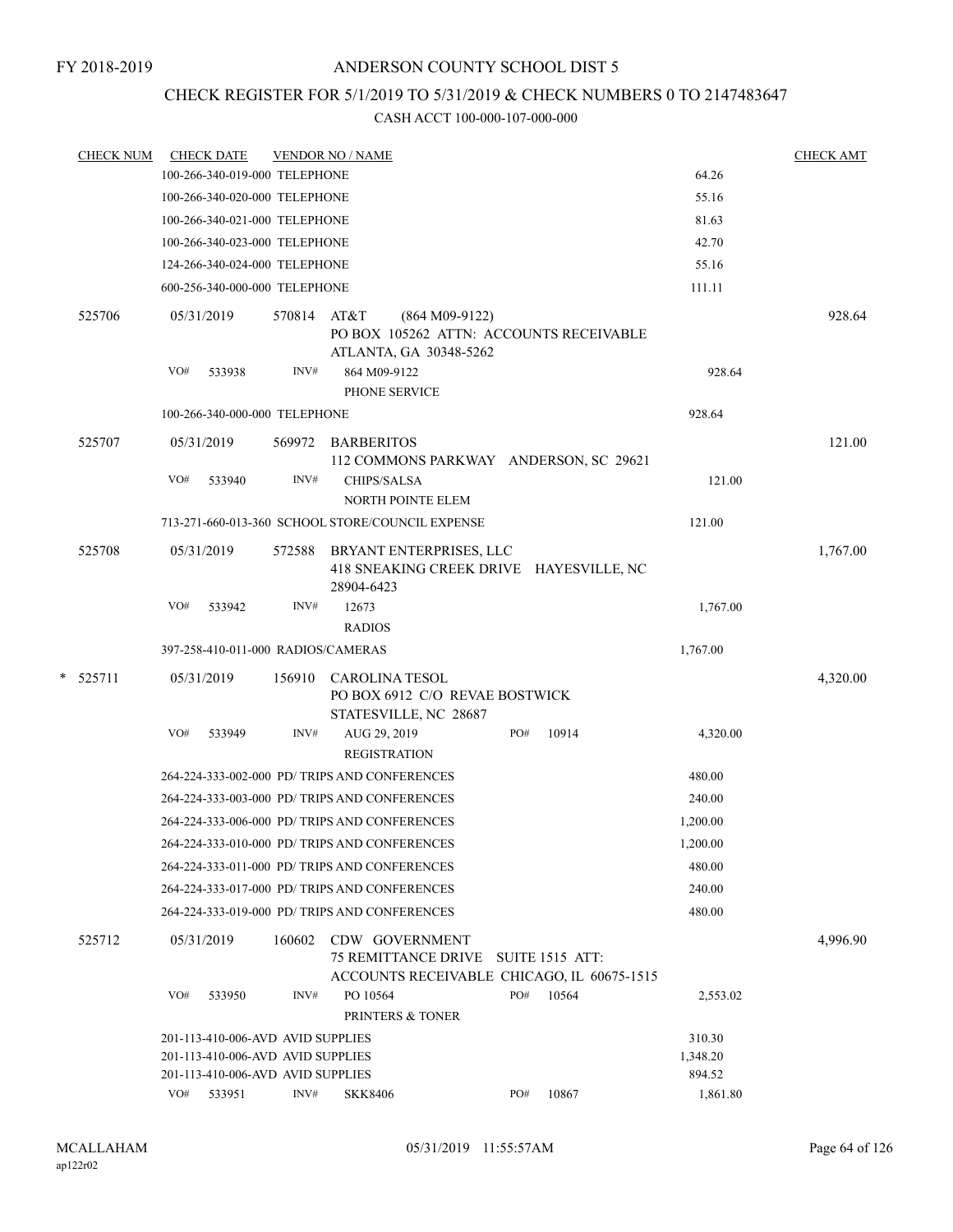FY 2018-2019

# ANDERSON COUNTY SCHOOL DIST 5

## CHECK REGISTER FOR 5/1/2019 TO 5/31/2019 & CHECK NUMBERS 0 TO 2147483647

CASH ACCT 100-000-107-000-000

| CHECK NUM | CHECK DATE | VENDOR NO / NAME | | CHECK AMT |
|---|---|---|---|---|
| | 100-266-340-019-000 TELEPHONE | | 64.26 | |
| | 100-266-340-020-000 TELEPHONE | | 55.16 | |
| | 100-266-340-021-000 TELEPHONE | | 81.63 | |
| | 100-266-340-023-000 TELEPHONE | | 42.70 | |
| | 124-266-340-024-000 TELEPHONE | | 55.16 | |
| | 600-256-340-000-000 TELEPHONE | | 111.11 | |
| 525706 | 05/31/2019 | 570814 AT&T (864 M09-9122) PO BOX 105262 ATTN: ACCOUNTS RECEIVABLE ATLANTA, GA 30348-5262 | | 928.64 |
| | VO# 533938 | INV# 864 M09-9122 PHONE SERVICE | 928.64 | |
| | 100-266-340-000-000 TELEPHONE | | 928.64 | |
| 525707 | 05/31/2019 | 569972 BARBERITOS 112 COMMONS PARKWAY ANDERSON, SC 29621 | | 121.00 |
| | VO# 533940 | INV# CHIPS/SALSA NORTH POINTE ELEM | 121.00 | |
| | 713-271-660-013-360 SCHOOL STORE/COUNCIL EXPENSE | | 121.00 | |
| 525708 | 05/31/2019 | 572588 BRYANT ENTERPRISES, LLC 418 SNEAKING CREEK DRIVE HAYESVILLE, NC 28904-6423 | | 1,767.00 |
| | VO# 533942 | INV# 12673 RADIOS | 1,767.00 | |
| | 397-258-410-011-000 RADIOS/CAMERAS | | 1,767.00 | |
| * 525711 | 05/31/2019 | 156910 CAROLINA TESOL PO BOX 6912 C/O REVAE BOSTWICK STATESVILLE, NC 28687 | | 4,320.00 |
| | VO# 533949 | INV# AUG 29, 2019 REGISTRATION PO# 10914 | 4,320.00 | |
| | 264-224-333-002-000 PD/ TRIPS AND CONFERENCES | | 480.00 | |
| | 264-224-333-003-000 PD/ TRIPS AND CONFERENCES | | 240.00 | |
| | 264-224-333-006-000 PD/ TRIPS AND CONFERENCES | | 1,200.00 | |
| | 264-224-333-010-000 PD/ TRIPS AND CONFERENCES | | 1,200.00 | |
| | 264-224-333-011-000 PD/ TRIPS AND CONFERENCES | | 480.00 | |
| | 264-224-333-017-000 PD/ TRIPS AND CONFERENCES | | 240.00 | |
| | 264-224-333-019-000 PD/ TRIPS AND CONFERENCES | | 480.00 | |
| 525712 | 05/31/2019 | 160602 CDW GOVERNMENT 75 REMITTANCE DRIVE SUITE 1515 ATT: ACCOUNTS RECEIVABLE CHICAGO, IL 60675-1515 | | 4,996.90 |
| | VO# 533950 | INV# PO 10564 PRINTERS & TONER PO# 10564 | 2,553.02 | |
| | 201-113-410-006-AVD AVID SUPPLIES | | 310.30 | |
| | 201-113-410-006-AVD AVID SUPPLIES | | 1,348.20 | |
| | 201-113-410-006-AVD AVID SUPPLIES | | 894.52 | |
| | VO# 533951 | INV# SKK8406 PO# 10867 | 1,861.80 | |

MCALLAHAM ap122r02 05/31/2019 11:55:57AM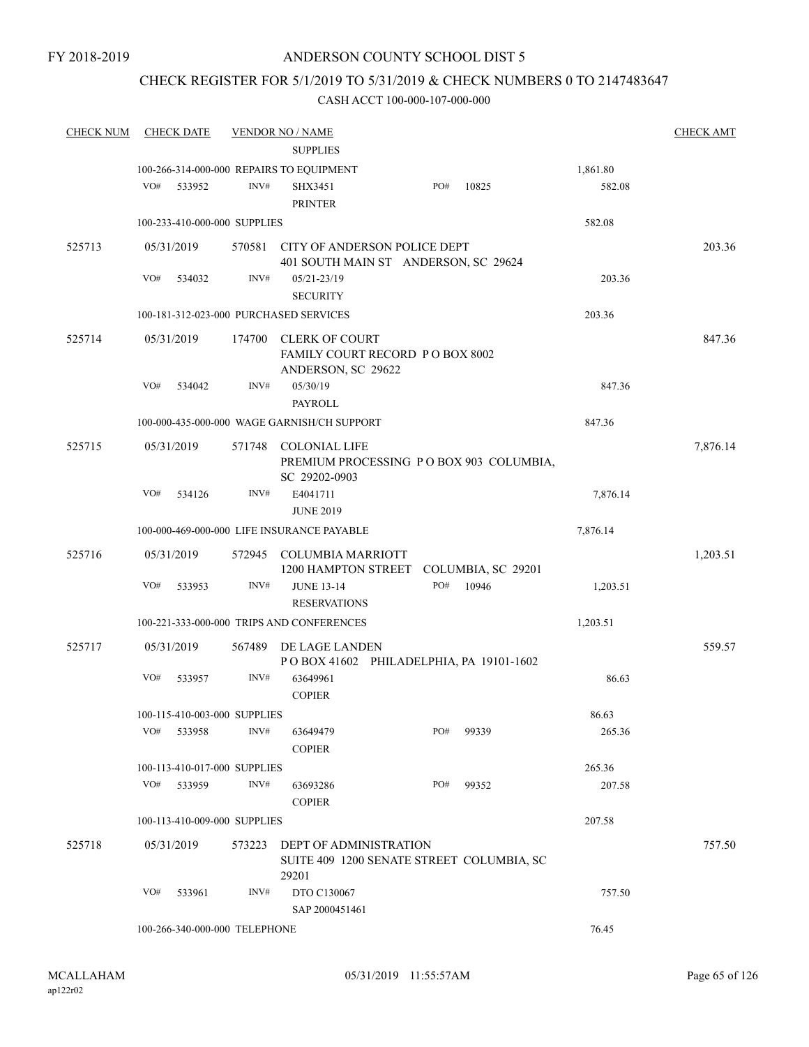FY 2018-2019

# ANDERSON COUNTY SCHOOL DIST 5

## CHECK REGISTER FOR 5/1/2019 TO 5/31/2019 & CHECK NUMBERS 0 TO 2147483647

CASH ACCT 100-000-107-000-000

| CHECK NUM | CHECK DATE | VENDOR NO / NAME | | CHECK AMT |
|---|---|---|---|---|
| | | SUPPLIES | | |
| | 100-266-314-000-000 REPAIRS TO EQUIPMENT | | 1,861.80 | |
| | VO# 533952 | INV# SHX3451 PRINTER PO# 10825 | 582.08 | |
| | 100-233-410-000-000 SUPPLIES | | 582.08 | |
| 525713 | 05/31/2019 | 570581 CITY OF ANDERSON POLICE DEPT 401 SOUTH MAIN ST ANDERSON, SC 29624 | | 203.36 |
| | VO# 534032 | INV# 05/21-23/19 SECURITY | 203.36 | |
| | 100-181-312-023-000 PURCHASED SERVICES | | 203.36 | |
| 525714 | 05/31/2019 | 174700 CLERK OF COURT FAMILY COURT RECORD P O BOX 8002 ANDERSON, SC 29622 | | 847.36 |
| | VO# 534042 | INV# 05/30/19 PAYROLL | 847.36 | |
| | 100-000-435-000-000 WAGE GARNISH/CH SUPPORT | | 847.36 | |
| 525715 | 05/31/2019 | 571748 COLONIAL LIFE PREMIUM PROCESSING P O BOX 903 COLUMBIA, SC 29202-0903 | | 7,876.14 |
| | VO# 534126 | INV# E4041711 JUNE 2019 | 7,876.14 | |
| | 100-000-469-000-000 LIFE INSURANCE PAYABLE | | 7,876.14 | |
| 525716 | 05/31/2019 | 572945 COLUMBIA MARRIOTT 1200 HAMPTON STREET COLUMBIA, SC 29201 | | 1,203.51 |
| | VO# 533953 | INV# JUNE 13-14 RESERVATIONS PO# 10946 | 1,203.51 | |
| | 100-221-333-000-000 TRIPS AND CONFERENCES | | 1,203.51 | |
| 525717 | 05/31/2019 | 567489 DE LAGE LANDEN P O BOX 41602 PHILADELPHIA, PA 19101-1602 | | 559.57 |
| | VO# 533957 | INV# 63649961 COPIER | 86.63 | |
| | 100-115-410-003-000 SUPPLIES | | 86.63 | |
| | VO# 533958 | INV# 63649479 COPIER PO# 99339 | 265.36 | |
| | 100-113-410-017-000 SUPPLIES | | 265.36 | |
| | VO# 533959 | INV# 63693286 COPIER PO# 99352 | 207.58 | |
| | 100-113-410-009-000 SUPPLIES | | 207.58 | |
| 525718 | 05/31/2019 | 573223 DEPT OF ADMINISTRATION SUITE 409 1200 SENATE STREET COLUMBIA, SC 29201 | | 757.50 |
| | VO# 533961 | INV# DTO C130067 SAP 2000451461 | 757.50 | |
| | 100-266-340-000-000 TELEPHONE | | 76.45 | |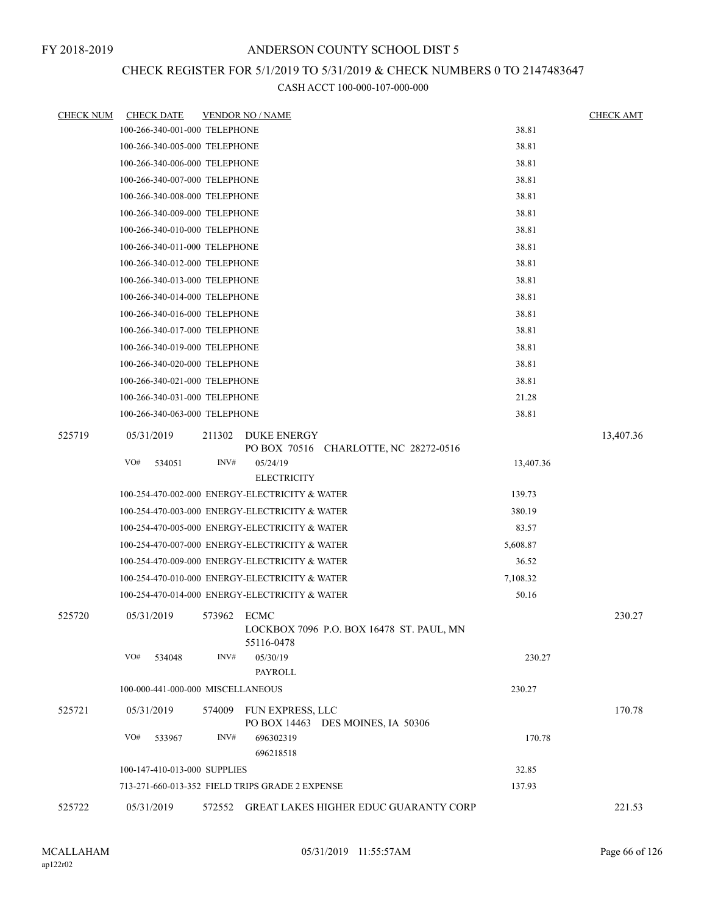FY 2018-2019

# ANDERSON COUNTY SCHOOL DIST 5

## CHECK REGISTER FOR 5/1/2019 TO 5/31/2019 & CHECK NUMBERS 0 TO 2147483647

### CASH ACCT 100-000-107-000-000

| CHECK NUM | CHECK DATE | VENDOR NO / NAME | | CHECK AMT |
|---|---|---|---|---|
| | 100-266-340-001-000 TELEPHONE | | 38.81 | |
| | 100-266-340-005-000 TELEPHONE | | 38.81 | |
| | 100-266-340-006-000 TELEPHONE | | 38.81 | |
| | 100-266-340-007-000 TELEPHONE | | 38.81 | |
| | 100-266-340-008-000 TELEPHONE | | 38.81 | |
| | 100-266-340-009-000 TELEPHONE | | 38.81 | |
| | 100-266-340-010-000 TELEPHONE | | 38.81 | |
| | 100-266-340-011-000 TELEPHONE | | 38.81 | |
| | 100-266-340-012-000 TELEPHONE | | 38.81 | |
| | 100-266-340-013-000 TELEPHONE | | 38.81 | |
| | 100-266-340-014-000 TELEPHONE | | 38.81 | |
| | 100-266-340-016-000 TELEPHONE | | 38.81 | |
| | 100-266-340-017-000 TELEPHONE | | 38.81 | |
| | 100-266-340-019-000 TELEPHONE | | 38.81 | |
| | 100-266-340-020-000 TELEPHONE | | 38.81 | |
| | 100-266-340-021-000 TELEPHONE | | 38.81 | |
| | 100-266-340-031-000 TELEPHONE | | 21.28 | |
| | 100-266-340-063-000 TELEPHONE | | 38.81 | |
| 525719 | 05/31/2019 | 211302 DUKE ENERGY<br>PO BOX 70516 CHARLOTTE, NC 28272-0516 | | 13,407.36 |
| | VO# 534051 | INV# 05/24/19<br>ELECTRICITY | 13,407.36 | |
| | 100-254-470-002-000 ENERGY-ELECTRICITY & WATER | | 139.73 | |
| | 100-254-470-003-000 ENERGY-ELECTRICITY & WATER | | 380.19 | |
| | 100-254-470-005-000 ENERGY-ELECTRICITY & WATER | | 83.57 | |
| | 100-254-470-007-000 ENERGY-ELECTRICITY & WATER | | 5,608.87 | |
| | 100-254-470-009-000 ENERGY-ELECTRICITY & WATER | | 36.52 | |
| | 100-254-470-010-000 ENERGY-ELECTRICITY & WATER | | 7,108.32 | |
| | 100-254-470-014-000 ENERGY-ELECTRICITY & WATER | | 50.16 | |
| 525720 | 05/31/2019 | 573962 ECMC<br>LOCKBOX 7096 P.O. BOX 16478 ST. PAUL, MN 55116-0478 | | 230.27 |
| | VO# 534048 | INV# 05/30/19<br>PAYROLL | 230.27 | |
| | 100-000-441-000-000 MISCELLANEOUS | | 230.27 | |
| 525721 | 05/31/2019 | 574009 FUN EXPRESS, LLC<br>PO BOX 14463 DES MOINES, IA 50306 | | 170.78 |
| | VO# 533967 | INV# 696302319<br>696218518 | 170.78 | |
| | 100-147-410-013-000 SUPPLIES | | 32.85 | |
| | 713-271-660-013-352 FIELD TRIPS GRADE 2 EXPENSE | | 137.93 | |
| 525722 | 05/31/2019 | 572552 GREAT LAKES HIGHER EDUC GUARANTY CORP | | 221.53 |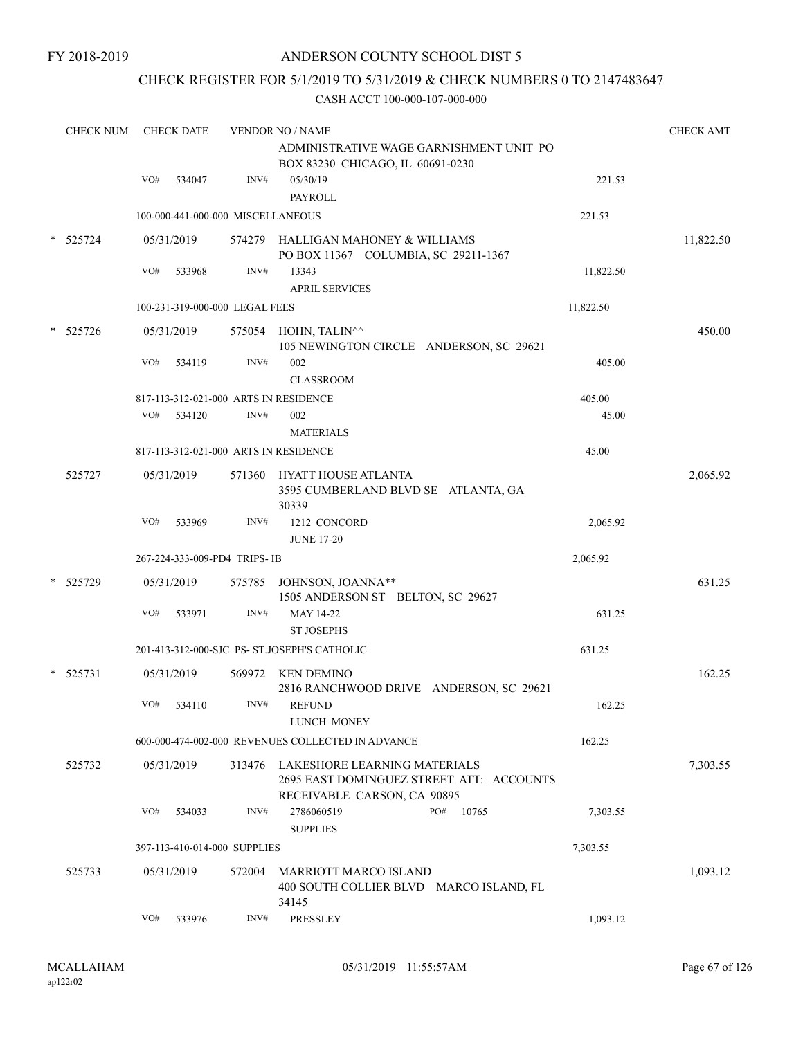FY 2018-2019

# ANDERSON COUNTY SCHOOL DIST 5

## CHECK REGISTER FOR 5/1/2019 TO 5/31/2019 & CHECK NUMBERS 0 TO 2147483647

### CASH ACCT 100-000-107-000-000

| CHECK NUM | CHECK DATE | VENDOR NO / NAME | | CHECK AMT |
|---|---|---|---|---|
| | | ADMINISTRATIVE WAGE GARNISHMENT UNIT PO BOX 83230 CHICAGO, IL 60691-0230 | | |
| | VO# 534047 | INV# 05/30/19 PAYROLL | 221.53 | |
| | 100-000-441-000-000 MISCELLANEOUS | | 221.53 | |
| * 525724 | 05/31/2019 | 574279 HALLIGAN MAHONEY & WILLIAMS PO BOX 11367 COLUMBIA, SC 29211-1367 | | 11,822.50 |
| | VO# 533968 | INV# 13343 APRIL SERVICES | 11,822.50 | |
| | 100-231-319-000-000 LEGAL FEES | | 11,822.50 | |
| * 525726 | 05/31/2019 | 575054 HOHN, TALIN^^ 105 NEWINGTON CIRCLE ANDERSON, SC 29621 | | 450.00 |
| | VO# 534119 | INV# 002 CLASSROOM | 405.00 | |
| | 817-113-312-021-000 ARTS IN RESIDENCE | | 405.00 | |
| | VO# 534120 | INV# 002 MATERIALS | 45.00 | |
| | 817-113-312-021-000 ARTS IN RESIDENCE | | 45.00 | |
| 525727 | 05/31/2019 | 571360 HYATT HOUSE ATLANTA 3595 CUMBERLAND BLVD SE ATLANTA, GA 30339 | | 2,065.92 |
| | VO# 533969 | INV# 1212 CONCORD JUNE 17-20 | 2,065.92 | |
| | 267-224-333-009-PD4 TRIPS- IB | | 2,065.92 | |
| * 525729 | 05/31/2019 | 575785 JOHNSON, JOANNA** 1505 ANDERSON ST BELTON, SC 29627 | | 631.25 |
| | VO# 533971 | INV# MAY 14-22 ST JOSEPHS | 631.25 | |
| | 201-413-312-000-SJC PS- ST.JOSEPH'S CATHOLIC | | 631.25 | |
| * 525731 | 05/31/2019 | 569972 KEN DEMINO 2816 RANCHWOOD DRIVE ANDERSON, SC 29621 | | 162.25 |
| | VO# 534110 | INV# REFUND LUNCH MONEY | 162.25 | |
| | 600-000-474-002-000 REVENUES COLLECTED IN ADVANCE | | 162.25 | |
| 525732 | 05/31/2019 | 313476 LAKESHORE LEARNING MATERIALS 2695 EAST DOMINGUEZ STREET ATT: ACCOUNTS RECEIVABLE CARSON, CA 90895 | | 7,303.55 |
| | VO# 534033 | INV# 2786060519 PO# 10765 SUPPLIES | 7,303.55 | |
| | 397-113-410-014-000 SUPPLIES | | 7,303.55 | |
| 525733 | 05/31/2019 | 572004 MARRIOTT MARCO ISLAND 400 SOUTH COLLIER BLVD MARCO ISLAND, FL 34145 | | 1,093.12 |
| | VO# 533976 | INV# PRESSLEY | 1,093.12 | |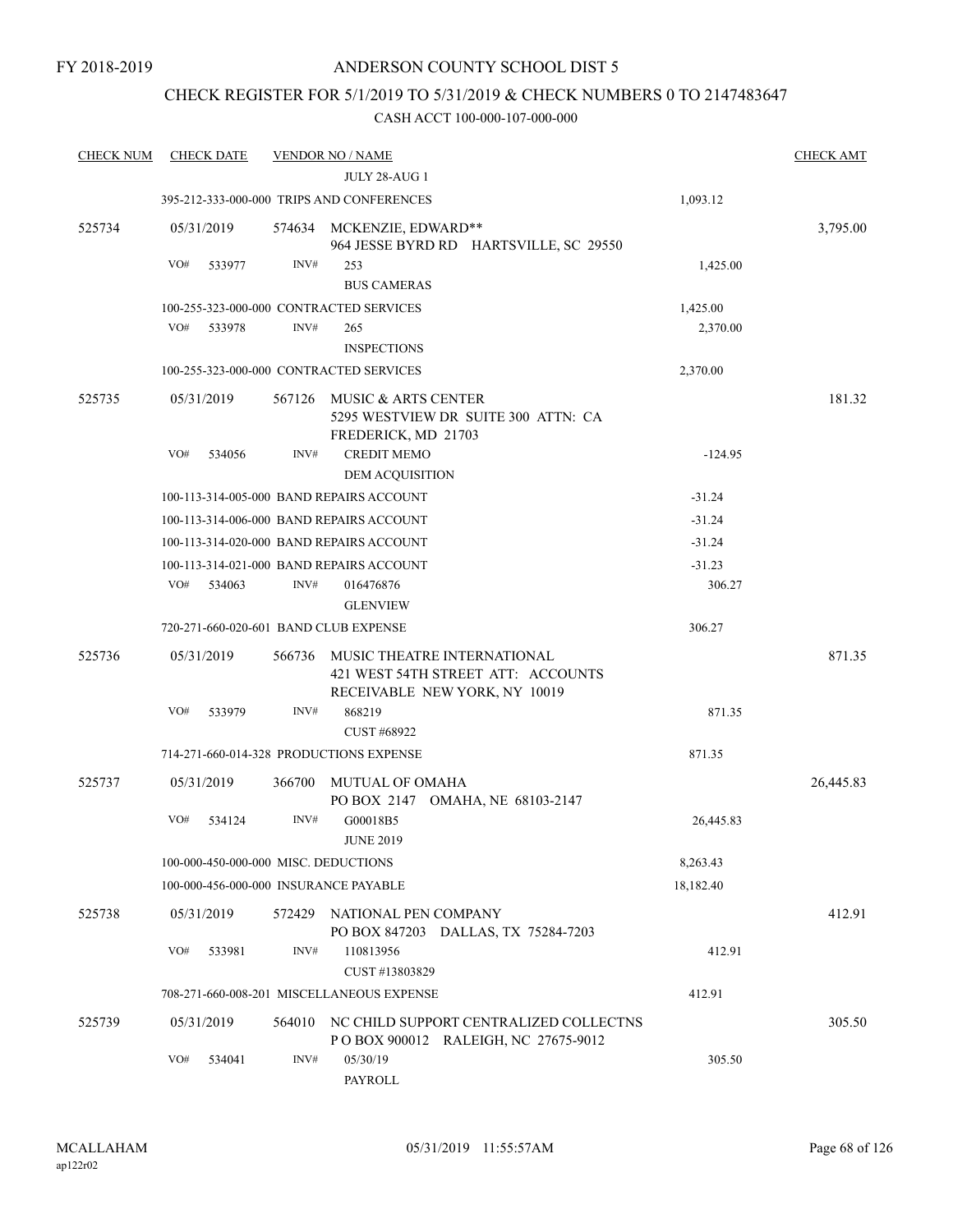FY 2018-2019

# ANDERSON COUNTY SCHOOL DIST 5

## CHECK REGISTER FOR 5/1/2019 TO 5/31/2019 & CHECK NUMBERS 0 TO 2147483647

### CASH ACCT 100-000-107-000-000

| CHECK NUM | CHECK DATE | VENDOR NO / NAME | | CHECK AMT |
|---|---|---|---|---|
| | | JULY 28-AUG 1 | | |
| | 395-212-333-000-000 TRIPS AND CONFERENCES | | 1,093.12 | |
| 525734 | 05/31/2019 | 574634 MCKENZIE, EDWARD** 964 JESSE BYRD RD HARTSVILLE, SC 29550 | | 3,795.00 |
| | VO# 533977 | INV# 253 BUS CAMERAS | 1,425.00 | |
| | 100-255-323-000-000 CONTRACTED SERVICES | | 1,425.00 | |
| | VO# 533978 | INV# 265 INSPECTIONS | 2,370.00 | |
| | 100-255-323-000-000 CONTRACTED SERVICES | | 2,370.00 | |
| 525735 | 05/31/2019 | 567126 MUSIC & ARTS CENTER 5295 WESTVIEW DR SUITE 300 ATTN: CA FREDERICK, MD 21703 | | 181.32 |
| | VO# 534056 | INV# CREDIT MEMO DEM ACQUISITION | -124.95 | |
| | 100-113-314-005-000 BAND REPAIRS ACCOUNT | | -31.24 | |
| | 100-113-314-006-000 BAND REPAIRS ACCOUNT | | -31.24 | |
| | 100-113-314-020-000 BAND REPAIRS ACCOUNT | | -31.24 | |
| | 100-113-314-021-000 BAND REPAIRS ACCOUNT | | -31.23 | |
| | VO# 534063 | INV# 016476876 GLENVIEW | 306.27 | |
| | 720-271-660-020-601 BAND CLUB EXPENSE | | 306.27 | |
| 525736 | 05/31/2019 | 566736 MUSIC THEATRE INTERNATIONAL 421 WEST 54TH STREET ATT: ACCOUNTS RECEIVABLE NEW YORK, NY 10019 | | 871.35 |
| | VO# 533979 | INV# 868219 CUST #68922 | 871.35 | |
| | 714-271-660-014-328 PRODUCTIONS EXPENSE | | 871.35 | |
| 525737 | 05/31/2019 | 366700 MUTUAL OF OMAHA PO BOX 2147 OMAHA, NE 68103-2147 | | 26,445.83 |
| | VO# 534124 | INV# G00018B5 JUNE 2019 | 26,445.83 | |
| | 100-000-450-000-000 MISC. DEDUCTIONS | | 8,263.43 | |
| | 100-000-456-000-000 INSURANCE PAYABLE | | 18,182.40 | |
| 525738 | 05/31/2019 | 572429 NATIONAL PEN COMPANY PO BOX 847203 DALLAS, TX 75284-7203 | | 412.91 |
| | VO# 533981 | INV# 110813956 CUST #13803829 | 412.91 | |
| | 708-271-660-008-201 MISCELLANEOUS EXPENSE | | 412.91 | |
| 525739 | 05/31/2019 | 564010 NC CHILD SUPPORT CENTRALIZED COLLECTNS P O BOX 900012 RALEIGH, NC 27675-9012 | | 305.50 |
| | VO# 534041 | INV# 05/30/19 PAYROLL | 305.50 | |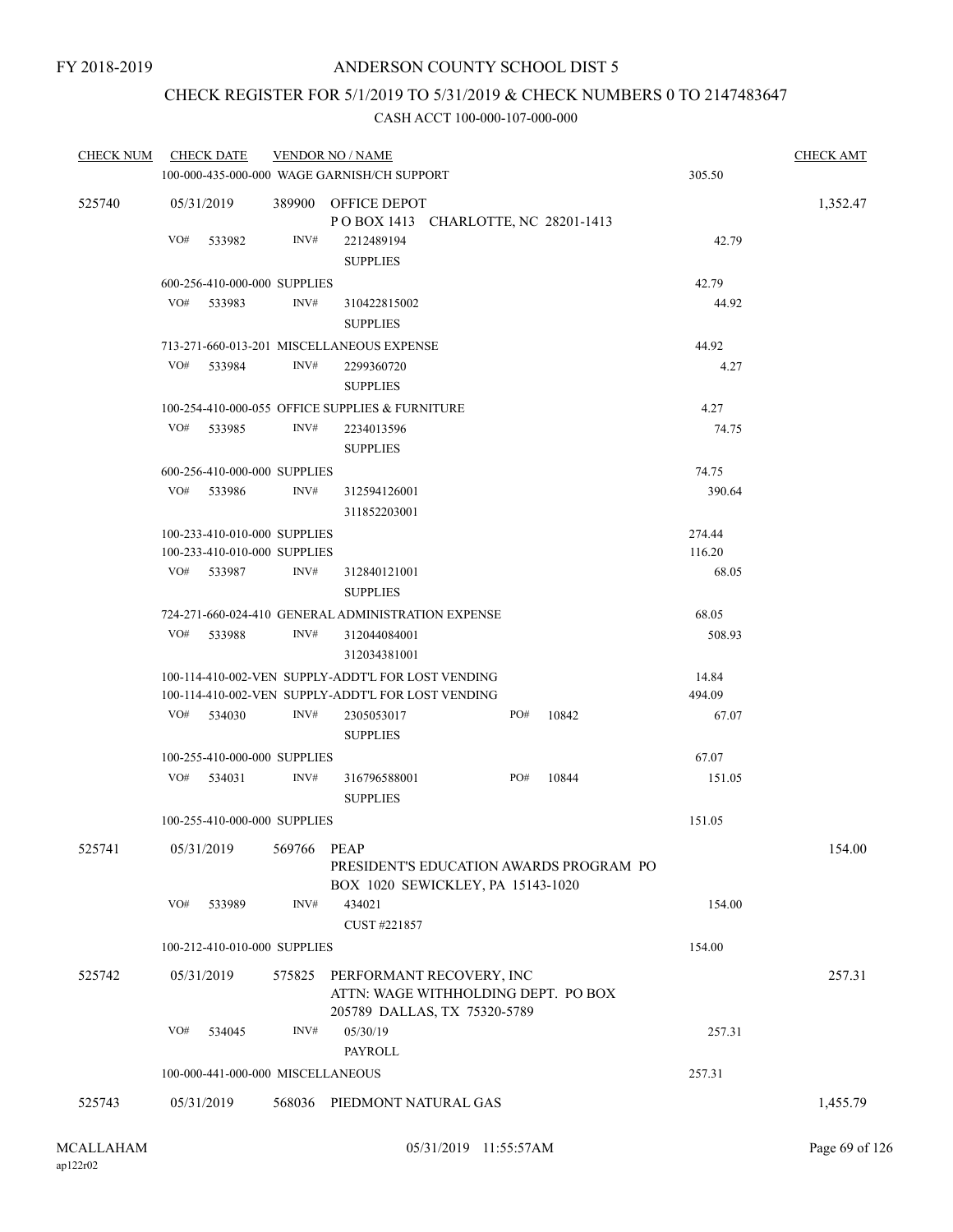FY 2018-2019

# ANDERSON COUNTY SCHOOL DIST 5

## CHECK REGISTER FOR 5/1/2019 TO 5/31/2019 & CHECK NUMBERS 0 TO 2147483647

### CASH ACCT 100-000-107-000-000

| CHECK NUM | CHECK DATE | VENDOR NO / NAME | | | CHECK AMT |
|---|---|---|---|---|---|
| | 100-000-435-000-000 WAGE GARNISH/CH SUPPORT | | | 305.50 | |
| 525740 | 05/31/2019 | 389900 OFFICE DEPOT<br>P O BOX 1413 CHARLOTTE, NC 28201-1413 | | | 1,352.47 |
| | VO# 533982 | INV# 2212489194<br>SUPPLIES | | 42.79 | |
| | 600-256-410-000-000 SUPPLIES | | | 42.79 | |
| | VO# 533983 | INV# 310422815002<br>SUPPLIES | | 44.92 | |
| | 713-271-660-013-201 MISCELLANEOUS EXPENSE | | | 44.92 | |
| | VO# 533984 | INV# 2299360720<br>SUPPLIES | | 4.27 | |
| | 100-254-410-000-055 OFFICE SUPPLIES & FURNITURE | | | 4.27 | |
| | VO# 533985 | INV# 2234013596<br>SUPPLIES | | 74.75 | |
| | 600-256-410-000-000 SUPPLIES | | | 74.75 | |
| | VO# 533986 | INV# 312594126001<br>311852203001 | | 390.64 | |
| | 100-233-410-010-000 SUPPLIES | | | 274.44 | |
| | 100-233-410-010-000 SUPPLIES | | | 116.20 | |
| | VO# 533987 | INV# 312840121001<br>SUPPLIES | | 68.05 | |
| | 724-271-660-024-410 GENERAL ADMINISTRATION EXPENSE | | | 68.05 | |
| | VO# 533988 | INV# 312044084001<br>312034381001 | | 508.93 | |
| | 100-114-410-002-VEN SUPPLY-ADDT'L FOR LOST VENDING | | | 14.84 | |
| | 100-114-410-002-VEN SUPPLY-ADDT'L FOR LOST VENDING | | | 494.09 | |
| | VO# 534030 | INV# 2305053017<br>SUPPLIES | PO# 10842 | 67.07 | |
| | 100-255-410-000-000 SUPPLIES | | | 67.07 | |
| | VO# 534031 | INV# 316796588001<br>SUPPLIES | PO# 10844 | 151.05 | |
| | 100-255-410-000-000 SUPPLIES | | | 151.05 | |
| 525741 | 05/31/2019 | 569766 PEAP<br>PRESIDENT'S EDUCATION AWARDS PROGRAM PO BOX 1020 SEWICKLEY, PA 15143-1020 | | | 154.00 |
| | VO# 533989 | INV# 434021<br>CUST #221857 | | 154.00 | |
| | 100-212-410-010-000 SUPPLIES | | | 154.00 | |
| 525742 | 05/31/2019 | 575825 PERFORMANT RECOVERY, INC<br>ATTN: WAGE WITHHOLDING DEPT. PO BOX 205789 DALLAS, TX 75320-5789 | | | 257.31 |
| | VO# 534045 | INV# 05/30/19<br>PAYROLL | | 257.31 | |
| | 100-000-441-000-000 MISCELLANEOUS | | | 257.31 | |
| 525743 | 05/31/2019 | 568036 PIEDMONT NATURAL GAS | | | 1,455.79 |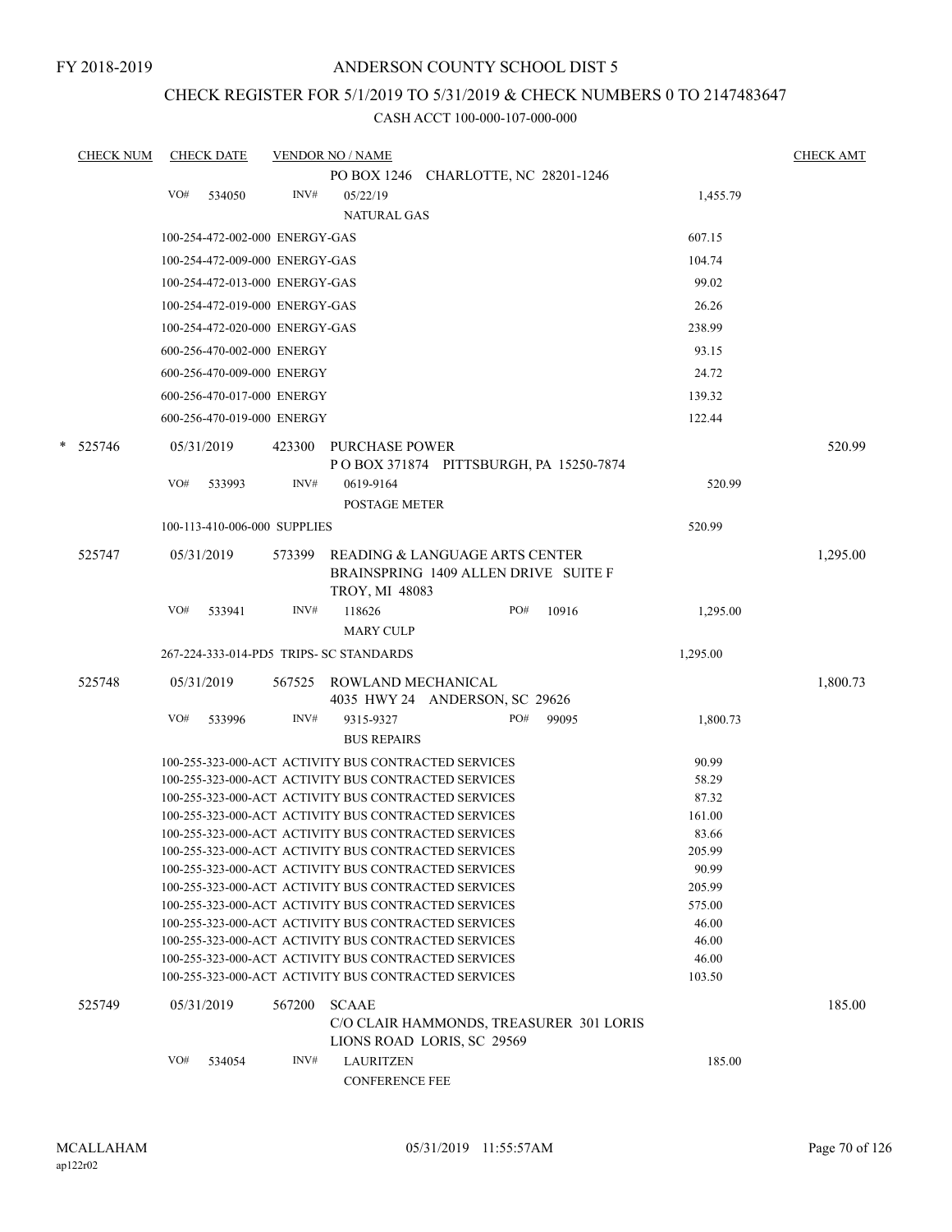FY 2018-2019

# ANDERSON COUNTY SCHOOL DIST 5

## CHECK REGISTER FOR 5/1/2019 TO 5/31/2019 & CHECK NUMBERS 0 TO 2147483647

### CASH ACCT 100-000-107-000-000

| CHECK NUM | CHECK DATE | VENDOR NO / NAME | | CHECK AMT |
|---|---|---|---|---|
| | | PO BOX 1246 CHARLOTTE, NC 28201-1246 | | |
| | VO# 534050 | INV# 05/22/19 NATURAL GAS | 1,455.79 | |
| | | 100-254-472-002-000 ENERGY-GAS | 607.15 | |
| | | 100-254-472-009-000 ENERGY-GAS | 104.74 | |
| | | 100-254-472-013-000 ENERGY-GAS | 99.02 | |
| | | 100-254-472-019-000 ENERGY-GAS | 26.26 | |
| | | 100-254-472-020-000 ENERGY-GAS | 238.99 | |
| | | 600-256-470-002-000 ENERGY | 93.15 | |
| | | 600-256-470-009-000 ENERGY | 24.72 | |
| | | 600-256-470-017-000 ENERGY | 139.32 | |
| | | 600-256-470-019-000 ENERGY | 122.44 | |
| * 525746 | 05/31/2019 | 423300 PURCHASE POWER<br>P O BOX 371874 PITTSBURGH, PA 15250-7874 | | 520.99 |
| | VO# 533993 | INV# 0619-9164 POSTAGE METER | 520.99 | |
| | | 100-113-410-006-000 SUPPLIES | 520.99 | |
| 525747 | 05/31/2019 | 573399 READING & LANGUAGE ARTS CENTER<br>BRAINSPRING 1409 ALLEN DRIVE SUITE F<br>TROY, MI 48083 | | 1,295.00 |
| | VO# 533941 | INV# 118626 PO# 10916<br>MARY CULP | 1,295.00 | |
| | | 267-224-333-014-PD5 TRIPS- SC STANDARDS | 1,295.00 | |
| 525748 | 05/31/2019 | 567525 ROWLAND MECHANICAL<br>4035 HWY 24 ANDERSON, SC 29626 | | 1,800.73 |
| | VO# 533996 | INV# 9315-9327 PO# 99095<br>BUS REPAIRS | 1,800.73 | |
| | | 100-255-323-000-ACT ACTIVITY BUS CONTRACTED SERVICES | 90.99 | |
| | | 100-255-323-000-ACT ACTIVITY BUS CONTRACTED SERVICES | 58.29 | |
| | | 100-255-323-000-ACT ACTIVITY BUS CONTRACTED SERVICES | 87.32 | |
| | | 100-255-323-000-ACT ACTIVITY BUS CONTRACTED SERVICES | 161.00 | |
| | | 100-255-323-000-ACT ACTIVITY BUS CONTRACTED SERVICES | 83.66 | |
| | | 100-255-323-000-ACT ACTIVITY BUS CONTRACTED SERVICES | 205.99 | |
| | | 100-255-323-000-ACT ACTIVITY BUS CONTRACTED SERVICES | 90.99 | |
| | | 100-255-323-000-ACT ACTIVITY BUS CONTRACTED SERVICES | 205.99 | |
| | | 100-255-323-000-ACT ACTIVITY BUS CONTRACTED SERVICES | 575.00 | |
| | | 100-255-323-000-ACT ACTIVITY BUS CONTRACTED SERVICES | 46.00 | |
| | | 100-255-323-000-ACT ACTIVITY BUS CONTRACTED SERVICES | 46.00 | |
| | | 100-255-323-000-ACT ACTIVITY BUS CONTRACTED SERVICES | 46.00 | |
| | | 100-255-323-000-ACT ACTIVITY BUS CONTRACTED SERVICES | 103.50 | |
| 525749 | 05/31/2019 | 567200 SCAAE<br>C/O CLAIR HAMMONDS, TREASURER 301 LORIS<br>LIONS ROAD LORIS, SC 29569 | | 185.00 |
| | VO# 534054 | INV# LAURITZEN<br>CONFERENCE FEE | 185.00 | |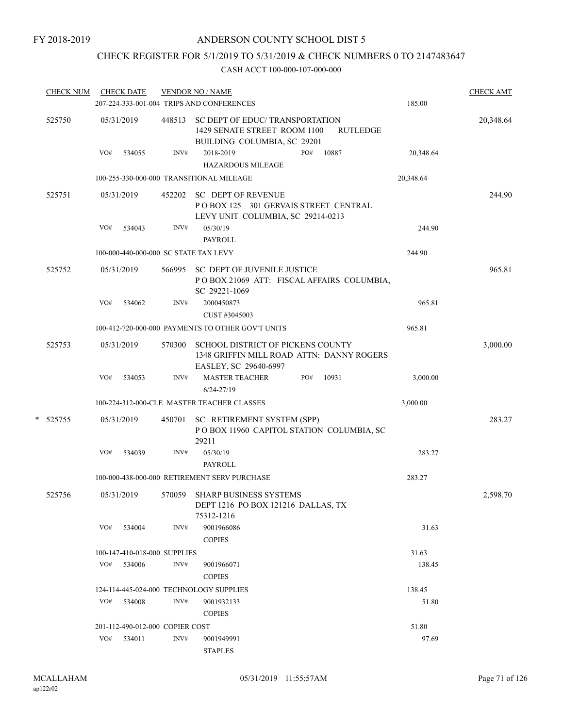FY 2018-2019

# ANDERSON COUNTY SCHOOL DIST 5

## CHECK REGISTER FOR 5/1/2019 TO 5/31/2019 & CHECK NUMBERS 0 TO 2147483647

### CASH ACCT 100-000-107-000-000

| CHECK NUM | CHECK DATE | VENDOR NO / NAME | | CHECK AMT |
|---|---|---|---|---|
| | 207-224-333-001-004 TRIPS AND CONFERENCES | | 185.00 | |
| 525750 | 05/31/2019 | 448513 SC DEPT OF EDUC/ TRANSPORTATION 1429 SENATE STREET ROOM 1100 RUTLEDGE BUILDING COLUMBIA, SC 29201 | | 20,348.64 |
| | VO# 534055 | INV# 2018-2019 HAZARDOUS MILEAGE PO# 10887 | 20,348.64 | |
| | 100-255-330-000-000 TRANSITIONAL MILEAGE | | 20,348.64 | |
| 525751 | 05/31/2019 | 452202 SC DEPT OF REVENUE P O BOX 125 301 GERVAIS STREET CENTRAL LEVY UNIT COLUMBIA, SC 29214-0213 | | 244.90 |
| | VO# 534043 | INV# 05/30/19 PAYROLL | 244.90 | |
| | 100-000-440-000-000 SC STATE TAX LEVY | | 244.90 | |
| 525752 | 05/31/2019 | 566995 SC DEPT OF JUVENILE JUSTICE P O BOX 21069 ATT: FISCAL AFFAIRS COLUMBIA, SC 29221-1069 | | 965.81 |
| | VO# 534062 | INV# 2000450873 CUST #3045003 | 965.81 | |
| | 100-412-720-000-000 PAYMENTS TO OTHER GOV'T UNITS | | 965.81 | |
| 525753 | 05/31/2019 | 570300 SCHOOL DISTRICT OF PICKENS COUNTY 1348 GRIFFIN MILL ROAD ATTN: DANNY ROGERS EASLEY, SC 29640-6997 | | 3,000.00 |
| | VO# 534053 | INV# MASTER TEACHER 6/24-27/19 PO# 10931 | 3,000.00 | |
| | 100-224-312-000-CLE MASTER TEACHER CLASSES | | 3,000.00 | |
| * 525755 | 05/31/2019 | 450701 SC RETIREMENT SYSTEM (SPP) P O BOX 11960 CAPITOL STATION COLUMBIA, SC 29211 | | 283.27 |
| | VO# 534039 | INV# 05/30/19 PAYROLL | 283.27 | |
| | 100-000-438-000-000 RETIREMENT SERV PURCHASE | | 283.27 | |
| 525756 | 05/31/2019 | 570059 SHARP BUSINESS SYSTEMS DEPT 1216 PO BOX 121216 DALLAS, TX 75312-1216 | | 2,598.70 |
| | VO# 534004 | INV# 9001966086 COPIES | 31.63 | |
| | 100-147-410-018-000 SUPPLIES | | 31.63 | |
| | VO# 534006 | INV# 9001966071 COPIES | 138.45 | |
| | 124-114-445-024-000 TECHNOLOGY SUPPLIES | | 138.45 | |
| | VO# 534008 | INV# 9001932133 COPIES | 51.80 | |
| | 201-112-490-012-000 COPIER COST | | 51.80 | |
| | VO# 534011 | INV# 9001949991 STAPLES | 97.69 | |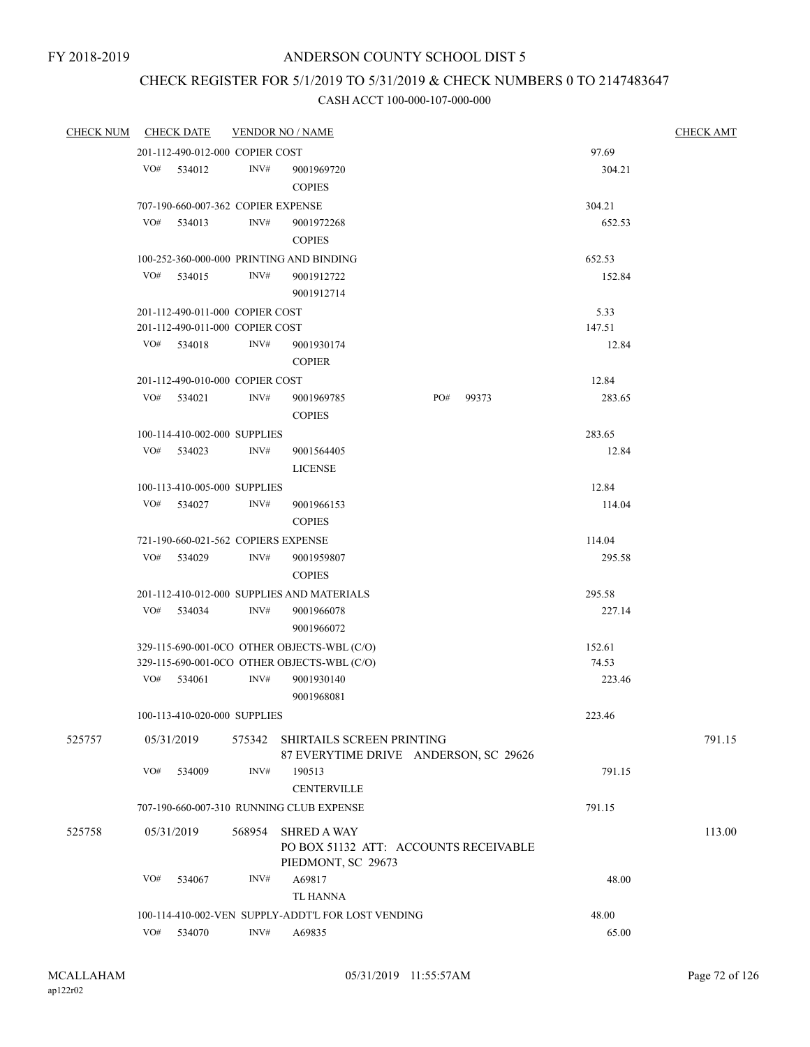FY 2018-2019

# ANDERSON COUNTY SCHOOL DIST 5

## CHECK REGISTER FOR 5/1/2019 TO 5/31/2019 & CHECK NUMBERS 0 TO 2147483647

### CASH ACCT 100-000-107-000-000

| CHECK NUM | CHECK DATE | VENDOR NO / NAME | | CHECK AMT |
|---|---|---|---|---|
| | 201-112-490-012-000 COPIER COST | | 97.69 | |
| | VO# 534012 | INV# 9001969720 COPIES | 304.21 | |
| | 707-190-660-007-362 COPIER EXPENSE | | 304.21 | |
| | VO# 534013 | INV# 9001972268 COPIES | 652.53 | |
| | 100-252-360-000-000 PRINTING AND BINDING | | 652.53 | |
| | VO# 534015 | INV# 9001912722 9001912714 | 152.84 | |
| | 201-112-490-011-000 COPIER COST | | 5.33 | |
| | 201-112-490-011-000 COPIER COST | | 147.51 | |
| | VO# 534018 | INV# 9001930174 COPIER | 12.84 | |
| | 201-112-490-010-000 COPIER COST | | 12.84 | |
| | VO# 534021 | INV# 9001969785 PO# 99373 COPIES | 283.65 | |
| | 100-114-410-002-000 SUPPLIES | | 283.65 | |
| | VO# 534023 | INV# 9001564405 LICENSE | 12.84 | |
| | 100-113-410-005-000 SUPPLIES | | 12.84 | |
| | VO# 534027 | INV# 9001966153 COPIES | 114.04 | |
| | 721-190-660-021-562 COPIERS EXPENSE | | 114.04 | |
| | VO# 534029 | INV# 9001959807 COPIES | 295.58 | |
| | 201-112-410-012-000 SUPPLIES AND MATERIALS | | 295.58 | |
| | VO# 534034 | INV# 9001966078 9001966072 | 227.14 | |
| | 329-115-690-001-0CO OTHER OBJECTS-WBL (C/O) | | 152.61 | |
| | 329-115-690-001-0CO OTHER OBJECTS-WBL (C/O) | | 74.53 | |
| | VO# 534061 | INV# 9001930140 9001968081 | 223.46 | |
| | 100-113-410-020-000 SUPPLIES | | 223.46 | |
| 525757 | 05/31/2019 | 575342 SHIRTAILS SCREEN PRINTING 87 EVERYTIME DRIVE ANDERSON, SC 29626 | | 791.15 |
| | VO# 534009 | INV# 190513 CENTERVILLE | 791.15 | |
| | 707-190-660-007-310 RUNNING CLUB EXPENSE | | 791.15 | |
| 525758 | 05/31/2019 | 568954 SHRED A WAY PO BOX 51132 ATT: ACCOUNTS RECEIVABLE PIEDMONT, SC 29673 | | 113.00 |
| | VO# 534067 | INV# A69817 TL HANNA | 48.00 | |
| | 100-114-410-002-VEN SUPPLY-ADDT'L FOR LOST VENDING | | 48.00 | |
| | VO# 534070 | INV# A69835 | 65.00 | |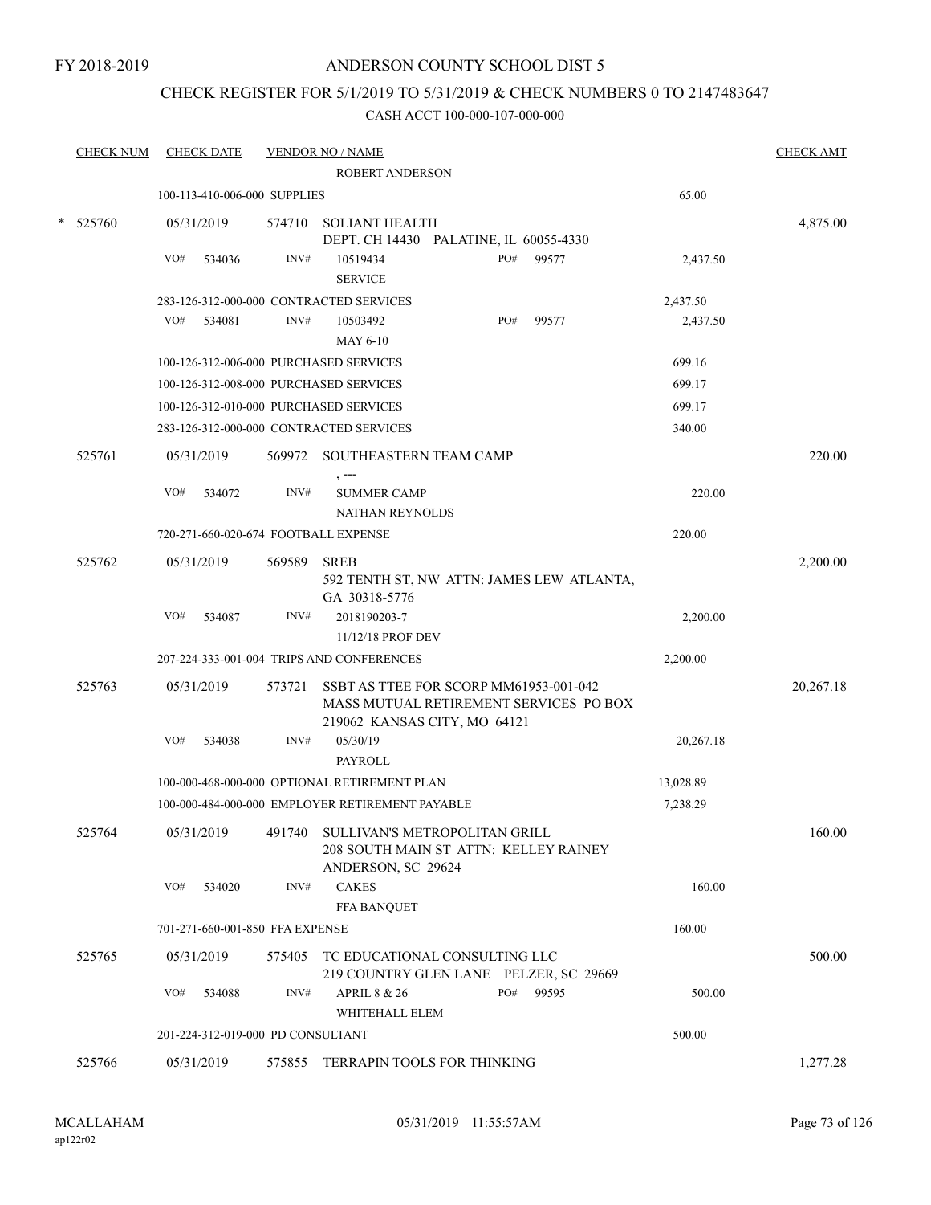FY 2018-2019

# ANDERSON COUNTY SCHOOL DIST 5

## CHECK REGISTER FOR 5/1/2019 TO 5/31/2019 & CHECK NUMBERS 0 TO 2147483647

CASH ACCT 100-000-107-000-000

| CHECK NUM | CHECK DATE | VENDOR NO / NAME | | CHECK AMT |
|---|---|---|---|---|
| | | ROBERT ANDERSON | | |
| | 100-113-410-006-000 SUPPLIES | | 65.00 | |
| * 525760 | 05/31/2019 | 574710 SOLIANT HEALTH<br>DEPT. CH 14430 PALATINE, IL 60055-4330 | | 4,875.00 |
| | VO# 534036 | INV# 10519434 PO# 99577<br>SERVICE | 2,437.50 | |
| | 283-126-312-000-000 CONTRACTED SERVICES | | 2,437.50 | |
| | VO# 534081 | INV# 10503492 PO# 99577<br>MAY 6-10 | 2,437.50 | |
| | 100-126-312-006-000 PURCHASED SERVICES | | 699.16 | |
| | 100-126-312-008-000 PURCHASED SERVICES | | 699.17 | |
| | 100-126-312-010-000 PURCHASED SERVICES | | 699.17 | |
| | 283-126-312-000-000 CONTRACTED SERVICES | | 340.00 | |
| 525761 | 05/31/2019 | 569972 SOUTHEASTERN TEAM CAMP<br>, --- | | 220.00 |
| | VO# 534072 | INV# SUMMER CAMP<br>NATHAN REYNOLDS | 220.00 | |
| | 720-271-660-020-674 FOOTBALL EXPENSE | | 220.00 | |
| 525762 | 05/31/2019 | 569589 SREB<br>592 TENTH ST, NW ATTN: JAMES LEW ATLANTA, GA 30318-5776 | | 2,200.00 |
| | VO# 534087 | INV# 2018190203-7<br>11/12/18 PROF DEV | 2,200.00 | |
| | 207-224-333-001-004 TRIPS AND CONFERENCES | | 2,200.00 | |
| 525763 | 05/31/2019 | 573721 SSBT AS TTEE FOR SCORP MM61953-001-042<br>MASS MUTUAL RETIREMENT SERVICES PO BOX 219062 KANSAS CITY, MO 64121 | | 20,267.18 |
| | VO# 534038 | INV# 05/30/19<br>PAYROLL | 20,267.18 | |
| | 100-000-468-000-000 OPTIONAL RETIREMENT PLAN | | 13,028.89 | |
| | 100-000-484-000-000 EMPLOYER RETIREMENT PAYABLE | | 7,238.29 | |
| 525764 | 05/31/2019 | 491740 SULLIVAN'S METROPOLITAN GRILL<br>208 SOUTH MAIN ST ATTN: KELLEY RAINEY ANDERSON, SC 29624 | | 160.00 |
| | VO# 534020 | INV# CAKES<br>FFA BANQUET | 160.00 | |
| | 701-271-660-001-850 FFA EXPENSE | | 160.00 | |
| 525765 | 05/31/2019 | 575405 TC EDUCATIONAL CONSULTING LLC<br>219 COUNTRY GLEN LANE PELZER, SC 29669 | | 500.00 |
| | VO# 534088 | INV# APRIL 8 & 26 PO# 99595<br>WHITEHALL ELEM | 500.00 | |
| | 201-224-312-019-000 PD CONSULTANT | | 500.00 | |
| 525766 | 05/31/2019 | 575855 TERRAPIN TOOLS FOR THINKING | | 1,277.28 |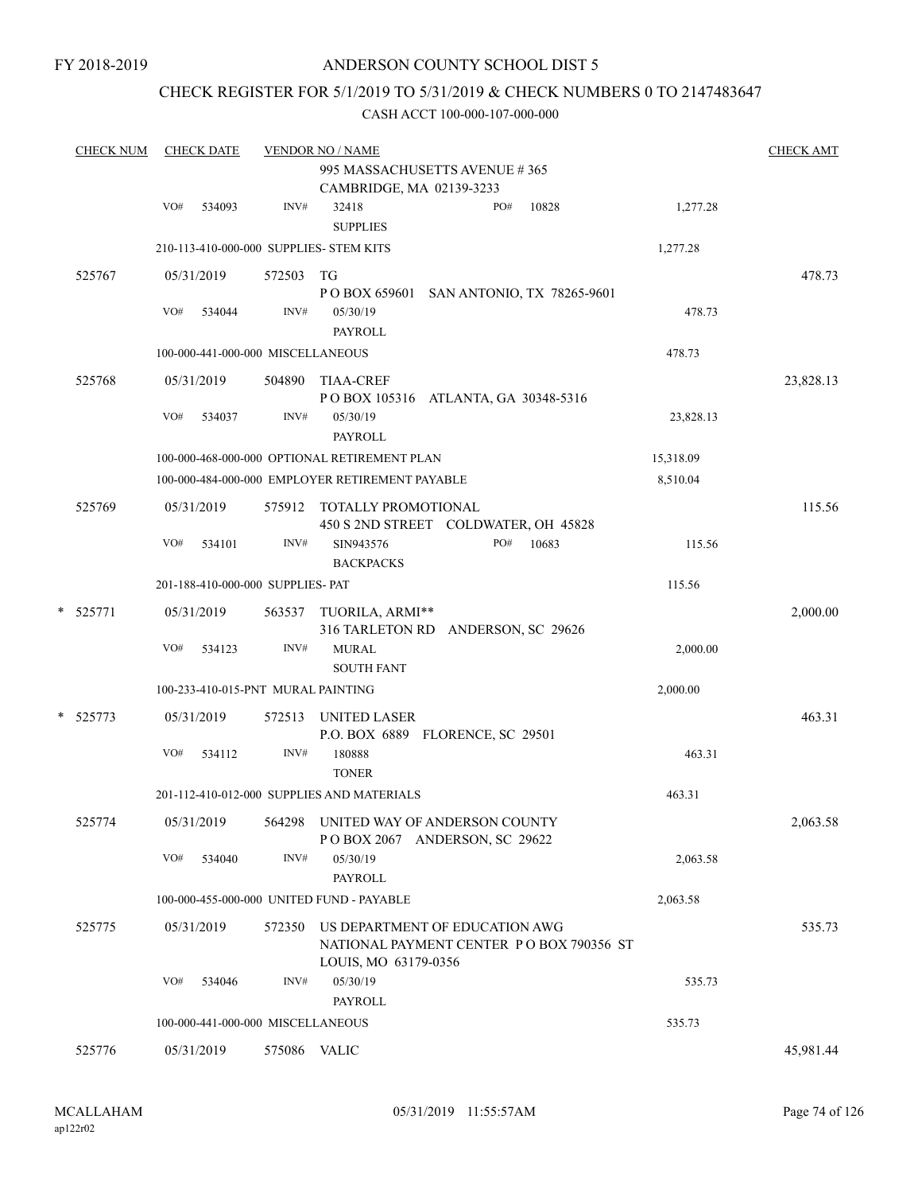FY 2018-2019

ANDERSON COUNTY SCHOOL DIST 5

CHECK REGISTER FOR 5/1/2019 TO 5/31/2019 & CHECK NUMBERS 0 TO 2147483647

CASH ACCT 100-000-107-000-000

| CHECK NUM | CHECK DATE | VENDOR NO / NAME | | | CHECK AMT |
|---|---|---|---|---|---|
| | | | 995 MASSACHUSETTS AVENUE # 365<br>CAMBRIDGE, MA 02139-3233 | | |
| | VO# 534093 | INV# | 32418 PO# 10828<br>SUPPLIES | 1,277.28 | |
| | 210-113-410-000-000 SUPPLIES- STEM KITS | | | 1,277.28 | |
| 525767 | 05/31/2019 | 572503 | TG<br>P O BOX 659601 SAN ANTONIO, TX 78265-9601 | | 478.73 |
| | VO# 534044 | INV# | 05/30/19<br>PAYROLL | 478.73 | |
| | 100-000-441-000-000 MISCELLANEOUS | | | 478.73 | |
| 525768 | 05/31/2019 | 504890 | TIAA-CREF<br>P O BOX 105316 ATLANTA, GA 30348-5316 | | 23,828.13 |
| | VO# 534037 | INV# | 05/30/19<br>PAYROLL | 23,828.13 | |
| | 100-000-468-000-000 OPTIONAL RETIREMENT PLAN | | | 15,318.09 | |
| | 100-000-484-000-000 EMPLOYER RETIREMENT PAYABLE | | | 8,510.04 | |
| 525769 | 05/31/2019 | 575912 | TOTALLY PROMOTIONAL<br>450 S 2ND STREET COLDWATER, OH 45828 | | 115.56 |
| | VO# 534101 | INV# | SIN943576 PO# 10683<br>BACKPACKS | 115.56 | |
| | 201-188-410-000-000 SUPPLIES- PAT | | | 115.56 | |
| * 525771 | 05/31/2019 | 563537 | TUORILA, ARMI**<br>316 TARLETON RD ANDERSON, SC 29626 | | 2,000.00 |
| | VO# 534123 | INV# | MURAL<br>SOUTH FANT | 2,000.00 | |
| | 100-233-410-015-PNT MURAL PAINTING | | | 2,000.00 | |
| * 525773 | 05/31/2019 | 572513 | UNITED LASER<br>P.O. BOX 6889 FLORENCE, SC 29501 | | 463.31 |
| | VO# 534112 | INV# | 180888<br>TONER | 463.31 | |
| | 201-112-410-012-000 SUPPLIES AND MATERIALS | | | 463.31 | |
| 525774 | 05/31/2019 | 564298 | UNITED WAY OF ANDERSON COUNTY<br>P O BOX 2067 ANDERSON, SC 29622 | | 2,063.58 |
| | VO# 534040 | INV# | 05/30/19<br>PAYROLL | 2,063.58 | |
| | 100-000-455-000-000 UNITED FUND - PAYABLE | | | 2,063.58 | |
| 525775 | 05/31/2019 | 572350 | US DEPARTMENT OF EDUCATION AWG<br>NATIONAL PAYMENT CENTER P O BOX 790356 ST LOUIS, MO 63179-0356 | | 535.73 |
| | VO# 534046 | INV# | 05/30/19<br>PAYROLL | 535.73 | |
| | 100-000-441-000-000 MISCELLANEOUS | | | 535.73 | |
| 525776 | 05/31/2019 | 575086 | VALIC | | 45,981.44 |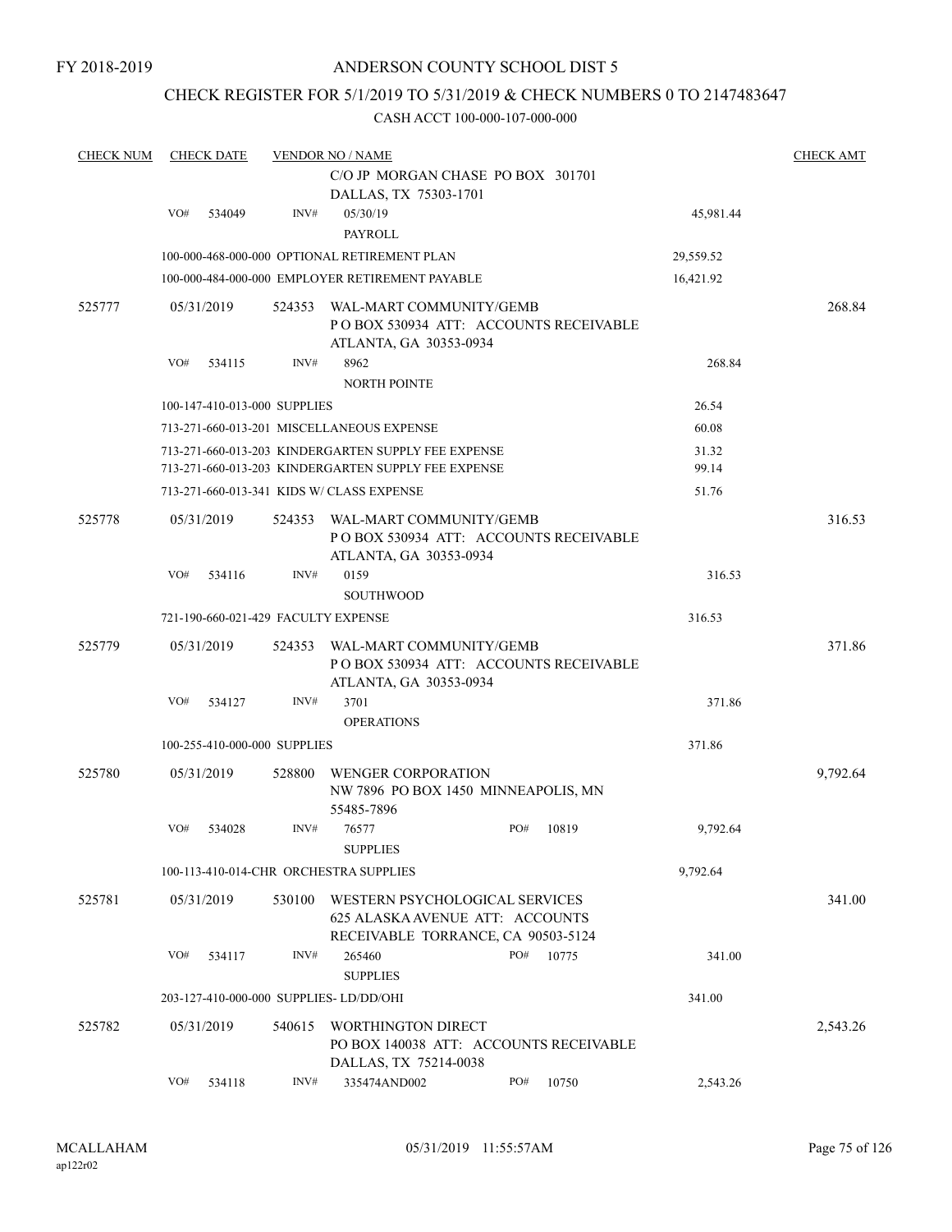FY 2018-2019

# ANDERSON COUNTY SCHOOL DIST 5

## CHECK REGISTER FOR 5/1/2019 TO 5/31/2019 & CHECK NUMBERS 0 TO 2147483647

### CASH ACCT 100-000-107-000-000

| CHECK NUM | CHECK DATE | VENDOR NO / NAME | | | CHECK AMT |
|---|---|---|---|---|---|
| | | | C/O JP MORGAN CHASE PO BOX 301701 DALLAS, TX 75303-1701 | | |
| | VO# 534049 | INV# | 05/30/19 PAYROLL | 45,981.44 | |
| | 100-000-468-000-000 OPTIONAL RETIREMENT PLAN | | | 29,559.52 | |
| | 100-000-484-000-000 EMPLOYER RETIREMENT PAYABLE | | | 16,421.92 | |
| 525777 | 05/31/2019 | 524353 | WAL-MART COMMUNITY/GEMB P O BOX 530934 ATT: ACCOUNTS RECEIVABLE ATLANTA, GA 30353-0934 | | 268.84 |
| | VO# 534115 | INV# | 8962 NORTH POINTE | 268.84 | |
| | 100-147-410-013-000 SUPPLIES | | | 26.54 | |
| | 713-271-660-013-201 MISCELLANEOUS EXPENSE | | | 60.08 | |
| | 713-271-660-013-203 KINDERGARTEN SUPPLY FEE EXPENSE | | | 31.32 | |
| | 713-271-660-013-203 KINDERGARTEN SUPPLY FEE EXPENSE | | | 99.14 | |
| | 713-271-660-013-341 KIDS W/ CLASS EXPENSE | | | 51.76 | |
| 525778 | 05/31/2019 | 524353 | WAL-MART COMMUNITY/GEMB P O BOX 530934 ATT: ACCOUNTS RECEIVABLE ATLANTA, GA 30353-0934 | | 316.53 |
| | VO# 534116 | INV# | 0159 SOUTHWOOD | 316.53 | |
| | 721-190-660-021-429 FACULTY EXPENSE | | | 316.53 | |
| 525779 | 05/31/2019 | 524353 | WAL-MART COMMUNITY/GEMB P O BOX 530934 ATT: ACCOUNTS RECEIVABLE ATLANTA, GA 30353-0934 | | 371.86 |
| | VO# 534127 | INV# | 3701 OPERATIONS | 371.86 | |
| | 100-255-410-000-000 SUPPLIES | | | 371.86 | |
| 525780 | 05/31/2019 | 528800 | WENGER CORPORATION NW 7896 PO BOX 1450 MINNEAPOLIS, MN 55485-7896 | | 9,792.64 |
| | VO# 534028 | INV# | 76577 SUPPLIES PO# 10819 | 9,792.64 | |
| | 100-113-410-014-CHR ORCHESTRA SUPPLIES | | | 9,792.64 | |
| 525781 | 05/31/2019 | 530100 | WESTERN PSYCHOLOGICAL SERVICES 625 ALASKA AVENUE ATT: ACCOUNTS RECEIVABLE TORRANCE, CA 90503-5124 | | 341.00 |
| | VO# 534117 | INV# | 265460 SUPPLIES PO# 10775 | 341.00 | |
| | 203-127-410-000-000 SUPPLIES- LD/DD/OHI | | | 341.00 | |
| 525782 | 05/31/2019 | 540615 | WORTHINGTON DIRECT PO BOX 140038 ATT: ACCOUNTS RECEIVABLE DALLAS, TX 75214-0038 | | 2,543.26 |
| | VO# 534118 | INV# | 335474AND002 PO# 10750 | 2,543.26 | |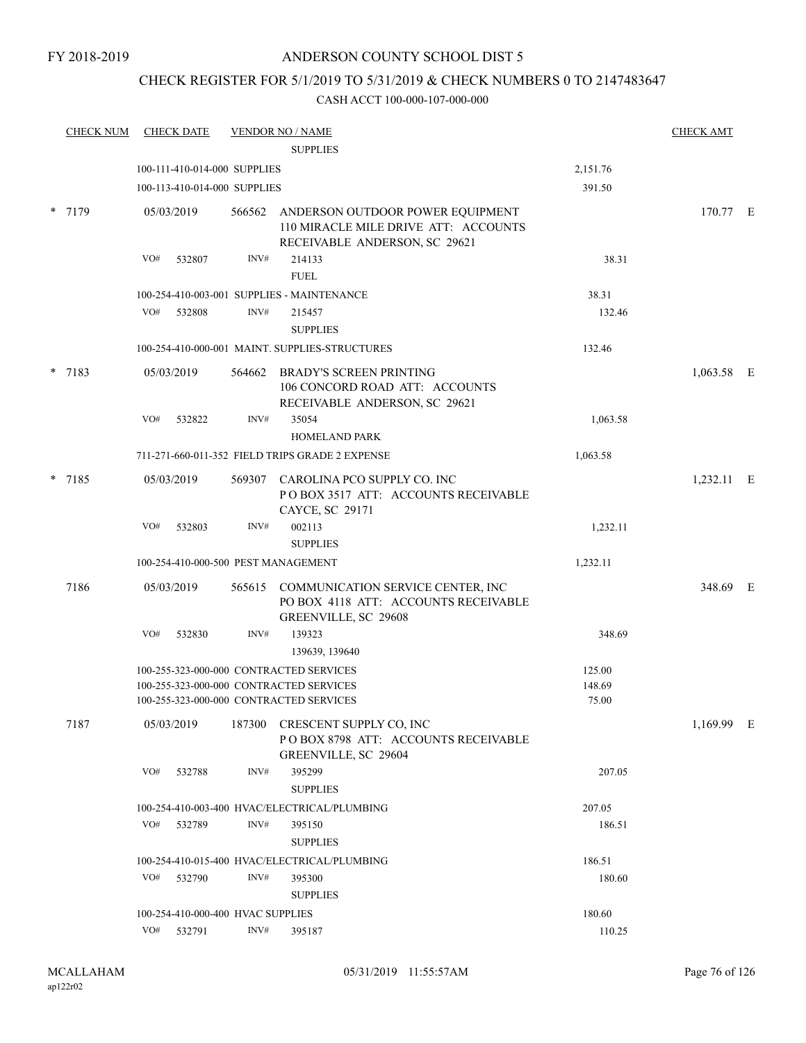FY 2018-2019

ANDERSON COUNTY SCHOOL DIST 5

CHECK REGISTER FOR 5/1/2019 TO 5/31/2019 & CHECK NUMBERS 0 TO 2147483647

CASH ACCT 100-000-107-000-000

| CHECK NUM | CHECK DATE | VENDOR NO / NAME | | CHECK AMT |
|---|---|---|---|---|
| | | SUPPLIES | | |
| | 100-111-410-014-000 SUPPLIES | | 2,151.76 | |
| | 100-113-410-014-000 SUPPLIES | | 391.50 | |
| * 7179 | 05/03/2019 | 566562 ANDERSON OUTDOOR POWER EQUIPMENT 110 MIRACLE MILE DRIVE ATT: ACCOUNTS RECEIVABLE ANDERSON, SC 29621 | | 170.77 E |
| | VO# 532807 | INV# 214133 FUEL | 38.31 | |
| | 100-254-410-003-001 SUPPLIES - MAINTENANCE | | 38.31 | |
| | VO# 532808 | INV# 215457 SUPPLIES | 132.46 | |
| | 100-254-410-000-001 MAINT. SUPPLIES-STRUCTURES | | 132.46 | |
| * 7183 | 05/03/2019 | 564662 BRADY'S SCREEN PRINTING 106 CONCORD ROAD ATT: ACCOUNTS RECEIVABLE ANDERSON, SC 29621 | | 1,063.58 E |
| | VO# 532822 | INV# 35054 HOMELAND PARK | 1,063.58 | |
| | 711-271-660-011-352 FIELD TRIPS GRADE 2 EXPENSE | | 1,063.58 | |
| * 7185 | 05/03/2019 | 569307 CAROLINA PCO SUPPLY CO. INC P O BOX 3517 ATT: ACCOUNTS RECEIVABLE CAYCE, SC 29171 | | 1,232.11 E |
| | VO# 532803 | INV# 002113 SUPPLIES | 1,232.11 | |
| | 100-254-410-000-500 PEST MANAGEMENT | | 1,232.11 | |
| 7186 | 05/03/2019 | 565615 COMMUNICATION SERVICE CENTER, INC PO BOX 4118 ATT: ACCOUNTS RECEIVABLE GREENVILLE, SC 29608 | | 348.69 E |
| | VO# 532830 | INV# 139323 139639, 139640 | 348.69 | |
| | 100-255-323-000-000 CONTRACTED SERVICES | | 125.00 | |
| | 100-255-323-000-000 CONTRACTED SERVICES | | 148.69 | |
| | 100-255-323-000-000 CONTRACTED SERVICES | | 75.00 | |
| 7187 | 05/03/2019 | 187300 CRESCENT SUPPLY CO, INC P O BOX 8798 ATT: ACCOUNTS RECEIVABLE GREENVILLE, SC 29604 | | 1,169.99 E |
| | VO# 532788 | INV# 395299 SUPPLIES | 207.05 | |
| | 100-254-410-003-400 HVAC/ELECTRICAL/PLUMBING | | 207.05 | |
| | VO# 532789 | INV# 395150 SUPPLIES | 186.51 | |
| | 100-254-410-015-400 HVAC/ELECTRICAL/PLUMBING | | 186.51 | |
| | VO# 532790 | INV# 395300 SUPPLIES | 180.60 | |
| | 100-254-410-000-400 HVAC SUPPLIES | | 180.60 | |
| | VO# 532791 | INV# 395187 | 110.25 | |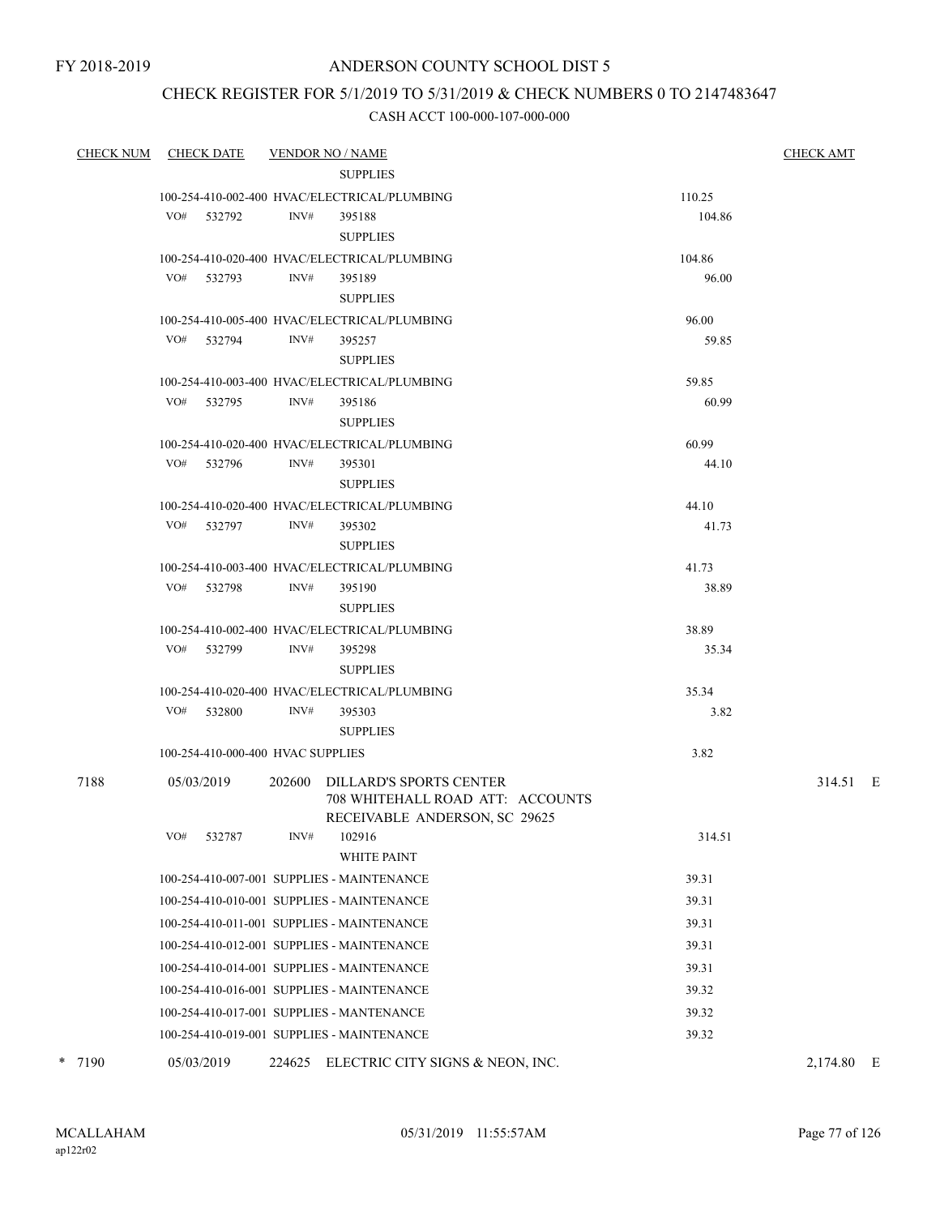FY 2018-2019

# ANDERSON COUNTY SCHOOL DIST 5

## CHECK REGISTER FOR 5/1/2019 TO 5/31/2019 & CHECK NUMBERS 0 TO 2147483647

### CASH ACCT 100-000-107-000-000

| CHECK NUM | CHECK DATE | VENDOR NO / NAME | | CHECK AMT |
|---|---|---|---|---|
| | | SUPPLIES | | |
| | 100-254-410-002-400 HVAC/ELECTRICAL/PLUMBING | | 110.25 | |
| | VO# 532792 | INV# 395188 | 104.86 | |
| | | SUPPLIES | | |
| | 100-254-410-020-400 HVAC/ELECTRICAL/PLUMBING | | 104.86 | |
| | VO# 532793 | INV# 395189 | 96.00 | |
| | | SUPPLIES | | |
| | 100-254-410-005-400 HVAC/ELECTRICAL/PLUMBING | | 96.00 | |
| | VO# 532794 | INV# 395257 | 59.85 | |
| | | SUPPLIES | | |
| | 100-254-410-003-400 HVAC/ELECTRICAL/PLUMBING | | 59.85 | |
| | VO# 532795 | INV# 395186 | 60.99 | |
| | | SUPPLIES | | |
| | 100-254-410-020-400 HVAC/ELECTRICAL/PLUMBING | | 60.99 | |
| | VO# 532796 | INV# 395301 | 44.10 | |
| | | SUPPLIES | | |
| | 100-254-410-020-400 HVAC/ELECTRICAL/PLUMBING | | 44.10 | |
| | VO# 532797 | INV# 395302 | 41.73 | |
| | | SUPPLIES | | |
| | 100-254-410-003-400 HVAC/ELECTRICAL/PLUMBING | | 41.73 | |
| | VO# 532798 | INV# 395190 | 38.89 | |
| | | SUPPLIES | | |
| | 100-254-410-002-400 HVAC/ELECTRICAL/PLUMBING | | 38.89 | |
| | VO# 532799 | INV# 395298 | 35.34 | |
| | | SUPPLIES | | |
| | 100-254-410-020-400 HVAC/ELECTRICAL/PLUMBING | | 35.34 | |
| | VO# 532800 | INV# 395303 | 3.82 | |
| | | SUPPLIES | | |
| | 100-254-410-000-400 HVAC SUPPLIES | | 3.82 | |
| 7188 | 05/03/2019 | 202600 DILLARD'S SPORTS CENTER<br>708 WHITEHALL ROAD ATT: ACCOUNTS<br>RECEIVABLE ANDERSON, SC 29625 | | 314.51 E |
| | VO# 532787 | INV# 102916 | 314.51 | |
| | | WHITE PAINT | | |
| | 100-254-410-007-001 SUPPLIES - MAINTENANCE | | 39.31 | |
| | 100-254-410-010-001 SUPPLIES - MAINTENANCE | | 39.31 | |
| | 100-254-410-011-001 SUPPLIES - MAINTENANCE | | 39.31 | |
| | 100-254-410-012-001 SUPPLIES - MAINTENANCE | | 39.31 | |
| | 100-254-410-014-001 SUPPLIES - MAINTENANCE | | 39.31 | |
| | 100-254-410-016-001 SUPPLIES - MAINTENANCE | | 39.32 | |
| | 100-254-410-017-001 SUPPLIES - MANTENANCE | | 39.32 | |
| | 100-254-410-019-001 SUPPLIES - MAINTENANCE | | 39.32 | |
| * 7190 | 05/03/2019 | 224625 ELECTRIC CITY SIGNS & NEON, INC. | | 2,174.80 E |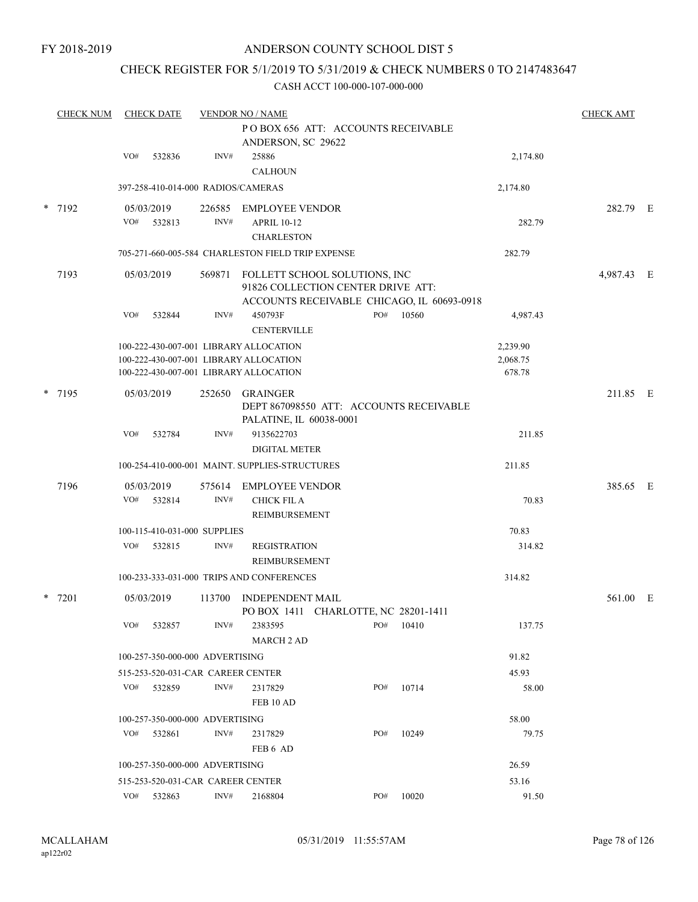FY 2018-2019

# ANDERSON COUNTY SCHOOL DIST 5

## CHECK REGISTER FOR 5/1/2019 TO 5/31/2019 & CHECK NUMBERS 0 TO 2147483647

CASH ACCT 100-000-107-000-000

| CHECK NUM | CHECK DATE | VENDOR NO / NAME | | | CHECK AMT |
|---|---|---|---|---|---|
| | | P O BOX 656 ATT: ACCOUNTS RECEIVABLE ANDERSON, SC 29622 | | | |
| | VO# 532836 | INV# 25886 CALHOUN | | 2,174.80 | |
| | 397-258-410-014-000 RADIOS/CAMERAS | | | 2,174.80 | |
| * 7192 | 05/03/2019 | 226585 EMPLOYEE VENDOR | | | 282.79 E |
| | VO# 532813 | INV# APRIL 10-12 CHARLESTON | | 282.79 | |
| | 705-271-660-005-584 CHARLESTON FIELD TRIP EXPENSE | | | 282.79 | |
| 7193 | 05/03/2019 | 569871 FOLLETT SCHOOL SOLUTIONS, INC 91826 COLLECTION CENTER DRIVE ATT: ACCOUNTS RECEIVABLE CHICAGO, IL 60693-0918 | | | 4,987.43 E |
| | VO# 532844 | INV# 450793F CENTERVILLE | PO# 10560 | 4,987.43 | |
| | 100-222-430-007-001 LIBRARY ALLOCATION | | | 2,239.90 | |
| | 100-222-430-007-001 LIBRARY ALLOCATION | | | 2,068.75 | |
| | 100-222-430-007-001 LIBRARY ALLOCATION | | | 678.78 | |
| * 7195 | 05/03/2019 | 252650 GRAINGER DEPT 867098550 ATT: ACCOUNTS RECEIVABLE PALATINE, IL 60038-0001 | | | 211.85 E |
| | VO# 532784 | INV# 9135622703 DIGITAL METER | | 211.85 | |
| | 100-254-410-000-001 MAINT. SUPPLIES-STRUCTURES | | | 211.85 | |
| 7196 | 05/03/2019 | 575614 EMPLOYEE VENDOR | | | 385.65 E |
| | VO# 532814 | INV# CHICK FIL A REIMBURSEMENT | | 70.83 | |
| | 100-115-410-031-000 SUPPLIES | | | 70.83 | |
| | VO# 532815 | INV# REGISTRATION REIMBURSEMENT | | 314.82 | |
| | 100-233-333-031-000 TRIPS AND CONFERENCES | | | 314.82 | |
| * 7201 | 05/03/2019 | 113700 INDEPENDENT MAIL PO BOX 1411 CHARLOTTE, NC 28201-1411 | | | 561.00 E |
| | VO# 532857 | INV# 2383595 MARCH 2 AD | PO# 10410 | 137.75 | |
| | 100-257-350-000-000 ADVERTISING | | | 91.82 | |
| | 515-253-520-031-CAR CAREER CENTER | | | 45.93 | |
| | VO# 532859 | INV# 2317829 FEB 10 AD | PO# 10714 | 58.00 | |
| | 100-257-350-000-000 ADVERTISING | | | 58.00 | |
| | VO# 532861 | INV# 2317829 FEB 6 AD | PO# 10249 | 79.75 | |
| | 100-257-350-000-000 ADVERTISING | | | 26.59 | |
| | 515-253-520-031-CAR CAREER CENTER | | | 53.16 | |
| | VO# 532863 | INV# 2168804 | PO# 10020 | 91.50 | |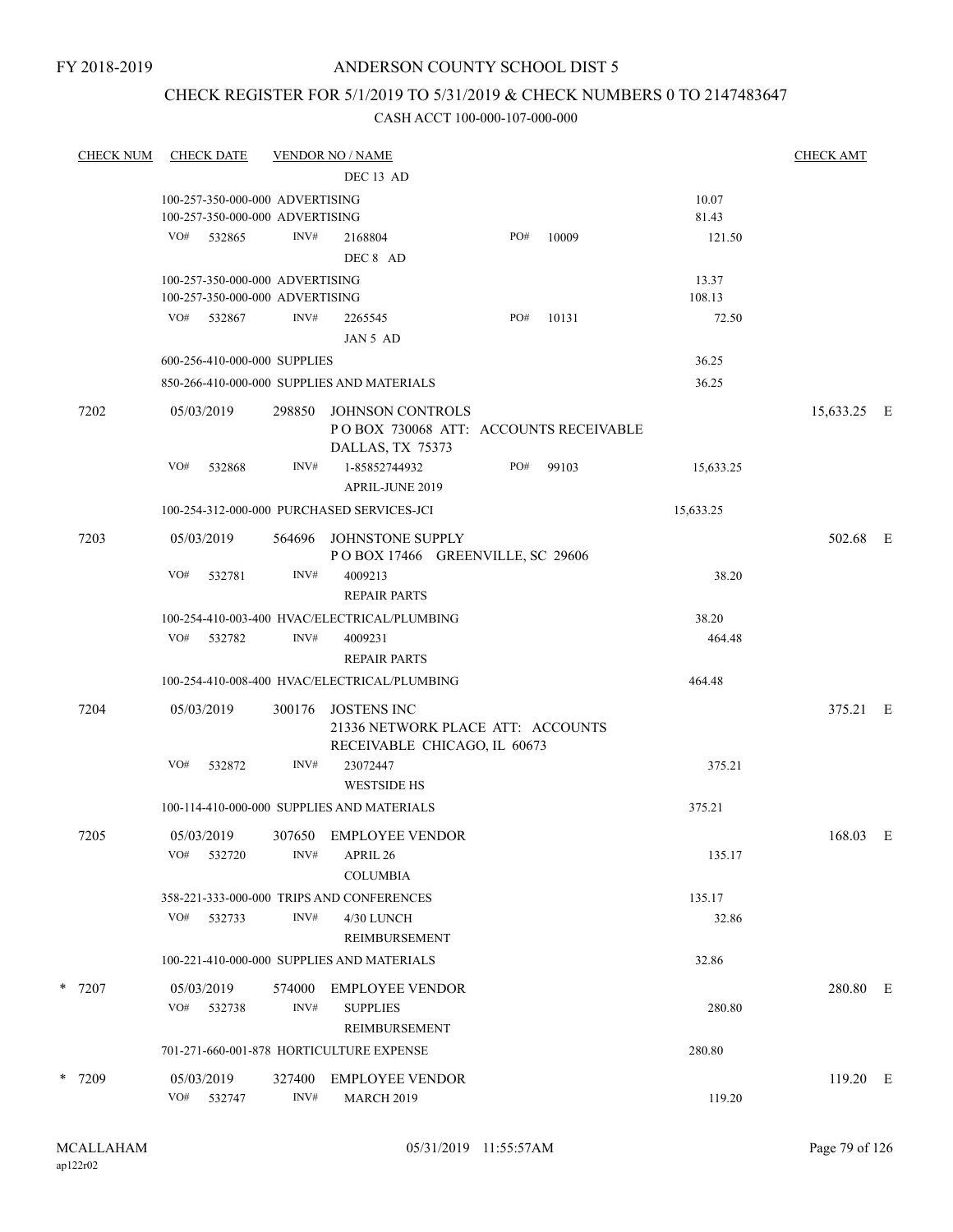FY 2018-2019

# ANDERSON COUNTY SCHOOL DIST 5

## CHECK REGISTER FOR 5/1/2019 TO 5/31/2019 & CHECK NUMBERS 0 TO 2147483647

CASH ACCT 100-000-107-000-000

| CHECK NUM | CHECK DATE | VENDOR NO / NAME | | | CHECK AMT |
|---|---|---|---|---|---|
| | | DEC 13 AD | | | |
| | 100-257-350-000-000 ADVERTISING | | | 10.07 | |
| | 100-257-350-000-000 ADVERTISING | | | 81.43 | |
| | VO# 532865 | INV# 2168804 DEC 8 AD | PO# 10009 | 121.50 | |
| | 100-257-350-000-000 ADVERTISING | | | 13.37 | |
| | 100-257-350-000-000 ADVERTISING | | | 108.13 | |
| | VO# 532867 | INV# 2265545 JAN 5 AD | PO# 10131 | 72.50 | |
| | 600-256-410-000-000 SUPPLIES | | | 36.25 | |
| | 850-266-410-000-000 SUPPLIES AND MATERIALS | | | 36.25 | |
| 7202 | 05/03/2019 | 298850 JOHNSON CONTROLS P O BOX 730068 ATT: ACCOUNTS RECEIVABLE DALLAS, TX 75373 | | | 15,633.25 E |
| | VO# 532868 | INV# 1-85852744932 APRIL-JUNE 2019 | PO# 99103 | 15,633.25 | |
| | 100-254-312-000-000 PURCHASED SERVICES-JCI | | | 15,633.25 | |
| 7203 | 05/03/2019 | 564696 JOHNSTONE SUPPLY P O BOX 17466 GREENVILLE, SC 29606 | | | 502.68 E |
| | VO# 532781 | INV# 4009213 REPAIR PARTS | | 38.20 | |
| | 100-254-410-003-400 HVAC/ELECTRICAL/PLUMBING | | | 38.20 | |
| | VO# 532782 | INV# 4009231 REPAIR PARTS | | 464.48 | |
| | 100-254-410-008-400 HVAC/ELECTRICAL/PLUMBING | | | 464.48 | |
| 7204 | 05/03/2019 | 300176 JOSTENS INC 21336 NETWORK PLACE ATT: ACCOUNTS RECEIVABLE CHICAGO, IL 60673 | | | 375.21 E |
| | VO# 532872 | INV# 23072447 WESTSIDE HS | | 375.21 | |
| | 100-114-410-000-000 SUPPLIES AND MATERIALS | | | 375.21 | |
| 7205 | 05/03/2019 | 307650 EMPLOYEE VENDOR | | | 168.03 E |
| | VO# 532720 | INV# APRIL 26 COLUMBIA | | 135.17 | |
| | 358-221-333-000-000 TRIPS AND CONFERENCES | | | 135.17 | |
| | VO# 532733 | INV# 4/30 LUNCH REIMBURSEMENT | | 32.86 | |
| | 100-221-410-000-000 SUPPLIES AND MATERIALS | | | 32.86 | |
| * 7207 | 05/03/2019 | 574000 EMPLOYEE VENDOR | | | 280.80 E |
| | VO# 532738 | INV# SUPPLIES REIMBURSEMENT | | 280.80 | |
| | 701-271-660-001-878 HORTICULTURE EXPENSE | | | 280.80 | |
| * 7209 | 05/03/2019 | 327400 EMPLOYEE VENDOR | | | 119.20 E |
| | VO# 532747 | INV# MARCH 2019 | | 119.20 | |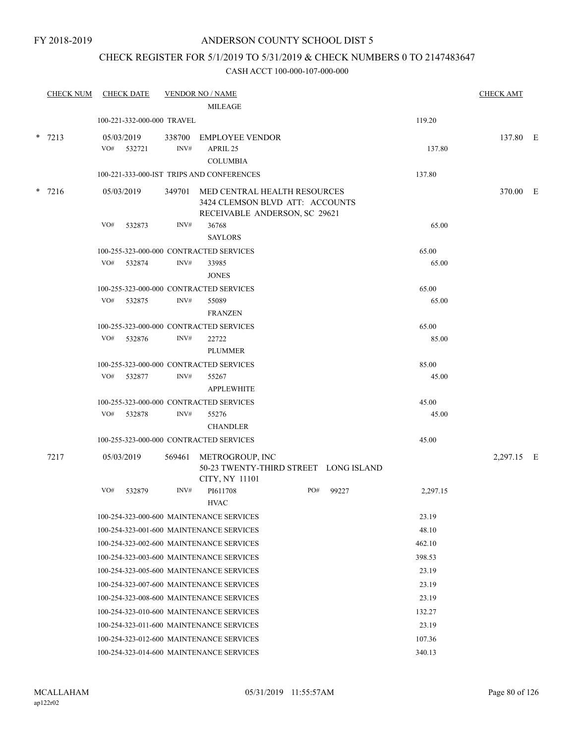FY 2018-2019

# ANDERSON COUNTY SCHOOL DIST 5

## CHECK REGISTER FOR 5/1/2019 TO 5/31/2019 & CHECK NUMBERS 0 TO 2147483647

### CASH ACCT 100-000-107-000-000

| CHECK NUM | CHECK DATE | VENDOR NO / NAME | | CHECK AMT |
|---|---|---|---|---|
| | | MILEAGE | | |
| | 100-221-332-000-000 TRAVEL | | 119.20 | |
| * 7213 | 05/03/2019 | 338700 EMPLOYEE VENDOR | | 137.80 E |
| | VO# 532721 | INV# APRIL 25<br>COLUMBIA | 137.80 | |
| | 100-221-333-000-IST TRIPS AND CONFERENCES | | 137.80 | |
| * 7216 | 05/03/2019 | 349701 MED CENTRAL HEALTH RESOURCES<br>3424 CLEMSON BLVD ATT: ACCOUNTS<br>RECEIVABLE ANDERSON, SC 29621 | | 370.00 E |
| | VO# 532873 | INV# 36768<br>SAYLORS | 65.00 | |
| | 100-255-323-000-000 CONTRACTED SERVICES | | 65.00 | |
| | VO# 532874 | INV# 33985<br>JONES | 65.00 | |
| | 100-255-323-000-000 CONTRACTED SERVICES | | 65.00 | |
| | VO# 532875 | INV# 55089<br>FRANZEN | 65.00 | |
| | 100-255-323-000-000 CONTRACTED SERVICES | | 65.00 | |
| | VO# 532876 | INV# 22722<br>PLUMMER | 85.00 | |
| | 100-255-323-000-000 CONTRACTED SERVICES | | 85.00 | |
| | VO# 532877 | INV# 55267<br>APPLEWHITE | 45.00 | |
| | 100-255-323-000-000 CONTRACTED SERVICES | | 45.00 | |
| | VO# 532878 | INV# 55276<br>CHANDLER | 45.00 | |
| | 100-255-323-000-000 CONTRACTED SERVICES | | 45.00 | |
| 7217 | 05/03/2019 | 569461 METROGROUP, INC<br>50-23 TWENTY-THIRD STREET LONG ISLAND<br>CITY, NY 11101 | | 2,297.15 E |
| | VO# 532879 | INV# PI611708 PO# 99227<br>HVAC | 2,297.15 | |
| | 100-254-323-000-600 MAINTENANCE SERVICES | | 23.19 | |
| | 100-254-323-001-600 MAINTENANCE SERVICES | | 48.10 | |
| | 100-254-323-002-600 MAINTENANCE SERVICES | | 462.10 | |
| | 100-254-323-003-600 MAINTENANCE SERVICES | | 398.53 | |
| | 100-254-323-005-600 MAINTENANCE SERVICES | | 23.19 | |
| | 100-254-323-007-600 MAINTENANCE SERVICES | | 23.19 | |
| | 100-254-323-008-600 MAINTENANCE SERVICES | | 23.19 | |
| | 100-254-323-010-600 MAINTENANCE SERVICES | | 132.27 | |
| | 100-254-323-011-600 MAINTENANCE SERVICES | | 23.19 | |
| | 100-254-323-012-600 MAINTENANCE SERVICES | | 107.36 | |
| | 100-254-323-014-600 MAINTENANCE SERVICES | | 340.13 | |

MCALLAHAM ap122r02 05/31/2019 11:55:57AM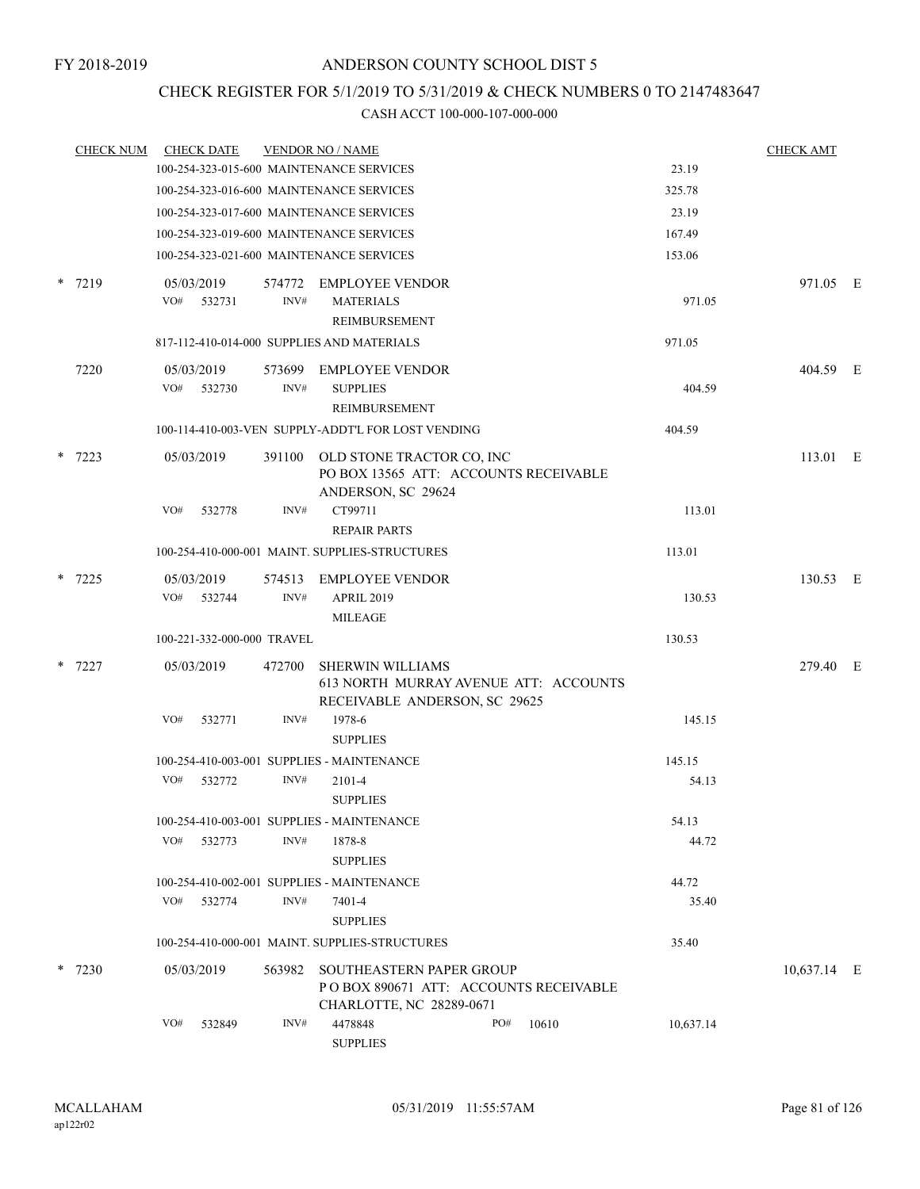FY 2018-2019

# ANDERSON COUNTY SCHOOL DIST 5

## CHECK REGISTER FOR 5/1/2019 TO 5/31/2019 & CHECK NUMBERS 0 TO 2147483647

### CASH ACCT 100-000-107-000-000

| CHECK NUM | CHECK DATE | VENDOR NO / NAME | | CHECK AMT |
|---|---|---|---|---|
| | 100-254-323-015-600 MAINTENANCE SERVICES | | 23.19 | |
| | 100-254-323-016-600 MAINTENANCE SERVICES | | 325.78 | |
| | 100-254-323-017-600 MAINTENANCE SERVICES | | 23.19 | |
| | 100-254-323-019-600 MAINTENANCE SERVICES | | 167.49 | |
| | 100-254-323-021-600 MAINTENANCE SERVICES | | 153.06 | |
| * 7219 | 05/03/2019 | 574772 EMPLOYEE VENDOR | | 971.05 E |
| | VO# 532731 INV# | MATERIALS REIMBURSEMENT | 971.05 | |
| | 817-112-410-014-000 SUPPLIES AND MATERIALS | | 971.05 | |
| 7220 | 05/03/2019 | 573699 EMPLOYEE VENDOR | | 404.59 E |
| | VO# 532730 INV# | SUPPLIES REIMBURSEMENT | 404.59 | |
| | 100-114-410-003-VEN SUPPLY-ADDT'L FOR LOST VENDING | | 404.59 | |
| * 7223 | 05/03/2019 | 391100 OLD STONE TRACTOR CO, INC PO BOX 13565 ATT: ACCOUNTS RECEIVABLE ANDERSON, SC 29624 | | 113.01 E |
| | VO# 532778 INV# | CT99711 REPAIR PARTS | 113.01 | |
| | 100-254-410-000-001 MAINT. SUPPLIES-STRUCTURES | | 113.01 | |
| * 7225 | 05/03/2019 | 574513 EMPLOYEE VENDOR | | 130.53 E |
| | VO# 532744 INV# | APRIL 2019 MILEAGE | 130.53 | |
| | 100-221-332-000-000 TRAVEL | | 130.53 | |
| * 7227 | 05/03/2019 | 472700 SHERWIN WILLIAMS 613 NORTH MURRAY AVENUE ATT: ACCOUNTS RECEIVABLE ANDERSON, SC 29625 | | 279.40 E |
| | VO# 532771 INV# | 1978-6 SUPPLIES | 145.15 | |
| | 100-254-410-003-001 SUPPLIES - MAINTENANCE | | 145.15 | |
| | VO# 532772 INV# | 2101-4 SUPPLIES | 54.13 | |
| | 100-254-410-003-001 SUPPLIES - MAINTENANCE | | 54.13 | |
| | VO# 532773 INV# | 1878-8 SUPPLIES | 44.72 | |
| | 100-254-410-002-001 SUPPLIES - MAINTENANCE | | 44.72 | |
| | VO# 532774 INV# | 7401-4 SUPPLIES | 35.40 | |
| | 100-254-410-000-001 MAINT. SUPPLIES-STRUCTURES | | 35.40 | |
| * 7230 | 05/03/2019 | 563982 SOUTHEASTERN PAPER GROUP P O BOX 890671 ATT: ACCOUNTS RECEIVABLE CHARLOTTE, NC 28289-0671 | | 10,637.14 E |
| | VO# 532849 INV# | 4478848 PO# 10610 SUPPLIES | 10,637.14 | |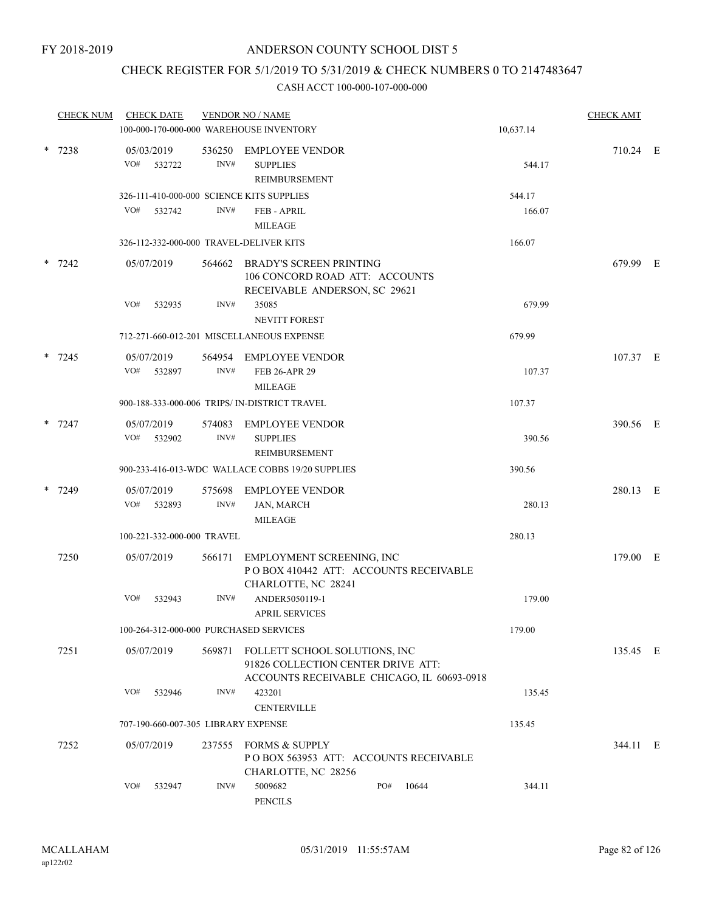FY 2018-2019

# ANDERSON COUNTY SCHOOL DIST 5

## CHECK REGISTER FOR 5/1/2019 TO 5/31/2019 & CHECK NUMBERS 0 TO 2147483647

### CASH ACCT 100-000-107-000-000

| CHECK NUM | CHECK DATE | VENDOR NO / NAME | | CHECK AMT | |
|---|---|---|---|---|---|
| | 100-000-170-000-000 WAREHOUSE INVENTORY | | 10,637.14 | | |
| * 7238 | 05/03/2019 | 536250 EMPLOYEE VENDOR | | 710.24 | E |
| | VO# 532722 | INV# SUPPLIES REIMBURSEMENT | 544.17 | | |
| | 326-111-410-000-000 SCIENCE KITS SUPPLIES | | 544.17 | | |
| | VO# 532742 | INV# FEB - APRIL MILEAGE | 166.07 | | |
| | 326-112-332-000-000 TRAVEL-DELIVER KITS | | 166.07 | | |
| * 7242 | 05/07/2019 | 564662 BRADY'S SCREEN PRINTING 106 CONCORD ROAD ATT: ACCOUNTS RECEIVABLE ANDERSON, SC 29621 | | 679.99 | E |
| | VO# 532935 | INV# 35085 NEVITT FOREST | 679.99 | | |
| | 712-271-660-012-201 MISCELLANEOUS EXPENSE | | 679.99 | | |
| * 7245 | 05/07/2019 | 564954 EMPLOYEE VENDOR | | 107.37 | E |
| | VO# 532897 | INV# FEB 26-APR 29 MILEAGE | 107.37 | | |
| | 900-188-333-000-006 TRIPS/ IN-DISTRICT TRAVEL | | 107.37 | | |
| * 7247 | 05/07/2019 | 574083 EMPLOYEE VENDOR | | 390.56 | E |
| | VO# 532902 | INV# SUPPLIES REIMBURSEMENT | 390.56 | | |
| | 900-233-416-013-WDC WALLACE COBBS 19/20 SUPPLIES | | 390.56 | | |
| * 7249 | 05/07/2019 | 575698 EMPLOYEE VENDOR | | 280.13 | E |
| | VO# 532893 | INV# JAN, MARCH MILEAGE | 280.13 | | |
| | 100-221-332-000-000 TRAVEL | | 280.13 | | |
| 7250 | 05/07/2019 | 566171 EMPLOYMENT SCREENING, INC P O BOX 410442 ATT: ACCOUNTS RECEIVABLE CHARLOTTE, NC 28241 | | 179.00 | E |
| | VO# 532943 | INV# ANDER5050119-1 APRIL SERVICES | 179.00 | | |
| | 100-264-312-000-000 PURCHASED SERVICES | | 179.00 | | |
| 7251 | 05/07/2019 | 569871 FOLLETT SCHOOL SOLUTIONS, INC 91826 COLLECTION CENTER DRIVE ATT: ACCOUNTS RECEIVABLE CHICAGO, IL 60693-0918 | | 135.45 | E |
| | VO# 532946 | INV# 423201 CENTERVILLE | 135.45 | | |
| | 707-190-660-007-305 LIBRARY EXPENSE | | 135.45 | | |
| 7252 | 05/07/2019 | 237555 FORMS & SUPPLY P O BOX 563953 ATT: ACCOUNTS RECEIVABLE CHARLOTTE, NC 28256 | | 344.11 | E |
| | VO# 532947 | INV# 5009682 PO# 10644 PENCILS | 344.11 | | |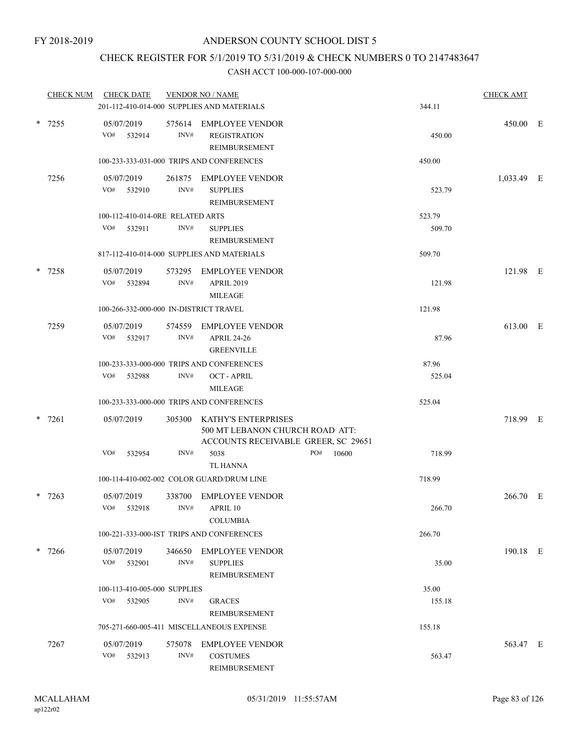FY 2018-2019

# ANDERSON COUNTY SCHOOL DIST 5

## CHECK REGISTER FOR 5/1/2019 TO 5/31/2019 & CHECK NUMBERS 0 TO 2147483647

### CASH ACCT 100-000-107-000-000

| CHECK NUM | CHECK DATE | VENDOR NO / NAME | | CHECK AMT |
|---|---|---|---|---|
| | 201-112-410-014-000 SUPPLIES AND MATERIALS | | 344.11 | |
| * 7255 | 05/07/2019 | 575614 EMPLOYEE VENDOR | | 450.00 E |
| | VO# 532914 | INV# REGISTRATION REIMBURSEMENT | 450.00 | |
| | 100-233-333-031-000 TRIPS AND CONFERENCES | | 450.00 | |
| 7256 | 05/07/2019 | 261875 EMPLOYEE VENDOR | | 1,033.49 E |
| | VO# 532910 | INV# SUPPLIES REIMBURSEMENT | 523.79 | |
| | 100-112-410-014-0RE RELATED ARTS | | 523.79 | |
| | VO# 532911 | INV# SUPPLIES REIMBURSEMENT | 509.70 | |
| | 817-112-410-014-000 SUPPLIES AND MATERIALS | | 509.70 | |
| * 7258 | 05/07/2019 | 573295 EMPLOYEE VENDOR | | 121.98 E |
| | VO# 532894 | INV# APRIL 2019 MILEAGE | 121.98 | |
| | 100-266-332-000-000 IN-DISTRICT TRAVEL | | 121.98 | |
| 7259 | 05/07/2019 | 574559 EMPLOYEE VENDOR | | 613.00 E |
| | VO# 532917 | INV# APRIL 24-26 GREENVILLE | 87.96 | |
| | 100-233-333-000-000 TRIPS AND CONFERENCES | | 87.96 | |
| | VO# 532988 | INV# OCT - APRIL MILEAGE | 525.04 | |
| | 100-233-333-000-000 TRIPS AND CONFERENCES | | 525.04 | |
| * 7261 | 05/07/2019 | 305300 KATHY'S ENTERPRISES 500 MT LEBANON CHURCH ROAD ATT: ACCOUNTS RECEIVABLE GREER, SC 29651 | | 718.99 E |
| | VO# 532954 | INV# 5038 TL HANNA PO# 10600 | 718.99 | |
| | 100-114-410-002-002 COLOR GUARD/DRUM LINE | | 718.99 | |
| * 7263 | 05/07/2019 | 338700 EMPLOYEE VENDOR | | 266.70 E |
| | VO# 532918 | INV# APRIL 10 COLUMBIA | 266.70 | |
| | 100-221-333-000-IST TRIPS AND CONFERENCES | | 266.70 | |
| * 7266 | 05/07/2019 | 346650 EMPLOYEE VENDOR | | 190.18 E |
| | VO# 532901 | INV# SUPPLIES REIMBURSEMENT | 35.00 | |
| | 100-113-410-005-000 SUPPLIES | | 35.00 | |
| | VO# 532905 | INV# GRACES REIMBURSEMENT | 155.18 | |
| | 705-271-660-005-411 MISCELLANEOUS EXPENSE | | 155.18 | |
| 7267 | 05/07/2019 | 575078 EMPLOYEE VENDOR | | 563.47 E |
| | VO# 532913 | INV# COSTUMES REIMBURSEMENT | 563.47 | |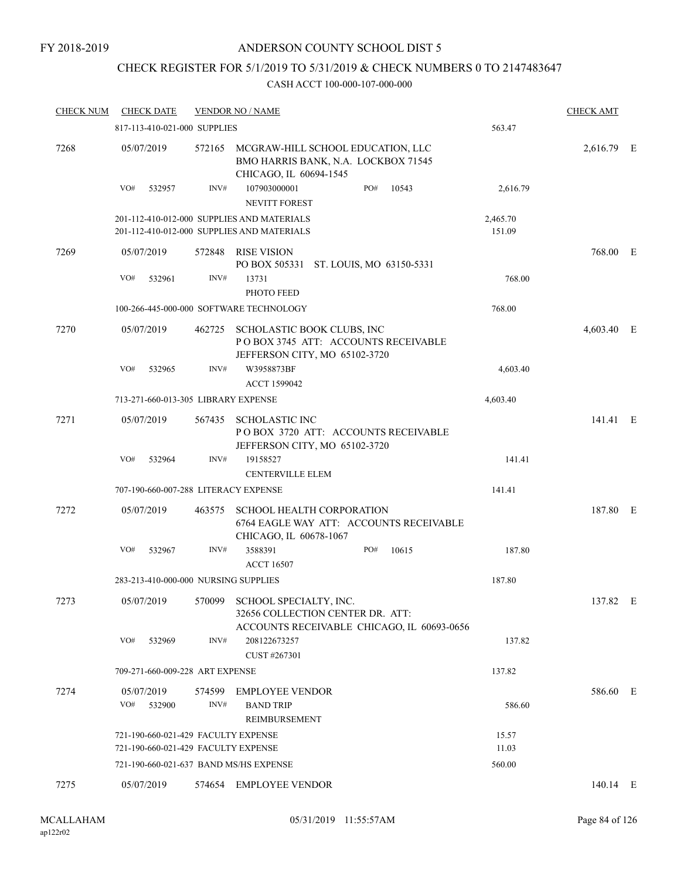FY 2018-2019

# ANDERSON COUNTY SCHOOL DIST 5

## CHECK REGISTER FOR 5/1/2019 TO 5/31/2019 & CHECK NUMBERS 0 TO 2147483647

### CASH ACCT 100-000-107-000-000

| CHECK NUM | CHECK DATE | VENDOR NO / NAME | | CHECK AMT | |
|---|---|---|---|---|---|
| | 817-113-410-021-000 SUPPLIES | | 563.47 | | |
| 7268 | 05/07/2019 | 572165 MCGRAW-HILL SCHOOL EDUCATION, LLC<br>BMO HARRIS BANK, N.A. LOCKBOX 71545<br>CHICAGO, IL 60694-1545 | | 2,616.79 | E |
| | VO# 532957 | INV# 107903000001 PO# 10543<br>NEVITT FOREST | 2,616.79 | | |
| | 201-112-410-012-000 SUPPLIES AND MATERIALS | | 2,465.70 | | |
| | 201-112-410-012-000 SUPPLIES AND MATERIALS | | 151.09 | | |
| 7269 | 05/07/2019 | 572848 RISE VISION<br>PO BOX 505331 ST. LOUIS, MO 63150-5331 | | 768.00 | E |
| | VO# 532961 | INV# 13731<br>PHOTO FEED | 768.00 | | |
| | 100-266-445-000-000 SOFTWARE TECHNOLOGY | | 768.00 | | |
| 7270 | 05/07/2019 | 462725 SCHOLASTIC BOOK CLUBS, INC<br>P O BOX 3745 ATT: ACCOUNTS RECEIVABLE<br>JEFFERSON CITY, MO 65102-3720 | | 4,603.40 | E |
| | VO# 532965 | INV# W3958873BF<br>ACCT 1599042 | 4,603.40 | | |
| | 713-271-660-013-305 LIBRARY EXPENSE | | 4,603.40 | | |
| 7271 | 05/07/2019 | 567435 SCHOLASTIC INC<br>P O BOX 3720 ATT: ACCOUNTS RECEIVABLE<br>JEFFERSON CITY, MO 65102-3720 | | 141.41 | E |
| | VO# 532964 | INV# 19158527<br>CENTERVILLE ELEM | 141.41 | | |
| | 707-190-660-007-288 LITERACY EXPENSE | | 141.41 | | |
| 7272 | 05/07/2019 | 463575 SCHOOL HEALTH CORPORATION<br>6764 EAGLE WAY ATT: ACCOUNTS RECEIVABLE<br>CHICAGO, IL 60678-1067 | | 187.80 | E |
| | VO# 532967 | INV# 3588391 PO# 10615<br>ACCT 16507 | 187.80 | | |
| | 283-213-410-000-000 NURSING SUPPLIES | | 187.80 | | |
| 7273 | 05/07/2019 | 570099 SCHOOL SPECIALTY, INC.<br>32656 COLLECTION CENTER DR. ATT:<br>ACCOUNTS RECEIVABLE CHICAGO, IL 60693-0656 | | 137.82 | E |
| | VO# 532969 | INV# 208122673257<br>CUST #267301 | 137.82 | | |
| | 709-271-660-009-228 ART EXPENSE | | 137.82 | | |
| 7274 | 05/07/2019 | 574599 EMPLOYEE VENDOR | | 586.60 | E |
| | VO# 532900 | INV# BAND TRIP<br>REIMBURSEMENT | 586.60 | | |
| | 721-190-660-021-429 FACULTY EXPENSE | | 15.57 | | |
| | 721-190-660-021-429 FACULTY EXPENSE | | 11.03 | | |
| | 721-190-660-021-637 BAND MS/HS EXPENSE | | 560.00 | | |
| 7275 | 05/07/2019 | 574654 EMPLOYEE VENDOR | | 140.14 | E |

MCALLAHAM
ap122r02

05/31/2019 11:55:57AM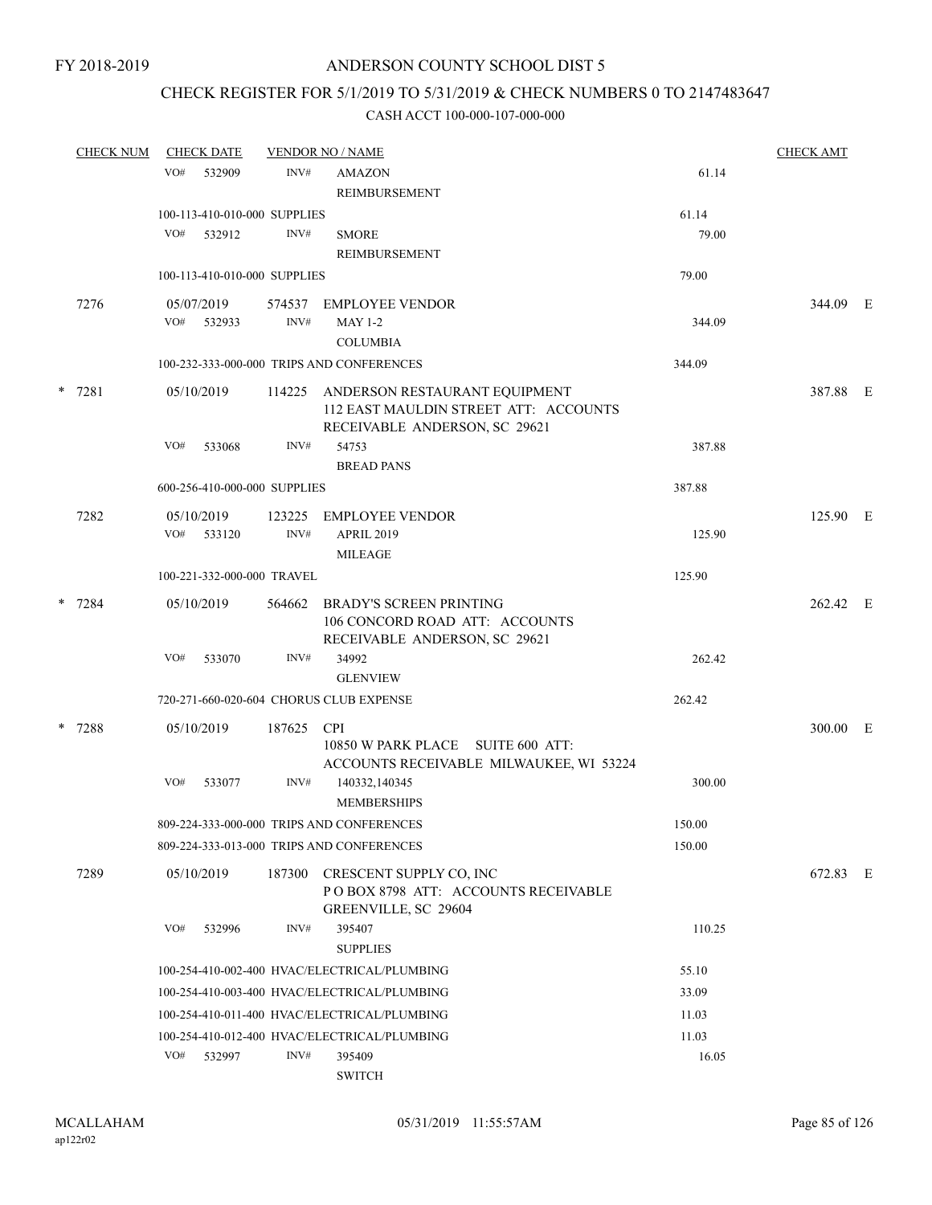FY 2018-2019

# ANDERSON COUNTY SCHOOL DIST 5

## CHECK REGISTER FOR 5/1/2019 TO 5/31/2019 & CHECK NUMBERS 0 TO 2147483647

### CASH ACCT 100-000-107-000-000

| CHECK NUM | CHECK DATE | VENDOR NO / NAME | | | CHECK AMT | |
|---|---|---|---|---|---|---|
| | VO# 532909 | INV# | AMAZON<br>REIMBURSEMENT | 61.14 | | |
| | 100-113-410-010-000 SUPPLIES | | | 61.14 | | |
| | VO# 532912 | INV# | SMORE<br>REIMBURSEMENT | 79.00 | | |
| | 100-113-410-010-000 SUPPLIES | | | 79.00 | | |
| 7276 | 05/07/2019 | 574537 | EMPLOYEE VENDOR | | 344.09 | E |
| | VO# 532933 | INV# | MAY 1-2<br>COLUMBIA | 344.09 | | |
| | 100-232-333-000-000 TRIPS AND CONFERENCES | | | 344.09 | | |
| * 7281 | 05/10/2019 | 114225 | ANDERSON RESTAURANT EQUIPMENT<br>112 EAST MAULDIN STREET ATT: ACCOUNTS RECEIVABLE ANDERSON, SC 29621 | | 387.88 | E |
| | VO# 533068 | INV# | 54753<br>BREAD PANS | 387.88 | | |
| | 600-256-410-000-000 SUPPLIES | | | 387.88 | | |
| 7282 | 05/10/2019 | 123225 | EMPLOYEE VENDOR | | 125.90 | E |
| | VO# 533120 | INV# | APRIL 2019<br>MILEAGE | 125.90 | | |
| | 100-221-332-000-000 TRAVEL | | | 125.90 | | |
| * 7284 | 05/10/2019 | 564662 | BRADY'S SCREEN PRINTING<br>106 CONCORD ROAD ATT: ACCOUNTS RECEIVABLE ANDERSON, SC 29621 | | 262.42 | E |
| | VO# 533070 | INV# | 34992<br>GLENVIEW | 262.42 | | |
| | 720-271-660-020-604 CHORUS CLUB EXPENSE | | | 262.42 | | |
| * 7288 | 05/10/2019 | 187625 | CPI<br>10850 W PARK PLACE SUITE 600 ATT: ACCOUNTS RECEIVABLE MILWAUKEE, WI 53224 | | 300.00 | E |
| | VO# 533077 | INV# | 140332,140345<br>MEMBERSHIPS | 300.00 | | |
| | 809-224-333-000-000 TRIPS AND CONFERENCES | | | 150.00 | | |
| | 809-224-333-013-000 TRIPS AND CONFERENCES | | | 150.00 | | |
| 7289 | 05/10/2019 | 187300 | CRESCENT SUPPLY CO, INC<br>P O BOX 8798 ATT: ACCOUNTS RECEIVABLE GREENVILLE, SC 29604 | | 672.83 | E |
| | VO# 532996 | INV# | 395407<br>SUPPLIES | 110.25 | | |
| | 100-254-410-002-400 HVAC/ELECTRICAL/PLUMBING | | | 55.10 | | |
| | 100-254-410-003-400 HVAC/ELECTRICAL/PLUMBING | | | 33.09 | | |
| | 100-254-410-011-400 HVAC/ELECTRICAL/PLUMBING | | | 11.03 | | |
| | 100-254-410-012-400 HVAC/ELECTRICAL/PLUMBING | | | 11.03 | | |
| | VO# 532997 | INV# | 395409<br>SWITCH | 16.05 | | |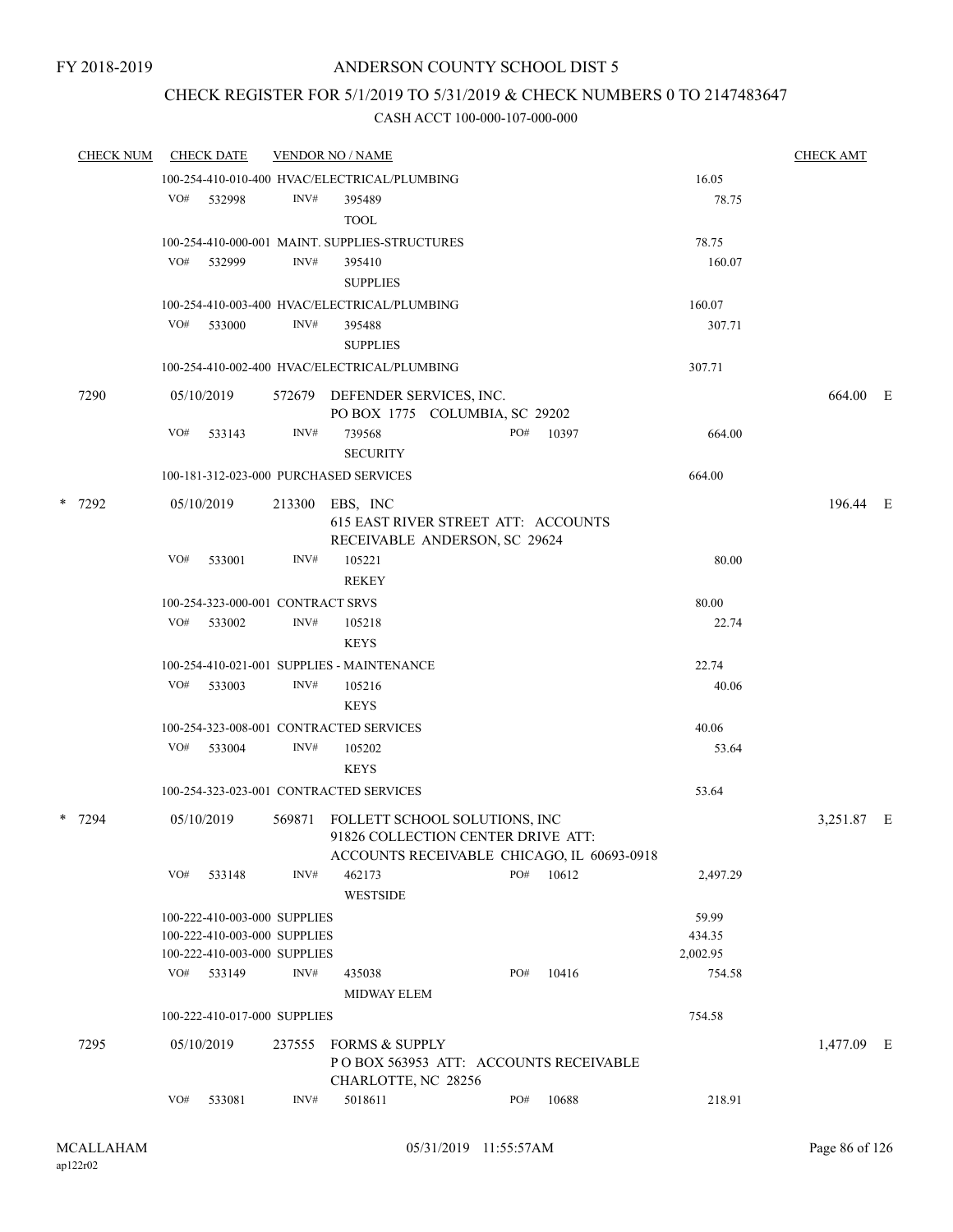FY 2018-2019

# ANDERSON COUNTY SCHOOL DIST 5

## CHECK REGISTER FOR 5/1/2019 TO 5/31/2019 & CHECK NUMBERS 0 TO 2147483647

### CASH ACCT 100-000-107-000-000

| CHECK NUM | CHECK DATE | VENDOR NO / NAME | | | CHECK AMT |
|---|---|---|---|---|---|
| | 100-254-410-010-400 HVAC/ELECTRICAL/PLUMBING | | | 16.05 | |
| | VO# 532998 | INV# 395489 TOOL | | 78.75 | |
| | 100-254-410-000-001 MAINT. SUPPLIES-STRUCTURES | | | 78.75 | |
| | VO# 532999 | INV# 395410 SUPPLIES | | 160.07 | |
| | 100-254-410-003-400 HVAC/ELECTRICAL/PLUMBING | | | 160.07 | |
| | VO# 533000 | INV# 395488 SUPPLIES | | 307.71 | |
| | 100-254-410-002-400 HVAC/ELECTRICAL/PLUMBING | | | 307.71 | |
| 7290 | 05/10/2019 | 572679 DEFENDER SERVICES, INC. PO BOX 1775 COLUMBIA, SC 29202 | | | 664.00 E |
| | VO# 533143 | INV# 739568 SECURITY | PO# 10397 | 664.00 | |
| | 100-181-312-023-000 PURCHASED SERVICES | | | 664.00 | |
| * 7292 | 05/10/2019 | 213300 EBS, INC 615 EAST RIVER STREET ATT: ACCOUNTS RECEIVABLE ANDERSON, SC 29624 | | | 196.44 E |
| | VO# 533001 | INV# 105221 REKEY | | 80.00 | |
| | 100-254-323-000-001 CONTRACT SRVS | | | 80.00 | |
| | VO# 533002 | INV# 105218 KEYS | | 22.74 | |
| | 100-254-410-021-001 SUPPLIES - MAINTENANCE | | | 22.74 | |
| | VO# 533003 | INV# 105216 KEYS | | 40.06 | |
| | 100-254-323-008-001 CONTRACTED SERVICES | | | 40.06 | |
| | VO# 533004 | INV# 105202 KEYS | | 53.64 | |
| | 100-254-323-023-001 CONTRACTED SERVICES | | | 53.64 | |
| * 7294 | 05/10/2019 | 569871 FOLLETT SCHOOL SOLUTIONS, INC 91826 COLLECTION CENTER DRIVE ATT: ACCOUNTS RECEIVABLE CHICAGO, IL 60693-0918 | | | 3,251.87 E |
| | VO# 533148 | INV# 462173 WESTSIDE | PO# 10612 | 2,497.29 | |
| | 100-222-410-003-000 SUPPLIES | | | 59.99 | |
| | 100-222-410-003-000 SUPPLIES | | | 434.35 | |
| | 100-222-410-003-000 SUPPLIES | | | 2,002.95 | |
| | VO# 533149 | INV# 435038 MIDWAY ELEM | PO# 10416 | 754.58 | |
| | 100-222-410-017-000 SUPPLIES | | | 754.58 | |
| 7295 | 05/10/2019 | 237555 FORMS & SUPPLY P O BOX 563953 ATT: ACCOUNTS RECEIVABLE CHARLOTTE, NC 28256 | | | 1,477.09 E |
| | VO# 533081 | INV# 5018611 | PO# 10688 | 218.91 | |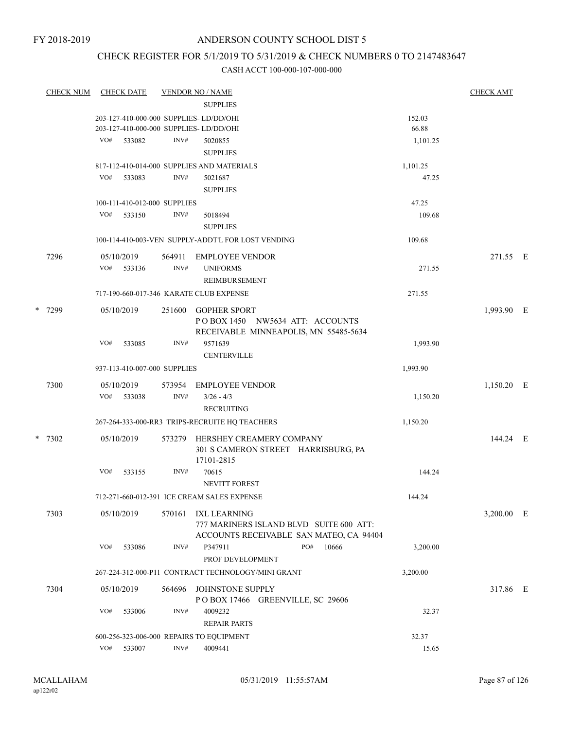FY 2018-2019

ANDERSON COUNTY SCHOOL DIST 5

CHECK REGISTER FOR 5/1/2019 TO 5/31/2019 & CHECK NUMBERS 0 TO 2147483647

CASH ACCT 100-000-107-000-000

| CHECK NUM | CHECK DATE | VENDOR NO / NAME | | CHECK AMT |
|---|---|---|---|---|
| | | SUPPLIES | | |
| | 203-127-410-000-000 SUPPLIES- LD/DD/OHI | | 152.03 | |
| | 203-127-410-000-000 SUPPLIES- LD/DD/OHI | | 66.88 | |
| | VO# 533082 | INV# 5020855 SUPPLIES | 1,101.25 | |
| | 817-112-410-014-000 SUPPLIES AND MATERIALS | | 1,101.25 | |
| | VO# 533083 | INV# 5021687 SUPPLIES | 47.25 | |
| | 100-111-410-012-000 SUPPLIES | | 47.25 | |
| | VO# 533150 | INV# 5018494 SUPPLIES | 109.68 | |
| | 100-114-410-003-VEN SUPPLY-ADDT'L FOR LOST VENDING | | 109.68 | |
| 7296 | 05/10/2019 | 564911 EMPLOYEE VENDOR | | 271.55 E |
| | VO# 533136 | INV# UNIFORMS REIMBURSEMENT | 271.55 | |
| | 717-190-660-017-346 KARATE CLUB EXPENSE | | 271.55 | |
| * 7299 | 05/10/2019 | 251600 GOPHER SPORT P O BOX 1450 NW5634 ATT: ACCOUNTS RECEIVABLE MINNEAPOLIS, MN 55485-5634 | | 1,993.90 E |
| | VO# 533085 | INV# 9571639 CENTERVILLE | 1,993.90 | |
| | 937-113-410-007-000 SUPPLIES | | 1,993.90 | |
| 7300 | 05/10/2019 | 573954 EMPLOYEE VENDOR | | 1,150.20 E |
| | VO# 533038 | INV# 3/26 - 4/3 RECRUITING | 1,150.20 | |
| | 267-264-333-000-RR3 TRIPS-RECRUITE HQ TEACHERS | | 1,150.20 | |
| * 7302 | 05/10/2019 | 573279 HERSHEY CREAMERY COMPANY 301 S CAMERON STREET HARRISBURG, PA 17101-2815 | | 144.24 E |
| | VO# 533155 | INV# 70615 NEVITT FOREST | 144.24 | |
| | 712-271-660-012-391 ICE CREAM SALES EXPENSE | | 144.24 | |
| 7303 | 05/10/2019 | 570161 IXL LEARNING 777 MARINERS ISLAND BLVD SUITE 600 ATT: ACCOUNTS RECEIVABLE SAN MATEO, CA 94404 | | 3,200.00 E |
| | VO# 533086 | INV# P347911 PO# 10666 PROF DEVELOPMENT | 3,200.00 | |
| | 267-224-312-000-P11 CONTRACT TECHNOLOGY/MINI GRANT | | 3,200.00 | |
| 7304 | 05/10/2019 | 564696 JOHNSTONE SUPPLY P O BOX 17466 GREENVILLE, SC 29606 | | 317.86 E |
| | VO# 533006 | INV# 4009232 REPAIR PARTS | 32.37 | |
| | 600-256-323-006-000 REPAIRS TO EQUIPMENT | | 32.37 | |
| | VO# 533007 | INV# 4009441 | 15.65 | |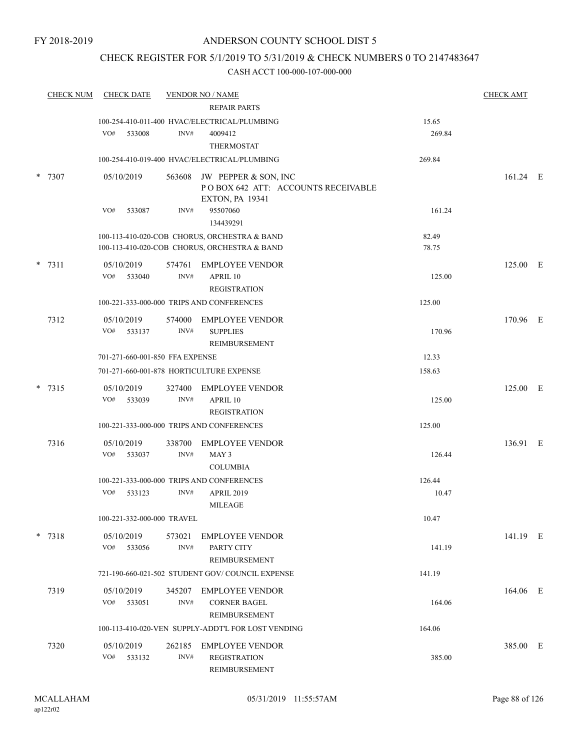ANDERSON COUNTY SCHOOL DIST 5

FY 2018-2019

CHECK REGISTER FOR 5/1/2019 TO 5/31/2019 & CHECK NUMBERS 0 TO 2147483647

CASH ACCT 100-000-107-000-000

| CHECK NUM | CHECK DATE | VENDOR NO / NAME | | CHECK AMT |
|---|---|---|---|---|
| | | REPAIR PARTS | | |
| | 100-254-410-011-400 HVAC/ELECTRICAL/PLUMBING | | 15.65 | |
| | VO# 533008 INV# | 4009412 THERMOSTAT | 269.84 | |
| | 100-254-410-019-400 HVAC/ELECTRICAL/PLUMBING | | 269.84 | |
| * 7307 | 05/10/2019 | 563608 JW PEPPER & SON, INC<br>P O BOX 642 ATT: ACCOUNTS RECEIVABLE<br>EXTON, PA 19341 | | 161.24 E |
| | VO# 533087 INV# | 95507060<br>134439291 | 161.24 | |
| | 100-113-410-020-COB CHORUS, ORCHESTRA & BAND | | 82.49 | |
| | 100-113-410-020-COB CHORUS, ORCHESTRA & BAND | | 78.75 | |
| * 7311 | 05/10/2019 | 574761 EMPLOYEE VENDOR | | 125.00 E |
| | VO# 533040 INV# | APRIL 10<br>REGISTRATION | 125.00 | |
| | 100-221-333-000-000 TRIPS AND CONFERENCES | | 125.00 | |
| 7312 | 05/10/2019 | 574000 EMPLOYEE VENDOR | | 170.96 E |
| | VO# 533137 INV# | SUPPLIES<br>REIMBURSEMENT | 170.96 | |
| | 701-271-660-001-850 FFA EXPENSE | | 12.33 | |
| | 701-271-660-001-878 HORTICULTURE EXPENSE | | 158.63 | |
| * 7315 | 05/10/2019 | 327400 EMPLOYEE VENDOR | | 125.00 E |
| | VO# 533039 INV# | APRIL 10<br>REGISTRATION | 125.00 | |
| | 100-221-333-000-000 TRIPS AND CONFERENCES | | 125.00 | |
| 7316 | 05/10/2019 | 338700 EMPLOYEE VENDOR | | 136.91 E |
| | VO# 533037 INV# | MAY 3<br>COLUMBIA | 126.44 | |
| | 100-221-333-000-000 TRIPS AND CONFERENCES | | 126.44 | |
| | VO# 533123 INV# | APRIL 2019<br>MILEAGE | 10.47 | |
| | 100-221-332-000-000 TRAVEL | | 10.47 | |
| * 7318 | 05/10/2019 | 573021 EMPLOYEE VENDOR | | 141.19 E |
| | VO# 533056 INV# | PARTY CITY<br>REIMBURSEMENT | 141.19 | |
| | 721-190-660-021-502 STUDENT GOV/ COUNCIL EXPENSE | | 141.19 | |
| 7319 | 05/10/2019 | 345207 EMPLOYEE VENDOR | | 164.06 E |
| | VO# 533051 INV# | CORNER BAGEL<br>REIMBURSEMENT | 164.06 | |
| | 100-113-410-020-VEN SUPPLY-ADDT'L FOR LOST VENDING | | 164.06 | |
| 7320 | 05/10/2019 | 262185 EMPLOYEE VENDOR | | 385.00 E |
| | VO# 533132 INV# | REGISTRATION<br>REIMBURSEMENT | 385.00 | |

MCALLAHAM
ap122r02

05/31/2019 11:55:57AM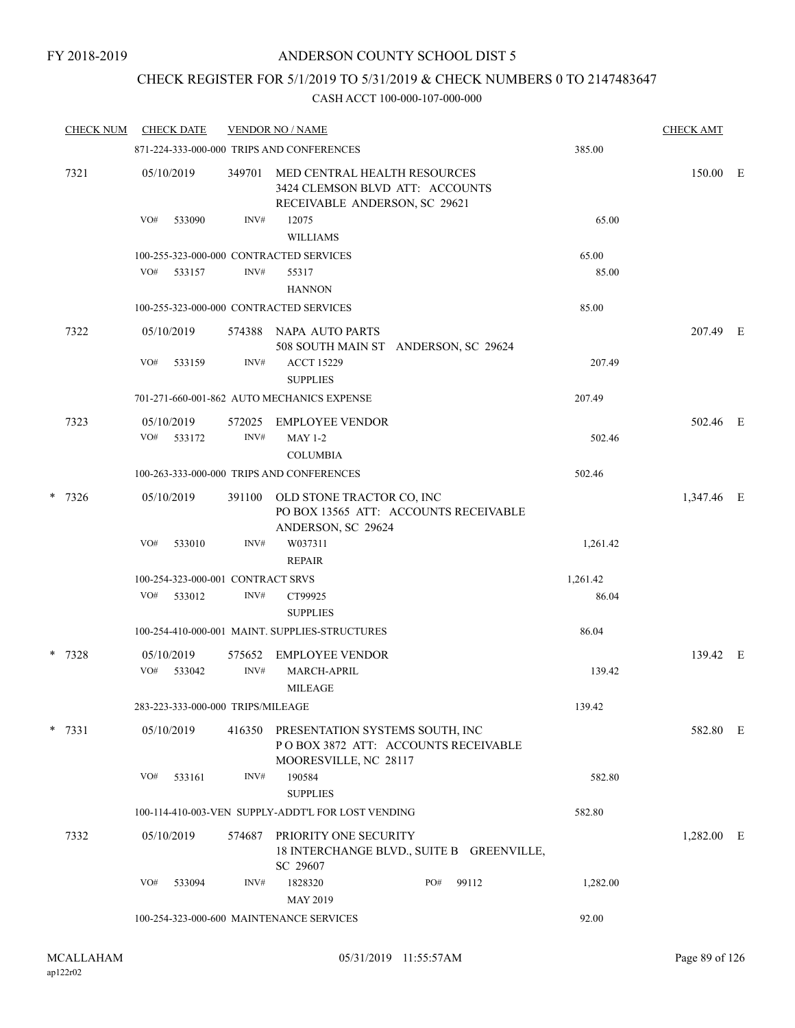FY 2018-2019

# ANDERSON COUNTY SCHOOL DIST 5

## CHECK REGISTER FOR 5/1/2019 TO 5/31/2019 & CHECK NUMBERS 0 TO 2147483647

### CASH ACCT 100-000-107-000-000

| CHECK NUM | CHECK DATE | VENDOR NO / NAME | | CHECK AMT | |
|---|---|---|---|---|---|
| | 871-224-333-000-000 TRIPS AND CONFERENCES | | 385.00 | | |
| 7321 | 05/10/2019 | 349701 MED CENTRAL HEALTH RESOURCES 3424 CLEMSON BLVD ATT: ACCOUNTS RECEIVABLE ANDERSON, SC 29621 | | 150.00 | E |
| | VO# 533090 | INV# 12075 WILLIAMS | 65.00 | | |
| | 100-255-323-000-000 CONTRACTED SERVICES | | 65.00 | | |
| | VO# 533157 | INV# 55317 HANNON | 85.00 | | |
| | 100-255-323-000-000 CONTRACTED SERVICES | | 85.00 | | |
| 7322 | 05/10/2019 | 574388 NAPA AUTO PARTS 508 SOUTH MAIN ST ANDERSON, SC 29624 | | 207.49 | E |
| | VO# 533159 | INV# ACCT 15229 SUPPLIES | 207.49 | | |
| | 701-271-660-001-862 AUTO MECHANICS EXPENSE | | 207.49 | | |
| 7323 | 05/10/2019 | 572025 EMPLOYEE VENDOR | | 502.46 | E |
| | VO# 533172 | INV# MAY 1-2 COLUMBIA | 502.46 | | |
| | 100-263-333-000-000 TRIPS AND CONFERENCES | | 502.46 | | |
| * 7326 | 05/10/2019 | 391100 OLD STONE TRACTOR CO, INC PO BOX 13565 ATT: ACCOUNTS RECEIVABLE ANDERSON, SC 29624 | | 1,347.46 | E |
| | VO# 533010 | INV# W037311 REPAIR | 1,261.42 | | |
| | 100-254-323-000-001 CONTRACT SRVS | | 1,261.42 | | |
| | VO# 533012 | INV# CT99925 SUPPLIES | 86.04 | | |
| | 100-254-410-000-001 MAINT. SUPPLIES-STRUCTURES | | 86.04 | | |
| * 7328 | 05/10/2019 | 575652 EMPLOYEE VENDOR | | 139.42 | E |
| | VO# 533042 | INV# MARCH-APRIL MILEAGE | 139.42 | | |
| | 283-223-333-000-000 TRIPS/MILEAGE | | 139.42 | | |
| * 7331 | 05/10/2019 | 416350 PRESENTATION SYSTEMS SOUTH, INC P O BOX 3872 ATT: ACCOUNTS RECEIVABLE MOORESVILLE, NC 28117 | | 582.80 | E |
| | VO# 533161 | INV# 190584 SUPPLIES | 582.80 | | |
| | 100-114-410-003-VEN SUPPLY-ADDT'L FOR LOST VENDING | | 582.80 | | |
| 7332 | 05/10/2019 | 574687 PRIORITY ONE SECURITY 18 INTERCHANGE BLVD., SUITE B GREENVILLE, SC 29607 | | 1,282.00 | E |
| | VO# 533094 | INV# 1828320 PO# 99112 MAY 2019 | 1,282.00 | | |
| | 100-254-323-000-600 MAINTENANCE SERVICES | | 92.00 | | |

MCALLAHAM ap122r02 — 05/31/2019 11:55:57AM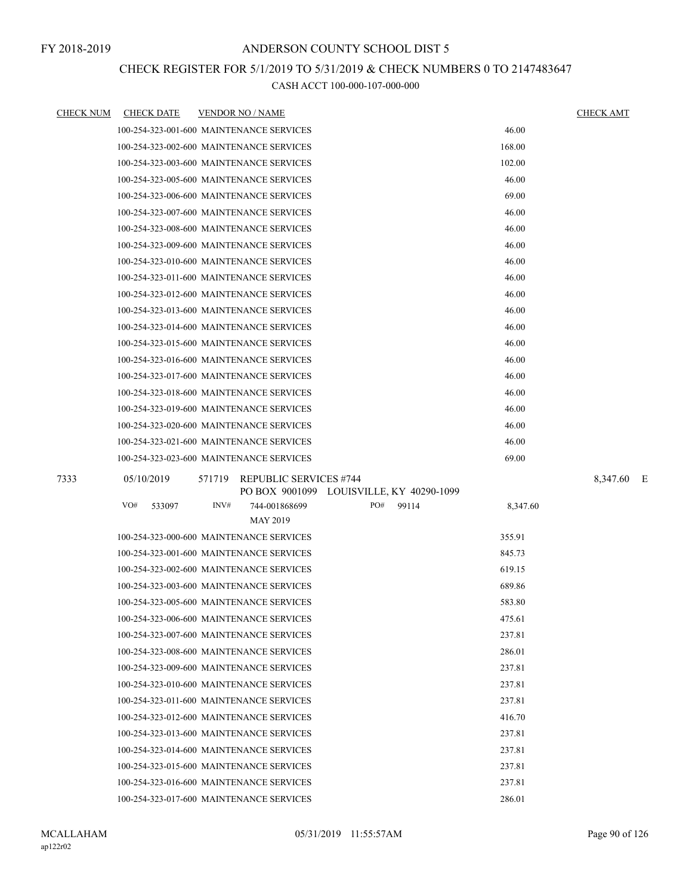FY 2018-2019

# ANDERSON COUNTY SCHOOL DIST 5

## CHECK REGISTER FOR 5/1/2019 TO 5/31/2019 & CHECK NUMBERS 0 TO 2147483647

### CASH ACCT 100-000-107-000-000

| CHECK NUM | CHECK DATE | VENDOR NO / NAME | | CHECK AMT |
|---|---|---|---|---|
| | | 100-254-323-001-600 MAINTENANCE SERVICES | 46.00 | |
| | | 100-254-323-002-600 MAINTENANCE SERVICES | 168.00 | |
| | | 100-254-323-003-600 MAINTENANCE SERVICES | 102.00 | |
| | | 100-254-323-005-600 MAINTENANCE SERVICES | 46.00 | |
| | | 100-254-323-006-600 MAINTENANCE SERVICES | 69.00 | |
| | | 100-254-323-007-600 MAINTENANCE SERVICES | 46.00 | |
| | | 100-254-323-008-600 MAINTENANCE SERVICES | 46.00 | |
| | | 100-254-323-009-600 MAINTENANCE SERVICES | 46.00 | |
| | | 100-254-323-010-600 MAINTENANCE SERVICES | 46.00 | |
| | | 100-254-323-011-600 MAINTENANCE SERVICES | 46.00 | |
| | | 100-254-323-012-600 MAINTENANCE SERVICES | 46.00 | |
| | | 100-254-323-013-600 MAINTENANCE SERVICES | 46.00 | |
| | | 100-254-323-014-600 MAINTENANCE SERVICES | 46.00 | |
| | | 100-254-323-015-600 MAINTENANCE SERVICES | 46.00 | |
| | | 100-254-323-016-600 MAINTENANCE SERVICES | 46.00 | |
| | | 100-254-323-017-600 MAINTENANCE SERVICES | 46.00 | |
| | | 100-254-323-018-600 MAINTENANCE SERVICES | 46.00 | |
| | | 100-254-323-019-600 MAINTENANCE SERVICES | 46.00 | |
| | | 100-254-323-020-600 MAINTENANCE SERVICES | 46.00 | |
| | | 100-254-323-021-600 MAINTENANCE SERVICES | 46.00 | |
| | | 100-254-323-023-600 MAINTENANCE SERVICES | 69.00 | |
| 7333 | 05/10/2019 | 571719 REPUBLIC SERVICES #744<br>PO BOX 9001099 LOUISVILLE, KY 40290-1099 | | 8,347.60 E |
| | | VO# 533097 INV# 744-001868699 PO# 99114<br>MAY 2019 | 8,347.60 | |
| | | 100-254-323-000-600 MAINTENANCE SERVICES | 355.91 | |
| | | 100-254-323-001-600 MAINTENANCE SERVICES | 845.73 | |
| | | 100-254-323-002-600 MAINTENANCE SERVICES | 619.15 | |
| | | 100-254-323-003-600 MAINTENANCE SERVICES | 689.86 | |
| | | 100-254-323-005-600 MAINTENANCE SERVICES | 583.80 | |
| | | 100-254-323-006-600 MAINTENANCE SERVICES | 475.61 | |
| | | 100-254-323-007-600 MAINTENANCE SERVICES | 237.81 | |
| | | 100-254-323-008-600 MAINTENANCE SERVICES | 286.01 | |
| | | 100-254-323-009-600 MAINTENANCE SERVICES | 237.81 | |
| | | 100-254-323-010-600 MAINTENANCE SERVICES | 237.81 | |
| | | 100-254-323-011-600 MAINTENANCE SERVICES | 237.81 | |
| | | 100-254-323-012-600 MAINTENANCE SERVICES | 416.70 | |
| | | 100-254-323-013-600 MAINTENANCE SERVICES | 237.81 | |
| | | 100-254-323-014-600 MAINTENANCE SERVICES | 237.81 | |
| | | 100-254-323-015-600 MAINTENANCE SERVICES | 237.81 | |
| | | 100-254-323-016-600 MAINTENANCE SERVICES | 237.81 | |
| | | 100-254-323-017-600 MAINTENANCE SERVICES | 286.01 | |

MCALLAHAM
ap122r02

05/31/2019 11:55:57AM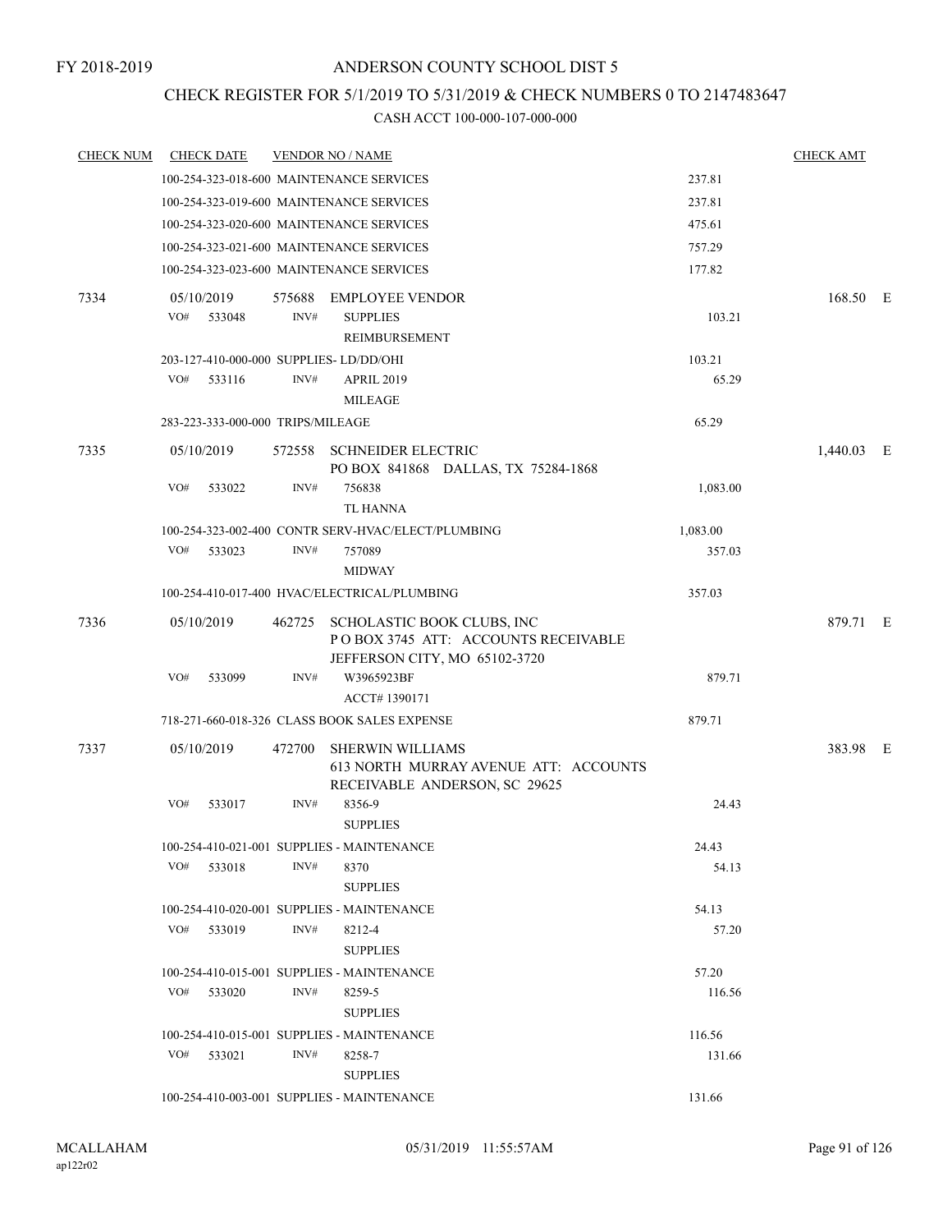FY 2018-2019

# ANDERSON COUNTY SCHOOL DIST 5

## CHECK REGISTER FOR 5/1/2019 TO 5/31/2019 & CHECK NUMBERS 0 TO 2147483647

### CASH ACCT 100-000-107-000-000

| CHECK NUM | CHECK DATE | VENDOR NO / NAME | | CHECK AMT | |
|---|---|---|---|---|---|
| | | 100-254-323-018-600 MAINTENANCE SERVICES | 237.81 | | |
| | | 100-254-323-019-600 MAINTENANCE SERVICES | 237.81 | | |
| | | 100-254-323-020-600 MAINTENANCE SERVICES | 475.61 | | |
| | | 100-254-323-021-600 MAINTENANCE SERVICES | 757.29 | | |
| | | 100-254-323-023-600 MAINTENANCE SERVICES | 177.82 | | |
| 7334 | 05/10/2019 | 575688 EMPLOYEE VENDOR | | 168.50 | E |
| | VO# 533048 | INV# SUPPLIES REIMBURSEMENT | 103.21 | | |
| | | 203-127-410-000-000 SUPPLIES- LD/DD/OHI | 103.21 | | |
| | VO# 533116 | INV# APRIL 2019 MILEAGE | 65.29 | | |
| | | 283-223-333-000-000 TRIPS/MILEAGE | 65.29 | | |
| 7335 | 05/10/2019 | 572558 SCHNEIDER ELECTRIC PO BOX 841868 DALLAS, TX 75284-1868 | | 1,440.03 | E |
| | VO# 533022 | INV# 756838 TL HANNA | 1,083.00 | | |
| | | 100-254-323-002-400 CONTR SERV-HVAC/ELECT/PLUMBING | 1,083.00 | | |
| | VO# 533023 | INV# 757089 MIDWAY | 357.03 | | |
| | | 100-254-410-017-400 HVAC/ELECTRICAL/PLUMBING | 357.03 | | |
| 7336 | 05/10/2019 | 462725 SCHOLASTIC BOOK CLUBS, INC P O BOX 3745 ATT: ACCOUNTS RECEIVABLE JEFFERSON CITY, MO 65102-3720 | | 879.71 | E |
| | VO# 533099 | INV# W3965923BF ACCT# 1390171 | 879.71 | | |
| | | 718-271-660-018-326 CLASS BOOK SALES EXPENSE | 879.71 | | |
| 7337 | 05/10/2019 | 472700 SHERWIN WILLIAMS 613 NORTH MURRAY AVENUE ATT: ACCOUNTS RECEIVABLE ANDERSON, SC 29625 | | 383.98 | E |
| | VO# 533017 | INV# 8356-9 SUPPLIES | 24.43 | | |
| | | 100-254-410-021-001 SUPPLIES - MAINTENANCE | 24.43 | | |
| | VO# 533018 | INV# 8370 SUPPLIES | 54.13 | | |
| | | 100-254-410-020-001 SUPPLIES - MAINTENANCE | 54.13 | | |
| | VO# 533019 | INV# 8212-4 SUPPLIES | 57.20 | | |
| | | 100-254-410-015-001 SUPPLIES - MAINTENANCE | 57.20 | | |
| | VO# 533020 | INV# 8259-5 SUPPLIES | 116.56 | | |
| | | 100-254-410-015-001 SUPPLIES - MAINTENANCE | 116.56 | | |
| | VO# 533021 | INV# 8258-7 SUPPLIES | 131.66 | | |
| | | 100-254-410-003-001 SUPPLIES - MAINTENANCE | 131.66 | | |

MCALLAHAM ap122r02 | 05/31/2019 11:55:57AM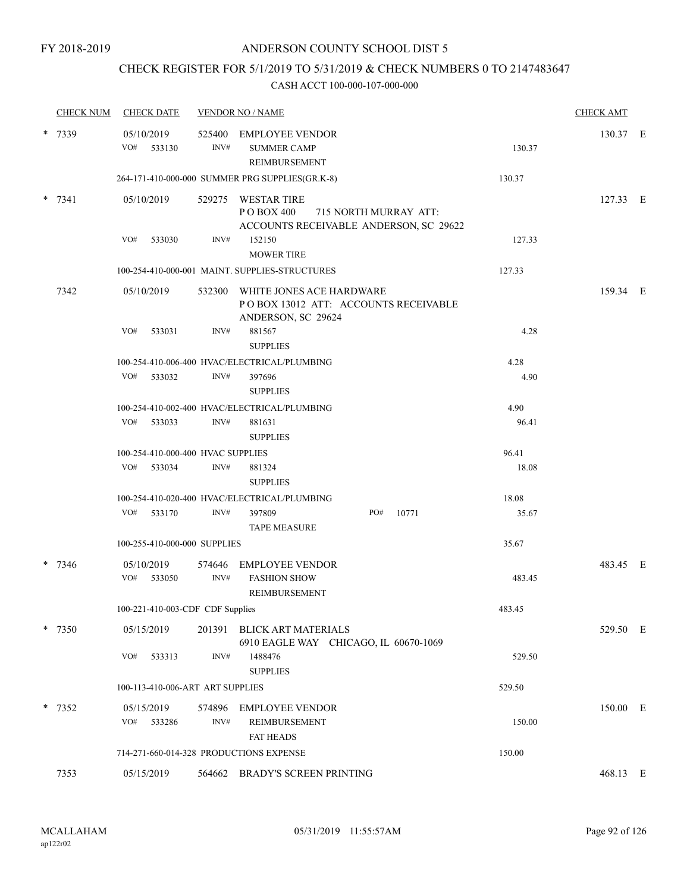FY 2018-2019

# ANDERSON COUNTY SCHOOL DIST 5

## CHECK REGISTER FOR 5/1/2019 TO 5/31/2019 & CHECK NUMBERS 0 TO 2147483647

### CASH ACCT 100-000-107-000-000

| CHECK NUM | CHECK DATE | VENDOR NO / NAME | | CHECK AMT |
|---|---|---|---|---|
| * 7339 | 05/10/2019 | 525400 EMPLOYEE VENDOR | | 130.37 E |
| | VO# 533130 | INV# SUMMER CAMP REIMBURSEMENT | 130.37 | |
| | 264-171-410-000-000 SUMMER PRG SUPPLIES(GR.K-8) | | 130.37 | |
| * 7341 | 05/10/2019 | 529275 WESTAR TIRE<br>P O BOX 400 715 NORTH MURRAY ATT: ACCOUNTS RECEIVABLE ANDERSON, SC 29622 | | 127.33 E |
| | VO# 533030 | INV# 152150 MOWER TIRE | 127.33 | |
| | 100-254-410-000-001 MAINT. SUPPLIES-STRUCTURES | | 127.33 | |
| 7342 | 05/10/2019 | 532300 WHITE JONES ACE HARDWARE<br>P O BOX 13012 ATT: ACCOUNTS RECEIVABLE ANDERSON, SC 29624 | | 159.34 E |
| | VO# 533031 | INV# 881567 SUPPLIES | 4.28 | |
| | 100-254-410-006-400 HVAC/ELECTRICAL/PLUMBING | | 4.28 | |
| | VO# 533032 | INV# 397696 SUPPLIES | 4.90 | |
| | 100-254-410-002-400 HVAC/ELECTRICAL/PLUMBING | | 4.90 | |
| | VO# 533033 | INV# 881631 SUPPLIES | 96.41 | |
| | 100-254-410-000-400 HVAC SUPPLIES | | 96.41 | |
| | VO# 533034 | INV# 881324 SUPPLIES | 18.08 | |
| | 100-254-410-020-400 HVAC/ELECTRICAL/PLUMBING | | 18.08 | |
| | VO# 533170 | INV# 397809 PO# 10771 TAPE MEASURE | 35.67 | |
| | 100-255-410-000-000 SUPPLIES | | 35.67 | |
| * 7346 | 05/10/2019 | 574646 EMPLOYEE VENDOR | | 483.45 E |
| | VO# 533050 | INV# FASHION SHOW REIMBURSEMENT | 483.45 | |
| | 100-221-410-003-CDF CDF Supplies | | 483.45 | |
| * 7350 | 05/15/2019 | 201391 BLICK ART MATERIALS<br>6910 EAGLE WAY CHICAGO, IL 60670-1069 | | 529.50 E |
| | VO# 533313 | INV# 1488476 SUPPLIES | 529.50 | |
| | 100-113-410-006-ART ART SUPPLIES | | 529.50 | |
| * 7352 | 05/15/2019 | 574896 EMPLOYEE VENDOR | | 150.00 E |
| | VO# 533286 | INV# REIMBURSEMENT FAT HEADS | 150.00 | |
| | 714-271-660-014-328 PRODUCTIONS EXPENSE | | 150.00 | |
| 7353 | 05/15/2019 | 564662 BRADY'S SCREEN PRINTING | | 468.13 E |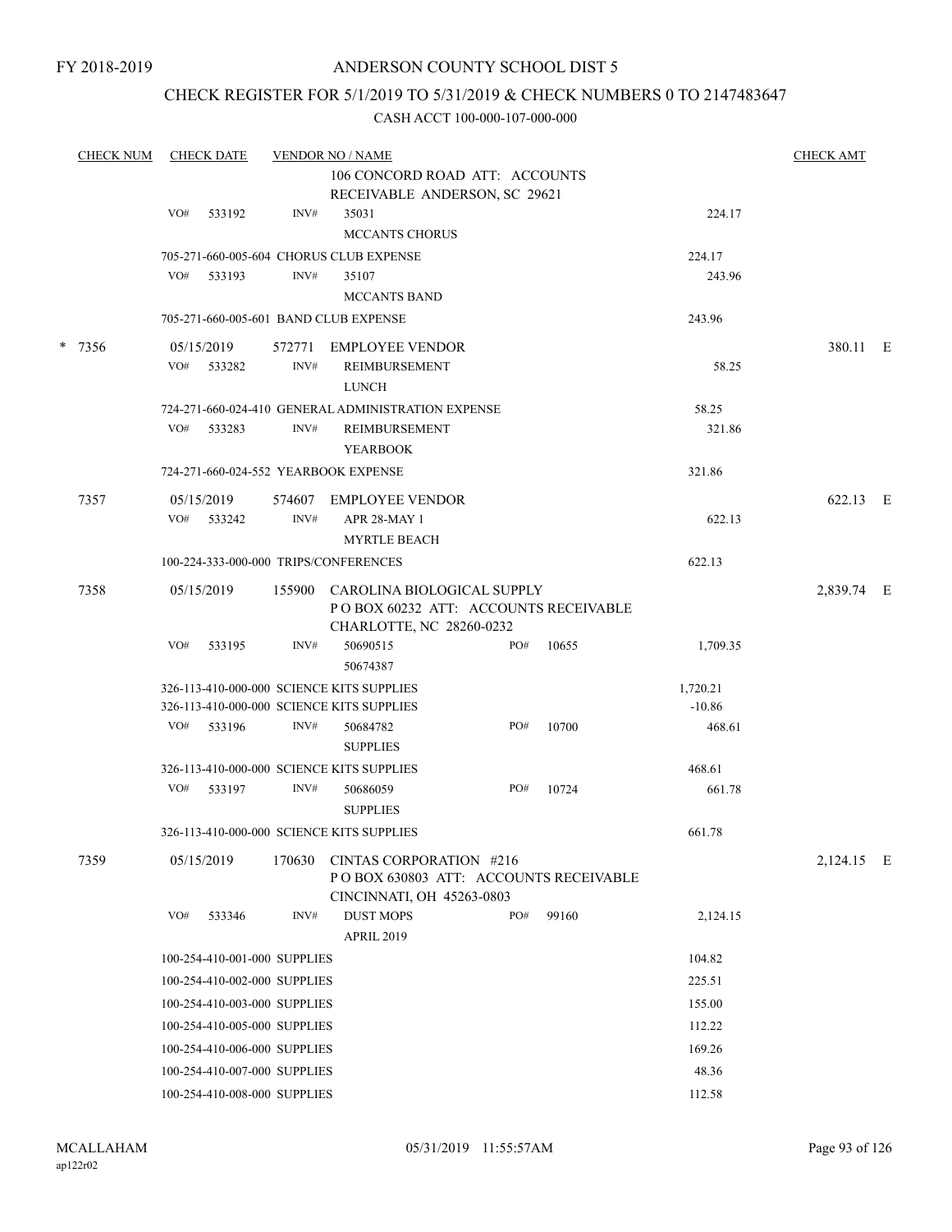FY 2018-2019

# ANDERSON COUNTY SCHOOL DIST 5

## CHECK REGISTER FOR 5/1/2019 TO 5/31/2019 & CHECK NUMBERS 0 TO 2147483647

### CASH ACCT 100-000-107-000-000

| CHECK NUM | CHECK DATE | VENDOR NO / NAME | | | CHECK AMT | |
|---|---|---|---|---|---|---|
| | | 106 CONCORD ROAD ATT: ACCOUNTS RECEIVABLE ANDERSON, SC 29621 | | | | |
| | VO# 533192 | INV# 35031 MCCANTS CHORUS | | 224.17 | | |
| | | 705-271-660-005-604 CHORUS CLUB EXPENSE | | 224.17 | | |
| | VO# 533193 | INV# 35107 MCCANTS BAND | | 243.96 | | |
| | | 705-271-660-005-601 BAND CLUB EXPENSE | | 243.96 | | |
| * 7356 | 05/15/2019 | 572771 EMPLOYEE VENDOR | | | 380.11 | E |
| | VO# 533282 | INV# REIMBURSEMENT LUNCH | | 58.25 | | |
| | | 724-271-660-024-410 GENERAL ADMINISTRATION EXPENSE | | 58.25 | | |
| | VO# 533283 | INV# REIMBURSEMENT YEARBOOK | | 321.86 | | |
| | | 724-271-660-024-552 YEARBOOK EXPENSE | | 321.86 | | |
| 7357 | 05/15/2019 | 574607 EMPLOYEE VENDOR | | | 622.13 | E |
| | VO# 533242 | INV# APR 28-MAY 1 MYRTLE BEACH | | 622.13 | | |
| | | 100-224-333-000-000 TRIPS/CONFERENCES | | 622.13 | | |
| 7358 | 05/15/2019 | 155900 CAROLINA BIOLOGICAL SUPPLY P O BOX 60232 ATT: ACCOUNTS RECEIVABLE CHARLOTTE, NC 28260-0232 | | | 2,839.74 | E |
| | VO# 533195 | INV# 50690515 50674387 | PO# 10655 | 1,709.35 | | |
| | | 326-113-410-000-000 SCIENCE KITS SUPPLIES | | 1,720.21 | | |
| | | 326-113-410-000-000 SCIENCE KITS SUPPLIES | | -10.86 | | |
| | VO# 533196 | INV# 50684782 SUPPLIES | PO# 10700 | 468.61 | | |
| | | 326-113-410-000-000 SCIENCE KITS SUPPLIES | | 468.61 | | |
| | VO# 533197 | INV# 50686059 SUPPLIES | PO# 10724 | 661.78 | | |
| | | 326-113-410-000-000 SCIENCE KITS SUPPLIES | | 661.78 | | |
| 7359 | 05/15/2019 | 170630 CINTAS CORPORATION #216 P O BOX 630803 ATT: ACCOUNTS RECEIVABLE CINCINNATI, OH 45263-0803 | | | 2,124.15 | E |
| | VO# 533346 | INV# DUST MOPS APRIL 2019 | PO# 99160 | 2,124.15 | | |
| | | 100-254-410-001-000 SUPPLIES | | 104.82 | | |
| | | 100-254-410-002-000 SUPPLIES | | 225.51 | | |
| | | 100-254-410-003-000 SUPPLIES | | 155.00 | | |
| | | 100-254-410-005-000 SUPPLIES | | 112.22 | | |
| | | 100-254-410-006-000 SUPPLIES | | 169.26 | | |
| | | 100-254-410-007-000 SUPPLIES | | 48.36 | | |
| | | 100-254-410-008-000 SUPPLIES | | 112.58 | | |

MCALLAHAM
ap122r02

05/31/2019 11:55:57AM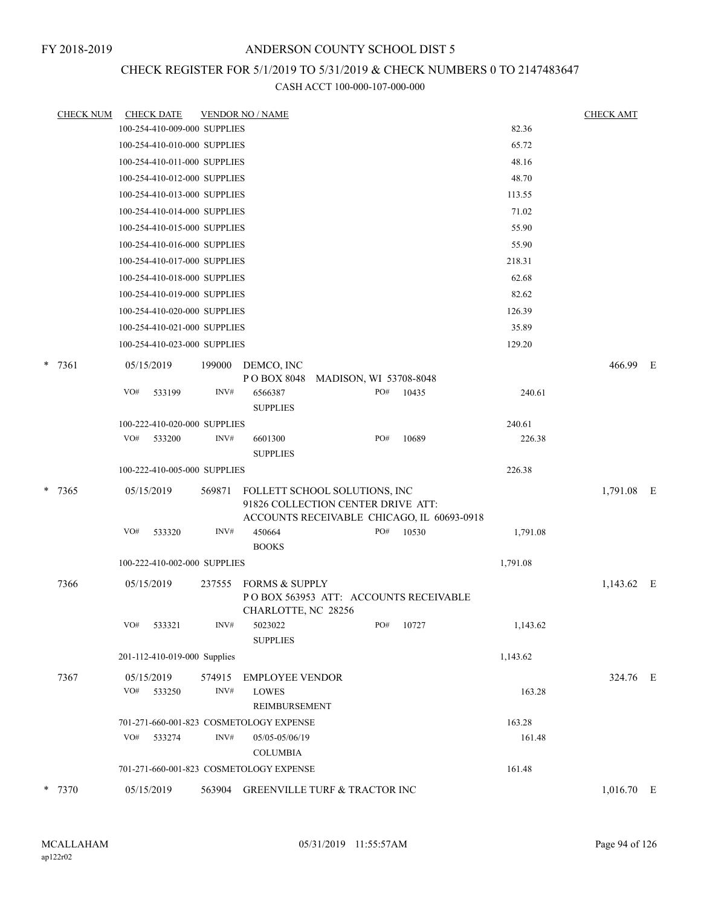FY 2018-2019

# ANDERSON COUNTY SCHOOL DIST 5

## CHECK REGISTER FOR 5/1/2019 TO 5/31/2019 & CHECK NUMBERS 0 TO 2147483647

CASH ACCT 100-000-107-000-000

| CHECK NUM | CHECK DATE | VENDOR NO / NAME | | CHECK AMT | |
|---|---|---|---|---|---|
| | 100-254-410-009-000 SUPPLIES | | 82.36 | | |
| | 100-254-410-010-000 SUPPLIES | | 65.72 | | |
| | 100-254-410-011-000 SUPPLIES | | 48.16 | | |
| | 100-254-410-012-000 SUPPLIES | | 48.70 | | |
| | 100-254-410-013-000 SUPPLIES | | 113.55 | | |
| | 100-254-410-014-000 SUPPLIES | | 71.02 | | |
| | 100-254-410-015-000 SUPPLIES | | 55.90 | | |
| | 100-254-410-016-000 SUPPLIES | | 55.90 | | |
| | 100-254-410-017-000 SUPPLIES | | 218.31 | | |
| | 100-254-410-018-000 SUPPLIES | | 62.68 | | |
| | 100-254-410-019-000 SUPPLIES | | 82.62 | | |
| | 100-254-410-020-000 SUPPLIES | | 126.39 | | |
| | 100-254-410-021-000 SUPPLIES | | 35.89 | | |
| | 100-254-410-023-000 SUPPLIES | | 129.20 | | |
| * 7361 | 05/15/2019 | 199000 DEMCO, INC<br>P O BOX 8048 MADISON, WI 53708-8048 | | 466.99 | E |
| | VO# 533199 | INV# 6566387 SUPPLIES PO# 10435 | 240.61 | | |
| | 100-222-410-020-000 SUPPLIES | | 240.61 | | |
| | VO# 533200 | INV# 6601300 SUPPLIES PO# 10689 | 226.38 | | |
| | 100-222-410-005-000 SUPPLIES | | 226.38 | | |
| * 7365 | 05/15/2019 | 569871 FOLLETT SCHOOL SOLUTIONS, INC<br>91826 COLLECTION CENTER DRIVE ATT:<br>ACCOUNTS RECEIVABLE CHICAGO, IL 60693-0918 | | 1,791.08 | E |
| | VO# 533320 | INV# 450664 BOOKS PO# 10530 | 1,791.08 | | |
| | 100-222-410-002-000 SUPPLIES | | 1,791.08 | | |
| 7366 | 05/15/2019 | 237555 FORMS & SUPPLY<br>P O BOX 563953 ATT: ACCOUNTS RECEIVABLE<br>CHARLOTTE, NC 28256 | | 1,143.62 | E |
| | VO# 533321 | INV# 5023022 SUPPLIES PO# 10727 | 1,143.62 | | |
| | 201-112-410-019-000 Supplies | | 1,143.62 | | |
| 7367 | 05/15/2019 | 574915 EMPLOYEE VENDOR | | 324.76 | E |
| | VO# 533250 | INV# LOWES REIMBURSEMENT | 163.28 | | |
| | 701-271-660-001-823 COSMETOLOGY EXPENSE | | 163.28 | | |
| | VO# 533274 | INV# 05/05-05/06/19 COLUMBIA | 161.48 | | |
| | 701-271-660-001-823 COSMETOLOGY EXPENSE | | 161.48 | | |
| * 7370 | 05/15/2019 | 563904 GREENVILLE TURF & TRACTOR INC | | 1,016.70 | E |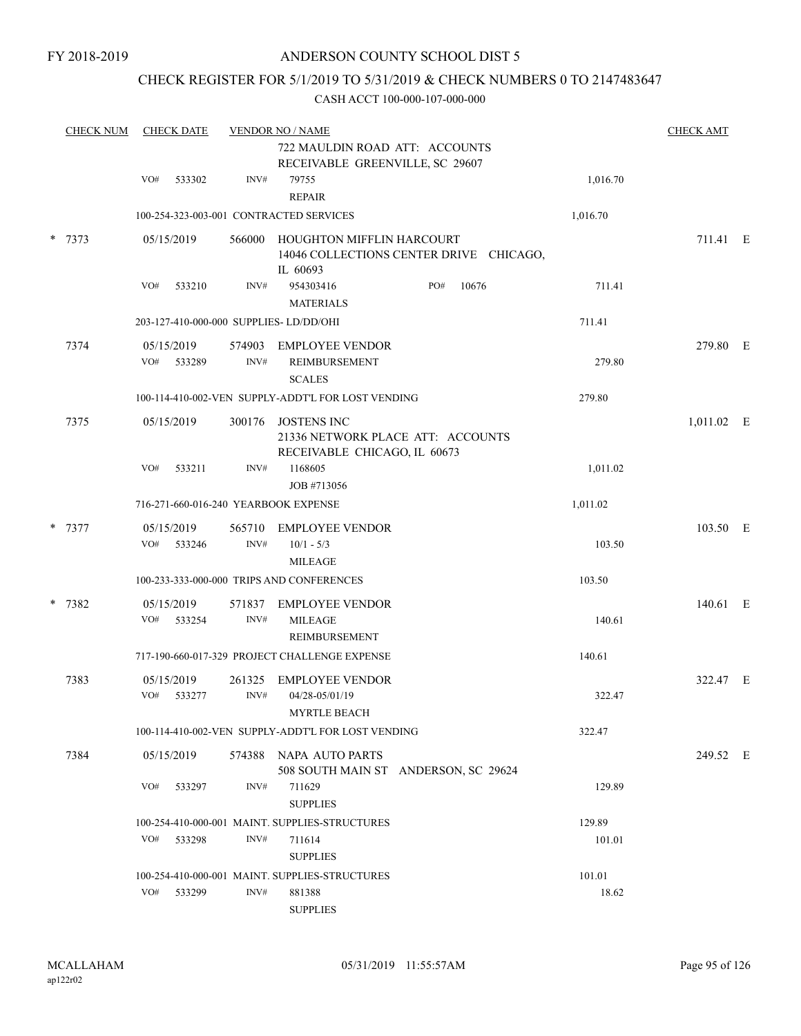FY 2018-2019

# ANDERSON COUNTY SCHOOL DIST 5

## CHECK REGISTER FOR 5/1/2019 TO 5/31/2019 & CHECK NUMBERS 0 TO 2147483647

CASH ACCT 100-000-107-000-000

| CHECK NUM | CHECK DATE | VENDOR NO / NAME | | | CHECK AMT |
|---|---|---|---|---|---|
| | | | 722 MAULDIN ROAD ATT: ACCOUNTS RECEIVABLE GREENVILLE, SC 29607 | | |
| | VO# 533302 | INV# | 79755 REPAIR | 1,016.70 | |
| | 100-254-323-003-001 CONTRACTED SERVICES | | | 1,016.70 | |
| * 7373 | 05/15/2019 | 566000 | HOUGHTON MIFFLIN HARCOURT 14046 COLLECTIONS CENTER DRIVE CHICAGO, IL 60693 | | 711.41 E |
| | VO# 533210 | INV# | 954303416 PO# 10676 MATERIALS | 711.41 | |
| | 203-127-410-000-000 SUPPLIES- LD/DD/OHI | | | 711.41 | |
| 7374 | 05/15/2019 | 574903 | EMPLOYEE VENDOR | | 279.80 E |
| | VO# 533289 | INV# | REIMBURSEMENT SCALES | 279.80 | |
| | 100-114-410-002-VEN SUPPLY-ADDT'L FOR LOST VENDING | | | 279.80 | |
| 7375 | 05/15/2019 | 300176 | JOSTENS INC 21336 NETWORK PLACE ATT: ACCOUNTS RECEIVABLE CHICAGO, IL 60673 | | 1,011.02 E |
| | VO# 533211 | INV# | 1168605 JOB #713056 | 1,011.02 | |
| | 716-271-660-016-240 YEARBOOK EXPENSE | | | 1,011.02 | |
| * 7377 | 05/15/2019 | 565710 | EMPLOYEE VENDOR | | 103.50 E |
| | VO# 533246 | INV# | 10/1 - 5/3 MILEAGE | 103.50 | |
| | 100-233-333-000-000 TRIPS AND CONFERENCES | | | 103.50 | |
| * 7382 | 05/15/2019 | 571837 | EMPLOYEE VENDOR | | 140.61 E |
| | VO# 533254 | INV# | MILEAGE REIMBURSEMENT | 140.61 | |
| | 717-190-660-017-329 PROJECT CHALLENGE EXPENSE | | | 140.61 | |
| 7383 | 05/15/2019 | 261325 | EMPLOYEE VENDOR | | 322.47 E |
| | VO# 533277 | INV# | 04/28-05/01/19 MYRTLE BEACH | 322.47 | |
| | 100-114-410-002-VEN SUPPLY-ADDT'L FOR LOST VENDING | | | 322.47 | |
| 7384 | 05/15/2019 | 574388 | NAPA AUTO PARTS 508 SOUTH MAIN ST ANDERSON, SC 29624 | | 249.52 E |
| | VO# 533297 | INV# | 711629 SUPPLIES | 129.89 | |
| | 100-254-410-000-001 MAINT. SUPPLIES-STRUCTURES | | | 129.89 | |
| | VO# 533298 | INV# | 711614 SUPPLIES | 101.01 | |
| | 100-254-410-000-001 MAINT. SUPPLIES-STRUCTURES | | | 101.01 | |
| | VO# 533299 | INV# | 881388 SUPPLIES | 18.62 | |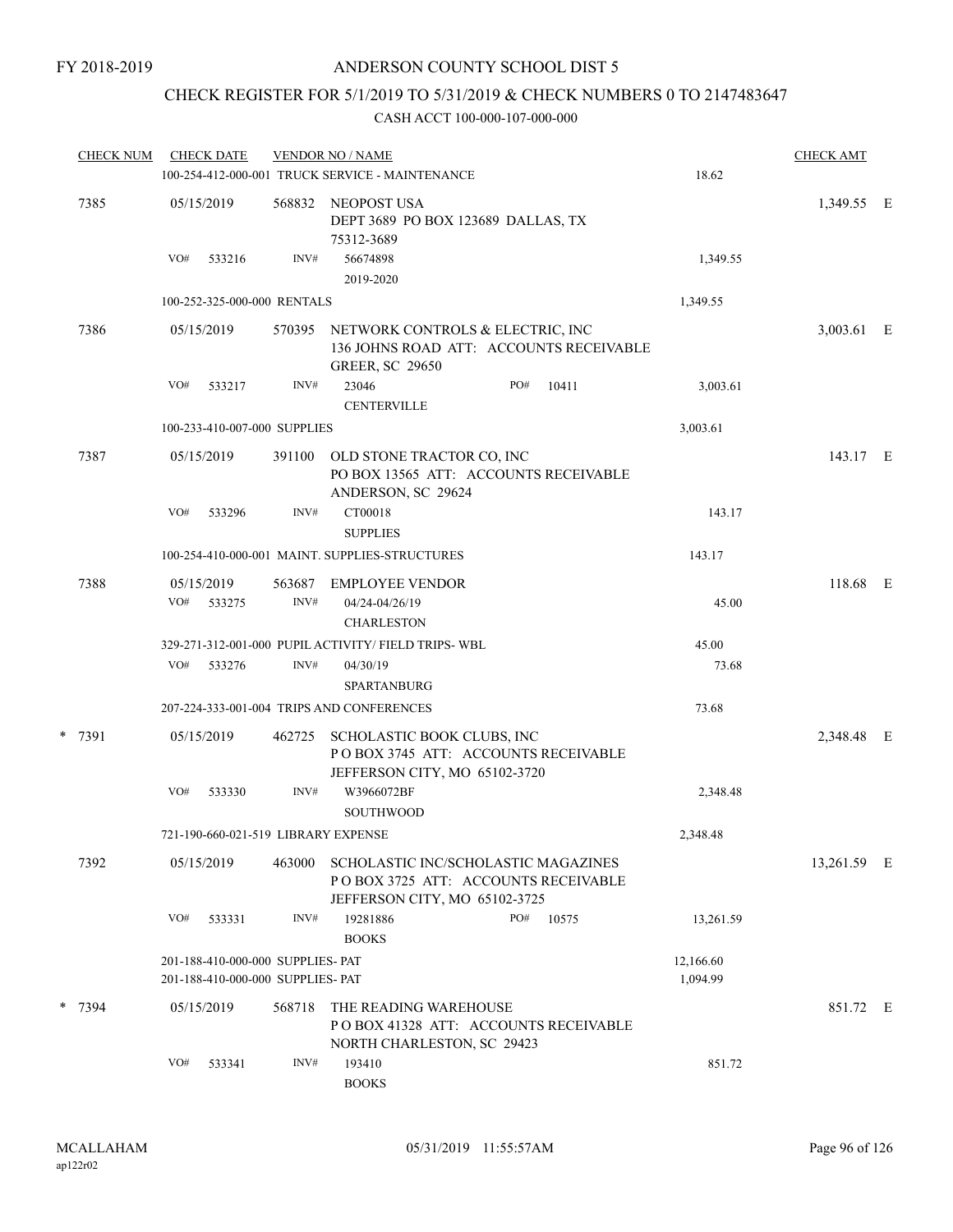FY 2018-2019

# ANDERSON COUNTY SCHOOL DIST 5

## CHECK REGISTER FOR 5/1/2019 TO 5/31/2019 & CHECK NUMBERS 0 TO 2147483647

CASH ACCT 100-000-107-000-000

| CHECK NUM | CHECK DATE | VENDOR NO / NAME | | CHECK AMT | |
|---|---|---|---|---|---|
| | | 100-254-412-000-001 TRUCK SERVICE - MAINTENANCE | 18.62 | | |
| 7385 | 05/15/2019 | 568832 NEOPOST USA<br>DEPT 3689 PO BOX 123689 DALLAS, TX 75312-3689 | | 1,349.55 | E |
| | VO# 533216 | INV# 56674898<br>2019-2020 | 1,349.55 | | |
| | | 100-252-325-000-000 RENTALS | 1,349.55 | | |
| 7386 | 05/15/2019 | 570395 NETWORK CONTROLS & ELECTRIC, INC<br>136 JOHNS ROAD ATT: ACCOUNTS RECEIVABLE<br>GREER, SC 29650 | | 3,003.61 | E |
| | VO# 533217 | INV# 23046 PO# 10411<br>CENTERVILLE | 3,003.61 | | |
| | | 100-233-410-007-000 SUPPLIES | 3,003.61 | | |
| 7387 | 05/15/2019 | 391100 OLD STONE TRACTOR CO, INC<br>PO BOX 13565 ATT: ACCOUNTS RECEIVABLE<br>ANDERSON, SC 29624 | | 143.17 | E |
| | VO# 533296 | INV# CT00018<br>SUPPLIES | 143.17 | | |
| | | 100-254-410-000-001 MAINT. SUPPLIES-STRUCTURES | 143.17 | | |
| 7388 | 05/15/2019 | 563687 EMPLOYEE VENDOR | | 118.68 | E |
| | VO# 533275 | INV# 04/24-04/26/19<br>CHARLESTON | 45.00 | | |
| | | 329-271-312-001-000 PUPIL ACTIVITY/ FIELD TRIPS- WBL | 45.00 | | |
| | VO# 533276 | INV# 04/30/19<br>SPARTANBURG | 73.68 | | |
| | | 207-224-333-001-004 TRIPS AND CONFERENCES | 73.68 | | |
| * 7391 | 05/15/2019 | 462725 SCHOLASTIC BOOK CLUBS, INC<br>P O BOX 3745 ATT: ACCOUNTS RECEIVABLE<br>JEFFERSON CITY, MO 65102-3720 | | 2,348.48 | E |
| | VO# 533330 | INV# W3966072BF<br>SOUTHWOOD | 2,348.48 | | |
| | | 721-190-660-021-519 LIBRARY EXPENSE | 2,348.48 | | |
| 7392 | 05/15/2019 | 463000 SCHOLASTIC INC/SCHOLASTIC MAGAZINES<br>P O BOX 3725 ATT: ACCOUNTS RECEIVABLE<br>JEFFERSON CITY, MO 65102-3725 | | 13,261.59 | E |
| | VO# 533331 | INV# 19281886 PO# 10575<br>BOOKS | 13,261.59 | | |
| | | 201-188-410-000-000 SUPPLIES- PAT | 12,166.60 | | |
| | | 201-188-410-000-000 SUPPLIES- PAT | 1,094.99 | | |
| * 7394 | 05/15/2019 | 568718 THE READING WAREHOUSE<br>P O BOX 41328 ATT: ACCOUNTS RECEIVABLE<br>NORTH CHARLESTON, SC 29423 | | 851.72 | E |
| | VO# 533341 | INV# 193410<br>BOOKS | 851.72 | | |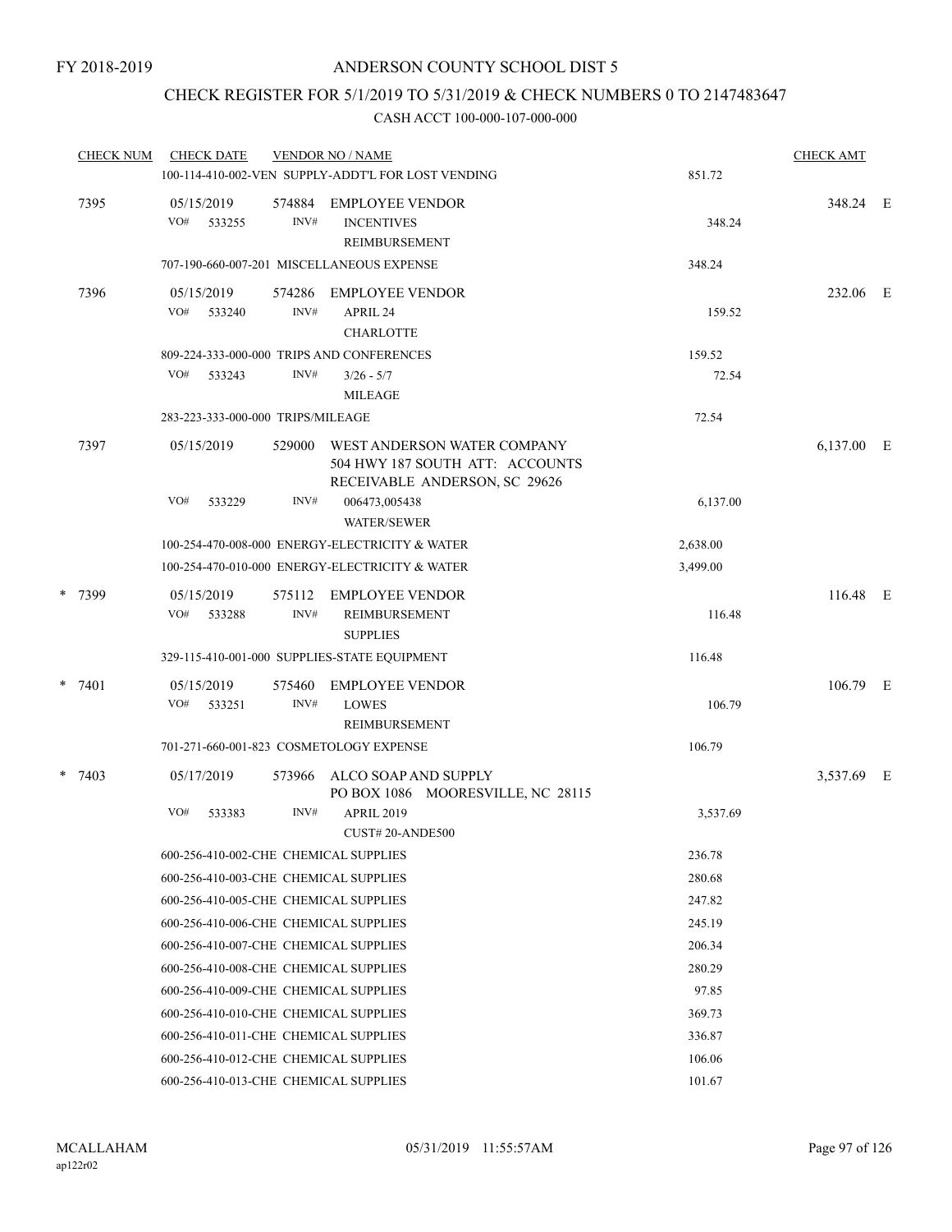FY 2018-2019

# ANDERSON COUNTY SCHOOL DIST 5

## CHECK REGISTER FOR 5/1/2019 TO 5/31/2019 & CHECK NUMBERS 0 TO 2147483647

### CASH ACCT 100-000-107-000-000

| CHECK NUM | CHECK DATE | VENDOR NO / NAME | | CHECK AMT | |
|---|---|---|---|---|---|
| | | 100-114-410-002-VEN SUPPLY-ADDT'L FOR LOST VENDING | 851.72 | | |
| 7395 | 05/15/2019 | 574884 EMPLOYEE VENDOR | | 348.24 | E |
| | VO# 533255 | INV# INCENTIVES REIMBURSEMENT | 348.24 | | |
| | | 707-190-660-007-201 MISCELLANEOUS EXPENSE | 348.24 | | |
| 7396 | 05/15/2019 | 574286 EMPLOYEE VENDOR | | 232.06 | E |
| | VO# 533240 | INV# APRIL 24 CHARLOTTE | 159.52 | | |
| | | 809-224-333-000-000 TRIPS AND CONFERENCES | 159.52 | | |
| | VO# 533243 | INV# 3/26 - 5/7 MILEAGE | 72.54 | | |
| | | 283-223-333-000-000 TRIPS/MILEAGE | 72.54 | | |
| 7397 | 05/15/2019 | 529000 WEST ANDERSON WATER COMPANY 504 HWY 187 SOUTH ATT: ACCOUNTS RECEIVABLE ANDERSON, SC 29626 | | 6,137.00 | E |
| | VO# 533229 | INV# 006473,005438 WATER/SEWER | 6,137.00 | | |
| | | 100-254-470-008-000 ENERGY-ELECTRICITY & WATER | 2,638.00 | | |
| | | 100-254-470-010-000 ENERGY-ELECTRICITY & WATER | 3,499.00 | | |
| * 7399 | 05/15/2019 | 575112 EMPLOYEE VENDOR | | 116.48 | E |
| | VO# 533288 | INV# REIMBURSEMENT SUPPLIES | 116.48 | | |
| | | 329-115-410-001-000 SUPPLIES-STATE EQUIPMENT | 116.48 | | |
| * 7401 | 05/15/2019 | 575460 EMPLOYEE VENDOR | | 106.79 | E |
| | VO# 533251 | INV# LOWES REIMBURSEMENT | 106.79 | | |
| | | 701-271-660-001-823 COSMETOLOGY EXPENSE | 106.79 | | |
| * 7403 | 05/17/2019 | 573966 ALCO SOAP AND SUPPLY PO BOX 1086 MOORESVILLE, NC 28115 | | 3,537.69 | E |
| | VO# 533383 | INV# APRIL 2019 CUST# 20-ANDE500 | 3,537.69 | | |
| | | 600-256-410-002-CHE CHEMICAL SUPPLIES | 236.78 | | |
| | | 600-256-410-003-CHE CHEMICAL SUPPLIES | 280.68 | | |
| | | 600-256-410-005-CHE CHEMICAL SUPPLIES | 247.82 | | |
| | | 600-256-410-006-CHE CHEMICAL SUPPLIES | 245.19 | | |
| | | 600-256-410-007-CHE CHEMICAL SUPPLIES | 206.34 | | |
| | | 600-256-410-008-CHE CHEMICAL SUPPLIES | 280.29 | | |
| | | 600-256-410-009-CHE CHEMICAL SUPPLIES | 97.85 | | |
| | | 600-256-410-010-CHE CHEMICAL SUPPLIES | 369.73 | | |
| | | 600-256-410-011-CHE CHEMICAL SUPPLIES | 336.87 | | |
| | | 600-256-410-012-CHE CHEMICAL SUPPLIES | 106.06 | | |
| | | 600-256-410-013-CHE CHEMICAL SUPPLIES | 101.67 | | |

MCALLAHAM
ap122r02

05/31/2019 11:55:57AM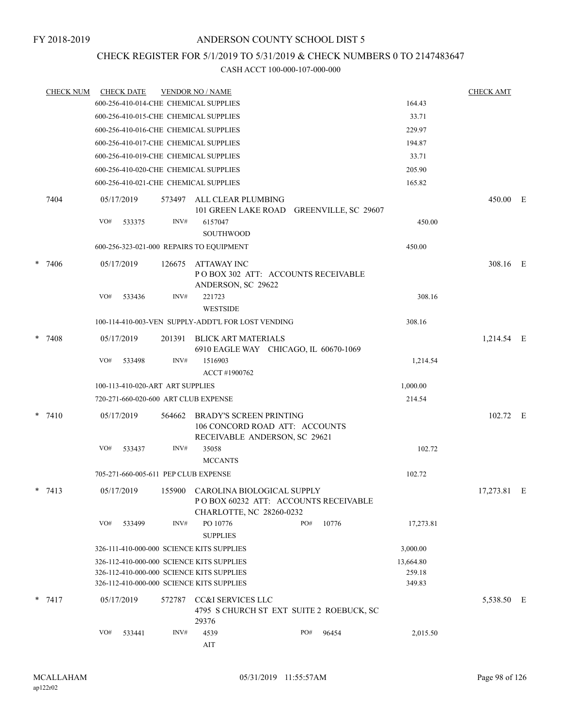FY 2018-2019

# ANDERSON COUNTY SCHOOL DIST 5

## CHECK REGISTER FOR 5/1/2019 TO 5/31/2019 & CHECK NUMBERS 0 TO 2147483647

### CASH ACCT 100-000-107-000-000

| CHECK NUM | CHECK DATE | VENDOR NO / NAME | | CHECK AMT |
|---|---|---|---|---|
| | 600-256-410-014-CHE CHEMICAL SUPPLIES | | 164.43 | |
| | 600-256-410-015-CHE CHEMICAL SUPPLIES | | 33.71 | |
| | 600-256-410-016-CHE CHEMICAL SUPPLIES | | 229.97 | |
| | 600-256-410-017-CHE CHEMICAL SUPPLIES | | 194.87 | |
| | 600-256-410-019-CHE CHEMICAL SUPPLIES | | 33.71 | |
| | 600-256-410-020-CHE CHEMICAL SUPPLIES | | 205.90 | |
| | 600-256-410-021-CHE CHEMICAL SUPPLIES | | 165.82 | |
| 7404 | 05/17/2019 | 573497 ALL CLEAR PLUMBING 101 GREEN LAKE ROAD GREENVILLE, SC 29607 | | 450.00 E |
| | VO# 533375 INV# | 6157047 SOUTHWOOD | 450.00 | |
| | 600-256-323-021-000 REPAIRS TO EQUIPMENT | | 450.00 | |
| * 7406 | 05/17/2019 | 126675 ATTAWAY INC P O BOX 302 ATT: ACCOUNTS RECEIVABLE ANDERSON, SC 29622 | | 308.16 E |
| | VO# 533436 INV# | 221723 WESTSIDE | 308.16 | |
| | 100-114-410-003-VEN SUPPLY-ADDT'L FOR LOST VENDING | | 308.16 | |
| * 7408 | 05/17/2019 | 201391 BLICK ART MATERIALS 6910 EAGLE WAY CHICAGO, IL 60670-1069 | | 1,214.54 E |
| | VO# 533498 INV# | 1516903 ACCT #1900762 | 1,214.54 | |
| | 100-113-410-020-ART ART SUPPLIES | | 1,000.00 | |
| | 720-271-660-020-600 ART CLUB EXPENSE | | 214.54 | |
| * 7410 | 05/17/2019 | 564662 BRADY'S SCREEN PRINTING 106 CONCORD ROAD ATT: ACCOUNTS RECEIVABLE ANDERSON, SC 29621 | | 102.72 E |
| | VO# 533437 INV# | 35058 MCCANTS | 102.72 | |
| | 705-271-660-005-611 PEP CLUB EXPENSE | | 102.72 | |
| * 7413 | 05/17/2019 | 155900 CAROLINA BIOLOGICAL SUPPLY P O BOX 60232 ATT: ACCOUNTS RECEIVABLE CHARLOTTE, NC 28260-0232 | | 17,273.81 E |
| | VO# 533499 INV# | PO 10776 SUPPLIES PO# 10776 | 17,273.81 | |
| | 326-111-410-000-000 SCIENCE KITS SUPPLIES | | 3,000.00 | |
| | 326-112-410-000-000 SCIENCE KITS SUPPLIES | | 13,664.80 | |
| | 326-112-410-000-000 SCIENCE KITS SUPPLIES | | 259.18 | |
| | 326-112-410-000-000 SCIENCE KITS SUPPLIES | | 349.83 | |
| * 7417 | 05/17/2019 | 572787 CC&I SERVICES LLC 4795 S CHURCH ST EXT SUITE 2 ROEBUCK, SC 29376 | | 5,538.50 E |
| | VO# 533441 INV# | 4539 AIT PO# 96454 | 2,015.50 | |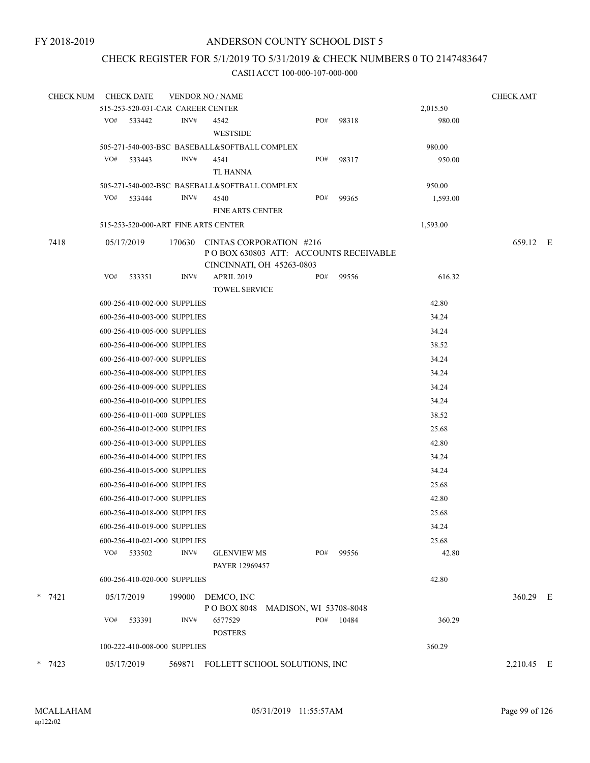FY 2018-2019

# ANDERSON COUNTY SCHOOL DIST 5

## CHECK REGISTER FOR 5/1/2019 TO 5/31/2019 & CHECK NUMBERS 0 TO 2147483647

CASH ACCT 100-000-107-000-000

| CHECK NUM | CHECK DATE | VENDOR NO / NAME | | | CHECK AMT |
|---|---|---|---|---|---|
| | 515-253-520-031-CAR CAREER CENTER | | | 2,015.50 | |
| | VO# 533442 | INV# 4542 WESTSIDE | PO# 98318 | 980.00 | |
| | 505-271-540-003-BSC BASEBALL&SOFTBALL COMPLEX | | | 980.00 | |
| | VO# 533443 | INV# 4541 TL HANNA | PO# 98317 | 950.00 | |
| | 505-271-540-002-BSC BASEBALL&SOFTBALL COMPLEX | | | 950.00 | |
| | VO# 533444 | INV# 4540 FINE ARTS CENTER | PO# 99365 | 1,593.00 | |
| | 515-253-520-000-ART FINE ARTS CENTER | | | 1,593.00 | |
| 7418 | 05/17/2019 | 170630 CINTAS CORPORATION #216 P O BOX 630803 ATT: ACCOUNTS RECEIVABLE CINCINNATI, OH 45263-0803 | | | 659.12 E |
| | VO# 533351 | INV# APRIL 2019 TOWEL SERVICE | PO# 99556 | 616.32 | |
| | 600-256-410-002-000 SUPPLIES | | | 42.80 | |
| | 600-256-410-003-000 SUPPLIES | | | 34.24 | |
| | 600-256-410-005-000 SUPPLIES | | | 34.24 | |
| | 600-256-410-006-000 SUPPLIES | | | 38.52 | |
| | 600-256-410-007-000 SUPPLIES | | | 34.24 | |
| | 600-256-410-008-000 SUPPLIES | | | 34.24 | |
| | 600-256-410-009-000 SUPPLIES | | | 34.24 | |
| | 600-256-410-010-000 SUPPLIES | | | 34.24 | |
| | 600-256-410-011-000 SUPPLIES | | | 38.52 | |
| | 600-256-410-012-000 SUPPLIES | | | 25.68 | |
| | 600-256-410-013-000 SUPPLIES | | | 42.80 | |
| | 600-256-410-014-000 SUPPLIES | | | 34.24 | |
| | 600-256-410-015-000 SUPPLIES | | | 34.24 | |
| | 600-256-410-016-000 SUPPLIES | | | 25.68 | |
| | 600-256-410-017-000 SUPPLIES | | | 42.80 | |
| | 600-256-410-018-000 SUPPLIES | | | 25.68 | |
| | 600-256-410-019-000 SUPPLIES | | | 34.24 | |
| | 600-256-410-021-000 SUPPLIES | | | 25.68 | |
| | VO# 533502 | INV# GLENVIEW MS PAYER 12969457 | PO# 99556 | 42.80 | |
| | 600-256-410-020-000 SUPPLIES | | | 42.80 | |
| * 7421 | 05/17/2019 | 199000 DEMCO, INC P O BOX 8048 MADISON, WI 53708-8048 | | | 360.29 E |
| | VO# 533391 | INV# 6577529 POSTERS | PO# 10484 | 360.29 | |
| | 100-222-410-008-000 SUPPLIES | | | 360.29 | |
| * 7423 | 05/17/2019 | 569871 FOLLETT SCHOOL SOLUTIONS, INC | | | 2,210.45 E |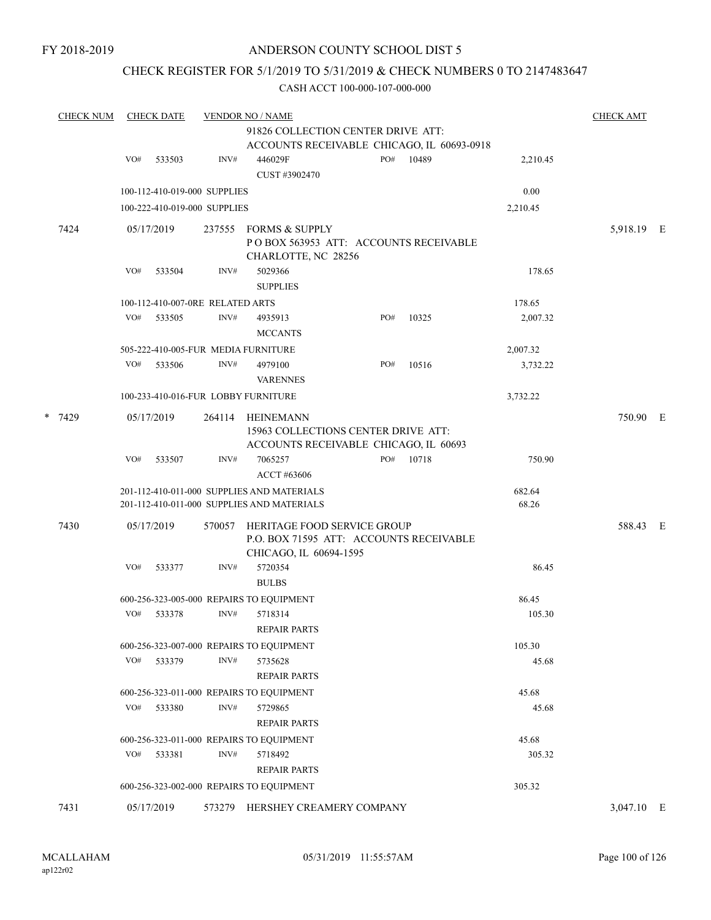FY 2018-2019

# ANDERSON COUNTY SCHOOL DIST 5

## CHECK REGISTER FOR 5/1/2019 TO 5/31/2019 & CHECK NUMBERS 0 TO 2147483647

### CASH ACCT 100-000-107-000-000

| CHECK NUM | CHECK DATE | VENDOR NO / NAME | | | | CHECK AMT |
|---|---|---|---|---|---|---|
| | | 91826 COLLECTION CENTER DRIVE ATT: ACCOUNTS RECEIVABLE CHICAGO, IL 60693-0918 | | | | |
| | VO# 533503 | INV# 446029F CUST #3902470 | PO# 10489 | | 2,210.45 | |
| | 100-112-410-019-000 SUPPLIES | | | | 0.00 | |
| | 100-222-410-019-000 SUPPLIES | | | | 2,210.45 | |
| 7424 | 05/17/2019 | 237555 FORMS & SUPPLY P O BOX 563953 ATT: ACCOUNTS RECEIVABLE CHARLOTTE, NC 28256 | | | | 5,918.19 E |
| | VO# 533504 | INV# 5029366 SUPPLIES | | | 178.65 | |
| | 100-112-410-007-0RE RELATED ARTS | | | | 178.65 | |
| | VO# 533505 | INV# 4935913 MCCANTS | PO# 10325 | | 2,007.32 | |
| | 505-222-410-005-FUR MEDIA FURNITURE | | | | 2,007.32 | |
| | VO# 533506 | INV# 4979100 VARENNES | PO# 10516 | | 3,732.22 | |
| | 100-233-410-016-FUR LOBBY FURNITURE | | | | 3,732.22 | |
| * 7429 | 05/17/2019 | 264114 HEINEMANN 15963 COLLECTIONS CENTER DRIVE ATT: ACCOUNTS RECEIVABLE CHICAGO, IL 60693 | | | | 750.90 E |
| | VO# 533507 | INV# 7065257 ACCT #63606 | PO# 10718 | | 750.90 | |
| | 201-112-410-011-000 SUPPLIES AND MATERIALS | | | | 682.64 | |
| | 201-112-410-011-000 SUPPLIES AND MATERIALS | | | | 68.26 | |
| 7430 | 05/17/2019 | 570057 HERITAGE FOOD SERVICE GROUP P.O. BOX 71595 ATT: ACCOUNTS RECEIVABLE CHICAGO, IL 60694-1595 | | | | 588.43 E |
| | VO# 533377 | INV# 5720354 BULBS | | | 86.45 | |
| | 600-256-323-005-000 REPAIRS TO EQUIPMENT | | | | 86.45 | |
| | VO# 533378 | INV# 5718314 REPAIR PARTS | | | 105.30 | |
| | 600-256-323-007-000 REPAIRS TO EQUIPMENT | | | | 105.30 | |
| | VO# 533379 | INV# 5735628 REPAIR PARTS | | | 45.68 | |
| | 600-256-323-011-000 REPAIRS TO EQUIPMENT | | | | 45.68 | |
| | VO# 533380 | INV# 5729865 REPAIR PARTS | | | 45.68 | |
| | 600-256-323-011-000 REPAIRS TO EQUIPMENT | | | | 45.68 | |
| | VO# 533381 | INV# 5718492 REPAIR PARTS | | | 305.32 | |
| | 600-256-323-002-000 REPAIRS TO EQUIPMENT | | | | 305.32 | |
| 7431 | 05/17/2019 | 573279 HERSHEY CREAMERY COMPANY | | | | 3,047.10 E |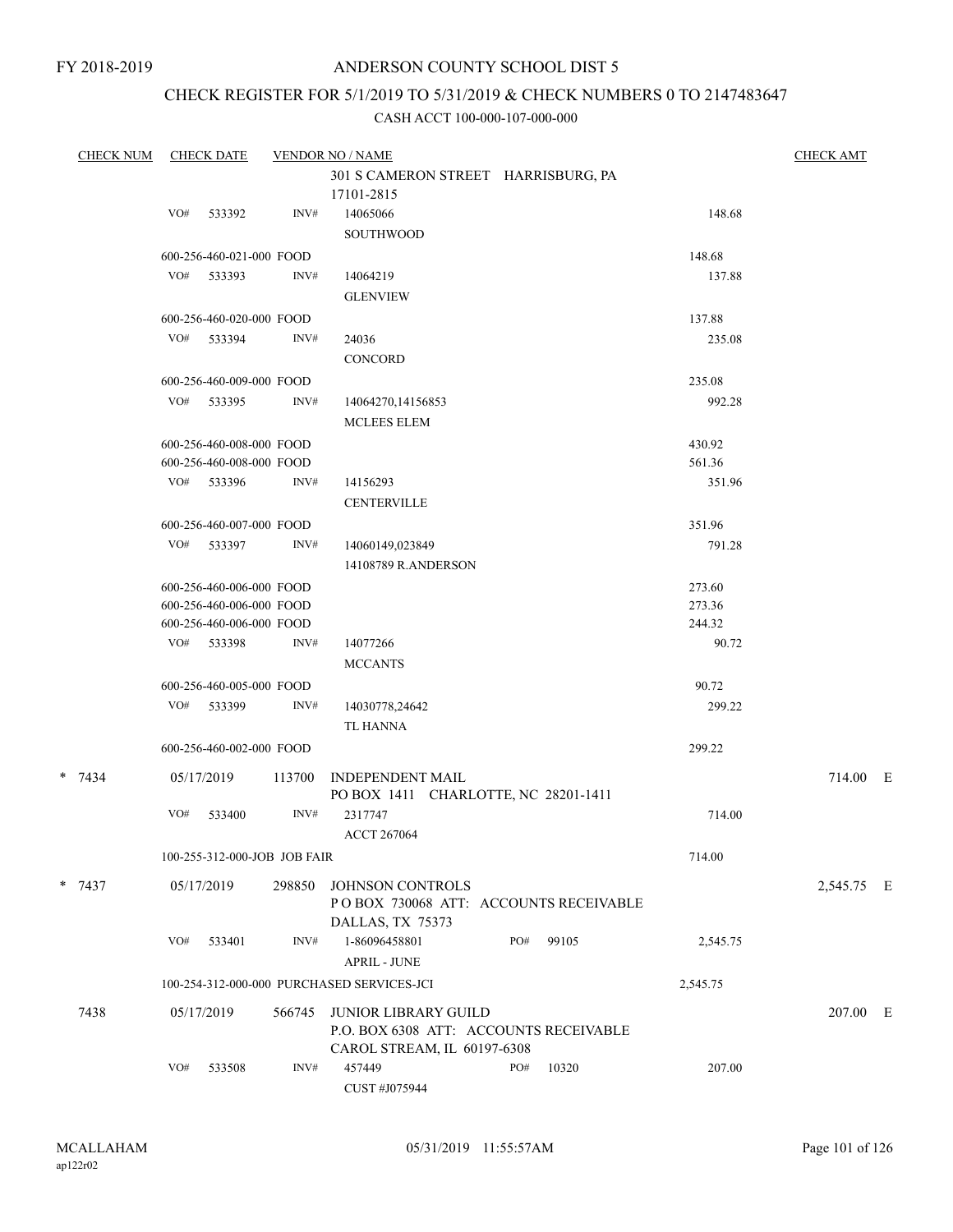FY 2018-2019

# ANDERSON COUNTY SCHOOL DIST 5

## CHECK REGISTER FOR 5/1/2019 TO 5/31/2019 & CHECK NUMBERS 0 TO 2147483647

### CASH ACCT 100-000-107-000-000

| CHECK NUM | CHECK DATE | VENDOR NO / NAME | | | CHECK AMT |
|---|---|---|---|---|---|
| | | | 301 S CAMERON STREET HARRISBURG, PA 17101-2815 | | |
| | VO# 533392 | INV# | 14065066 SOUTHWOOD | 148.68 | |
| | 600-256-460-021-000 FOOD | | | 148.68 | |
| | VO# 533393 | INV# | 14064219 GLENVIEW | 137.88 | |
| | 600-256-460-020-000 FOOD | | | 137.88 | |
| | VO# 533394 | INV# | 24036 CONCORD | 235.08 | |
| | 600-256-460-009-000 FOOD | | | 235.08 | |
| | VO# 533395 | INV# | 14064270,14156853 MCLEES ELEM | 992.28 | |
| | 600-256-460-008-000 FOOD | | | 430.92 | |
| | 600-256-460-008-000 FOOD | | | 561.36 | |
| | VO# 533396 | INV# | 14156293 CENTERVILLE | 351.96 | |
| | 600-256-460-007-000 FOOD | | | 351.96 | |
| | VO# 533397 | INV# | 14060149,023849 14108789 R.ANDERSON | 791.28 | |
| | 600-256-460-006-000 FOOD | | | 273.60 | |
| | 600-256-460-006-000 FOOD | | | 273.36 | |
| | 600-256-460-006-000 FOOD | | | 244.32 | |
| | VO# 533398 | INV# | 14077266 MCCANTS | 90.72 | |
| | 600-256-460-005-000 FOOD | | | 90.72 | |
| | VO# 533399 | INV# | 14030778,24642 TL HANNA | 299.22 | |
| | 600-256-460-002-000 FOOD | | | 299.22 | |
| * 7434 | 05/17/2019 | 113700 | INDEPENDENT MAIL PO BOX 1411 CHARLOTTE, NC 28201-1411 | | 714.00 E |
| | VO# 533400 | INV# | 2317747 ACCT 267064 | 714.00 | |
| | 100-255-312-000-JOB JOB FAIR | | | 714.00 | |
| * 7437 | 05/17/2019 | 298850 | JOHNSON CONTROLS P O BOX 730068 ATT: ACCOUNTS RECEIVABLE DALLAS, TX 75373 | | 2,545.75 E |
| | VO# 533401 | INV# | 1-86096458801 PO# 99105 APRIL - JUNE | 2,545.75 | |
| | 100-254-312-000-000 PURCHASED SERVICES-JCI | | | 2,545.75 | |
| 7438 | 05/17/2019 | 566745 | JUNIOR LIBRARY GUILD P.O. BOX 6308 ATT: ACCOUNTS RECEIVABLE CAROL STREAM, IL 60197-6308 | | 207.00 E |
| | VO# 533508 | INV# | 457449 PO# 10320 CUST #J075944 | 207.00 | |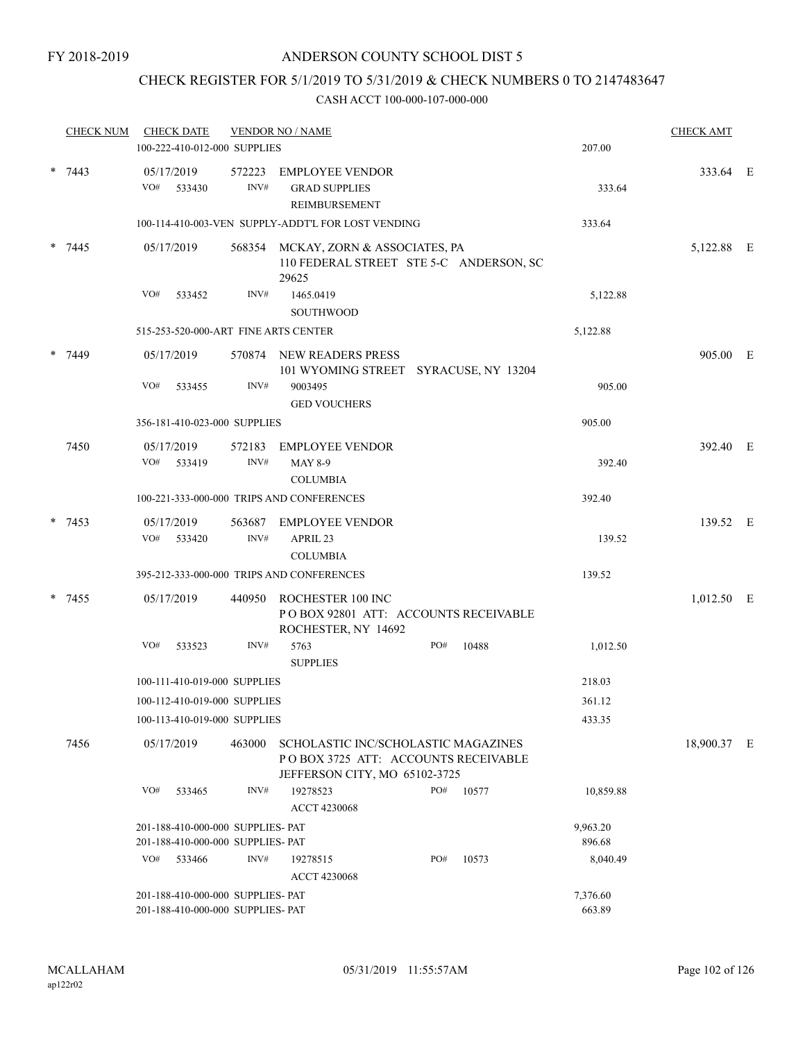FY 2018-2019

# ANDERSON COUNTY SCHOOL DIST 5

## CHECK REGISTER FOR 5/1/2019 TO 5/31/2019 & CHECK NUMBERS 0 TO 2147483647

### CASH ACCT 100-000-107-000-000

| CHECK NUM | CHECK DATE | VENDOR NO / NAME | | CHECK AMT | |
|---|---|---|---|---|---|
| | 100-222-410-012-000 SUPPLIES | | 207.00 | | |
| * 7443 | 05/17/2019 | 572223 EMPLOYEE VENDOR | | 333.64 | E |
| | VO# 533430 | INV# GRAD SUPPLIES REIMBURSEMENT | 333.64 | | |
| | 100-114-410-003-VEN SUPPLY-ADDT'L FOR LOST VENDING | | 333.64 | | |
| * 7445 | 05/17/2019 | 568354 MCKAY, ZORN & ASSOCIATES, PA 110 FEDERAL STREET STE 5-C ANDERSON, SC 29625 | | 5,122.88 | E |
| | VO# 533452 | INV# 1465.0419 SOUTHWOOD | 5,122.88 | | |
| | 515-253-520-000-ART FINE ARTS CENTER | | 5,122.88 | | |
| * 7449 | 05/17/2019 | 570874 NEW READERS PRESS 101 WYOMING STREET SYRACUSE, NY 13204 | | 905.00 | E |
| | VO# 533455 | INV# 9003495 GED VOUCHERS | 905.00 | | |
| | 356-181-410-023-000 SUPPLIES | | 905.00 | | |
| 7450 | 05/17/2019 | 572183 EMPLOYEE VENDOR | | 392.40 | E |
| | VO# 533419 | INV# MAY 8-9 COLUMBIA | 392.40 | | |
| | 100-221-333-000-000 TRIPS AND CONFERENCES | | 392.40 | | |
| * 7453 | 05/17/2019 | 563687 EMPLOYEE VENDOR | | 139.52 | E |
| | VO# 533420 | INV# APRIL 23 COLUMBIA | 139.52 | | |
| | 395-212-333-000-000 TRIPS AND CONFERENCES | | 139.52 | | |
| * 7455 | 05/17/2019 | 440950 ROCHESTER 100 INC P O BOX 92801 ATT: ACCOUNTS RECEIVABLE ROCHESTER, NY 14692 | | 1,012.50 | E |
| | VO# 533523 | INV# 5763 SUPPLIES PO# 10488 | 1,012.50 | | |
| | 100-111-410-019-000 SUPPLIES | | 218.03 | | |
| | 100-112-410-019-000 SUPPLIES | | 361.12 | | |
| | 100-113-410-019-000 SUPPLIES | | 433.35 | | |
| 7456 | 05/17/2019 | 463000 SCHOLASTIC INC/SCHOLASTIC MAGAZINES P O BOX 3725 ATT: ACCOUNTS RECEIVABLE JEFFERSON CITY, MO 65102-3725 | | 18,900.37 | E |
| | VO# 533465 | INV# 19278523 ACCT 4230068 PO# 10577 | 10,859.88 | | |
| | 201-188-410-000-000 SUPPLIES- PAT | | 9,963.20 | | |
| | 201-188-410-000-000 SUPPLIES- PAT | | 896.68 | | |
| | VO# 533466 | INV# 19278515 ACCT 4230068 PO# 10573 | 8,040.49 | | |
| | 201-188-410-000-000 SUPPLIES- PAT | | 7,376.60 | | |
| | 201-188-410-000-000 SUPPLIES- PAT | | 663.89 | | |

MCALLAHAM ap122r02 05/31/2019 11:55:57AM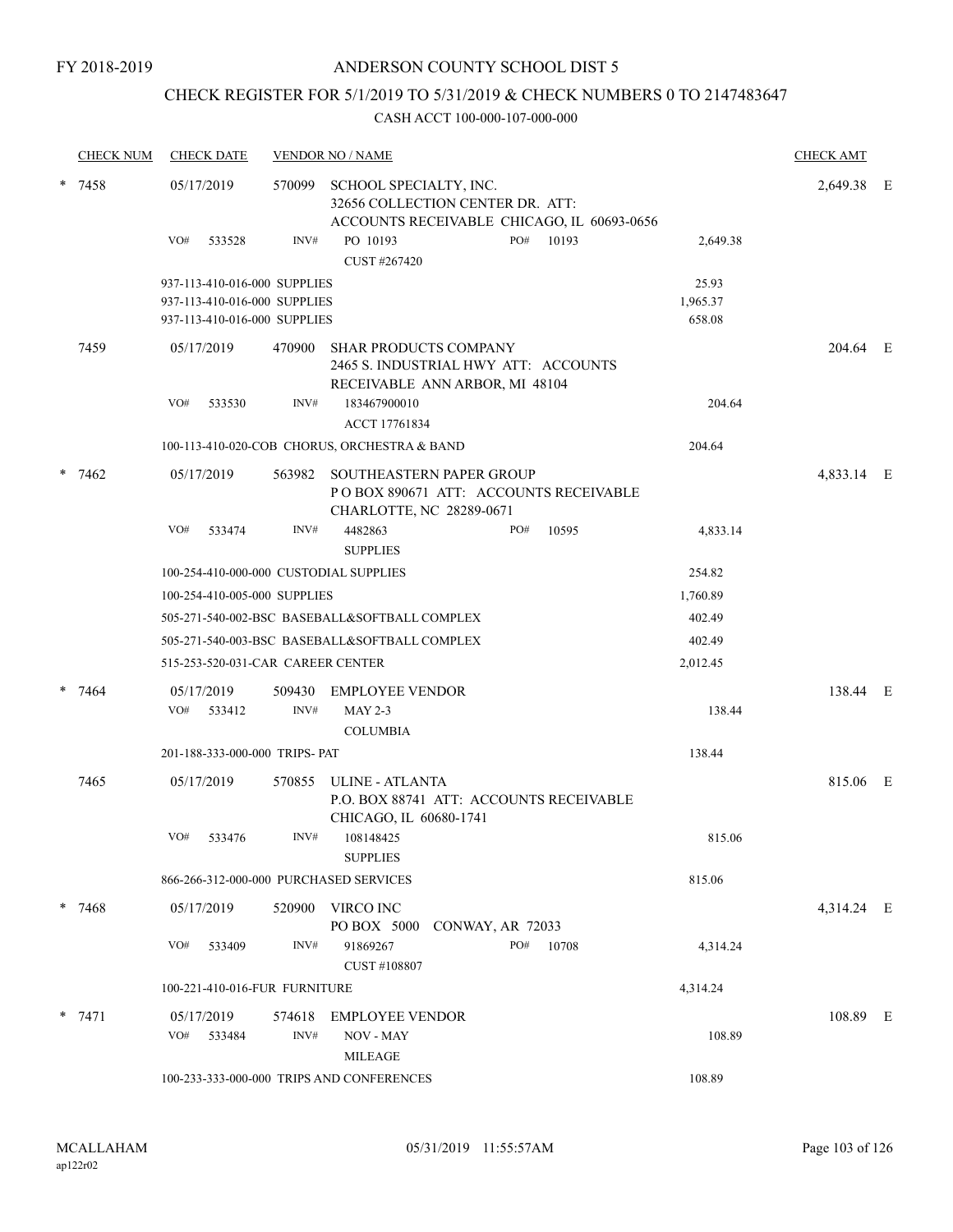FY 2018-2019

# ANDERSON COUNTY SCHOOL DIST 5

## CHECK REGISTER FOR 5/1/2019 TO 5/31/2019 & CHECK NUMBERS 0 TO 2147483647

### CASH ACCT 100-000-107-000-000

| CHECK NUM | CHECK DATE | VENDOR NO / NAME | | CHECK AMT | |
|---|---|---|---|---|---|
| * 7458 | 05/17/2019 | 570099 SCHOOL SPECIALTY, INC. 32656 COLLECTION CENTER DR. ATT: ACCOUNTS RECEIVABLE CHICAGO, IL 60693-0656 | | 2,649.38 | E |
| | VO# 533528 | INV# PO 10193 CUST #267420 PO# 10193 | 2,649.38 | | |
| | 937-113-410-016-000 SUPPLIES | | 25.93 | | |
| | 937-113-410-016-000 SUPPLIES | | 1,965.37 | | |
| | 937-113-410-016-000 SUPPLIES | | 658.08 | | |
| 7459 | 05/17/2019 | 470900 SHAR PRODUCTS COMPANY 2465 S. INDUSTRIAL HWY ATT: ACCOUNTS RECEIVABLE ANN ARBOR, MI 48104 | | 204.64 | E |
| | VO# 533530 | INV# 183467900010 ACCT 17761834 | 204.64 | | |
| | 100-113-410-020-COB CHORUS, ORCHESTRA & BAND | | 204.64 | | |
| * 7462 | 05/17/2019 | 563982 SOUTHEASTERN PAPER GROUP P O BOX 890671 ATT: ACCOUNTS RECEIVABLE CHARLOTTE, NC 28289-0671 | | 4,833.14 | E |
| | VO# 533474 | INV# 4482863 SUPPLIES PO# 10595 | 4,833.14 | | |
| | 100-254-410-000-000 CUSTODIAL SUPPLIES | | 254.82 | | |
| | 100-254-410-005-000 SUPPLIES | | 1,760.89 | | |
| | 505-271-540-002-BSC BASEBALL&SOFTBALL COMPLEX | | 402.49 | | |
| | 505-271-540-003-BSC BASEBALL&SOFTBALL COMPLEX | | 402.49 | | |
| | 515-253-520-031-CAR CAREER CENTER | | 2,012.45 | | |
| * 7464 | 05/17/2019 | 509430 EMPLOYEE VENDOR | | 138.44 | E |
| | VO# 533412 | INV# MAY 2-3 COLUMBIA | 138.44 | | |
| | 201-188-333-000-000 TRIPS- PAT | | 138.44 | | |
| 7465 | 05/17/2019 | 570855 ULINE - ATLANTA P.O. BOX 88741 ATT: ACCOUNTS RECEIVABLE CHICAGO, IL 60680-1741 | | 815.06 | E |
| | VO# 533476 | INV# 108148425 SUPPLIES | 815.06 | | |
| | 866-266-312-000-000 PURCHASED SERVICES | | 815.06 | | |
| * 7468 | 05/17/2019 | 520900 VIRCO INC PO BOX 5000 CONWAY, AR 72033 | | 4,314.24 | E |
| | VO# 533409 | INV# 91869267 CUST #108807 PO# 10708 | 4,314.24 | | |
| | 100-221-410-016-FUR FURNITURE | | 4,314.24 | | |
| * 7471 | 05/17/2019 | 574618 EMPLOYEE VENDOR | | 108.89 | E |
| | VO# 533484 | INV# NOV - MAY MILEAGE | 108.89 | | |
| | 100-233-333-000-000 TRIPS AND CONFERENCES | | 108.89 | | |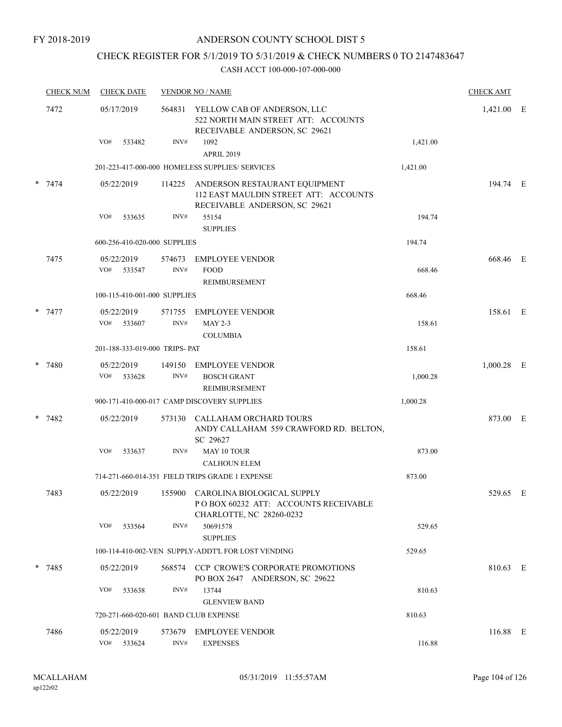FY 2018-2019

# ANDERSON COUNTY SCHOOL DIST 5

## CHECK REGISTER FOR 5/1/2019 TO 5/31/2019 & CHECK NUMBERS 0 TO 2147483647

### CASH ACCT 100-000-107-000-000

| CHECK NUM | CHECK DATE | VENDOR NO / NAME | | CHECK AMT | |
|---|---|---|---|---|---|
| 7472 | 05/17/2019 | 564831 YELLOW CAB OF ANDERSON, LLC<br>522 NORTH MAIN STREET ATT: ACCOUNTS RECEIVABLE ANDERSON, SC 29621 | | 1,421.00 | E |
| | VO# 533482 | INV# 1092<br>APRIL 2019 | 1,421.00 | | |
| | 201-223-417-000-000 HOMELESS SUPPLIES/ SERVICES | | 1,421.00 | | |
| * 7474 | 05/22/2019 | 114225 ANDERSON RESTAURANT EQUIPMENT<br>112 EAST MAULDIN STREET ATT: ACCOUNTS RECEIVABLE ANDERSON, SC 29621 | | 194.74 | E |
| | VO# 533635 | INV# 55154<br>SUPPLIES | 194.74 | | |
| | 600-256-410-020-000 SUPPLIES | | 194.74 | | |
| 7475 | 05/22/2019 | 574673 EMPLOYEE VENDOR | | 668.46 | E |
| | VO# 533547 | INV# FOOD<br>REIMBURSEMENT | 668.46 | | |
| | 100-115-410-001-000 SUPPLIES | | 668.46 | | |
| * 7477 | 05/22/2019 | 571755 EMPLOYEE VENDOR | | 158.61 | E |
| | VO# 533607 | INV# MAY 2-3<br>COLUMBIA | 158.61 | | |
| | 201-188-333-019-000 TRIPS- PAT | | 158.61 | | |
| * 7480 | 05/22/2019 | 149150 EMPLOYEE VENDOR | | 1,000.28 | E |
| | VO# 533628 | INV# BOSCH GRANT<br>REIMBURSEMENT | 1,000.28 | | |
| | 900-171-410-000-017 CAMP DISCOVERY SUPPLIES | | 1,000.28 | | |
| * 7482 | 05/22/2019 | 573130 CALLAHAM ORCHARD TOURS<br>ANDY CALLAHAM 559 CRAWFORD RD. BELTON, SC 29627 | | 873.00 | E |
| | VO# 533637 | INV# MAY 10 TOUR<br>CALHOUN ELEM | 873.00 | | |
| | 714-271-660-014-351 FIELD TRIPS GRADE 1 EXPENSE | | 873.00 | | |
| 7483 | 05/22/2019 | 155900 CAROLINA BIOLOGICAL SUPPLY<br>P O BOX 60232 ATT: ACCOUNTS RECEIVABLE CHARLOTTE, NC 28260-0232 | | 529.65 | E |
| | VO# 533564 | INV# 50691578<br>SUPPLIES | 529.65 | | |
| | 100-114-410-002-VEN SUPPLY-ADDT'L FOR LOST VENDING | | 529.65 | | |
| * 7485 | 05/22/2019 | 568574 CCP CROWE'S CORPORATE PROMOTIONS<br>PO BOX 2647 ANDERSON, SC 29622 | | 810.63 | E |
| | VO# 533638 | INV# 13744<br>GLENVIEW BAND | 810.63 | | |
| | 720-271-660-020-601 BAND CLUB EXPENSE | | 810.63 | | |
| 7486 | 05/22/2019 | 573679 EMPLOYEE VENDOR | | 116.88 | E |
| | VO# 533624 | INV# EXPENSES | 116.88 | | |

MCALLAHAM
ap122r02

05/31/2019 11:55:57AM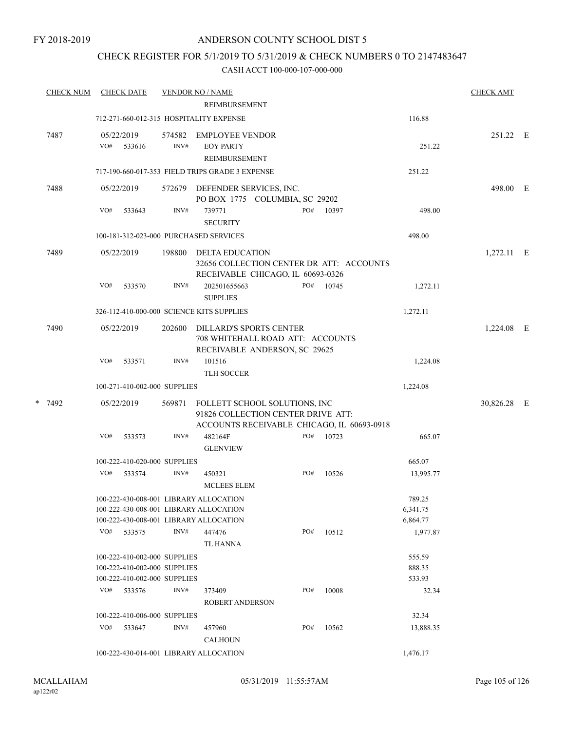FY 2018-2019

ANDERSON COUNTY SCHOOL DIST 5

CHECK REGISTER FOR 5/1/2019 TO 5/31/2019 & CHECK NUMBERS 0 TO 2147483647

CASH ACCT 100-000-107-000-000

| CHECK NUM | CHECK DATE | VENDOR NO / NAME | | CHECK AMT | |
|---|---|---|---|---|---|
| | | REIMBURSEMENT | | | |
| | | 712-271-660-012-315 HOSPITALITY EXPENSE | 116.88 | | |
| 7487 | 05/22/2019 | 574582 EMPLOYEE VENDOR | | 251.22 | E |
| | VO# 533616 | INV# EOY PARTY REIMBURSEMENT | 251.22 | | |
| | | 717-190-660-017-353 FIELD TRIPS GRADE 3 EXPENSE | 251.22 | | |
| 7488 | 05/22/2019 | 572679 DEFENDER SERVICES, INC. PO BOX 1775 COLUMBIA, SC 29202 | | 498.00 | E |
| | VO# 533643 | INV# 739771 PO# 10397 SECURITY | 498.00 | | |
| | | 100-181-312-023-000 PURCHASED SERVICES | 498.00 | | |
| 7489 | 05/22/2019 | 198800 DELTA EDUCATION 32656 COLLECTION CENTER DR ATT: ACCOUNTS RECEIVABLE CHICAGO, IL 60693-0326 | | 1,272.11 | E |
| | VO# 533570 | INV# 202501655663 PO# 10745 SUPPLIES | 1,272.11 | | |
| | | 326-112-410-000-000 SCIENCE KITS SUPPLIES | 1,272.11 | | |
| 7490 | 05/22/2019 | 202600 DILLARD'S SPORTS CENTER 708 WHITEHALL ROAD ATT: ACCOUNTS RECEIVABLE ANDERSON, SC 29625 | | 1,224.08 | E |
| | VO# 533571 | INV# 101516 TLH SOCCER | 1,224.08 | | |
| | | 100-271-410-002-000 SUPPLIES | 1,224.08 | | |
| * 7492 | 05/22/2019 | 569871 FOLLETT SCHOOL SOLUTIONS, INC 91826 COLLECTION CENTER DRIVE ATT: ACCOUNTS RECEIVABLE CHICAGO, IL 60693-0918 | | 30,826.28 | E |
| | VO# 533573 | INV# 482164F PO# 10723 GLENVIEW | 665.07 | | |
| | | 100-222-410-020-000 SUPPLIES | 665.07 | | |
| | VO# 533574 | INV# 450321 PO# 10526 MCLEES ELEM | 13,995.77 | | |
| | | 100-222-430-008-001 LIBRARY ALLOCATION | 789.25 | | |
| | | 100-222-430-008-001 LIBRARY ALLOCATION | 6,341.75 | | |
| | | 100-222-430-008-001 LIBRARY ALLOCATION | 6,864.77 | | |
| | VO# 533575 | INV# 447476 PO# 10512 TL HANNA | 1,977.87 | | |
| | | 100-222-410-002-000 SUPPLIES | 555.59 | | |
| | | 100-222-410-002-000 SUPPLIES | 888.35 | | |
| | | 100-222-410-002-000 SUPPLIES | 533.93 | | |
| | VO# 533576 | INV# 373409 PO# 10008 ROBERT ANDERSON | 32.34 | | |
| | | 100-222-410-006-000 SUPPLIES | 32.34 | | |
| | VO# 533647 | INV# 457960 PO# 10562 CALHOUN | 13,888.35 | | |
| | | 100-222-430-014-001 LIBRARY ALLOCATION | 1,476.17 | | |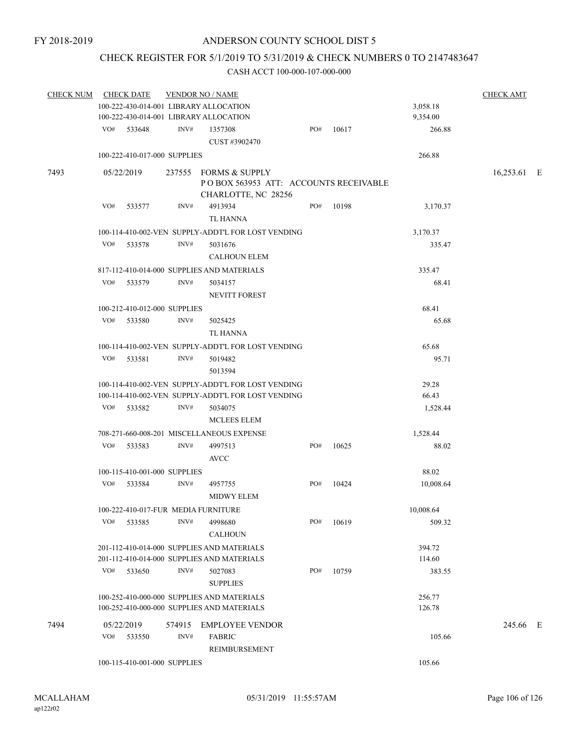FY 2018-2019

ANDERSON COUNTY SCHOOL DIST 5

CHECK REGISTER FOR 5/1/2019 TO 5/31/2019 & CHECK NUMBERS 0 TO 2147483647

CASH ACCT 100-000-107-000-000

| CHECK NUM | CHECK DATE | VENDOR NO / NAME | | | | CHECK AMT |
|---|---|---|---|---|---|---|
| | 100-222-430-014-001 LIBRARY ALLOCATION | | | | 3,058.18 | |
| | 100-222-430-014-001 LIBRARY ALLOCATION | | | | 9,354.00 | |
| | VO# 533648 | INV# 1357308 CUST #3902470 | PO# 10617 | | 266.88 | |
| | 100-222-410-017-000 SUPPLIES | | | | 266.88 | |
| 7493 | 05/22/2019 | 237555 FORMS & SUPPLY P O BOX 563953 ATT: ACCOUNTS RECEIVABLE CHARLOTTE, NC 28256 | | | | 16,253.61 E |
| | VO# 533577 | INV# 4913934 TL HANNA | PO# 10198 | | 3,170.37 | |
| | 100-114-410-002-VEN SUPPLY-ADDT'L FOR LOST VENDING | | | | 3,170.37 | |
| | VO# 533578 | INV# 5031676 CALHOUN ELEM | | | 335.47 | |
| | 817-112-410-014-000 SUPPLIES AND MATERIALS | | | | 335.47 | |
| | VO# 533579 | INV# 5034157 NEVITT FOREST | | | 68.41 | |
| | 100-212-410-012-000 SUPPLIES | | | | 68.41 | |
| | VO# 533580 | INV# 5025425 TL HANNA | | | 65.68 | |
| | 100-114-410-002-VEN SUPPLY-ADDT'L FOR LOST VENDING | | | | 65.68 | |
| | VO# 533581 | INV# 5019482 5013594 | | | 95.71 | |
| | 100-114-410-002-VEN SUPPLY-ADDT'L FOR LOST VENDING | | | | 29.28 | |
| | 100-114-410-002-VEN SUPPLY-ADDT'L FOR LOST VENDING | | | | 66.43 | |
| | VO# 533582 | INV# 5034075 MCLEES ELEM | | | 1,528.44 | |
| | 708-271-660-008-201 MISCELLANEOUS EXPENSE | | | | 1,528.44 | |
| | VO# 533583 | INV# 4997513 AVCC | PO# 10625 | | 88.02 | |
| | 100-115-410-001-000 SUPPLIES | | | | 88.02 | |
| | VO# 533584 | INV# 4957755 MIDWY ELEM | PO# 10424 | | 10,008.64 | |
| | 100-222-410-017-FUR MEDIA FURNITURE | | | | 10,008.64 | |
| | VO# 533585 | INV# 4998680 CALHOUN | PO# 10619 | | 509.32 | |
| | 201-112-410-014-000 SUPPLIES AND MATERIALS | | | | 394.72 | |
| | 201-112-410-014-000 SUPPLIES AND MATERIALS | | | | 114.60 | |
| | VO# 533650 | INV# 5027083 SUPPLIES | PO# 10759 | | 383.55 | |
| | 100-252-410-000-000 SUPPLIES AND MATERIALS | | | | 256.77 | |
| | 100-252-410-000-000 SUPPLIES AND MATERIALS | | | | 126.78 | |
| 7494 | 05/22/2019 | 574915 EMPLOYEE VENDOR | | | | 245.66 E |
| | VO# 533550 | INV# FABRIC REIMBURSEMENT | | | 105.66 | |
| | 100-115-410-001-000 SUPPLIES | | | | 105.66 | |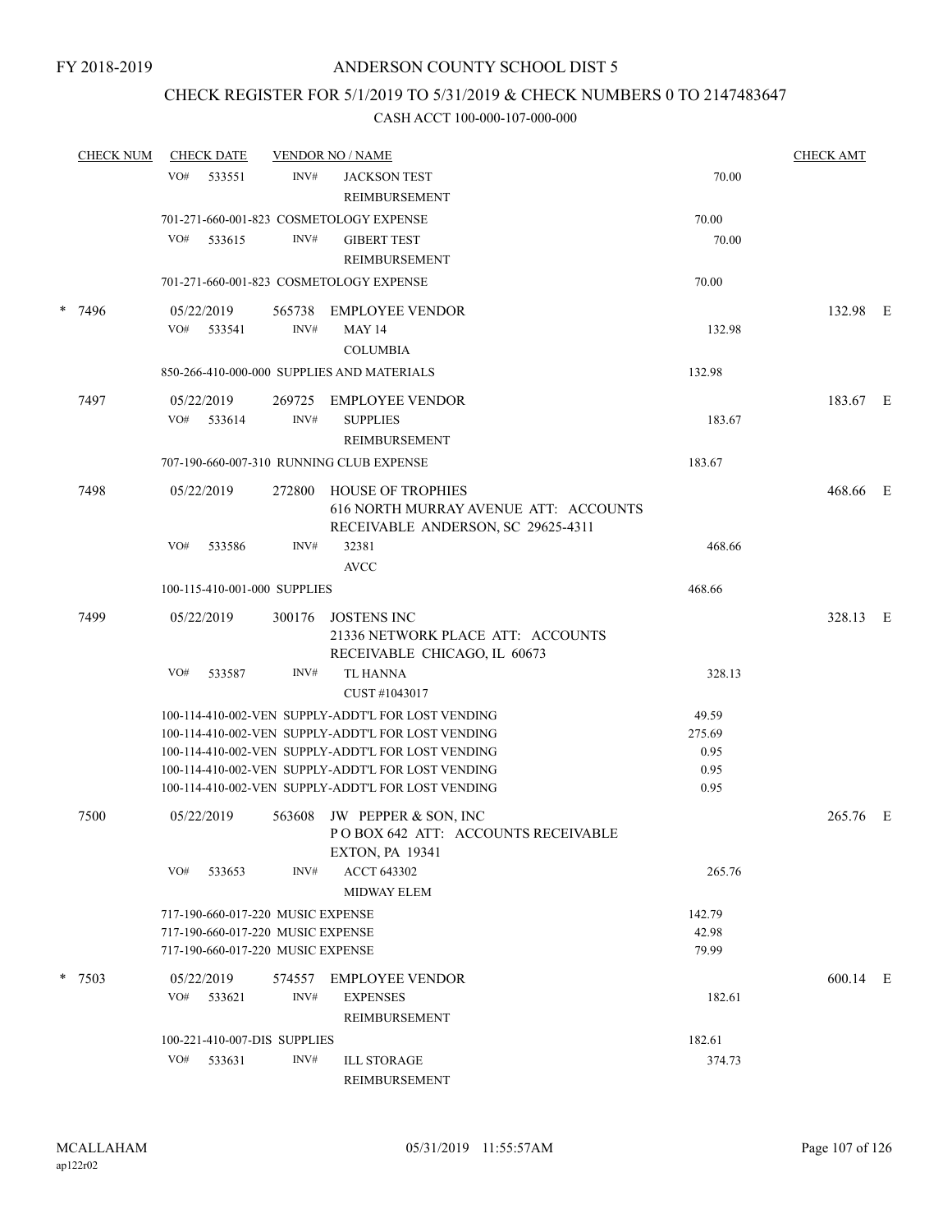FY 2018-2019

# ANDERSON COUNTY SCHOOL DIST 5

## CHECK REGISTER FOR 5/1/2019 TO 5/31/2019 & CHECK NUMBERS 0 TO 2147483647

### CASH ACCT 100-000-107-000-000

| CHECK NUM | CHECK DATE | VENDOR NO / NAME | | CHECK AMT |
|---|---|---|---|---|
| | VO# 533551 | INV# JACKSON TEST REIMBURSEMENT | 70.00 | |
| | 701-271-660-001-823 COSMETOLOGY EXPENSE | | 70.00 | |
| | VO# 533615 | INV# GIBERT TEST REIMBURSEMENT | 70.00 | |
| | 701-271-660-001-823 COSMETOLOGY EXPENSE | | 70.00 | |
| * 7496 | 05/22/2019 | 565738 EMPLOYEE VENDOR | | 132.98 E |
| | VO# 533541 | INV# MAY 14 COLUMBIA | 132.98 | |
| | 850-266-410-000-000 SUPPLIES AND MATERIALS | | 132.98 | |
| 7497 | 05/22/2019 | 269725 EMPLOYEE VENDOR | | 183.67 E |
| | VO# 533614 | INV# SUPPLIES REIMBURSEMENT | 183.67 | |
| | 707-190-660-007-310 RUNNING CLUB EXPENSE | | 183.67 | |
| 7498 | 05/22/2019 | 272800 HOUSE OF TROPHIES 616 NORTH MURRAY AVENUE ATT: ACCOUNTS RECEIVABLE ANDERSON, SC 29625-4311 | | 468.66 E |
| | VO# 533586 | INV# 32381 AVCC | 468.66 | |
| | 100-115-410-001-000 SUPPLIES | | 468.66 | |
| 7499 | 05/22/2019 | 300176 JOSTENS INC 21336 NETWORK PLACE ATT: ACCOUNTS RECEIVABLE CHICAGO, IL 60673 | | 328.13 E |
| | VO# 533587 | INV# TL HANNA CUST #1043017 | 328.13 | |
| | 100-114-410-002-VEN SUPPLY-ADDT'L FOR LOST VENDING | | 49.59 | |
| | 100-114-410-002-VEN SUPPLY-ADDT'L FOR LOST VENDING | | 275.69 | |
| | 100-114-410-002-VEN SUPPLY-ADDT'L FOR LOST VENDING | | 0.95 | |
| | 100-114-410-002-VEN SUPPLY-ADDT'L FOR LOST VENDING | | 0.95 | |
| | 100-114-410-002-VEN SUPPLY-ADDT'L FOR LOST VENDING | | 0.95 | |
| 7500 | 05/22/2019 | 563608 JW PEPPER & SON, INC P O BOX 642 ATT: ACCOUNTS RECEIVABLE EXTON, PA 19341 | | 265.76 E |
| | VO# 533653 | INV# ACCT 643302 MIDWAY ELEM | 265.76 | |
| | 717-190-660-017-220 MUSIC EXPENSE | | 142.79 | |
| | 717-190-660-017-220 MUSIC EXPENSE | | 42.98 | |
| | 717-190-660-017-220 MUSIC EXPENSE | | 79.99 | |
| * 7503 | 05/22/2019 | 574557 EMPLOYEE VENDOR | | 600.14 E |
| | VO# 533621 | INV# EXPENSES REIMBURSEMENT | 182.61 | |
| | 100-221-410-007-DIS SUPPLIES | | 182.61 | |
| | VO# 533631 | INV# ILL STORAGE REIMBURSEMENT | 374.73 | |

MCALLAHAM
ap122r02

05/31/2019 11:55:57AM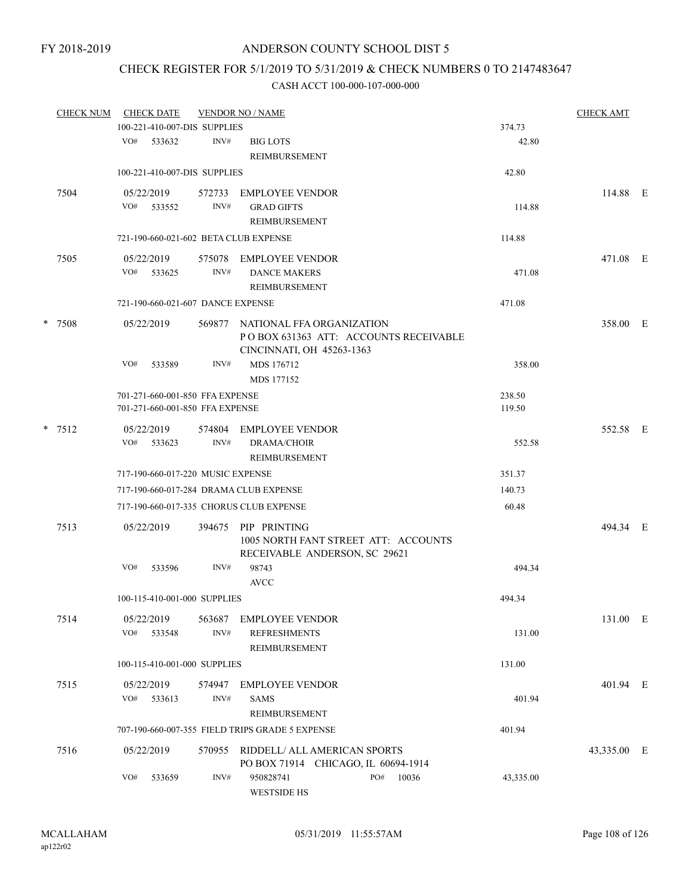FY 2018-2019

# ANDERSON COUNTY SCHOOL DIST 5

## CHECK REGISTER FOR 5/1/2019 TO 5/31/2019 & CHECK NUMBERS 0 TO 2147483647

### CASH ACCT 100-000-107-000-000

| CHECK NUM | CHECK DATE | VENDOR NO / NAME | | CHECK AMT | |
|---|---|---|---|---|---|
| | 100-221-410-007-DIS SUPPLIES | | 374.73 | | |
| | VO# 533632 | INV# BIG LOTS<br>REIMBURSEMENT | 42.80 | | |
| | 100-221-410-007-DIS SUPPLIES | | 42.80 | | |
| 7504 | 05/22/2019 | 572733 EMPLOYEE VENDOR | | 114.88 | E |
| | VO# 533552 | INV# GRAD GIFTS<br>REIMBURSEMENT | 114.88 | | |
| | 721-190-660-021-602 BETA CLUB EXPENSE | | 114.88 | | |
| 7505 | 05/22/2019 | 575078 EMPLOYEE VENDOR | | 471.08 | E |
| | VO# 533625 | INV# DANCE MAKERS<br>REIMBURSEMENT | 471.08 | | |
| | 721-190-660-021-607 DANCE EXPENSE | | 471.08 | | |
| * 7508 | 05/22/2019 | 569877 NATIONAL FFA ORGANIZATION<br>P O BOX 631363 ATT: ACCOUNTS RECEIVABLE<br>CINCINNATI, OH 45263-1363 | | 358.00 | E |
| | VO# 533589 | INV# MDS 176712<br>MDS 177152 | 358.00 | | |
| | 701-271-660-001-850 FFA EXPENSE | | 238.50 | | |
| | 701-271-660-001-850 FFA EXPENSE | | 119.50 | | |
| * 7512 | 05/22/2019 | 574804 EMPLOYEE VENDOR | | 552.58 | E |
| | VO# 533623 | INV# DRAMA/CHOIR<br>REIMBURSEMENT | 552.58 | | |
| | 717-190-660-017-220 MUSIC EXPENSE | | 351.37 | | |
| | 717-190-660-017-284 DRAMA CLUB EXPENSE | | 140.73 | | |
| | 717-190-660-017-335 CHORUS CLUB EXPENSE | | 60.48 | | |
| 7513 | 05/22/2019 | 394675 PIP PRINTING<br>1005 NORTH FANT STREET ATT: ACCOUNTS<br>RECEIVABLE ANDERSON, SC 29621 | | 494.34 | E |
| | VO# 533596 | INV# 98743<br>AVCC | 494.34 | | |
| | 100-115-410-001-000 SUPPLIES | | 494.34 | | |
| 7514 | 05/22/2019 | 563687 EMPLOYEE VENDOR | | 131.00 | E |
| | VO# 533548 | INV# REFRESHMENTS<br>REIMBURSEMENT | 131.00 | | |
| | 100-115-410-001-000 SUPPLIES | | 131.00 | | |
| 7515 | 05/22/2019 | 574947 EMPLOYEE VENDOR | | 401.94 | E |
| | VO# 533613 | INV# SAMS<br>REIMBURSEMENT | 401.94 | | |
| | 707-190-660-007-355 FIELD TRIPS GRADE 5 EXPENSE | | 401.94 | | |
| 7516 | 05/22/2019 | 570955 RIDDELL/ ALL AMERICAN SPORTS<br>PO BOX 71914 CHICAGO, IL 60694-1914 | | 43,335.00 | E |
| | VO# 533659 | INV# 950828741 PO# 10036<br>WESTSIDE HS | 43,335.00 | | |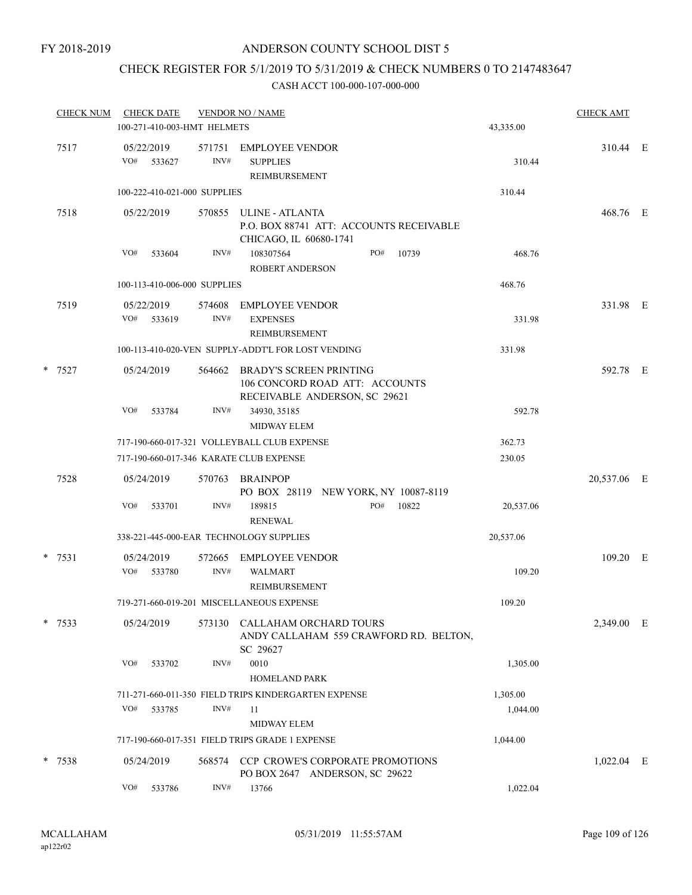FY 2018-2019

# ANDERSON COUNTY SCHOOL DIST 5

## CHECK REGISTER FOR 5/1/2019 TO 5/31/2019 & CHECK NUMBERS 0 TO 2147483647

### CASH ACCT 100-000-107-000-000

| CHECK NUM | CHECK DATE | VENDOR NO / NAME | | CHECK AMT | |
|---|---|---|---|---|---|
| | 100-271-410-003-HMT HELMETS | | 43,335.00 | | |
| 7517 | 05/22/2019 | 571751 EMPLOYEE VENDOR | | 310.44 | E |
| | VO# 533627 | INV# SUPPLIES REIMBURSEMENT | 310.44 | | |
| | 100-222-410-021-000 SUPPLIES | | 310.44 | | |
| 7518 | 05/22/2019 | 570855 ULINE - ATLANTA P.O. BOX 88741 ATT: ACCOUNTS RECEIVABLE CHICAGO, IL 60680-1741 | | 468.76 | E |
| | VO# 533604 | INV# 108307564 PO# 10739 ROBERT ANDERSON | 468.76 | | |
| | 100-113-410-006-000 SUPPLIES | | 468.76 | | |
| 7519 | 05/22/2019 | 574608 EMPLOYEE VENDOR | | 331.98 | E |
| | VO# 533619 | INV# EXPENSES REIMBURSEMENT | 331.98 | | |
| | 100-113-410-020-VEN SUPPLY-ADDT'L FOR LOST VENDING | | 331.98 | | |
| * 7527 | 05/24/2019 | 564662 BRADY'S SCREEN PRINTING 106 CONCORD ROAD ATT: ACCOUNTS RECEIVABLE ANDERSON, SC 29621 | | 592.78 | E |
| | VO# 533784 | INV# 34930, 35185 MIDWAY ELEM | 592.78 | | |
| | 717-190-660-017-321 VOLLEYBALL CLUB EXPENSE | | 362.73 | | |
| | 717-190-660-017-346 KARATE CLUB EXPENSE | | 230.05 | | |
| 7528 | 05/24/2019 | 570763 BRAINPOP PO BOX 28119 NEW YORK, NY 10087-8119 | | 20,537.06 | E |
| | VO# 533701 | INV# 189815 PO# 10822 RENEWAL | 20,537.06 | | |
| | 338-221-445-000-EAR TECHNOLOGY SUPPLIES | | 20,537.06 | | |
| * 7531 | 05/24/2019 | 572665 EMPLOYEE VENDOR | | 109.20 | E |
| | VO# 533780 | INV# WALMART REIMBURSEMENT | 109.20 | | |
| | 719-271-660-019-201 MISCELLANEOUS EXPENSE | | 109.20 | | |
| * 7533 | 05/24/2019 | 573130 CALLAHAM ORCHARD TOURS ANDY CALLAHAM 559 CRAWFORD RD. BELTON, SC 29627 | | 2,349.00 | E |
| | VO# 533702 | INV# 0010 HOMELAND PARK | 1,305.00 | | |
| | 711-271-660-011-350 FIELD TRIPS KINDERGARTEN EXPENSE | | 1,305.00 | | |
| | VO# 533785 | INV# 11 MIDWAY ELEM | 1,044.00 | | |
| | 717-190-660-017-351 FIELD TRIPS GRADE 1 EXPENSE | | 1,044.00 | | |
| * 7538 | 05/24/2019 | 568574 CCP CROWE'S CORPORATE PROMOTIONS PO BOX 2647 ANDERSON, SC 29622 | | 1,022.04 | E |
| | VO# 533786 | INV# 13766 | 1,022.04 | | |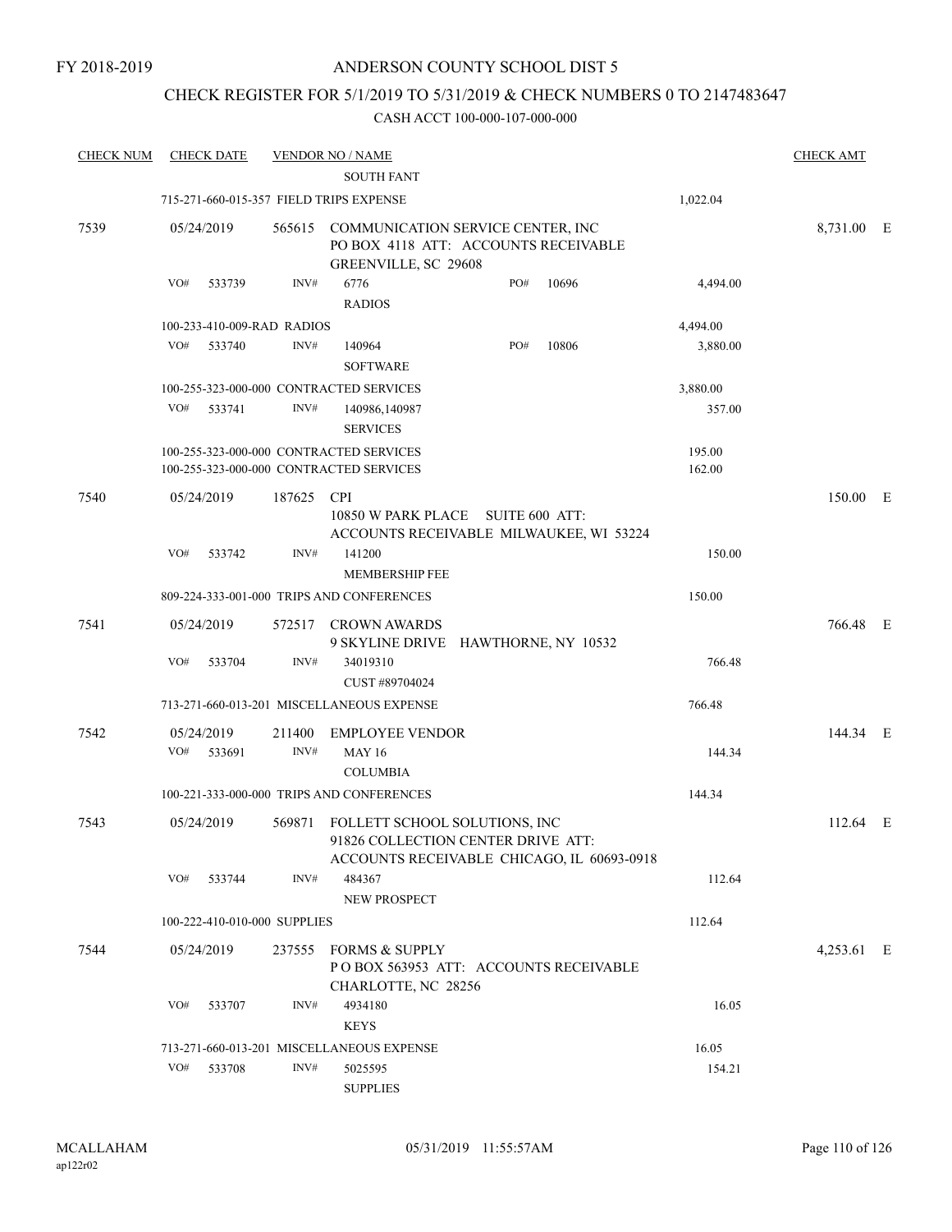FY 2018-2019

ANDERSON COUNTY SCHOOL DIST 5

CHECK REGISTER FOR 5/1/2019 TO 5/31/2019 & CHECK NUMBERS 0 TO 2147483647

CASH ACCT 100-000-107-000-000

| CHECK NUM | CHECK DATE | VENDOR NO / NAME | | CHECK AMT | |
|---|---|---|---|---|---|
| | | SOUTH FANT | | | |
| | | 715-271-660-015-357 FIELD TRIPS EXPENSE | 1,022.04 | | |
| 7539 | 05/24/2019 | 565615 COMMUNICATION SERVICE CENTER, INC PO BOX 4118 ATT: ACCOUNTS RECEIVABLE GREENVILLE, SC 29608 | | 8,731.00 | E |
| | VO# 533739 | INV# 6776 PO# 10696 RADIOS | 4,494.00 | | |
| | | 100-233-410-009-RAD RADIOS | 4,494.00 | | |
| | VO# 533740 | INV# 140964 PO# 10806 SOFTWARE | 3,880.00 | | |
| | | 100-255-323-000-000 CONTRACTED SERVICES | 3,880.00 | | |
| | VO# 533741 | INV# 140986,140987 SERVICES | 357.00 | | |
| | | 100-255-323-000-000 CONTRACTED SERVICES | 195.00 | | |
| | | 100-255-323-000-000 CONTRACTED SERVICES | 162.00 | | |
| 7540 | 05/24/2019 | 187625 CPI 10850 W PARK PLACE SUITE 600 ATT: ACCOUNTS RECEIVABLE MILWAUKEE, WI 53224 | | 150.00 | E |
| | VO# 533742 | INV# 141200 MEMBERSHIP FEE | 150.00 | | |
| | | 809-224-333-001-000 TRIPS AND CONFERENCES | 150.00 | | |
| 7541 | 05/24/2019 | 572517 CROWN AWARDS 9 SKYLINE DRIVE HAWTHORNE, NY 10532 | | 766.48 | E |
| | VO# 533704 | INV# 34019310 CUST #89704024 | 766.48 | | |
| | | 713-271-660-013-201 MISCELLANEOUS EXPENSE | 766.48 | | |
| 7542 | 05/24/2019 | 211400 EMPLOYEE VENDOR | | 144.34 | E |
| | VO# 533691 | INV# MAY 16 COLUMBIA | 144.34 | | |
| | | 100-221-333-000-000 TRIPS AND CONFERENCES | 144.34 | | |
| 7543 | 05/24/2019 | 569871 FOLLETT SCHOOL SOLUTIONS, INC 91826 COLLECTION CENTER DRIVE ATT: ACCOUNTS RECEIVABLE CHICAGO, IL 60693-0918 | | 112.64 | E |
| | VO# 533744 | INV# 484367 NEW PROSPECT | 112.64 | | |
| | | 100-222-410-010-000 SUPPLIES | 112.64 | | |
| 7544 | 05/24/2019 | 237555 FORMS & SUPPLY P O BOX 563953 ATT: ACCOUNTS RECEIVABLE CHARLOTTE, NC 28256 | | 4,253.61 | E |
| | VO# 533707 | INV# 4934180 KEYS | 16.05 | | |
| | | 713-271-660-013-201 MISCELLANEOUS EXPENSE | 16.05 | | |
| | VO# 533708 | INV# 5025595 SUPPLIES | 154.21 | | |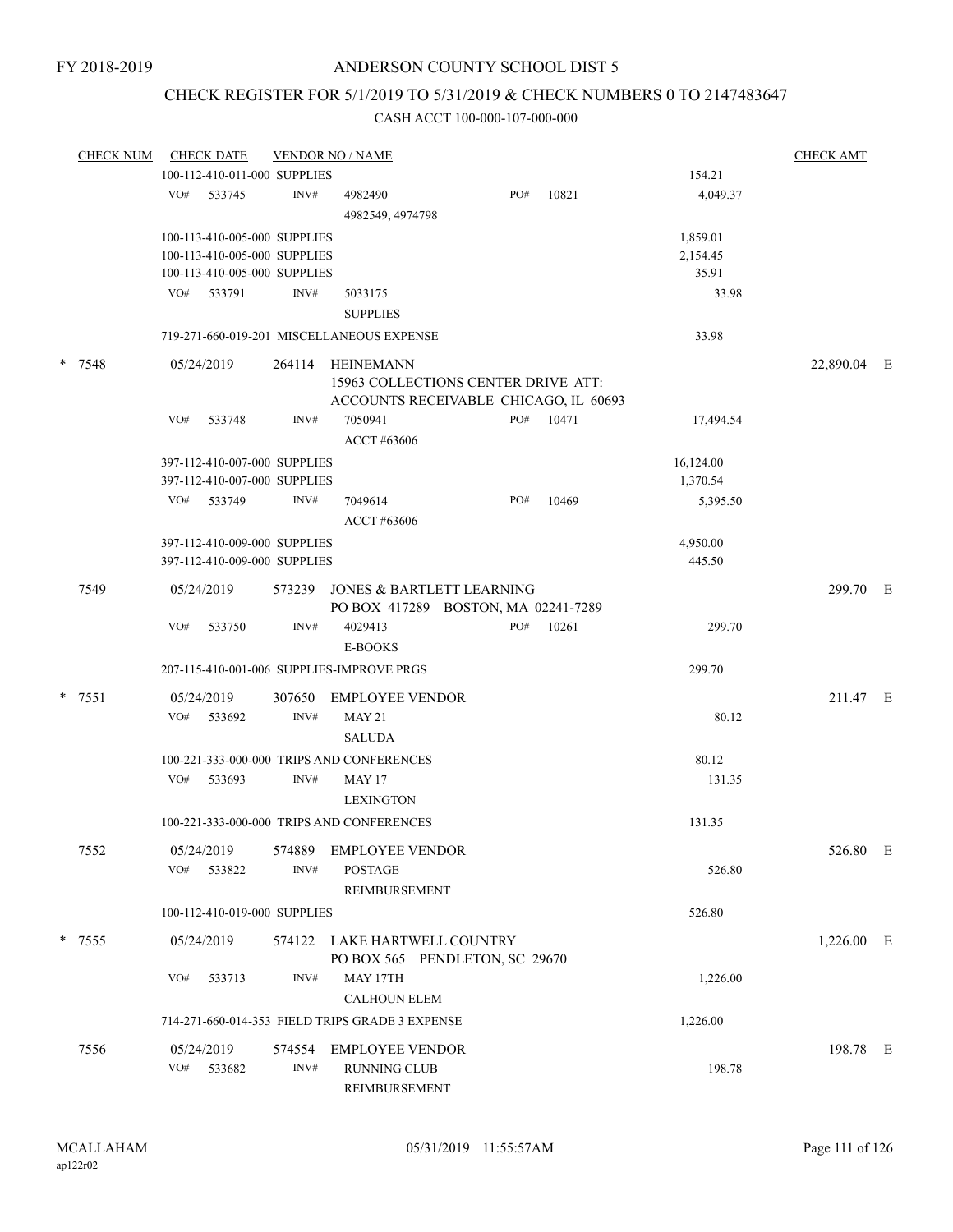FY 2018-2019

# ANDERSON COUNTY SCHOOL DIST 5

## CHECK REGISTER FOR 5/1/2019 TO 5/31/2019 & CHECK NUMBERS 0 TO 2147483647

### CASH ACCT 100-000-107-000-000

| CHECK NUM | CHECK DATE | VENDOR NO / NAME | | | | CHECK AMT | |
|---|---|---|---|---|---|---|---|
| | 100-112-410-011-000 SUPPLIES | | | | 154.21 | | |
| | VO# 533745 | INV# | 4982490<br>4982549, 4974798 | PO# 10821 | 4,049.37 | | |
| | 100-113-410-005-000 SUPPLIES | | | | 1,859.01 | | |
| | 100-113-410-005-000 SUPPLIES | | | | 2,154.45 | | |
| | 100-113-410-005-000 SUPPLIES | | | | 35.91 | | |
| | VO# 533791 | INV# | 5033175<br>SUPPLIES | | 33.98 | | |
| | 719-271-660-019-201 MISCELLANEOUS EXPENSE | | | | 33.98 | | |
| * 7548 | 05/24/2019 | 264114 | HEINEMANN<br>15963 COLLECTIONS CENTER DRIVE ATT:<br>ACCOUNTS RECEIVABLE CHICAGO, IL 60693 | | | 22,890.04 | E |
| | VO# 533748 | INV# | 7050941<br>ACCT #63606 | PO# 10471 | 17,494.54 | | |
| | 397-112-410-007-000 SUPPLIES | | | | 16,124.00 | | |
| | 397-112-410-007-000 SUPPLIES | | | | 1,370.54 | | |
| | VO# 533749 | INV# | 7049614<br>ACCT #63606 | PO# 10469 | 5,395.50 | | |
| | 397-112-410-009-000 SUPPLIES | | | | 4,950.00 | | |
| | 397-112-410-009-000 SUPPLIES | | | | 445.50 | | |
| 7549 | 05/24/2019 | 573239 | JONES & BARTLETT LEARNING<br>PO BOX 417289 BOSTON, MA 02241-7289 | | | 299.70 | E |
| | VO# 533750 | INV# | 4029413<br>E-BOOKS | PO# 10261 | 299.70 | | |
| | 207-115-410-001-006 SUPPLIES-IMPROVE PRGS | | | | 299.70 | | |
| * 7551 | 05/24/2019 | 307650 | EMPLOYEE VENDOR | | | 211.47 | E |
| | VO# 533692 | INV# | MAY 21<br>SALUDA | | 80.12 | | |
| | 100-221-333-000-000 TRIPS AND CONFERENCES | | | | 80.12 | | |
| | VO# 533693 | INV# | MAY 17<br>LEXINGTON | | 131.35 | | |
| | 100-221-333-000-000 TRIPS AND CONFERENCES | | | | 131.35 | | |
| 7552 | 05/24/2019 | 574889 | EMPLOYEE VENDOR | | | 526.80 | E |
| | VO# 533822 | INV# | POSTAGE<br>REIMBURSEMENT | | 526.80 | | |
| | 100-112-410-019-000 SUPPLIES | | | | 526.80 | | |
| * 7555 | 05/24/2019 | 574122 | LAKE HARTWELL COUNTRY<br>PO BOX 565 PENDLETON, SC 29670 | | | 1,226.00 | E |
| | VO# 533713 | INV# | MAY 17TH<br>CALHOUN ELEM | | 1,226.00 | | |
| | 714-271-660-014-353 FIELD TRIPS GRADE 3 EXPENSE | | | | 1,226.00 | | |
| 7556 | 05/24/2019 | 574554 | EMPLOYEE VENDOR | | | 198.78 | E |
| | VO# 533682 | INV# | RUNNING CLUB<br>REIMBURSEMENT | | 198.78 | | |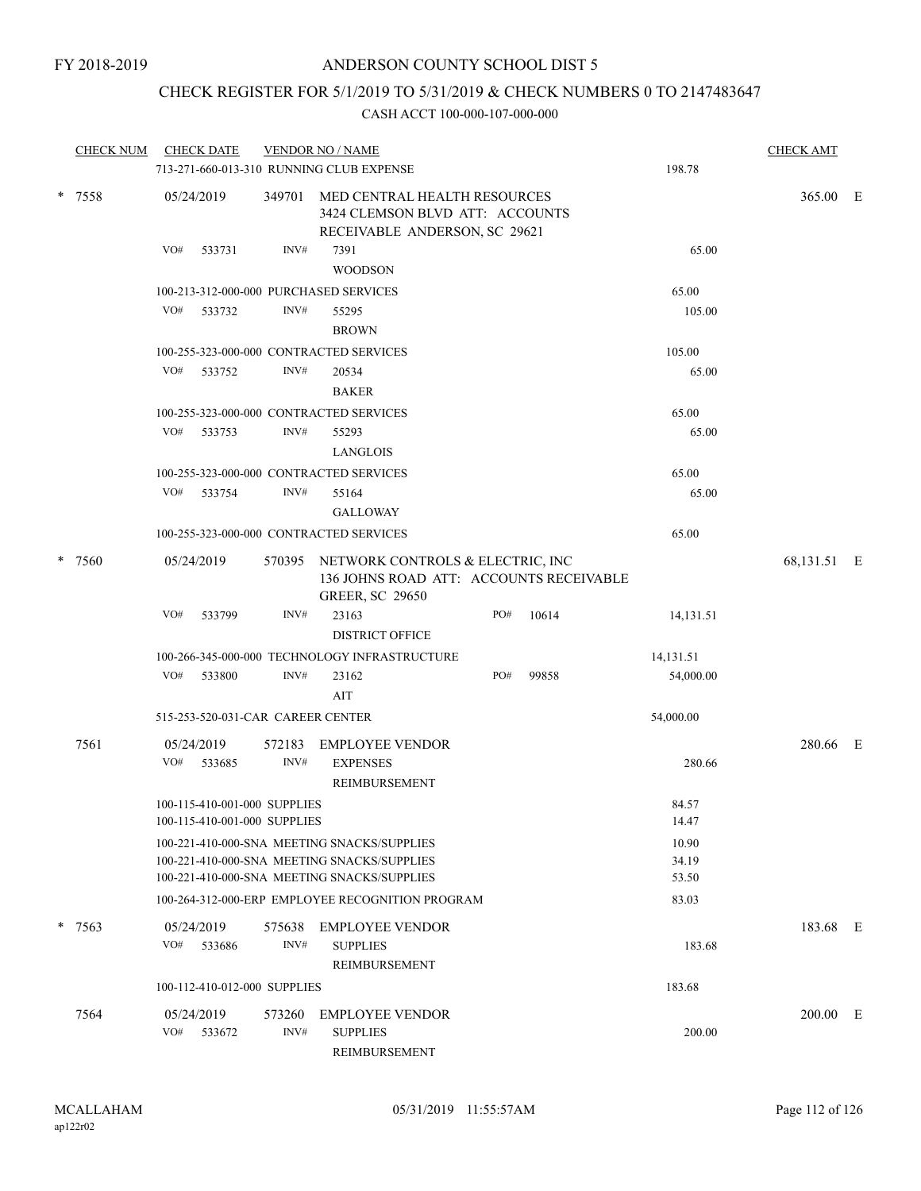FY 2018-2019

# ANDERSON COUNTY SCHOOL DIST 5

## CHECK REGISTER FOR 5/1/2019 TO 5/31/2019 & CHECK NUMBERS 0 TO 2147483647

### CASH ACCT 100-000-107-000-000

| CHECK NUM | CHECK DATE | VENDOR NO / NAME | | | CHECK AMT |
|---|---|---|---|---|---|
| | 713-271-660-013-310 RUNNING CLUB EXPENSE | | | 198.78 | |
| * 7558 | 05/24/2019 | 349701 MED CENTRAL HEALTH RESOURCES 3424 CLEMSON BLVD ATT: ACCOUNTS RECEIVABLE ANDERSON, SC 29621 | | | 365.00 E |
| | VO# 533731 | INV# 7391 WOODSON | | 65.00 | |
| | 100-213-312-000-000 PURCHASED SERVICES | | | 65.00 | |
| | VO# 533732 | INV# 55295 BROWN | | 105.00 | |
| | 100-255-323-000-000 CONTRACTED SERVICES | | | 105.00 | |
| | VO# 533752 | INV# 20534 BAKER | | 65.00 | |
| | 100-255-323-000-000 CONTRACTED SERVICES | | | 65.00 | |
| | VO# 533753 | INV# 55293 LANGLOIS | | 65.00 | |
| | 100-255-323-000-000 CONTRACTED SERVICES | | | 65.00 | |
| | VO# 533754 | INV# 55164 GALLOWAY | | 65.00 | |
| | 100-255-323-000-000 CONTRACTED SERVICES | | | 65.00 | |
| * 7560 | 05/24/2019 | 570395 NETWORK CONTROLS & ELECTRIC, INC 136 JOHNS ROAD ATT: ACCOUNTS RECEIVABLE GREER, SC 29650 | | | 68,131.51 E |
| | VO# 533799 | INV# 23163 DISTRICT OFFICE | PO# 10614 | 14,131.51 | |
| | 100-266-345-000-000 TECHNOLOGY INFRASTRUCTURE | | | 14,131.51 | |
| | VO# 533800 | INV# 23162 AIT | PO# 99858 | 54,000.00 | |
| | 515-253-520-031-CAR CAREER CENTER | | | 54,000.00 | |
| 7561 | 05/24/2019 | 572183 EMPLOYEE VENDOR | | | 280.66 E |
| | VO# 533685 | INV# EXPENSES REIMBURSEMENT | | 280.66 | |
| | 100-115-410-001-000 SUPPLIES | | | 84.57 | |
| | 100-115-410-001-000 SUPPLIES | | | 14.47 | |
| | 100-221-410-000-SNA MEETING SNACKS/SUPPLIES | | | 10.90 | |
| | 100-221-410-000-SNA MEETING SNACKS/SUPPLIES | | | 34.19 | |
| | 100-221-410-000-SNA MEETING SNACKS/SUPPLIES | | | 53.50 | |
| | 100-264-312-000-ERP EMPLOYEE RECOGNITION PROGRAM | | | 83.03 | |
| * 7563 | 05/24/2019 | 575638 EMPLOYEE VENDOR | | | 183.68 E |
| | VO# 533686 | INV# SUPPLIES REIMBURSEMENT | | 183.68 | |
| | 100-112-410-012-000 SUPPLIES | | | 183.68 | |
| 7564 | 05/24/2019 | 573260 EMPLOYEE VENDOR | | | 200.00 E |
| | VO# 533672 | INV# SUPPLIES REIMBURSEMENT | | 200.00 | |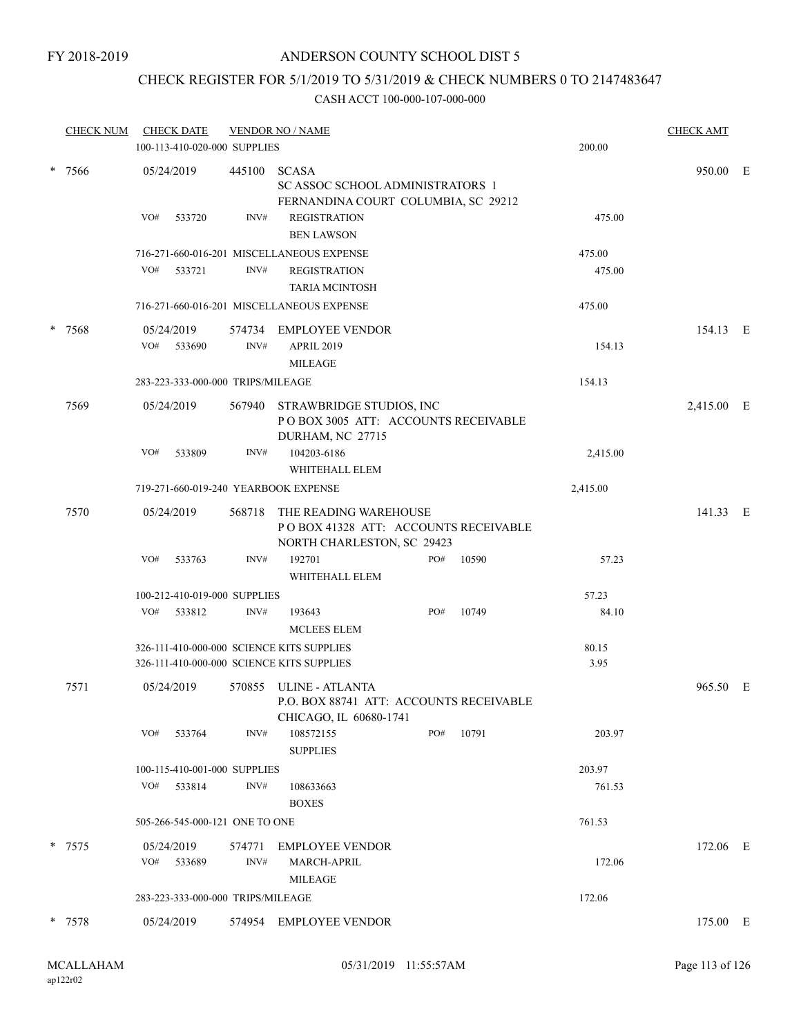FY 2018-2019

# ANDERSON COUNTY SCHOOL DIST 5

## CHECK REGISTER FOR 5/1/2019 TO 5/31/2019 & CHECK NUMBERS 0 TO 2147483647

### CASH ACCT 100-000-107-000-000

| CHECK NUM | CHECK DATE | VENDOR NO / NAME | | | CHECK AMT |
|---|---|---|---|---|---|
| | 100-113-410-020-000 SUPPLIES | | | 200.00 | |
| * 7566 | 05/24/2019 | 445100 SCASA<br>SC ASSOC SCHOOL ADMINISTRATORS 1<br>FERNANDINA COURT COLUMBIA, SC 29212 | | | 950.00 E |
| | VO# 533720 | INV# REGISTRATION<br>BEN LAWSON | | 475.00 | |
| | 716-271-660-016-201 MISCELLANEOUS EXPENSE | | | 475.00 | |
| | VO# 533721 | INV# REGISTRATION<br>TARIA MCINTOSH | | 475.00 | |
| | 716-271-660-016-201 MISCELLANEOUS EXPENSE | | | 475.00 | |
| * 7568 | 05/24/2019 | 574734 EMPLOYEE VENDOR | | | 154.13 E |
| | VO# 533690 | INV# APRIL 2019<br>MILEAGE | | 154.13 | |
| | 283-223-333-000-000 TRIPS/MILEAGE | | | 154.13 | |
| 7569 | 05/24/2019 | 567940 STRAWBRIDGE STUDIOS, INC<br>P O BOX 3005 ATT: ACCOUNTS RECEIVABLE<br>DURHAM, NC 27715 | | | 2,415.00 E |
| | VO# 533809 | INV# 104203-6186<br>WHITEHALL ELEM | | 2,415.00 | |
| | 719-271-660-019-240 YEARBOOK EXPENSE | | | 2,415.00 | |
| 7570 | 05/24/2019 | 568718 THE READING WAREHOUSE<br>P O BOX 41328 ATT: ACCOUNTS RECEIVABLE<br>NORTH CHARLESTON, SC 29423 | | | 141.33 E |
| | VO# 533763 | INV# 192701<br>WHITEHALL ELEM | PO# 10590 | 57.23 | |
| | 100-212-410-019-000 SUPPLIES | | | 57.23 | |
| | VO# 533812 | INV# 193643<br>MCLEES ELEM | PO# 10749 | 84.10 | |
| | 326-111-410-000-000 SCIENCE KITS SUPPLIES | | | 80.15 | |
| | 326-111-410-000-000 SCIENCE KITS SUPPLIES | | | 3.95 | |
| 7571 | 05/24/2019 | 570855 ULINE - ATLANTA<br>P.O. BOX 88741 ATT: ACCOUNTS RECEIVABLE<br>CHICAGO, IL 60680-1741 | | | 965.50 E |
| | VO# 533764 | INV# 108572155<br>SUPPLIES | PO# 10791 | 203.97 | |
| | 100-115-410-001-000 SUPPLIES | | | 203.97 | |
| | VO# 533814 | INV# 108633663<br>BOXES | | 761.53 | |
| | 505-266-545-000-121 ONE TO ONE | | | 761.53 | |
| * 7575 | 05/24/2019 | 574771 EMPLOYEE VENDOR | | | 172.06 E |
| | VO# 533689 | INV# MARCH-APRIL<br>MILEAGE | | 172.06 | |
| | 283-223-333-000-000 TRIPS/MILEAGE | | | 172.06 | |
| * 7578 | 05/24/2019 | 574954 EMPLOYEE VENDOR | | | 175.00 E |

MCALLAHAM
ap122r02

05/31/2019 11:55:57AM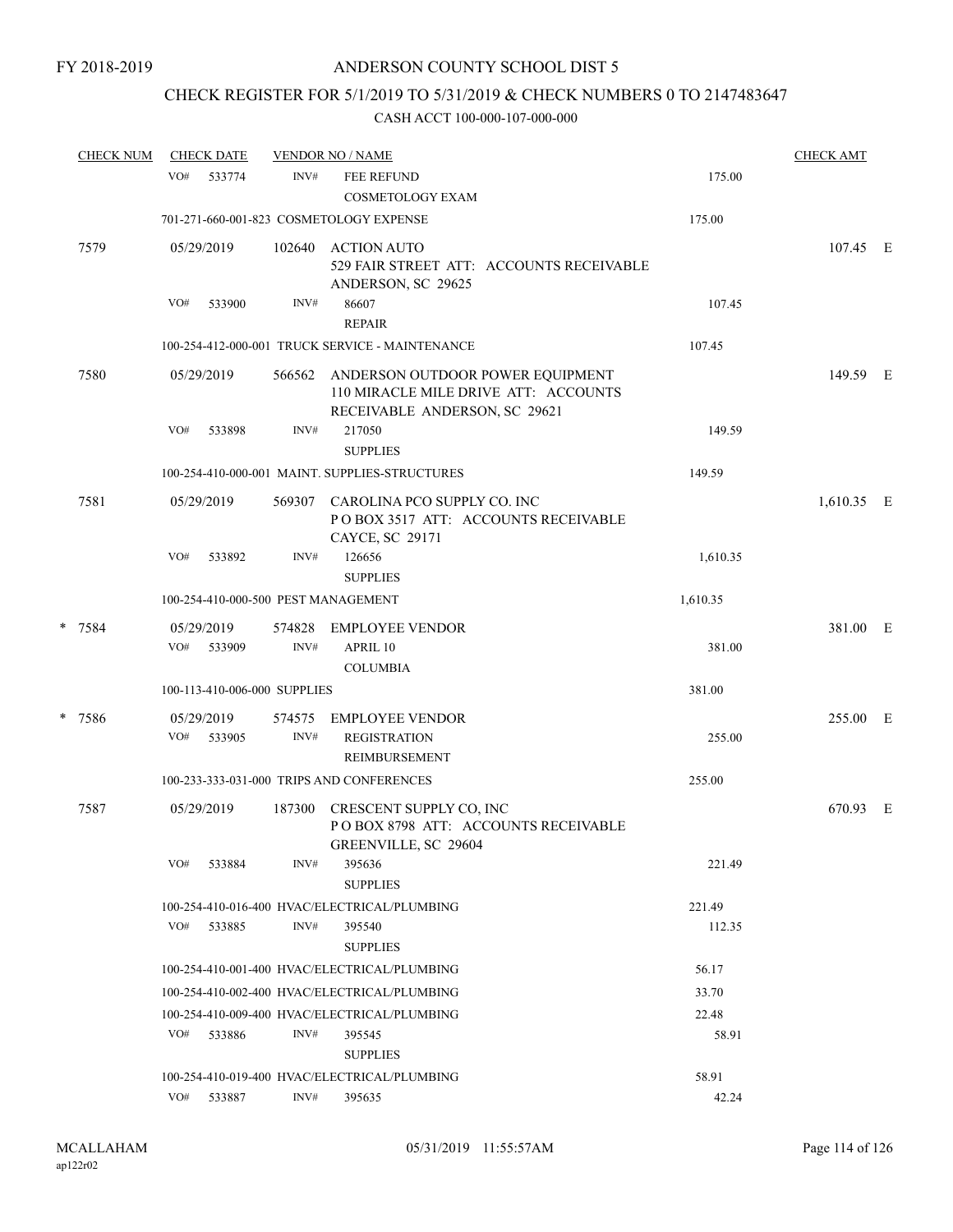FY 2018-2019

# ANDERSON COUNTY SCHOOL DIST 5

## CHECK REGISTER FOR 5/1/2019 TO 5/31/2019 & CHECK NUMBERS 0 TO 2147483647

### CASH ACCT 100-000-107-000-000

| CHECK NUM | CHECK DATE | VENDOR NO / NAME | | | CHECK AMT |
|---|---|---|---|---|---|
| | VO# 533774 | INV# | FEE REFUND<br>COSMETOLOGY EXAM | 175.00 | |
| | 701-271-660-001-823 COSMETOLOGY EXPENSE | | | 175.00 | |
| 7579 | 05/29/2019 | 102640 | ACTION AUTO<br>529 FAIR STREET ATT: ACCOUNTS RECEIVABLE<br>ANDERSON, SC 29625 | | 107.45 E |
| | VO# 533900 | INV# | 86607<br>REPAIR | 107.45 | |
| | 100-254-412-000-001 TRUCK SERVICE - MAINTENANCE | | | 107.45 | |
| 7580 | 05/29/2019 | 566562 | ANDERSON OUTDOOR POWER EQUIPMENT<br>110 MIRACLE MILE DRIVE ATT: ACCOUNTS<br>RECEIVABLE ANDERSON, SC 29621 | | 149.59 E |
| | VO# 533898 | INV# | 217050<br>SUPPLIES | 149.59 | |
| | 100-254-410-000-001 MAINT. SUPPLIES-STRUCTURES | | | 149.59 | |
| 7581 | 05/29/2019 | 569307 | CAROLINA PCO SUPPLY CO. INC<br>P O BOX 3517 ATT: ACCOUNTS RECEIVABLE<br>CAYCE, SC 29171 | | 1,610.35 E |
| | VO# 533892 | INV# | 126656<br>SUPPLIES | 1,610.35 | |
| | 100-254-410-000-500 PEST MANAGEMENT | | | 1,610.35 | |
| * 7584 | 05/29/2019 | 574828 | EMPLOYEE VENDOR | | 381.00 E |
| | VO# 533909 | INV# | APRIL 10<br>COLUMBIA | 381.00 | |
| | 100-113-410-006-000 SUPPLIES | | | 381.00 | |
| * 7586 | 05/29/2019 | 574575 | EMPLOYEE VENDOR | | 255.00 E |
| | VO# 533905 | INV# | REGISTRATION<br>REIMBURSEMENT | 255.00 | |
| | 100-233-333-031-000 TRIPS AND CONFERENCES | | | 255.00 | |
| 7587 | 05/29/2019 | 187300 | CRESCENT SUPPLY CO, INC<br>P O BOX 8798 ATT: ACCOUNTS RECEIVABLE<br>GREENVILLE, SC 29604 | | 670.93 E |
| | VO# 533884 | INV# | 395636<br>SUPPLIES | 221.49 | |
| | 100-254-410-016-400 HVAC/ELECTRICAL/PLUMBING | | | 221.49 | |
| | VO# 533885 | INV# | 395540<br>SUPPLIES | 112.35 | |
| | 100-254-410-001-400 HVAC/ELECTRICAL/PLUMBING | | | 56.17 | |
| | 100-254-410-002-400 HVAC/ELECTRICAL/PLUMBING | | | 33.70 | |
| | 100-254-410-009-400 HVAC/ELECTRICAL/PLUMBING | | | 22.48 | |
| | VO# 533886 | INV# | 395545<br>SUPPLIES | 58.91 | |
| | 100-254-410-019-400 HVAC/ELECTRICAL/PLUMBING | | | 58.91 | |
| | VO# 533887 | INV# | 395635 | 42.24 | |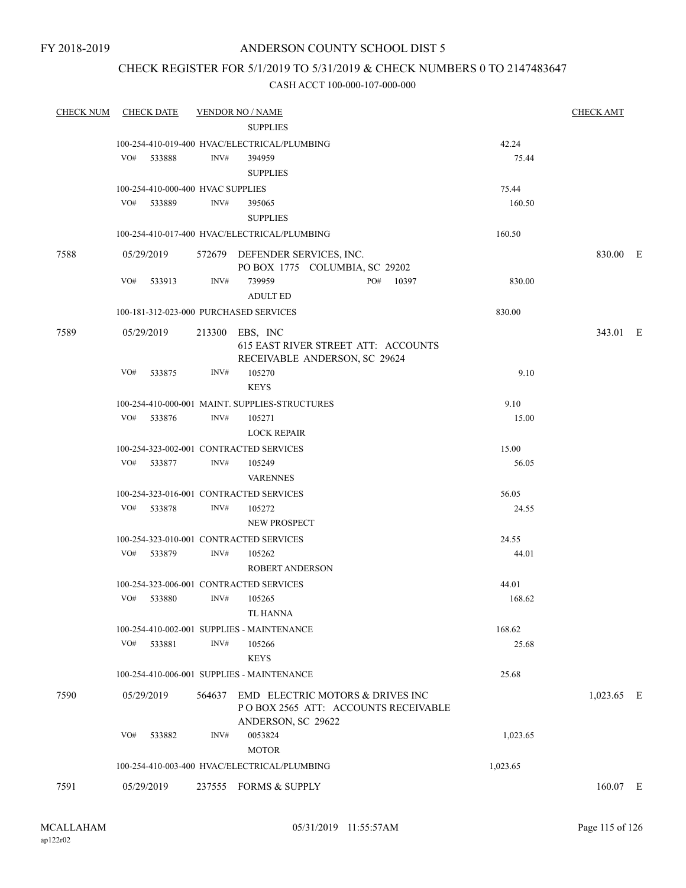FY 2018-2019

# ANDERSON COUNTY SCHOOL DIST 5

## CHECK REGISTER FOR 5/1/2019 TO 5/31/2019 & CHECK NUMBERS 0 TO 2147483647

CASH ACCT 100-000-107-000-000

| CHECK NUM | CHECK DATE | VENDOR NO / NAME | | CHECK AMT |
|---|---|---|---|---|
| | | SUPPLIES | | |
| | | 100-254-410-019-400 HVAC/ELECTRICAL/PLUMBING | 42.24 | |
| | VO# 533888 | INV# 394959 SUPPLIES | 75.44 | |
| | | 100-254-410-000-400 HVAC SUPPLIES | 75.44 | |
| | VO# 533889 | INV# 395065 SUPPLIES | 160.50 | |
| | | 100-254-410-017-400 HVAC/ELECTRICAL/PLUMBING | 160.50 | |
| 7588 | 05/29/2019 | 572679 DEFENDER SERVICES, INC. PO BOX 1775 COLUMBIA, SC 29202 | | 830.00 E |
| | VO# 533913 | INV# 739959 PO# 10397 ADULT ED | 830.00 | |
| | | 100-181-312-023-000 PURCHASED SERVICES | 830.00 | |
| 7589 | 05/29/2019 | 213300 EBS, INC 615 EAST RIVER STREET ATT: ACCOUNTS RECEIVABLE ANDERSON, SC 29624 | | 343.01 E |
| | VO# 533875 | INV# 105270 KEYS | 9.10 | |
| | | 100-254-410-000-001 MAINT. SUPPLIES-STRUCTURES | 9.10 | |
| | VO# 533876 | INV# 105271 LOCK REPAIR | 15.00 | |
| | | 100-254-323-002-001 CONTRACTED SERVICES | 15.00 | |
| | VO# 533877 | INV# 105249 VARENNES | 56.05 | |
| | | 100-254-323-016-001 CONTRACTED SERVICES | 56.05 | |
| | VO# 533878 | INV# 105272 NEW PROSPECT | 24.55 | |
| | | 100-254-323-010-001 CONTRACTED SERVICES | 24.55 | |
| | VO# 533879 | INV# 105262 ROBERT ANDERSON | 44.01 | |
| | | 100-254-323-006-001 CONTRACTED SERVICES | 44.01 | |
| | VO# 533880 | INV# 105265 TL HANNA | 168.62 | |
| | | 100-254-410-002-001 SUPPLIES - MAINTENANCE | 168.62 | |
| | VO# 533881 | INV# 105266 KEYS | 25.68 | |
| | | 100-254-410-006-001 SUPPLIES - MAINTENANCE | 25.68 | |
| 7590 | 05/29/2019 | 564637 EMD ELECTRIC MOTORS & DRIVES INC P O BOX 2565 ATT: ACCOUNTS RECEIVABLE ANDERSON, SC 29622 | | 1,023.65 E |
| | VO# 533882 | INV# 0053824 MOTOR | 1,023.65 | |
| | | 100-254-410-003-400 HVAC/ELECTRICAL/PLUMBING | 1,023.65 | |
| 7591 | 05/29/2019 | 237555 FORMS & SUPPLY | | 160.07 E |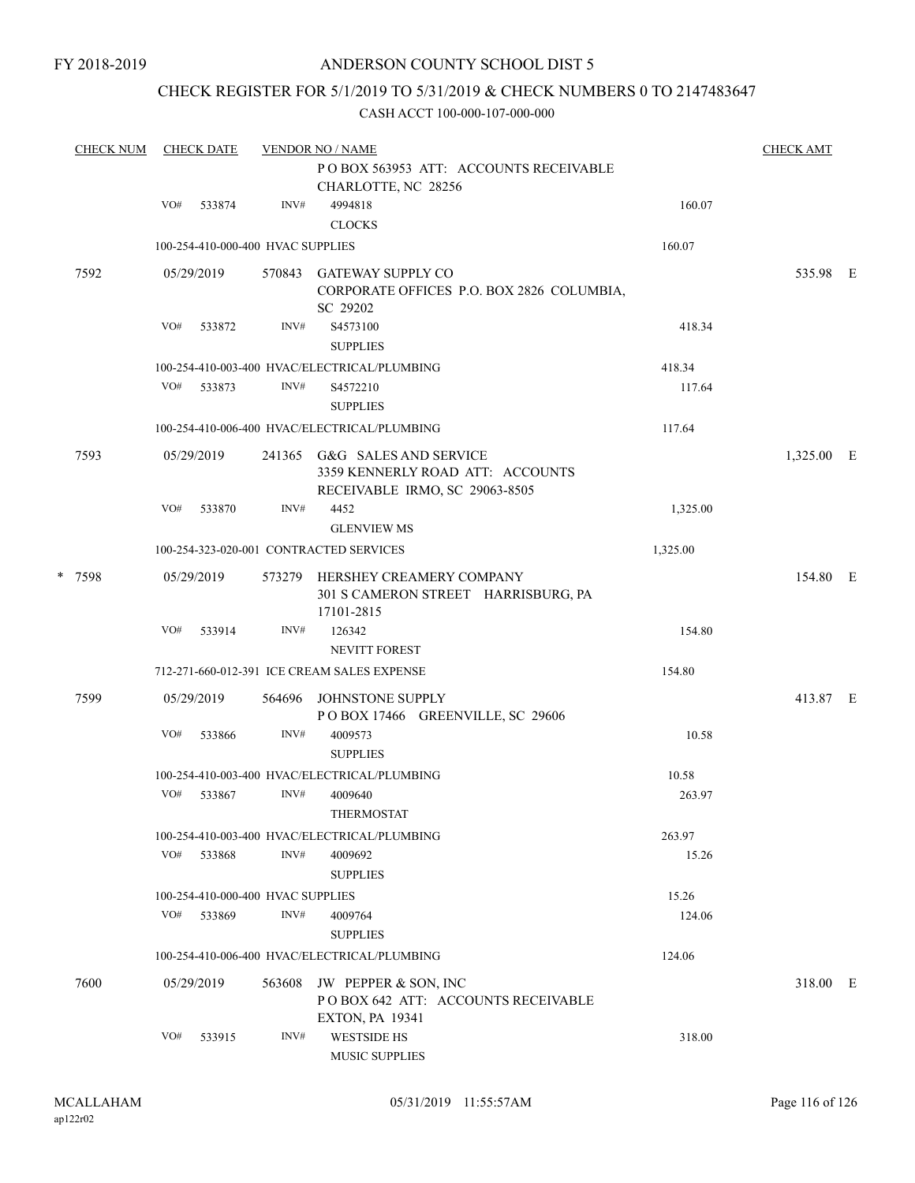FY 2018-2019

# ANDERSON COUNTY SCHOOL DIST 5

## CHECK REGISTER FOR 5/1/2019 TO 5/31/2019 & CHECK NUMBERS 0 TO 2147483647

### CASH ACCT 100-000-107-000-000

| CHECK NUM | CHECK DATE | VENDOR NO / NAME | | CHECK AMT |
|---|---|---|---|---|
| | | P O BOX 563953 ATT: ACCOUNTS RECEIVABLE CHARLOTTE, NC 28256 | | |
| | VO# 533874 | INV# 4994818 CLOCKS | 160.07 | |
| | 100-254-410-000-400 HVAC SUPPLIES | | 160.07 | |
| 7592 | 05/29/2019 | 570843 GATEWAY SUPPLY CO CORPORATE OFFICES P.O. BOX 2826 COLUMBIA, SC 29202 | | 535.98 E |
| | VO# 533872 | INV# S4573100 SUPPLIES | 418.34 | |
| | 100-254-410-003-400 HVAC/ELECTRICAL/PLUMBING | | 418.34 | |
| | VO# 533873 | INV# S4572210 SUPPLIES | 117.64 | |
| | 100-254-410-006-400 HVAC/ELECTRICAL/PLUMBING | | 117.64 | |
| 7593 | 05/29/2019 | 241365 G&G SALES AND SERVICE 3359 KENNERLY ROAD ATT: ACCOUNTS RECEIVABLE IRMO, SC 29063-8505 | | 1,325.00 E |
| | VO# 533870 | INV# 4452 GLENVIEW MS | 1,325.00 | |
| | 100-254-323-020-001 CONTRACTED SERVICES | | 1,325.00 | |
| * 7598 | 05/29/2019 | 573279 HERSHEY CREAMERY COMPANY 301 S CAMERON STREET HARRISBURG, PA 17101-2815 | | 154.80 E |
| | VO# 533914 | INV# 126342 NEVITT FOREST | 154.80 | |
| | 712-271-660-012-391 ICE CREAM SALES EXPENSE | | 154.80 | |
| 7599 | 05/29/2019 | 564696 JOHNSTONE SUPPLY P O BOX 17466 GREENVILLE, SC 29606 | | 413.87 E |
| | VO# 533866 | INV# 4009573 SUPPLIES | 10.58 | |
| | 100-254-410-003-400 HVAC/ELECTRICAL/PLUMBING | | 10.58 | |
| | VO# 533867 | INV# 4009640 THERMOSTAT | 263.97 | |
| | 100-254-410-003-400 HVAC/ELECTRICAL/PLUMBING | | 263.97 | |
| | VO# 533868 | INV# 4009692 SUPPLIES | 15.26 | |
| | 100-254-410-000-400 HVAC SUPPLIES | | 15.26 | |
| | VO# 533869 | INV# 4009764 SUPPLIES | 124.06 | |
| | 100-254-410-006-400 HVAC/ELECTRICAL/PLUMBING | | 124.06 | |
| 7600 | 05/29/2019 | 563608 JW PEPPER & SON, INC P O BOX 642 ATT: ACCOUNTS RECEIVABLE EXTON, PA 19341 | | 318.00 E |
| | VO# 533915 | INV# WESTSIDE HS MUSIC SUPPLIES | 318.00 | |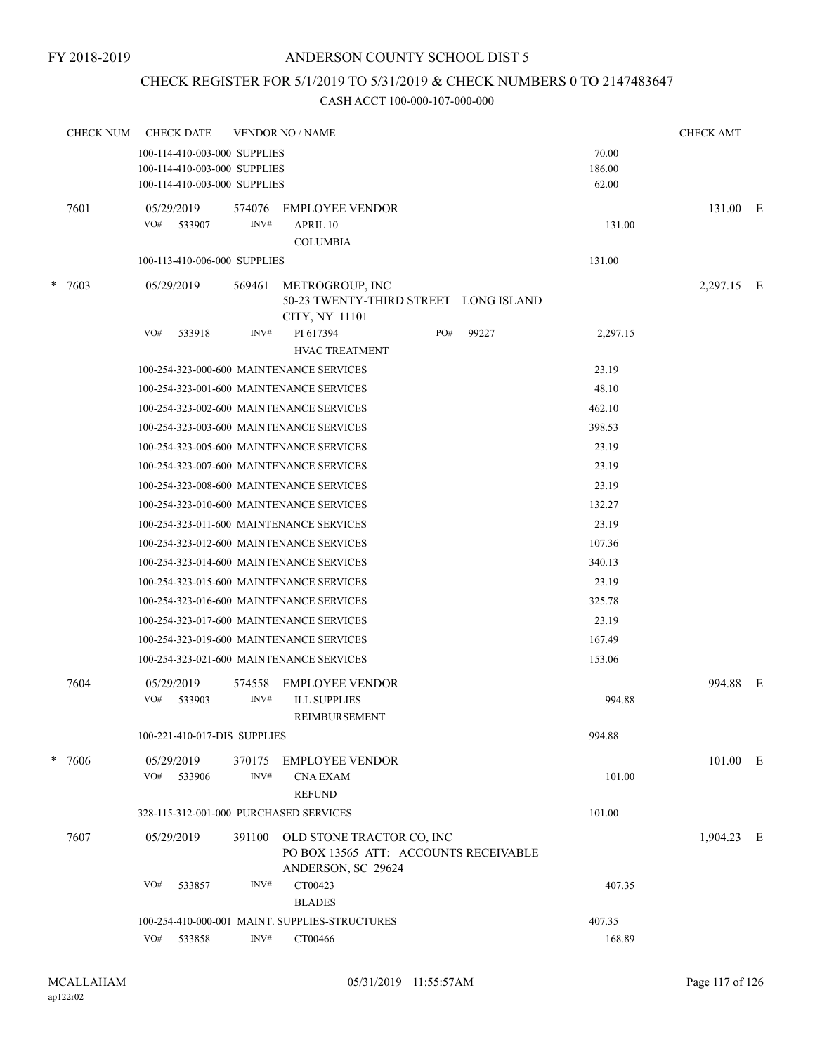FY 2018-2019

# ANDERSON COUNTY SCHOOL DIST 5

## CHECK REGISTER FOR 5/1/2019 TO 5/31/2019 & CHECK NUMBERS 0 TO 2147483647

### CASH ACCT 100-000-107-000-000

| CHECK NUM | CHECK DATE | VENDOR NO / NAME | | CHECK AMT | |
|---|---|---|---|---|---|
| | 100-114-410-003-000 SUPPLIES | | 70.00 | | |
| | 100-114-410-003-000 SUPPLIES | | 186.00 | | |
| | 100-114-410-003-000 SUPPLIES | | 62.00 | | |
| 7601 | 05/29/2019 | 574076 EMPLOYEE VENDOR | | 131.00 | E |
| | VO# 533907 | INV# APRIL 10 COLUMBIA | 131.00 | | |
| | 100-113-410-006-000 SUPPLIES | | 131.00 | | |
| * 7603 | 05/29/2019 | 569461 METROGROUP, INC 50-23 TWENTY-THIRD STREET LONG ISLAND CITY, NY 11101 | | 2,297.15 | E |
| | VO# 533918 | INV# PI 617394 PO# 99227 HVAC TREATMENT | 2,297.15 | | |
| | 100-254-323-000-600 MAINTENANCE SERVICES | | 23.19 | | |
| | 100-254-323-001-600 MAINTENANCE SERVICES | | 48.10 | | |
| | 100-254-323-002-600 MAINTENANCE SERVICES | | 462.10 | | |
| | 100-254-323-003-600 MAINTENANCE SERVICES | | 398.53 | | |
| | 100-254-323-005-600 MAINTENANCE SERVICES | | 23.19 | | |
| | 100-254-323-007-600 MAINTENANCE SERVICES | | 23.19 | | |
| | 100-254-323-008-600 MAINTENANCE SERVICES | | 23.19 | | |
| | 100-254-323-010-600 MAINTENANCE SERVICES | | 132.27 | | |
| | 100-254-323-011-600 MAINTENANCE SERVICES | | 23.19 | | |
| | 100-254-323-012-600 MAINTENANCE SERVICES | | 107.36 | | |
| | 100-254-323-014-600 MAINTENANCE SERVICES | | 340.13 | | |
| | 100-254-323-015-600 MAINTENANCE SERVICES | | 23.19 | | |
| | 100-254-323-016-600 MAINTENANCE SERVICES | | 325.78 | | |
| | 100-254-323-017-600 MAINTENANCE SERVICES | | 23.19 | | |
| | 100-254-323-019-600 MAINTENANCE SERVICES | | 167.49 | | |
| | 100-254-323-021-600 MAINTENANCE SERVICES | | 153.06 | | |
| 7604 | 05/29/2019 | 574558 EMPLOYEE VENDOR | | 994.88 | E |
| | VO# 533903 | INV# ILL SUPPLIES REIMBURSEMENT | 994.88 | | |
| | 100-221-410-017-DIS SUPPLIES | | 994.88 | | |
| * 7606 | 05/29/2019 | 370175 EMPLOYEE VENDOR | | 101.00 | E |
| | VO# 533906 | INV# CNA EXAM REFUND | 101.00 | | |
| | 328-115-312-001-000 PURCHASED SERVICES | | 101.00 | | |
| 7607 | 05/29/2019 | 391100 OLD STONE TRACTOR CO, INC PO BOX 13565 ATT: ACCOUNTS RECEIVABLE ANDERSON, SC 29624 | | 1,904.23 | E |
| | VO# 533857 | INV# CT00423 BLADES | 407.35 | | |
| | 100-254-410-000-001 MAINT. SUPPLIES-STRUCTURES | | 407.35 | | |
| | VO# 533858 | INV# CT00466 | 168.89 | | |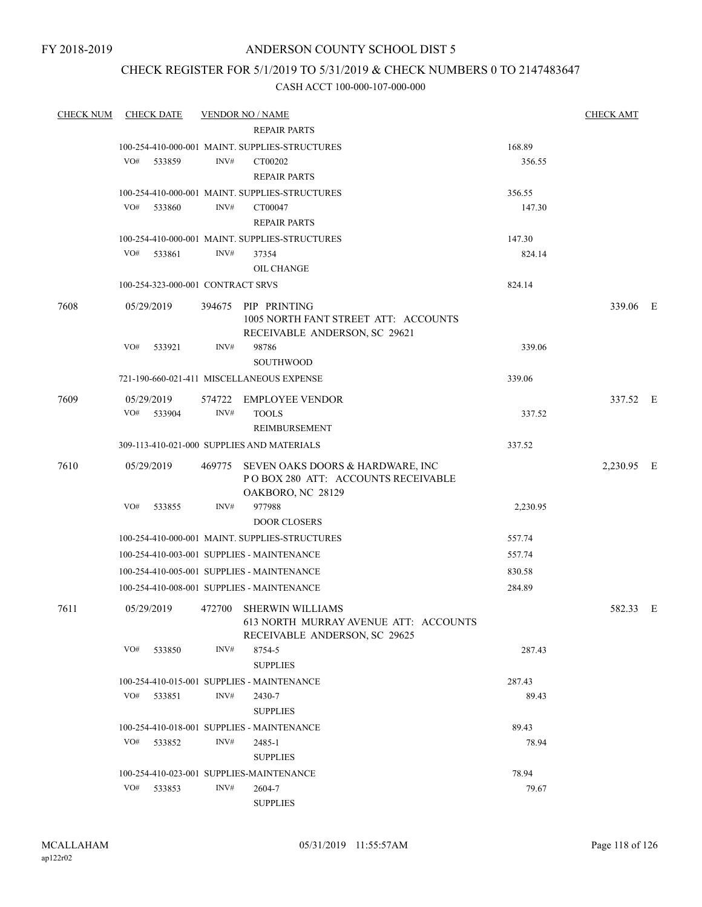FY 2018-2019

# ANDERSON COUNTY SCHOOL DIST 5

## CHECK REGISTER FOR 5/1/2019 TO 5/31/2019 & CHECK NUMBERS 0 TO 2147483647

### CASH ACCT 100-000-107-000-000

| CHECK NUM | CHECK DATE | VENDOR NO / NAME | | CHECK AMT |
|---|---|---|---|---|
| | | REPAIR PARTS | | |
| | | 100-254-410-000-001 MAINT. SUPPLIES-STRUCTURES | 168.89 | |
| | VO# 533859 | INV# CT00202 | 356.55 | |
| | | REPAIR PARTS | | |
| | | 100-254-410-000-001 MAINT. SUPPLIES-STRUCTURES | 356.55 | |
| | VO# 533860 | INV# CT00047 | 147.30 | |
| | | REPAIR PARTS | | |
| | | 100-254-410-000-001 MAINT. SUPPLIES-STRUCTURES | 147.30 | |
| | VO# 533861 | INV# 37354 | 824.14 | |
| | | OIL CHANGE | | |
| | | 100-254-323-000-001 CONTRACT SRVS | 824.14 | |
| 7608 | 05/29/2019 | 394675 PIP PRINTING<br>1005 NORTH FANT STREET ATT: ACCOUNTS RECEIVABLE ANDERSON, SC 29621 | | 339.06 E |
| | VO# 533921 | INV# 98786 | 339.06 | |
| | | SOUTHWOOD | | |
| | | 721-190-660-021-411 MISCELLANEOUS EXPENSE | 339.06 | |
| 7609 | 05/29/2019 | 574722 EMPLOYEE VENDOR | | 337.52 E |
| | VO# 533904 | INV# TOOLS | 337.52 | |
| | | REIMBURSEMENT | | |
| | | 309-113-410-021-000 SUPPLIES AND MATERIALS | 337.52 | |
| 7610 | 05/29/2019 | 469775 SEVEN OAKS DOORS & HARDWARE, INC<br>P O BOX 280 ATT: ACCOUNTS RECEIVABLE OAKBORO, NC 28129 | | 2,230.95 E |
| | VO# 533855 | INV# 977988 | 2,230.95 | |
| | | DOOR CLOSERS | | |
| | | 100-254-410-000-001 MAINT. SUPPLIES-STRUCTURES | 557.74 | |
| | | 100-254-410-003-001 SUPPLIES - MAINTENANCE | 557.74 | |
| | | 100-254-410-005-001 SUPPLIES - MAINTENANCE | 830.58 | |
| | | 100-254-410-008-001 SUPPLIES - MAINTENANCE | 284.89 | |
| 7611 | 05/29/2019 | 472700 SHERWIN WILLIAMS<br>613 NORTH MURRAY AVENUE ATT: ACCOUNTS RECEIVABLE ANDERSON, SC 29625 | | 582.33 E |
| | VO# 533850 | INV# 8754-5 | 287.43 | |
| | | SUPPLIES | | |
| | | 100-254-410-015-001 SUPPLIES - MAINTENANCE | 287.43 | |
| | VO# 533851 | INV# 2430-7 | 89.43 | |
| | | SUPPLIES | | |
| | | 100-254-410-018-001 SUPPLIES - MAINTENANCE | 89.43 | |
| | VO# 533852 | INV# 2485-1 | 78.94 | |
| | | SUPPLIES | | |
| | | 100-254-410-023-001 SUPPLIES-MAINTENANCE | 78.94 | |
| | VO# 533853 | INV# 2604-7 | 79.67 | |
| | | SUPPLIES | | |

MCALLAHAM
ap122r02

05/31/2019 11:55:57AM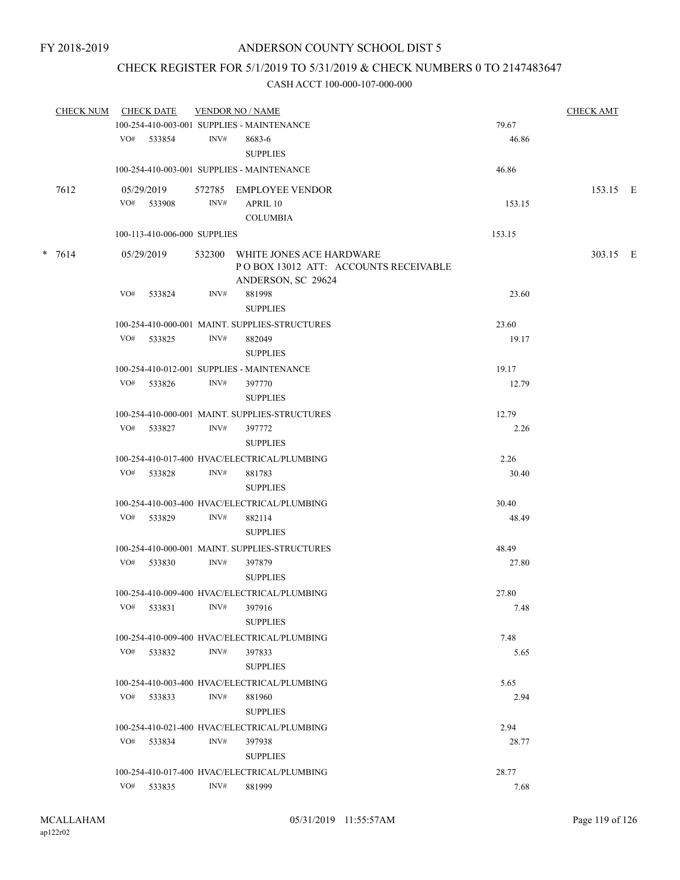FY 2018-2019

# ANDERSON COUNTY SCHOOL DIST 5

## CHECK REGISTER FOR 5/1/2019 TO 5/31/2019 & CHECK NUMBERS 0 TO 2147483647

### CASH ACCT 100-000-107-000-000

| CHECK NUM | CHECK DATE | VENDOR NO / NAME | | CHECK AMT |
|---|---|---|---|---|
| | 100-254-410-003-001 SUPPLIES - MAINTENANCE | | 79.67 | |
| | VO# 533854 | INV# 8683-6 SUPPLIES | 46.86 | |
| | 100-254-410-003-001 SUPPLIES - MAINTENANCE | | 46.86 | |
| 7612 | 05/29/2019 | 572785 EMPLOYEE VENDOR | | 153.15 E |
| | VO# 533908 | INV# APRIL 10 COLUMBIA | 153.15 | |
| | 100-113-410-006-000 SUPPLIES | | 153.15 | |
| * 7614 | 05/29/2019 | 532300 WHITE JONES ACE HARDWARE P O BOX 13012 ATT: ACCOUNTS RECEIVABLE ANDERSON, SC 29624 | | 303.15 E |
| | VO# 533824 | INV# 881998 SUPPLIES | 23.60 | |
| | 100-254-410-000-001 MAINT. SUPPLIES-STRUCTURES | | 23.60 | |
| | VO# 533825 | INV# 882049 SUPPLIES | 19.17 | |
| | 100-254-410-012-001 SUPPLIES - MAINTENANCE | | 19.17 | |
| | VO# 533826 | INV# 397770 SUPPLIES | 12.79 | |
| | 100-254-410-000-001 MAINT. SUPPLIES-STRUCTURES | | 12.79 | |
| | VO# 533827 | INV# 397772 SUPPLIES | 2.26 | |
| | 100-254-410-017-400 HVAC/ELECTRICAL/PLUMBING | | 2.26 | |
| | VO# 533828 | INV# 881783 SUPPLIES | 30.40 | |
| | 100-254-410-003-400 HVAC/ELECTRICAL/PLUMBING | | 30.40 | |
| | VO# 533829 | INV# 882114 SUPPLIES | 48.49 | |
| | 100-254-410-000-001 MAINT. SUPPLIES-STRUCTURES | | 48.49 | |
| | VO# 533830 | INV# 397879 SUPPLIES | 27.80 | |
| | 100-254-410-009-400 HVAC/ELECTRICAL/PLUMBING | | 27.80 | |
| | VO# 533831 | INV# 397916 SUPPLIES | 7.48 | |
| | 100-254-410-009-400 HVAC/ELECTRICAL/PLUMBING | | 7.48 | |
| | VO# 533832 | INV# 397833 SUPPLIES | 5.65 | |
| | 100-254-410-003-400 HVAC/ELECTRICAL/PLUMBING | | 5.65 | |
| | VO# 533833 | INV# 881960 SUPPLIES | 2.94 | |
| | 100-254-410-021-400 HVAC/ELECTRICAL/PLUMBING | | 2.94 | |
| | VO# 533834 | INV# 397938 SUPPLIES | 28.77 | |
| | 100-254-410-017-400 HVAC/ELECTRICAL/PLUMBING | | 28.77 | |
| | VO# 533835 | INV# 881999 | 7.68 | |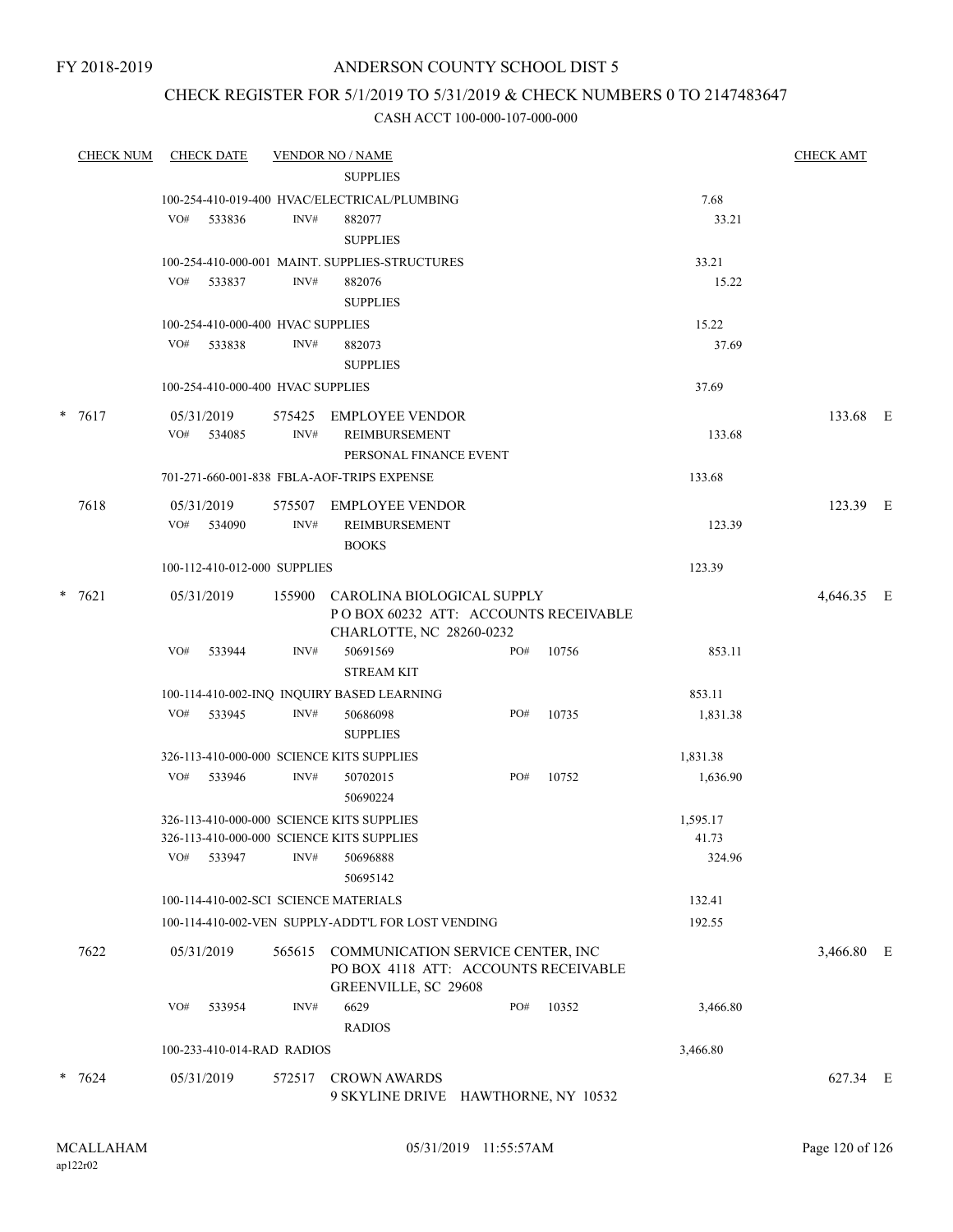FY 2018-2019

# ANDERSON COUNTY SCHOOL DIST 5

## CHECK REGISTER FOR 5/1/2019 TO 5/31/2019 & CHECK NUMBERS 0 TO 2147483647

### CASH ACCT 100-000-107-000-000

| CHECK NUM | CHECK DATE | VENDOR NO / NAME | | CHECK AMT | |
|---|---|---|---|---|---|
| | | SUPPLIES | | | |
| | 100-254-410-019-400 HVAC/ELECTRICAL/PLUMBING | | 7.68 | | |
| | VO# 533836 | INV# 882077 SUPPLIES | 33.21 | | |
| | 100-254-410-000-001 MAINT. SUPPLIES-STRUCTURES | | 33.21 | | |
| | VO# 533837 | INV# 882076 SUPPLIES | 15.22 | | |
| | 100-254-410-000-400 HVAC SUPPLIES | | 15.22 | | |
| | VO# 533838 | INV# 882073 SUPPLIES | 37.69 | | |
| | 100-254-410-000-400 HVAC SUPPLIES | | 37.69 | | |
| * 7617 | 05/31/2019 | 575425 EMPLOYEE VENDOR | | 133.68 | E |
| | VO# 534085 | INV# REIMBURSEMENT PERSONAL FINANCE EVENT | 133.68 | | |
| | 701-271-660-001-838 FBLA-AOF-TRIPS EXPENSE | | 133.68 | | |
| 7618 | 05/31/2019 | 575507 EMPLOYEE VENDOR | | 123.39 | E |
| | VO# 534090 | INV# REIMBURSEMENT BOOKS | 123.39 | | |
| | 100-112-410-012-000 SUPPLIES | | 123.39 | | |
| * 7621 | 05/31/2019 | 155900 CAROLINA BIOLOGICAL SUPPLY P O BOX 60232 ATT: ACCOUNTS RECEIVABLE CHARLOTTE, NC 28260-0232 | | 4,646.35 | E |
| | VO# 533944 | INV# 50691569 PO# 10756 STREAM KIT | 853.11 | | |
| | 100-114-410-002-INQ INQUIRY BASED LEARNING | | 853.11 | | |
| | VO# 533945 | INV# 50686098 PO# 10735 SUPPLIES | 1,831.38 | | |
| | 326-113-410-000-000 SCIENCE KITS SUPPLIES | | 1,831.38 | | |
| | VO# 533946 | INV# 50702015 PO# 10752 50690224 | 1,636.90 | | |
| | 326-113-410-000-000 SCIENCE KITS SUPPLIES | | 1,595.17 | | |
| | 326-113-410-000-000 SCIENCE KITS SUPPLIES | | 41.73 | | |
| | VO# 533947 | INV# 50696888 50695142 | 324.96 | | |
| | 100-114-410-002-SCI SCIENCE MATERIALS | | 132.41 | | |
| | 100-114-410-002-VEN SUPPLY-ADDT'L FOR LOST VENDING | | 192.55 | | |
| 7622 | 05/31/2019 | 565615 COMMUNICATION SERVICE CENTER, INC PO BOX 4118 ATT: ACCOUNTS RECEIVABLE GREENVILLE, SC 29608 | | 3,466.80 | E |
| | VO# 533954 | INV# 6629 PO# 10352 RADIOS | 3,466.80 | | |
| | 100-233-410-014-RAD RADIOS | | 3,466.80 | | |
| * 7624 | 05/31/2019 | 572517 CROWN AWARDS 9 SKYLINE DRIVE HAWTHORNE, NY 10532 | | 627.34 | E |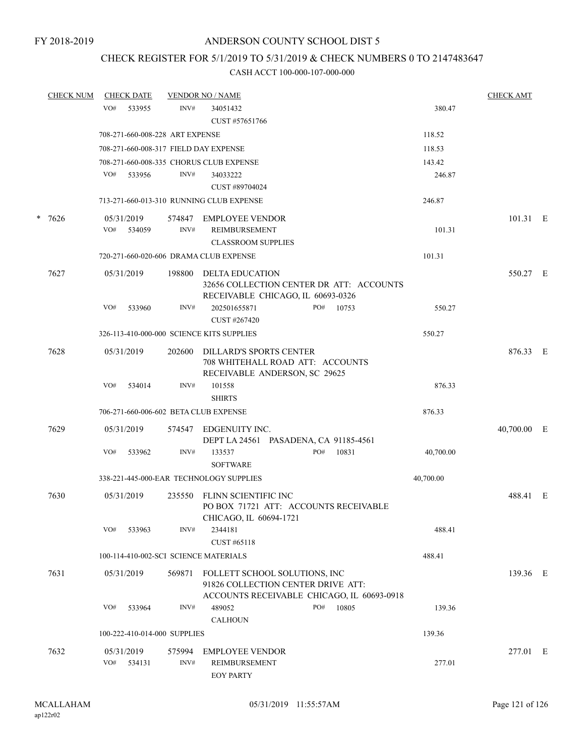FY 2018-2019

# ANDERSON COUNTY SCHOOL DIST 5

## CHECK REGISTER FOR 5/1/2019 TO 5/31/2019 & CHECK NUMBERS 0 TO 2147483647

### CASH ACCT 100-000-107-000-000

| CHECK NUM | CHECK DATE | VENDOR NO / NAME | | CHECK AMT |
|---|---|---|---|---|
| | VO# 533955 | INV# 34051432<br>CUST #57651766 | 380.47 | |
| | 708-271-660-008-228 ART EXPENSE | | 118.52 | |
| | 708-271-660-008-317 FIELD DAY EXPENSE | | 118.53 | |
| | 708-271-660-008-335 CHORUS CLUB EXPENSE | | 143.42 | |
| | VO# 533956 | INV# 34033222<br>CUST #89704024 | 246.87 | |
| | 713-271-660-013-310 RUNNING CLUB EXPENSE | | 246.87 | |
| * 7626 | 05/31/2019 | 574847 EMPLOYEE VENDOR | | 101.31 E |
| | VO# 534059 | INV# REIMBURSEMENT<br>CLASSROOM SUPPLIES | 101.31 | |
| | 720-271-660-020-606 DRAMA CLUB EXPENSE | | 101.31 | |
| 7627 | 05/31/2019 | 198800 DELTA EDUCATION<br>32656 COLLECTION CENTER DR ATT: ACCOUNTS RECEIVABLE CHICAGO, IL 60693-0326 | | 550.27 E |
| | VO# 533960 | INV# 202501655871 PO# 10753<br>CUST #267420 | 550.27 | |
| | 326-113-410-000-000 SCIENCE KITS SUPPLIES | | 550.27 | |
| 7628 | 05/31/2019 | 202600 DILLARD'S SPORTS CENTER<br>708 WHITEHALL ROAD ATT: ACCOUNTS RECEIVABLE ANDERSON, SC 29625 | | 876.33 E |
| | VO# 534014 | INV# 101558<br>SHIRTS | 876.33 | |
| | 706-271-660-006-602 BETA CLUB EXPENSE | | 876.33 | |
| 7629 | 05/31/2019 | 574547 EDGENUITY INC.<br>DEPT LA 24561 PASADENA, CA 91185-4561 | | 40,700.00 E |
| | VO# 533962 | INV# 133537 PO# 10831<br>SOFTWARE | 40,700.00 | |
| | 338-221-445-000-EAR TECHNOLOGY SUPPLIES | | 40,700.00 | |
| 7630 | 05/31/2019 | 235550 FLINN SCIENTIFIC INC<br>PO BOX 71721 ATT: ACCOUNTS RECEIVABLE CHICAGO, IL 60694-1721 | | 488.41 E |
| | VO# 533963 | INV# 2344181<br>CUST #65118 | 488.41 | |
| | 100-114-410-002-SCI SCIENCE MATERIALS | | 488.41 | |
| 7631 | 05/31/2019 | 569871 FOLLETT SCHOOL SOLUTIONS, INC<br>91826 COLLECTION CENTER DRIVE ATT: ACCOUNTS RECEIVABLE CHICAGO, IL 60693-0918 | | 139.36 E |
| | VO# 533964 | INV# 489052 PO# 10805<br>CALHOUN | 139.36 | |
| | 100-222-410-014-000 SUPPLIES | | 139.36 | |
| 7632 | 05/31/2019 | 575994 EMPLOYEE VENDOR | | 277.01 E |
| | VO# 534131 | INV# REIMBURSEMENT<br>EOY PARTY | 277.01 | |

MCALLAHAM ap122r02 05/31/2019 11:55:57AM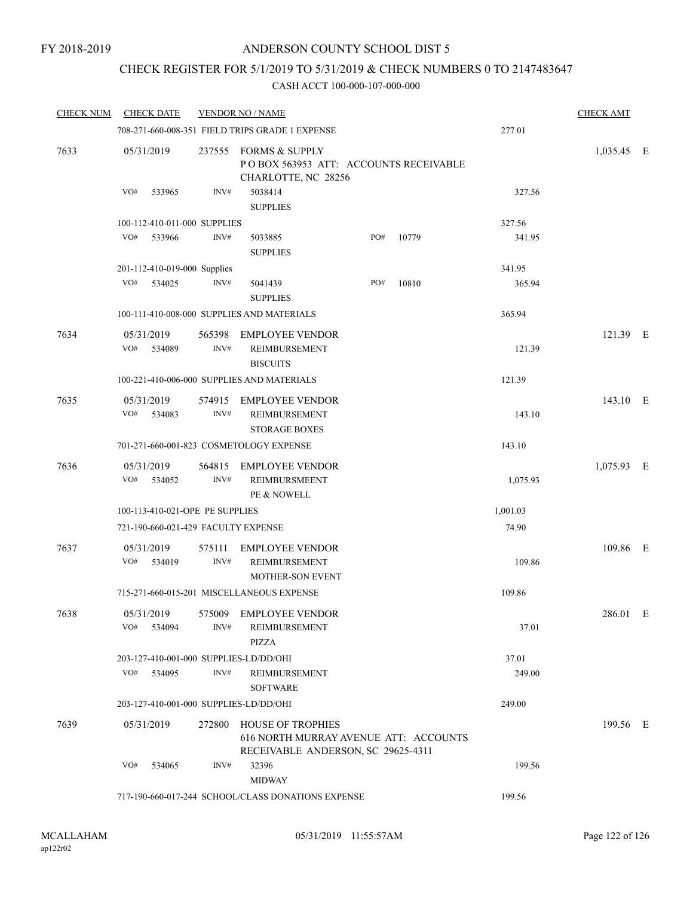FY 2018-2019

# ANDERSON COUNTY SCHOOL DIST 5

## CHECK REGISTER FOR 5/1/2019 TO 5/31/2019 & CHECK NUMBERS 0 TO 2147483647

### CASH ACCT 100-000-107-000-000

| CHECK NUM | CHECK DATE | VENDOR NO / NAME | | | CHECK AMT | |
|---|---|---|---|---|---|---|
| | 708-271-660-008-351 FIELD TRIPS GRADE 1 EXPENSE | | | 277.01 | | |
| 7633 | 05/31/2019 | 237555 FORMS & SUPPLY<br>P O BOX 563953 ATT: ACCOUNTS RECEIVABLE<br>CHARLOTTE, NC 28256 | | | 1,035.45 | E |
| | VO# 533965 | INV# 5038414<br>SUPPLIES | | 327.56 | | |
| | 100-112-410-011-000 SUPPLIES | | | 327.56 | | |
| | VO# 533966 | INV# 5033885<br>SUPPLIES | PO# 10779 | 341.95 | | |
| | 201-112-410-019-000 Supplies | | | 341.95 | | |
| | VO# 534025 | INV# 5041439<br>SUPPLIES | PO# 10810 | 365.94 | | |
| | 100-111-410-008-000 SUPPLIES AND MATERIALS | | | 365.94 | | |
| 7634 | 05/31/2019 | 565398 EMPLOYEE VENDOR | | | 121.39 | E |
| | VO# 534089 | INV# REIMBURSEMENT<br>BISCUITS | | 121.39 | | |
| | 100-221-410-006-000 SUPPLIES AND MATERIALS | | | 121.39 | | |
| 7635 | 05/31/2019 | 574915 EMPLOYEE VENDOR | | | 143.10 | E |
| | VO# 534083 | INV# REIMBURSEMENT<br>STORAGE BOXES | | 143.10 | | |
| | 701-271-660-001-823 COSMETOLOGY EXPENSE | | | 143.10 | | |
| 7636 | 05/31/2019 | 564815 EMPLOYEE VENDOR | | | 1,075.93 | E |
| | VO# 534052 | INV# REIMBURSMEENT<br>PE & NOWELL | | 1,075.93 | | |
| | 100-113-410-021-OPE PE SUPPLIES | | | 1,001.03 | | |
| | 721-190-660-021-429 FACULTY EXPENSE | | | 74.90 | | |
| 7637 | 05/31/2019 | 575111 EMPLOYEE VENDOR | | | 109.86 | E |
| | VO# 534019 | INV# REIMBURSEMENT<br>MOTHER-SON EVENT | | 109.86 | | |
| | 715-271-660-015-201 MISCELLANEOUS EXPENSE | | | 109.86 | | |
| 7638 | 05/31/2019 | 575009 EMPLOYEE VENDOR | | | 286.01 | E |
| | VO# 534094 | INV# REIMBURSEMENT<br>PIZZA | | 37.01 | | |
| | 203-127-410-001-000 SUPPLIES-LD/DD/OHI | | | 37.01 | | |
| | VO# 534095 | INV# REIMBURSEMENT<br>SOFTWARE | | 249.00 | | |
| | 203-127-410-001-000 SUPPLIES-LD/DD/OHI | | | 249.00 | | |
| 7639 | 05/31/2019 | 272800 HOUSE OF TROPHIES<br>616 NORTH MURRAY AVENUE ATT: ACCOUNTS<br>RECEIVABLE ANDERSON, SC 29625-4311 | | | 199.56 | E |
| | VO# 534065 | INV# 32396<br>MIDWAY | | 199.56 | | |
| | 717-190-660-017-244 SCHOOL/CLASS DONATIONS EXPENSE | | | 199.56 | | |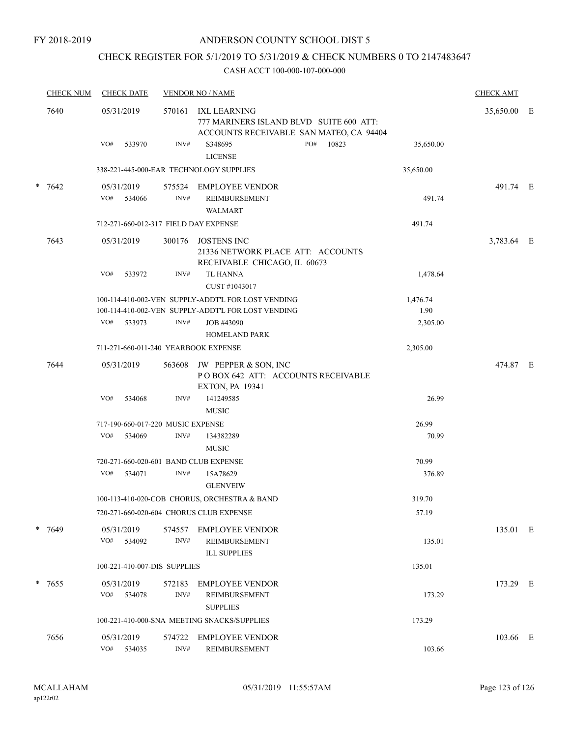FY 2018-2019

# ANDERSON COUNTY SCHOOL DIST 5

## CHECK REGISTER FOR 5/1/2019 TO 5/31/2019 & CHECK NUMBERS 0 TO 2147483647

### CASH ACCT 100-000-107-000-000

| CHECK NUM | CHECK DATE | VENDOR NO / NAME | | CHECK AMT | |
|---|---|---|---|---|---|
| 7640 | 05/31/2019 | 570161 IXL LEARNING<br>777 MARINERS ISLAND BLVD SUITE 600 ATT: ACCOUNTS RECEIVABLE SAN MATEO, CA 94404 | | 35,650.00 | E |
| | VO# 533970 | INV# S348695 PO# 10823<br>LICENSE | 35,650.00 | | |
| | | 338-221-445-000-EAR TECHNOLOGY SUPPLIES | 35,650.00 | | |
| * 7642 | 05/31/2019 | 575524 EMPLOYEE VENDOR | | 491.74 | E |
| | VO# 534066 | INV# REIMBURSEMENT<br>WALMART | 491.74 | | |
| | | 712-271-660-012-317 FIELD DAY EXPENSE | 491.74 | | |
| 7643 | 05/31/2019 | 300176 JOSTENS INC<br>21336 NETWORK PLACE ATT: ACCOUNTS RECEIVABLE CHICAGO, IL 60673 | | 3,783.64 | E |
| | VO# 533972 | INV# TL HANNA<br>CUST #1043017 | 1,478.64 | | |
| | | 100-114-410-002-VEN SUPPLY-ADDT'L FOR LOST VENDING | 1,476.74 | | |
| | | 100-114-410-002-VEN SUPPLY-ADDT'L FOR LOST VENDING | 1.90 | | |
| | VO# 533973 | INV# JOB #43090<br>HOMELAND PARK | 2,305.00 | | |
| | | 711-271-660-011-240 YEARBOOK EXPENSE | 2,305.00 | | |
| 7644 | 05/31/2019 | 563608 JW PEPPER & SON, INC<br>P O BOX 642 ATT: ACCOUNTS RECEIVABLE EXTON, PA 19341 | | 474.87 | E |
| | VO# 534068 | INV# 141249585<br>MUSIC | 26.99 | | |
| | | 717-190-660-017-220 MUSIC EXPENSE | 26.99 | | |
| | VO# 534069 | INV# 134382289<br>MUSIC | 70.99 | | |
| | | 720-271-660-020-601 BAND CLUB EXPENSE | 70.99 | | |
| | VO# 534071 | INV# 15A78629<br>GLENVEIW | 376.89 | | |
| | | 100-113-410-020-COB CHORUS, ORCHESTRA & BAND | 319.70 | | |
| | | 720-271-660-020-604 CHORUS CLUB EXPENSE | 57.19 | | |
| * 7649 | 05/31/2019 | 574557 EMPLOYEE VENDOR | | 135.01 | E |
| | VO# 534092 | INV# REIMBURSEMENT<br>ILL SUPPLIES | 135.01 | | |
| | | 100-221-410-007-DIS SUPPLIES | 135.01 | | |
| * 7655 | 05/31/2019 | 572183 EMPLOYEE VENDOR | | 173.29 | E |
| | VO# 534078 | INV# REIMBURSEMENT<br>SUPPLIES | 173.29 | | |
| | | 100-221-410-000-SNA MEETING SNACKS/SUPPLIES | 173.29 | | |
| 7656 | 05/31/2019 | 574722 EMPLOYEE VENDOR | | 103.66 | E |
| | VO# 534035 | INV# REIMBURSEMENT | 103.66 | | |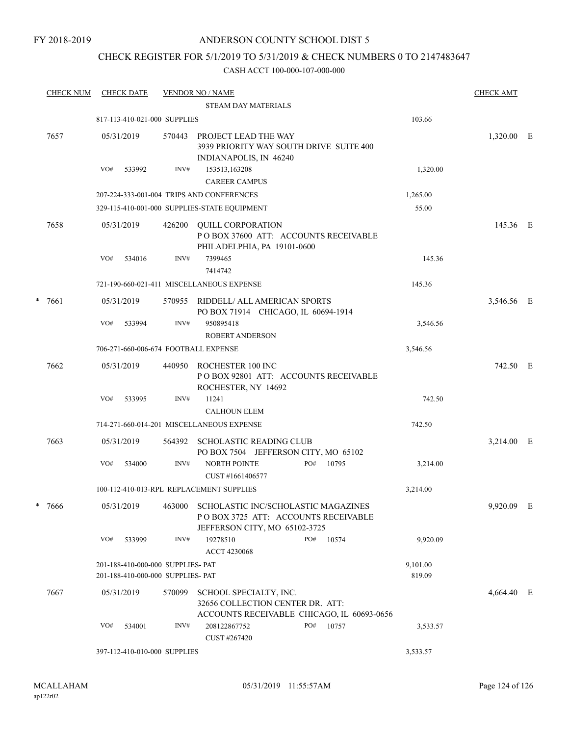FY 2018-2019

# ANDERSON COUNTY SCHOOL DIST 5

## CHECK REGISTER FOR 5/1/2019 TO 5/31/2019 & CHECK NUMBERS 0 TO 2147483647

CASH ACCT 100-000-107-000-000

| CHECK NUM | CHECK DATE | VENDOR NO / NAME | | CHECK AMT | |
|---|---|---|---|---|---|
| | | STEAM DAY MATERIALS | | | |
| | 817-113-410-021-000 SUPPLIES | | 103.66 | | |
| 7657 | 05/31/2019 | 570443 PROJECT LEAD THE WAY<br>3939 PRIORITY WAY SOUTH DRIVE SUITE 400<br>INDIANAPOLIS, IN 46240 | | 1,320.00 | E |
| | VO# 533992 | INV# 153513,163208<br>CAREER CAMPUS | 1,320.00 | | |
| | 207-224-333-001-004 TRIPS AND CONFERENCES | | 1,265.00 | | |
| | 329-115-410-001-000 SUPPLIES-STATE EQUIPMENT | | 55.00 | | |
| 7658 | 05/31/2019 | 426200 QUILL CORPORATION<br>P O BOX 37600 ATT: ACCOUNTS RECEIVABLE<br>PHILADELPHIA, PA 19101-0600 | | 145.36 | E |
| | VO# 534016 | INV# 7399465<br>7414742 | 145.36 | | |
| | 721-190-660-021-411 MISCELLANEOUS EXPENSE | | 145.36 | | |
| * 7661 | 05/31/2019 | 570955 RIDDELL/ ALL AMERICAN SPORTS<br>PO BOX 71914 CHICAGO, IL 60694-1914 | | 3,546.56 | E |
| | VO# 533994 | INV# 950895418<br>ROBERT ANDERSON | 3,546.56 | | |
| | 706-271-660-006-674 FOOTBALL EXPENSE | | 3,546.56 | | |
| 7662 | 05/31/2019 | 440950 ROCHESTER 100 INC<br>P O BOX 92801 ATT: ACCOUNTS RECEIVABLE<br>ROCHESTER, NY 14692 | | 742.50 | E |
| | VO# 533995 | INV# 11241<br>CALHOUN ELEM | 742.50 | | |
| | 714-271-660-014-201 MISCELLANEOUS EXPENSE | | 742.50 | | |
| 7663 | 05/31/2019 | 564392 SCHOLASTIC READING CLUB<br>PO BOX 7504 JEFFERSON CITY, MO 65102 | | 3,214.00 | E |
| | VO# 534000 | INV# NORTH POINTE PO# 10795<br>CUST #1661406577 | 3,214.00 | | |
| | 100-112-410-013-RPL REPLACEMENT SUPPLIES | | 3,214.00 | | |
| * 7666 | 05/31/2019 | 463000 SCHOLASTIC INC/SCHOLASTIC MAGAZINES<br>P O BOX 3725 ATT: ACCOUNTS RECEIVABLE<br>JEFFERSON CITY, MO 65102-3725 | | 9,920.09 | E |
| | VO# 533999 | INV# 19278510 PO# 10574<br>ACCT 4230068 | 9,920.09 | | |
| | 201-188-410-000-000 SUPPLIES- PAT | | 9,101.00 | | |
| | 201-188-410-000-000 SUPPLIES- PAT | | 819.09 | | |
| 7667 | 05/31/2019 | 570099 SCHOOL SPECIALTY, INC.<br>32656 COLLECTION CENTER DR. ATT:<br>ACCOUNTS RECEIVABLE CHICAGO, IL 60693-0656 | | 4,664.40 | E |
| | VO# 534001 | INV# 208122867752 PO# 10757<br>CUST #267420 | 3,533.57 | | |
| | 397-112-410-010-000 SUPPLIES | | 3,533.57 | | |

MCALLAHAM
ap122r02

05/31/2019 11:55:57AM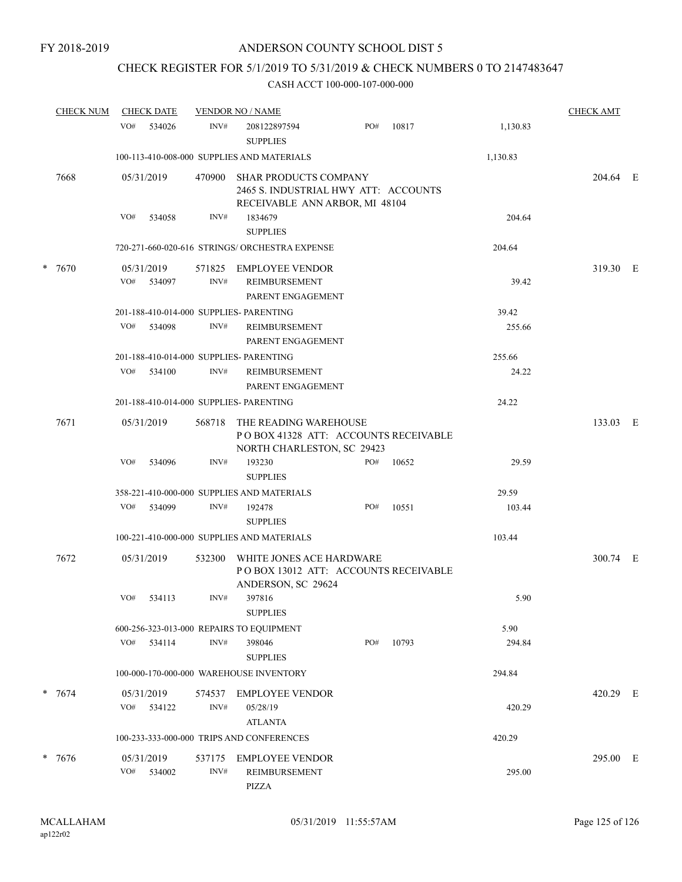FY 2018-2019

# ANDERSON COUNTY SCHOOL DIST 5

## CHECK REGISTER FOR 5/1/2019 TO 5/31/2019 & CHECK NUMBERS 0 TO 2147483647

### CASH ACCT 100-000-107-000-000

| CHECK NUM | CHECK DATE | VENDOR NO / NAME | | | | CHECK AMT | |
|---|---|---|---|---|---|---|---|
| | VO# 534026 | INV# 208122897594 SUPPLIES | PO# 10817 | | 1,130.83 | | |
| | 100-113-410-008-000 SUPPLIES AND MATERIALS | | | | 1,130.83 | | |
| 7668 | 05/31/2019 | 470900 SHAR PRODUCTS COMPANY 2465 S. INDUSTRIAL HWY ATT: ACCOUNTS RECEIVABLE ANN ARBOR, MI 48104 | | | | 204.64 | E |
| | VO# 534058 | INV# 1834679 SUPPLIES | | | 204.64 | | |
| | 720-271-660-020-616 STRINGS/ ORCHESTRA EXPENSE | | | | 204.64 | | |
| * 7670 | 05/31/2019 | 571825 EMPLOYEE VENDOR | | | | 319.30 | E |
| | VO# 534097 | INV# REIMBURSEMENT PARENT ENGAGEMENT | | | 39.42 | | |
| | 201-188-410-014-000 SUPPLIES- PARENTING | | | | 39.42 | | |
| | VO# 534098 | INV# REIMBURSEMENT PARENT ENGAGEMENT | | | 255.66 | | |
| | 201-188-410-014-000 SUPPLIES- PARENTING | | | | 255.66 | | |
| | VO# 534100 | INV# REIMBURSEMENT PARENT ENGAGEMENT | | | 24.22 | | |
| | 201-188-410-014-000 SUPPLIES- PARENTING | | | | 24.22 | | |
| 7671 | 05/31/2019 | 568718 THE READING WAREHOUSE P O BOX 41328 ATT: ACCOUNTS RECEIVABLE NORTH CHARLESTON, SC 29423 | | | | 133.03 | E |
| | VO# 534096 | INV# 193230 SUPPLIES | PO# 10652 | | 29.59 | | |
| | 358-221-410-000-000 SUPPLIES AND MATERIALS | | | | 29.59 | | |
| | VO# 534099 | INV# 192478 SUPPLIES | PO# 10551 | | 103.44 | | |
| | 100-221-410-000-000 SUPPLIES AND MATERIALS | | | | 103.44 | | |
| 7672 | 05/31/2019 | 532300 WHITE JONES ACE HARDWARE P O BOX 13012 ATT: ACCOUNTS RECEIVABLE ANDERSON, SC 29624 | | | | 300.74 | E |
| | VO# 534113 | INV# 397816 SUPPLIES | | | 5.90 | | |
| | 600-256-323-013-000 REPAIRS TO EQUIPMENT | | | | 5.90 | | |
| | VO# 534114 | INV# 398046 SUPPLIES | PO# 10793 | | 294.84 | | |
| | 100-000-170-000-000 WAREHOUSE INVENTORY | | | | 294.84 | | |
| * 7674 | 05/31/2019 | 574537 EMPLOYEE VENDOR | | | | 420.29 | E |
| | VO# 534122 | INV# 05/28/19 ATLANTA | | | 420.29 | | |
| | 100-233-333-000-000 TRIPS AND CONFERENCES | | | | 420.29 | | |
| * 7676 | 05/31/2019 | 537175 EMPLOYEE VENDOR | | | | 295.00 | E |
| | VO# 534002 | INV# REIMBURSEMENT PIZZA | | | 295.00 | | |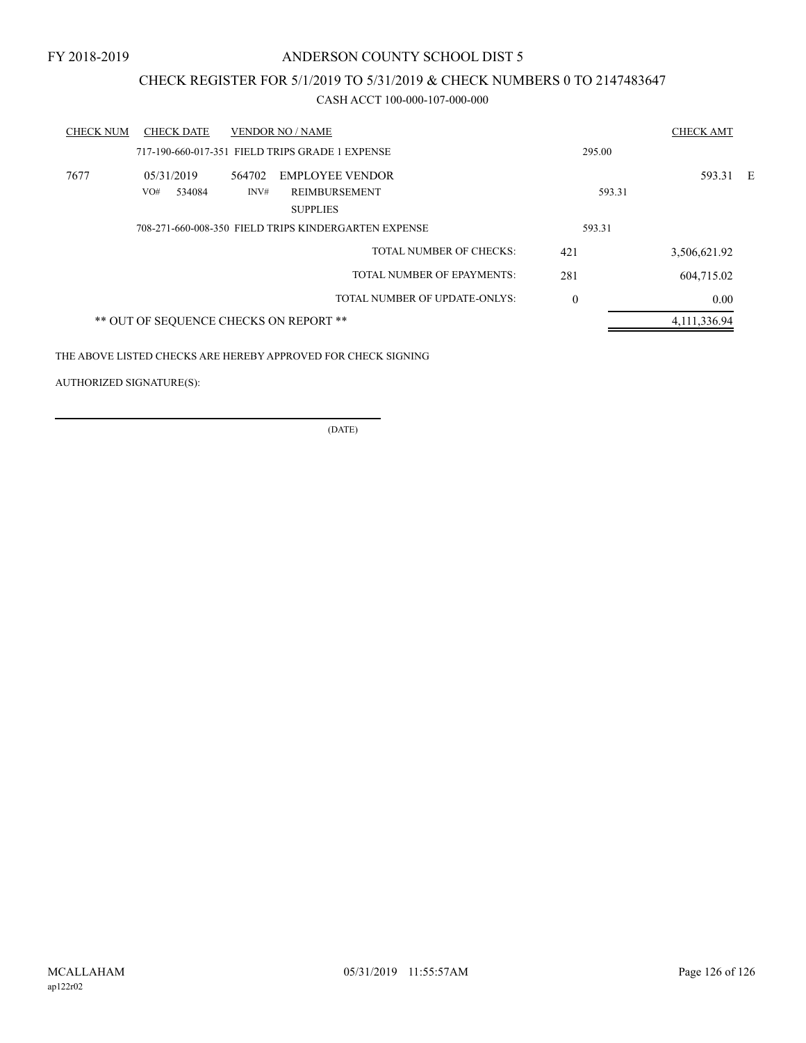FY 2018-2019

# ANDERSON COUNTY SCHOOL DIST 5

## CHECK REGISTER FOR 5/1/2019 TO 5/31/2019 & CHECK NUMBERS 0 TO 2147483647

CASH ACCT 100-000-107-000-000

| CHECK NUM | CHECK DATE | VENDOR NO / NAME | | | CHECK AMT | |
|---|---|---|---|---|---|---|
| | 717-190-660-017-351 FIELD TRIPS GRADE 1 EXPENSE | | | 295.00 | | |
| 7677 | 05/31/2019 | 564702 | EMPLOYEE VENDOR | | 593.31 | E |
| | VO# 534084 | INV# | REIMBURSEMENT SUPPLIES | 593.31 | | |
| | 708-271-660-008-350 FIELD TRIPS KINDERGARTEN EXPENSE | | | 593.31 | | |
| | | | TOTAL NUMBER OF CHECKS: | 421 | 3,506,621.92 | |
| | | | TOTAL NUMBER OF EPAYMENTS: | 281 | 604,715.02 | |
| | | | TOTAL NUMBER OF UPDATE-ONLYS: | 0 | 0.00 | |
| ** OUT OF SEQUENCE CHECKS ON REPORT ** | | | | | 4,111,336.94 | |

THE ABOVE LISTED CHECKS ARE HEREBY APPROVED FOR CHECK SIGNING

AUTHORIZED SIGNATURE(S):

_______________________________________________

(DATE)

MCALLAHAM
ap122r02

05/31/2019 11:55:57AM